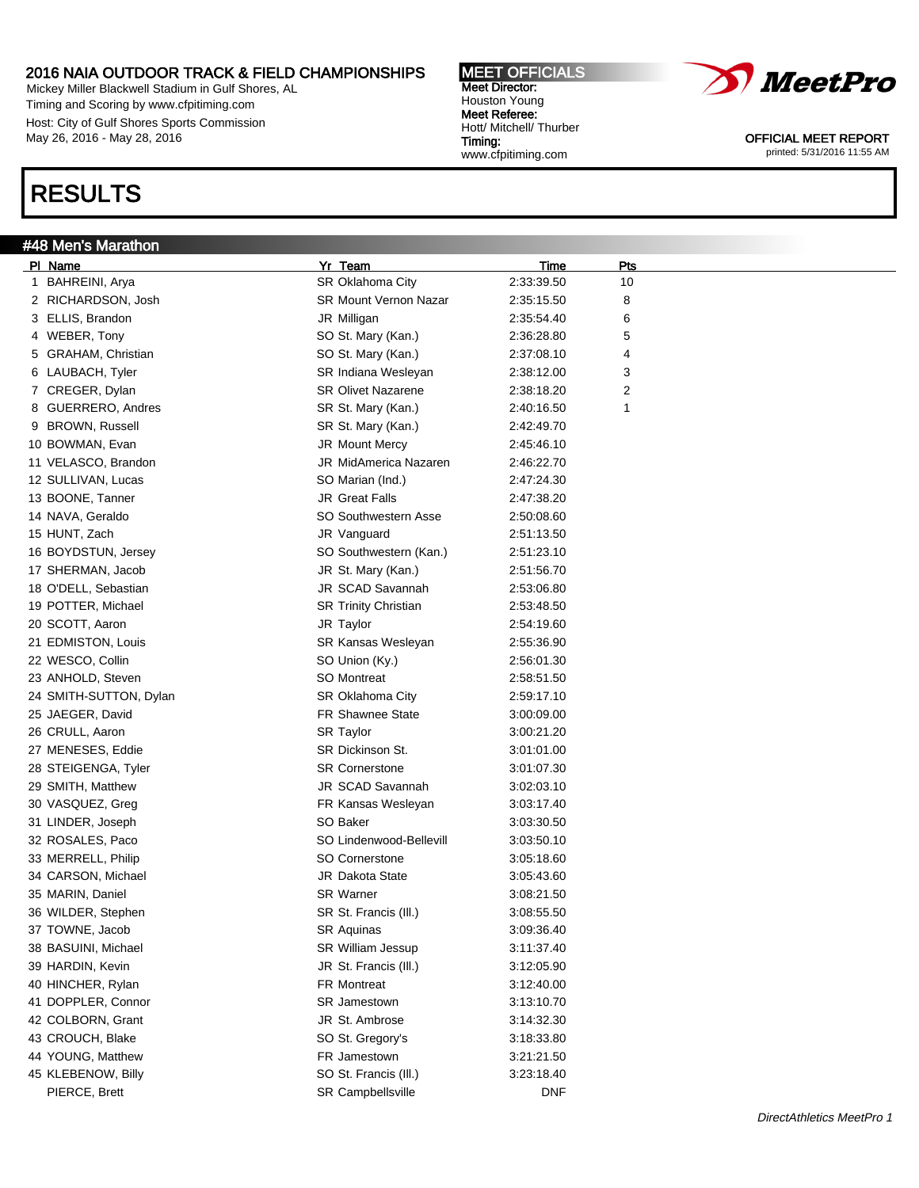## 2016 NAIA OUTDOOR TRACK & FIELD CHAMPIONSHIPS

Mickey Miller Blackwell Stadium in Gulf Shores, AL
Timing and Scoring by www.cfpitiming.com
Host: City of Gulf Shores Sports Commission
May 26, 2016 - May 28, 2016

**MEET OFFICIALS**
**Meet Director:**
Houston Young
**Meet Referee:**
Hott/ Mitchell/ Thurber
**Timing:**
www.cfpitiming.com

MeetPro

OFFICIAL MEET REPORT
printed: 5/31/2016 11:55 AM

# RESULTS

## #48 Men's Marathon

| Pl | Name | Yr | Team | Time | Pts |
|---|---|---|---|---|---|
| 1 | BAHREINI, Arya | SR | Oklahoma City | 2:33:39.50 | 10 |
| 2 | RICHARDSON, Josh | SR | Mount Vernon Nazar | 2:35:15.50 | 8 |
| 3 | ELLIS, Brandon | JR | Milligan | 2:35:54.40 | 6 |
| 4 | WEBER, Tony | SO | St. Mary (Kan.) | 2:36:28.80 | 5 |
| 5 | GRAHAM, Christian | SO | St. Mary (Kan.) | 2:37:08.10 | 4 |
| 6 | LAUBACH, Tyler | SR | Indiana Wesleyan | 2:38:12.00 | 3 |
| 7 | CREGER, Dylan | SR | Olivet Nazarene | 2:38:18.20 | 2 |
| 8 | GUERRERO, Andres | SR | St. Mary (Kan.) | 2:40:16.50 | 1 |
| 9 | BROWN, Russell | SR | St. Mary (Kan.) | 2:42:49.70 | |
| 10 | BOWMAN, Evan | JR | Mount Mercy | 2:45:46.10 | |
| 11 | VELASCO, Brandon | JR | MidAmerica Nazaren | 2:46:22.70 | |
| 12 | SULLIVAN, Lucas | SO | Marian (Ind.) | 2:47:24.30 | |
| 13 | BOONE, Tanner | JR | Great Falls | 2:47:38.20 | |
| 14 | NAVA, Geraldo | SO | Southwestern Asse | 2:50:08.60 | |
| 15 | HUNT, Zach | JR | Vanguard | 2:51:13.50 | |
| 16 | BOYDSTUN, Jersey | SO | Southwestern (Kan.) | 2:51:23.10 | |
| 17 | SHERMAN, Jacob | JR | St. Mary (Kan.) | 2:51:56.70 | |
| 18 | O'DELL, Sebastian | JR | SCAD Savannah | 2:53:06.80 | |
| 19 | POTTER, Michael | SR | Trinity Christian | 2:53:48.50 | |
| 20 | SCOTT, Aaron | JR | Taylor | 2:54:19.60 | |
| 21 | EDMISTON, Louis | SR | Kansas Wesleyan | 2:55:36.90 | |
| 22 | WESCO, Collin | SO | Union (Ky.) | 2:56:01.30 | |
| 23 | ANHOLD, Steven | SO | Montreat | 2:58:51.50 | |
| 24 | SMITH-SUTTON, Dylan | SR | Oklahoma City | 2:59:17.10 | |
| 25 | JAEGER, David | FR | Shawnee State | 3:00:09.00 | |
| 26 | CRULL, Aaron | SR | Taylor | 3:00:21.20 | |
| 27 | MENESES, Eddie | SR | Dickinson St. | 3:01:01.00 | |
| 28 | STEIGENGA, Tyler | SR | Cornerstone | 3:01:07.30 | |
| 29 | SMITH, Matthew | JR | SCAD Savannah | 3:02:03.10 | |
| 30 | VASQUEZ, Greg | FR | Kansas Wesleyan | 3:03:17.40 | |
| 31 | LINDER, Joseph | SO | Baker | 3:03:30.50 | |
| 32 | ROSALES, Paco | SO | Lindenwood-Bellevill | 3:03:50.10 | |
| 33 | MERRELL, Philip | SO | Cornerstone | 3:05:18.60 | |
| 34 | CARSON, Michael | JR | Dakota State | 3:05:43.60 | |
| 35 | MARIN, Daniel | SR | Warner | 3:08:21.50 | |
| 36 | WILDER, Stephen | SR | St. Francis (Ill.) | 3:08:55.50 | |
| 37 | TOWNE, Jacob | SR | Aquinas | 3:09:36.40 | |
| 38 | BASUINI, Michael | SR | William Jessup | 3:11:37.40 | |
| 39 | HARDIN, Kevin | JR | St. Francis (Ill.) | 3:12:05.90 | |
| 40 | HINCHER, Rylan | FR | Montreat | 3:12:40.00 | |
| 41 | DOPPLER, Connor | SR | Jamestown | 3:13:10.70 | |
| 42 | COLBORN, Grant | JR | St. Ambrose | 3:14:32.30 | |
| 43 | CROUCH, Blake | SO | St. Gregory's | 3:18:33.80 | |
| 44 | YOUNG, Matthew | FR | Jamestown | 3:21:21.50 | |
| 45 | KLEBENOW, Billy | SO | St. Francis (Ill.) | 3:23:18.40 | |
| | PIERCE, Brett | SR | Campbellsville | DNF | |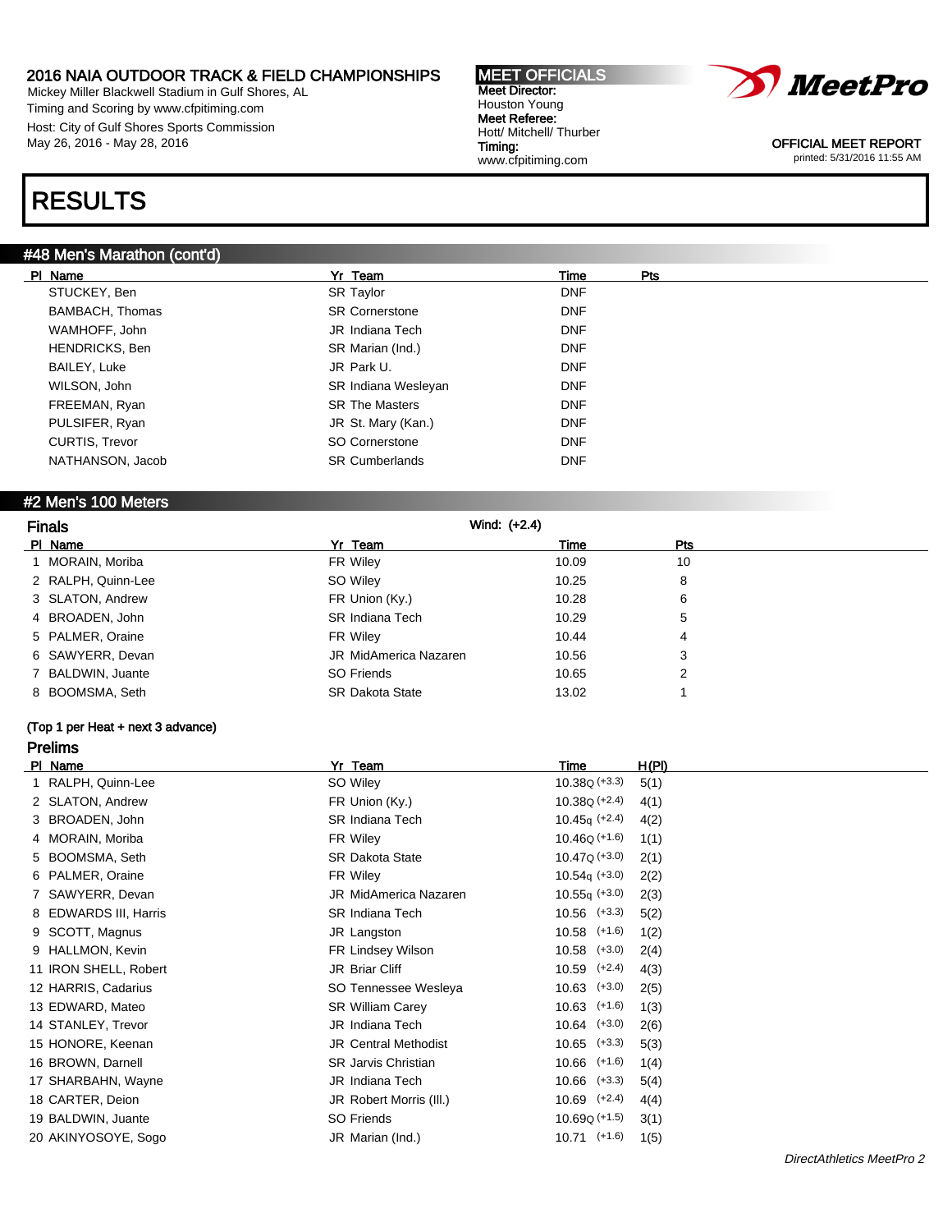2016 NAIA OUTDOOR TRACK & FIELD CHAMPIONSHIPS
Mickey Miller Blackwell Stadium in Gulf Shores, AL
Timing and Scoring by www.cfpitiming.com
Host: City of Gulf Shores Sports Commission
May 26, 2016 - May 28, 2016

MEET OFFICIALS
Meet Director: Houston Young
Meet Referee: Hott/ Mitchell/ Thurber
Timing: www.cfpitiming.com

OFFICIAL MEET REPORT
printed: 5/31/2016 11:55 AM

# RESULTS

## #48 Men's Marathon (cont'd)

| Pl | Name | Yr | Team | Time | Pts |
|---|---|---|---|---|---|
| | STUCKEY, Ben | SR | Taylor | DNF | |
| | BAMBACH, Thomas | SR | Cornerstone | DNF | |
| | WAMHOFF, John | JR | Indiana Tech | DNF | |
| | HENDRICKS, Ben | SR | Marian (Ind.) | DNF | |
| | BAILEY, Luke | JR | Park U. | DNF | |
| | WILSON, John | SR | Indiana Wesleyan | DNF | |
| | FREEMAN, Ryan | SR | The Masters | DNF | |
| | PULSIFER, Ryan | JR | St. Mary (Kan.) | DNF | |
| | CURTIS, Trevor | SO | Cornerstone | DNF | |
| | NATHANSON, Jacob | SR | Cumberlands | DNF | |

## #2 Men's 100 Meters

### Finals

Wind: (+2.4)

| Pl | Name | Yr | Team | Time | Pts |
|---|---|---|---|---|---|
| 1 | MORAIN, Moriba | FR | Wiley | 10.09 | 10 |
| 2 | RALPH, Quinn-Lee | SO | Wiley | 10.25 | 8 |
| 3 | SLATON, Andrew | FR | Union (Ky.) | 10.28 | 6 |
| 4 | BROADEN, John | SR | Indiana Tech | 10.29 | 5 |
| 5 | PALMER, Oraine | FR | Wiley | 10.44 | 4 |
| 6 | SAWYERR, Devan | JR | MidAmerica Nazaren | 10.56 | 3 |
| 7 | BALDWIN, Juante | SO | Friends | 10.65 | 2 |
| 8 | BOOMSMA, Seth | SR | Dakota State | 13.02 | 1 |

**(Top 1 per Heat + next 3 advance)**

### Prelims

| Pl | Name | Yr | Team | Time | H(Pl) |
|---|---|---|---|---|---|
| 1 | RALPH, Quinn-Lee | SO | Wiley | 10.38Q (+3.3) | 5(1) |
| 2 | SLATON, Andrew | FR | Union (Ky.) | 10.38Q (+2.4) | 4(1) |
| 3 | BROADEN, John | SR | Indiana Tech | 10.45q (+2.4) | 4(2) |
| 4 | MORAIN, Moriba | FR | Wiley | 10.46Q (+1.6) | 1(1) |
| 5 | BOOMSMA, Seth | SR | Dakota State | 10.47Q (+3.0) | 2(1) |
| 6 | PALMER, Oraine | FR | Wiley | 10.54q (+3.0) | 2(2) |
| 7 | SAWYERR, Devan | JR | MidAmerica Nazaren | 10.55q (+3.0) | 2(3) |
| 8 | EDWARDS III, Harris | SR | Indiana Tech | 10.56 (+3.3) | 5(2) |
| 9 | SCOTT, Magnus | JR | Langston | 10.58 (+1.6) | 1(2) |
| 9 | HALLMON, Kevin | FR | Lindsey Wilson | 10.58 (+3.0) | 2(4) |
| 11 | IRON SHELL, Robert | JR | Briar Cliff | 10.59 (+2.4) | 4(3) |
| 12 | HARRIS, Cadarius | SO | Tennessee Wesleya | 10.63 (+3.0) | 2(5) |
| 13 | EDWARD, Mateo | SR | William Carey | 10.63 (+1.6) | 1(3) |
| 14 | STANLEY, Trevor | JR | Indiana Tech | 10.64 (+3.0) | 2(6) |
| 15 | HONORE, Keenan | JR | Central Methodist | 10.65 (+3.3) | 5(3) |
| 16 | BROWN, Darnell | SR | Jarvis Christian | 10.66 (+1.6) | 1(4) |
| 17 | SHARBAHN, Wayne | JR | Indiana Tech | 10.66 (+3.3) | 5(4) |
| 18 | CARTER, Deion | JR | Robert Morris (Ill.) | 10.69 (+2.4) | 4(4) |
| 19 | BALDWIN, Juante | SO | Friends | 10.69Q (+1.5) | 3(1) |
| 20 | AKINYOSOYE, Sogo | JR | Marian (Ind.) | 10.71 (+1.6) | 1(5) |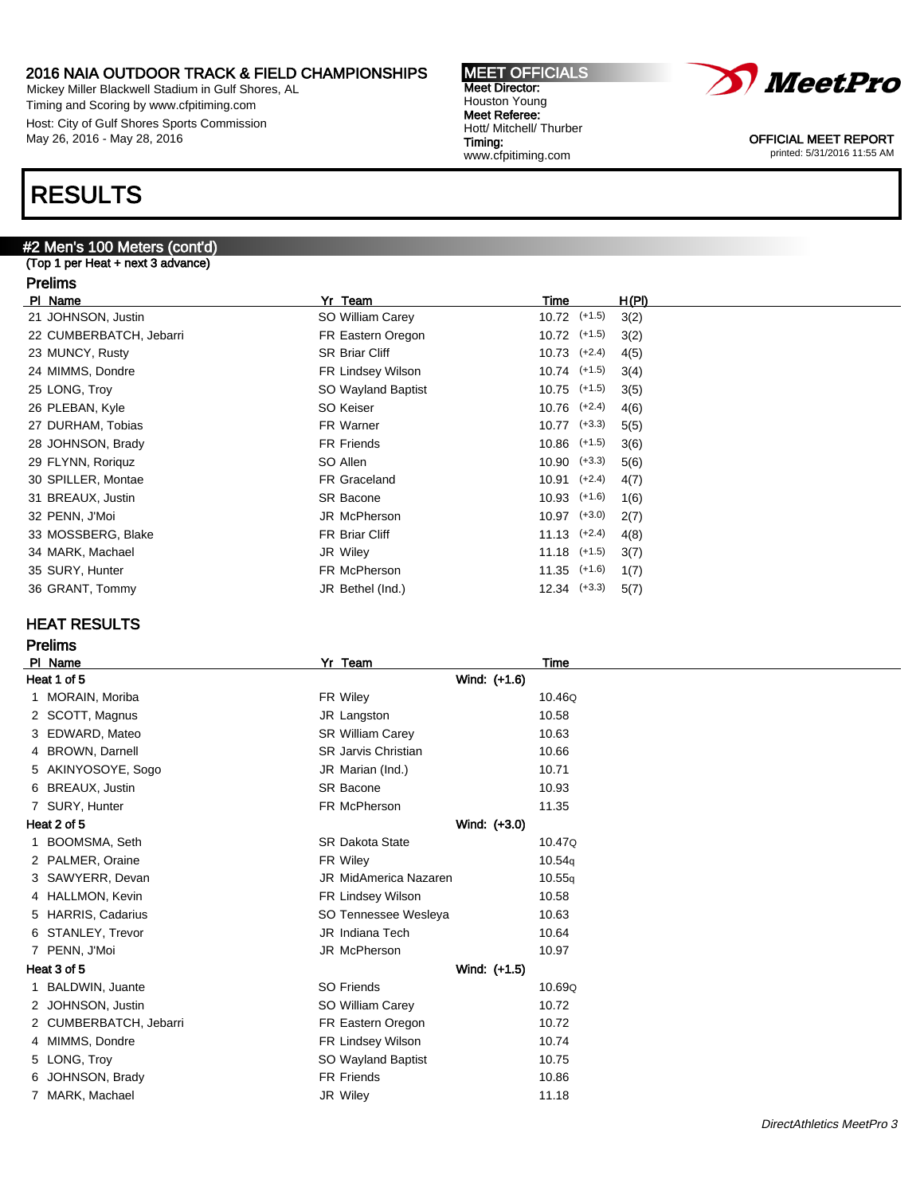# RESULTS

## #2 Men's 100 Meters (cont'd)

(Top 1 per Heat + next 3 advance)

### Prelims

| Pl | Name | Yr | Team | Time | Wind | H(Pl) |
|---|---|---|---|---|---|---|
| 21 | JOHNSON, Justin | SO | William Carey | 10.72 | (+1.5) | 3(2) |
| 22 | CUMBERBATCH, Jebarri | FR | Eastern Oregon | 10.72 | (+1.5) | 3(2) |
| 23 | MUNCY, Rusty | SR | Briar Cliff | 10.73 | (+2.4) | 4(5) |
| 24 | MIMMS, Dondre | FR | Lindsey Wilson | 10.74 | (+1.5) | 3(4) |
| 25 | LONG, Troy | SO | Wayland Baptist | 10.75 | (+1.5) | 3(5) |
| 26 | PLEBAN, Kyle | SO | Keiser | 10.76 | (+2.4) | 4(6) |
| 27 | DURHAM, Tobias | FR | Warner | 10.77 | (+3.3) | 5(5) |
| 28 | JOHNSON, Brady | FR | Friends | 10.86 | (+1.5) | 3(6) |
| 29 | FLYNN, Roriquz | SO | Allen | 10.90 | (+3.3) | 5(6) |
| 30 | SPILLER, Montae | FR | Graceland | 10.91 | (+2.4) | 4(7) |
| 31 | BREAUX, Justin | SR | Bacone | 10.93 | (+1.6) | 1(6) |
| 32 | PENN, J'Moi | JR | McPherson | 10.97 | (+3.0) | 2(7) |
| 33 | MOSSBERG, Blake | FR | Briar Cliff | 11.13 | (+2.4) | 4(8) |
| 34 | MARK, Machael | JR | Wiley | 11.18 | (+1.5) | 3(7) |
| 35 | SURY, Hunter | FR | McPherson | 11.35 | (+1.6) | 1(7) |
| 36 | GRANT, Tommy | JR | Bethel (Ind.) | 12.34 | (+3.3) | 5(7) |

## HEAT RESULTS

### Prelims

| Pl | Name | Yr | Team | Time |
|---|---|---|---|---|
| **Heat 1 of 5** | | | Wind: (+1.6) | |
| 1 | MORAIN, Moriba | FR | Wiley | 10.46Q |
| 2 | SCOTT, Magnus | JR | Langston | 10.58 |
| 3 | EDWARD, Mateo | SR | William Carey | 10.63 |
| 4 | BROWN, Darnell | SR | Jarvis Christian | 10.66 |
| 5 | AKINYOSOYE, Sogo | JR | Marian (Ind.) | 10.71 |
| 6 | BREAUX, Justin | SR | Bacone | 10.93 |
| 7 | SURY, Hunter | FR | McPherson | 11.35 |
| **Heat 2 of 5** | | | Wind: (+3.0) | |
| 1 | BOOMSMA, Seth | SR | Dakota State | 10.47Q |
| 2 | PALMER, Oraine | FR | Wiley | 10.54q |
| 3 | SAWYERR, Devan | JR | MidAmerica Nazaren | 10.55q |
| 4 | HALLMON, Kevin | FR | Lindsey Wilson | 10.58 |
| 5 | HARRIS, Cadarius | SO | Tennessee Wesleya | 10.63 |
| 6 | STANLEY, Trevor | JR | Indiana Tech | 10.64 |
| 7 | PENN, J'Moi | JR | McPherson | 10.97 |
| **Heat 3 of 5** | | | Wind: (+1.5) | |
| 1 | BALDWIN, Juante | SO | Friends | 10.69Q |
| 2 | JOHNSON, Justin | SO | William Carey | 10.72 |
| 2 | CUMBERBATCH, Jebarri | FR | Eastern Oregon | 10.72 |
| 4 | MIMMS, Dondre | FR | Lindsey Wilson | 10.74 |
| 5 | LONG, Troy | SO | Wayland Baptist | 10.75 |
| 6 | JOHNSON, Brady | FR | Friends | 10.86 |
| 7 | MARK, Machael | JR | Wiley | 11.18 |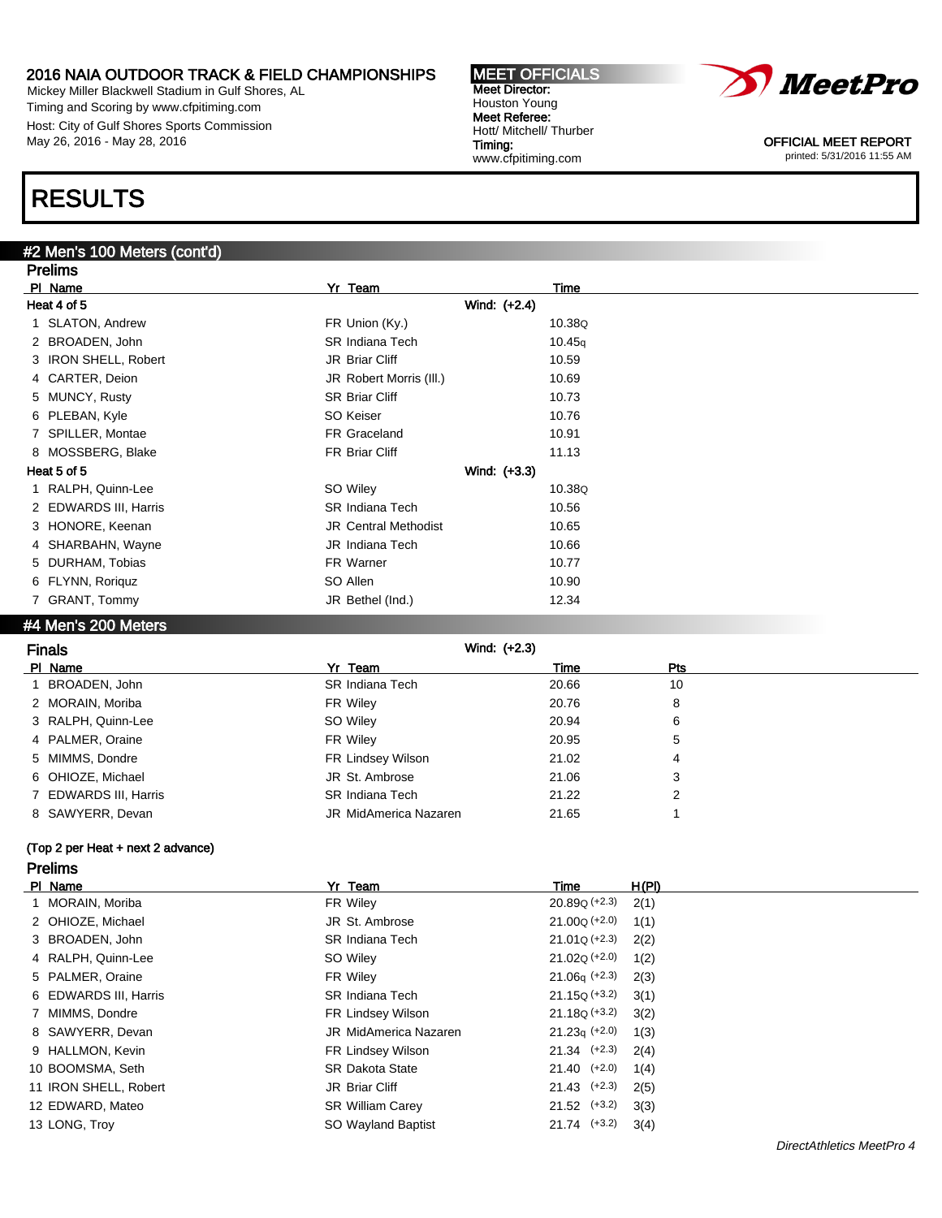2016 NAIA OUTDOOR TRACK & FIELD CHAMPIONSHIPS
Mickey Miller Blackwell Stadium in Gulf Shores, AL
Timing and Scoring by www.cfpitiming.com
Host: City of Gulf Shores Sports Commission
May 26, 2016 - May 28, 2016

**MEET OFFICIALS**
**Meet Director:** Houston Young
**Meet Referee:** Hott/ Mitchell/ Thurber
**Timing:** www.cfpitiming.com

OFFICIAL MEET REPORT
printed: 5/31/2016 11:55 AM

# RESULTS

## #2 Men's 100 Meters (cont'd)

### Prelims

**Heat 4 of 5** — Wind: (+2.4)

| Pl | Name | Yr | Team | Time |
|---|---|---|---|---|
| 1 | SLATON, Andrew | FR | Union (Ky.) | 10.38Q |
| 2 | BROADEN, John | SR | Indiana Tech | 10.45q |
| 3 | IRON SHELL, Robert | JR | Briar Cliff | 10.59 |
| 4 | CARTER, Deion | JR | Robert Morris (Ill.) | 10.69 |
| 5 | MUNCY, Rusty | SR | Briar Cliff | 10.73 |
| 6 | PLEBAN, Kyle | SO | Keiser | 10.76 |
| 7 | SPILLER, Montae | FR | Graceland | 10.91 |
| 8 | MOSSBERG, Blake | FR | Briar Cliff | 11.13 |

**Heat 5 of 5** — Wind: (+3.3)

| Pl | Name | Yr | Team | Time |
|---|---|---|---|---|
| 1 | RALPH, Quinn-Lee | SO | Wiley | 10.38Q |
| 2 | EDWARDS III, Harris | SR | Indiana Tech | 10.56 |
| 3 | HONORE, Keenan | JR | Central Methodist | 10.65 |
| 4 | SHARBAHN, Wayne | JR | Indiana Tech | 10.66 |
| 5 | DURHAM, Tobias | FR | Warner | 10.77 |
| 6 | FLYNN, Roriquz | SO | Allen | 10.90 |
| 7 | GRANT, Tommy | JR | Bethel (Ind.) | 12.34 |

## #4 Men's 200 Meters

### Finals

Wind: (+2.3)

| Pl | Name | Yr | Team | Time | Pts |
|---|---|---|---|---|---|
| 1 | BROADEN, John | SR | Indiana Tech | 20.66 | 10 |
| 2 | MORAIN, Moriba | FR | Wiley | 20.76 | 8 |
| 3 | RALPH, Quinn-Lee | SO | Wiley | 20.94 | 6 |
| 4 | PALMER, Oraine | FR | Wiley | 20.95 | 5 |
| 5 | MIMMS, Dondre | FR | Lindsey Wilson | 21.02 | 4 |
| 6 | OHIOZE, Michael | JR | St. Ambrose | 21.06 | 3 |
| 7 | EDWARDS III, Harris | SR | Indiana Tech | 21.22 | 2 |
| 8 | SAWYERR, Devan | JR | MidAmerica Nazaren | 21.65 | 1 |

(Top 2 per Heat + next 2 advance)

### Prelims

| Pl | Name | Yr | Team | Time | Wind | H(Pl) |
|---|---|---|---|---|---|---|
| 1 | MORAIN, Moriba | FR | Wiley | 20.89Q | (+2.3) | 2(1) |
| 2 | OHIOZE, Michael | JR | St. Ambrose | 21.00Q | (+2.0) | 1(1) |
| 3 | BROADEN, John | SR | Indiana Tech | 21.01Q | (+2.3) | 2(2) |
| 4 | RALPH, Quinn-Lee | SO | Wiley | 21.02Q | (+2.0) | 1(2) |
| 5 | PALMER, Oraine | FR | Wiley | 21.06q | (+2.3) | 2(3) |
| 6 | EDWARDS III, Harris | SR | Indiana Tech | 21.15Q | (+3.2) | 3(1) |
| 7 | MIMMS, Dondre | FR | Lindsey Wilson | 21.18Q | (+3.2) | 3(2) |
| 8 | SAWYERR, Devan | JR | MidAmerica Nazaren | 21.23q | (+2.0) | 1(3) |
| 9 | HALLMON, Kevin | FR | Lindsey Wilson | 21.34 | (+2.3) | 2(4) |
| 10 | BOOMSMA, Seth | SR | Dakota State | 21.40 | (+2.0) | 1(4) |
| 11 | IRON SHELL, Robert | JR | Briar Cliff | 21.43 | (+2.3) | 2(5) |
| 12 | EDWARD, Mateo | SR | William Carey | 21.52 | (+3.2) | 3(3) |
| 13 | LONG, Troy | SO | Wayland Baptist | 21.74 | (+3.2) | 3(4) |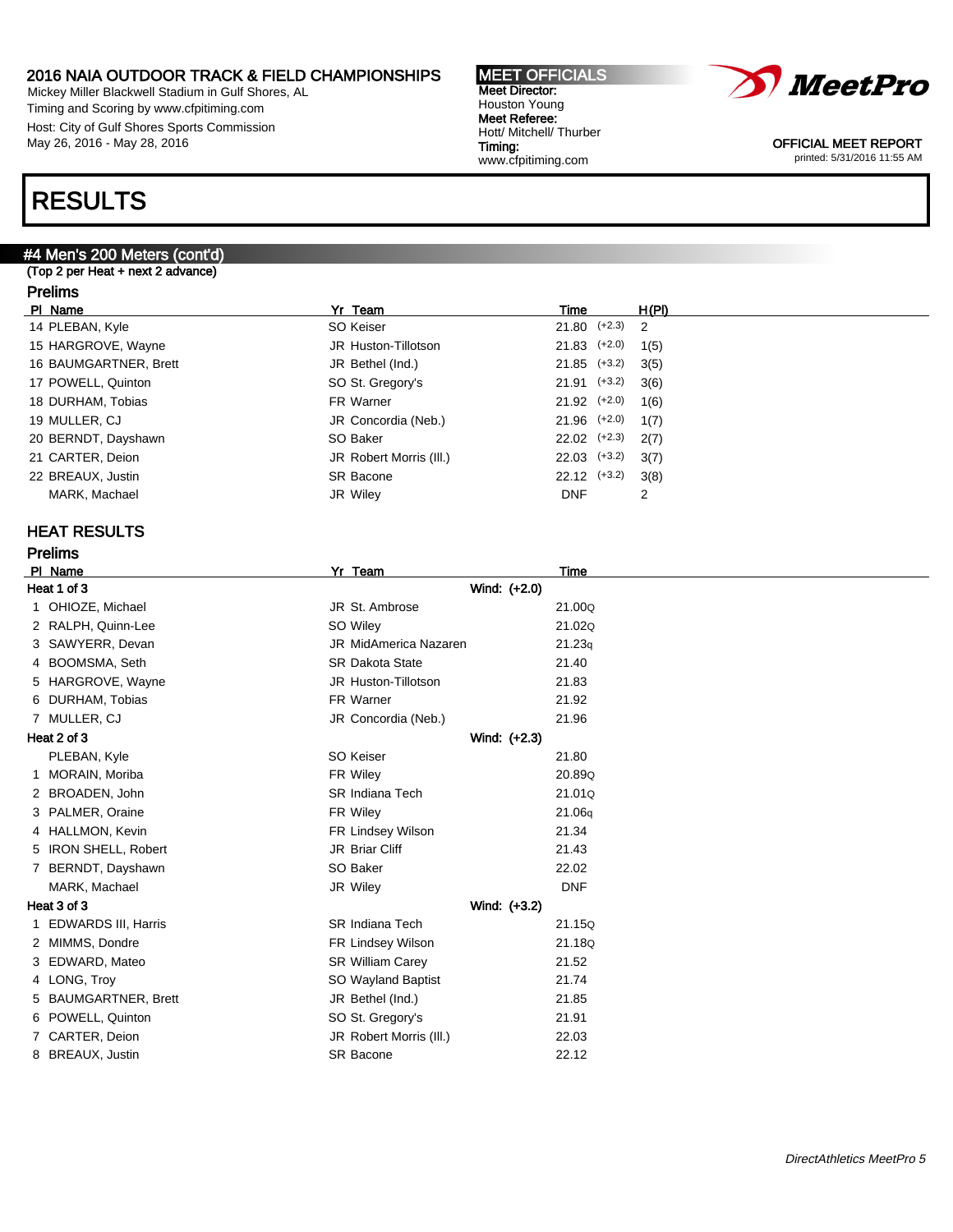2016 NAIA OUTDOOR TRACK & FIELD CHAMPIONSHIPS
Mickey Miller Blackwell Stadium in Gulf Shores, AL
Timing and Scoring by www.cfpitiming.com
Host: City of Gulf Shores Sports Commission
May 26, 2016 - May 28, 2016

**MEET OFFICIALS**
**Meet Director:** Houston Young
**Meet Referee:** Hott/ Mitchell/ Thurber
**Timing:** www.cfpitiming.com

OFFICIAL MEET REPORT
printed: 5/31/2016 11:55 AM

# RESULTS

## #4 Men's 200 Meters (cont'd)

(Top 2 per Heat + next 2 advance)

### Prelims

| Pl | Name | Yr | Team | Time | Wind | H(Pl) |
|---|---|---|---|---|---|---|
| 14 | PLEBAN, Kyle | SO | Keiser | 21.80 | (+2.3) | 2 |
| 15 | HARGROVE, Wayne | JR | Huston-Tillotson | 21.83 | (+2.0) | 1(5) |
| 16 | BAUMGARTNER, Brett | JR | Bethel (Ind.) | 21.85 | (+3.2) | 3(5) |
| 17 | POWELL, Quinton | SO | St. Gregory's | 21.91 | (+3.2) | 3(6) |
| 18 | DURHAM, Tobias | FR | Warner | 21.92 | (+2.0) | 1(6) |
| 19 | MULLER, CJ | JR | Concordia (Neb.) | 21.96 | (+2.0) | 1(7) |
| 20 | BERNDT, Dayshawn | SO | Baker | 22.02 | (+2.3) | 2(7) |
| 21 | CARTER, Deion | JR | Robert Morris (Ill.) | 22.03 | (+3.2) | 3(7) |
| 22 | BREAUX, Justin | SR | Bacone | 22.12 | (+3.2) | 3(8) |
| | MARK, Machael | JR | Wiley | DNF | | 2 |

## HEAT RESULTS

### Prelims

| Pl | Name | Yr | Team | Time |
|---|---|---|---|---|
| **Heat 1 of 3** | | | Wind: (+2.0) | |
| 1 | OHIOZE, Michael | JR | St. Ambrose | 21.00Q |
| 2 | RALPH, Quinn-Lee | SO | Wiley | 21.02Q |
| 3 | SAWYERR, Devan | JR | MidAmerica Nazaren | 21.23q |
| 4 | BOOMSMA, Seth | SR | Dakota State | 21.40 |
| 5 | HARGROVE, Wayne | JR | Huston-Tillotson | 21.83 |
| 6 | DURHAM, Tobias | FR | Warner | 21.92 |
| 7 | MULLER, CJ | JR | Concordia (Neb.) | 21.96 |
| **Heat 2 of 3** | | | Wind: (+2.3) | |
| | PLEBAN, Kyle | SO | Keiser | 21.80 |
| 1 | MORAIN, Moriba | FR | Wiley | 20.89Q |
| 2 | BROADEN, John | SR | Indiana Tech | 21.01Q |
| 3 | PALMER, Oraine | FR | Wiley | 21.06q |
| 4 | HALLMON, Kevin | FR | Lindsey Wilson | 21.34 |
| 5 | IRON SHELL, Robert | JR | Briar Cliff | 21.43 |
| 7 | BERNDT, Dayshawn | SO | Baker | 22.02 |
| | MARK, Machael | JR | Wiley | DNF |
| **Heat 3 of 3** | | | Wind: (+3.2) | |
| 1 | EDWARDS III, Harris | SR | Indiana Tech | 21.15Q |
| 2 | MIMMS, Dondre | FR | Lindsey Wilson | 21.18Q |
| 3 | EDWARD, Mateo | SR | William Carey | 21.52 |
| 4 | LONG, Troy | SO | Wayland Baptist | 21.74 |
| 5 | BAUMGARTNER, Brett | JR | Bethel (Ind.) | 21.85 |
| 6 | POWELL, Quinton | SO | St. Gregory's | 21.91 |
| 7 | CARTER, Deion | JR | Robert Morris (Ill.) | 22.03 |
| 8 | BREAUX, Justin | SR | Bacone | 22.12 |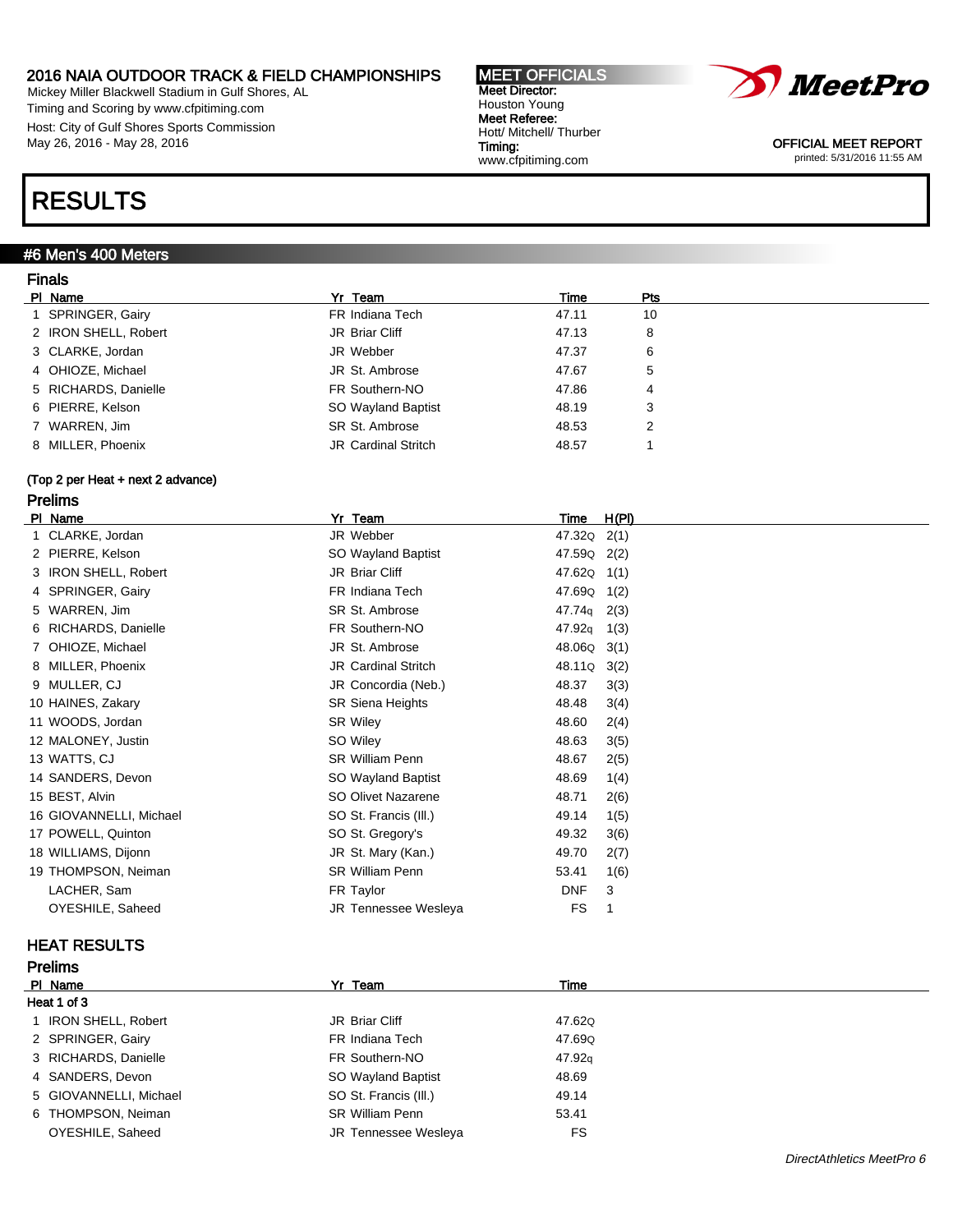# 2016 NAIA OUTDOOR TRACK & FIELD CHAMPIONSHIPS

Mickey Miller Blackwell Stadium in Gulf Shores, AL
Timing and Scoring by www.cfpitiming.com
Host: City of Gulf Shores Sports Commission
May 26, 2016 - May 28, 2016

**MEET OFFICIALS**
**Meet Director:** Houston Young
**Meet Referee:** Hott/ Mitchell/ Thurber
**Timing:** www.cfpitiming.com

OFFICIAL MEET REPORT
printed: 5/31/2016 11:55 AM

# RESULTS

## #6 Men's 400 Meters

### Finals

| Pl | Name | Yr | Team | Time | Pts |
|---|---|---|---|---|---|
| 1 | SPRINGER, Gairy | FR | Indiana Tech | 47.11 | 10 |
| 2 | IRON SHELL, Robert | JR | Briar Cliff | 47.13 | 8 |
| 3 | CLARKE, Jordan | JR | Webber | 47.37 | 6 |
| 4 | OHIOZE, Michael | JR | St. Ambrose | 47.67 | 5 |
| 5 | RICHARDS, Danielle | FR | Southern-NO | 47.86 | 4 |
| 6 | PIERRE, Kelson | SO | Wayland Baptist | 48.19 | 3 |
| 7 | WARREN, Jim | SR | St. Ambrose | 48.53 | 2 |
| 8 | MILLER, Phoenix | JR | Cardinal Stritch | 48.57 | 1 |

**(Top 2 per Heat + next 2 advance)**

### Prelims

| Pl | Name | Yr | Team | Time | H(Pl) |
|---|---|---|---|---|---|
| 1 | CLARKE, Jordan | JR | Webber | 47.32Q | 2(1) |
| 2 | PIERRE, Kelson | SO | Wayland Baptist | 47.59Q | 2(2) |
| 3 | IRON SHELL, Robert | JR | Briar Cliff | 47.62Q | 1(1) |
| 4 | SPRINGER, Gairy | FR | Indiana Tech | 47.69Q | 1(2) |
| 5 | WARREN, Jim | SR | St. Ambrose | 47.74q | 2(3) |
| 6 | RICHARDS, Danielle | FR | Southern-NO | 47.92q | 1(3) |
| 7 | OHIOZE, Michael | JR | St. Ambrose | 48.06Q | 3(1) |
| 8 | MILLER, Phoenix | JR | Cardinal Stritch | 48.11Q | 3(2) |
| 9 | MULLER, CJ | JR | Concordia (Neb.) | 48.37 | 3(3) |
| 10 | HAINES, Zakary | SR | Siena Heights | 48.48 | 3(4) |
| 11 | WOODS, Jordan | SR | Wiley | 48.60 | 2(4) |
| 12 | MALONEY, Justin | SO | Wiley | 48.63 | 3(5) |
| 13 | WATTS, CJ | SR | William Penn | 48.67 | 2(5) |
| 14 | SANDERS, Devon | SO | Wayland Baptist | 48.69 | 1(4) |
| 15 | BEST, Alvin | SO | Olivet Nazarene | 48.71 | 2(6) |
| 16 | GIOVANNELLI, Michael | SO | St. Francis (Ill.) | 49.14 | 1(5) |
| 17 | POWELL, Quinton | SO | St. Gregory's | 49.32 | 3(6) |
| 18 | WILLIAMS, Dijonn | JR | St. Mary (Kan.) | 49.70 | 2(7) |
| 19 | THOMPSON, Neiman | SR | William Penn | 53.41 | 1(6) |
|  | LACHER, Sam | FR | Taylor | DNF | 3 |
|  | OYESHILE, Saheed | JR | Tennessee Wesleya | FS | 1 |

## HEAT RESULTS

### Prelims

| Pl | Name | Yr | Team | Time |
|---|---|---|---|---|
| **Heat 1 of 3** | | | | |
| 1 | IRON SHELL, Robert | JR | Briar Cliff | 47.62Q |
| 2 | SPRINGER, Gairy | FR | Indiana Tech | 47.69Q |
| 3 | RICHARDS, Danielle | FR | Southern-NO | 47.92q |
| 4 | SANDERS, Devon | SO | Wayland Baptist | 48.69 |
| 5 | GIOVANNELLI, Michael | SO | St. Francis (Ill.) | 49.14 |
| 6 | THOMPSON, Neiman | SR | William Penn | 53.41 |
|  | OYESHILE, Saheed | JR | Tennessee Wesleya | FS |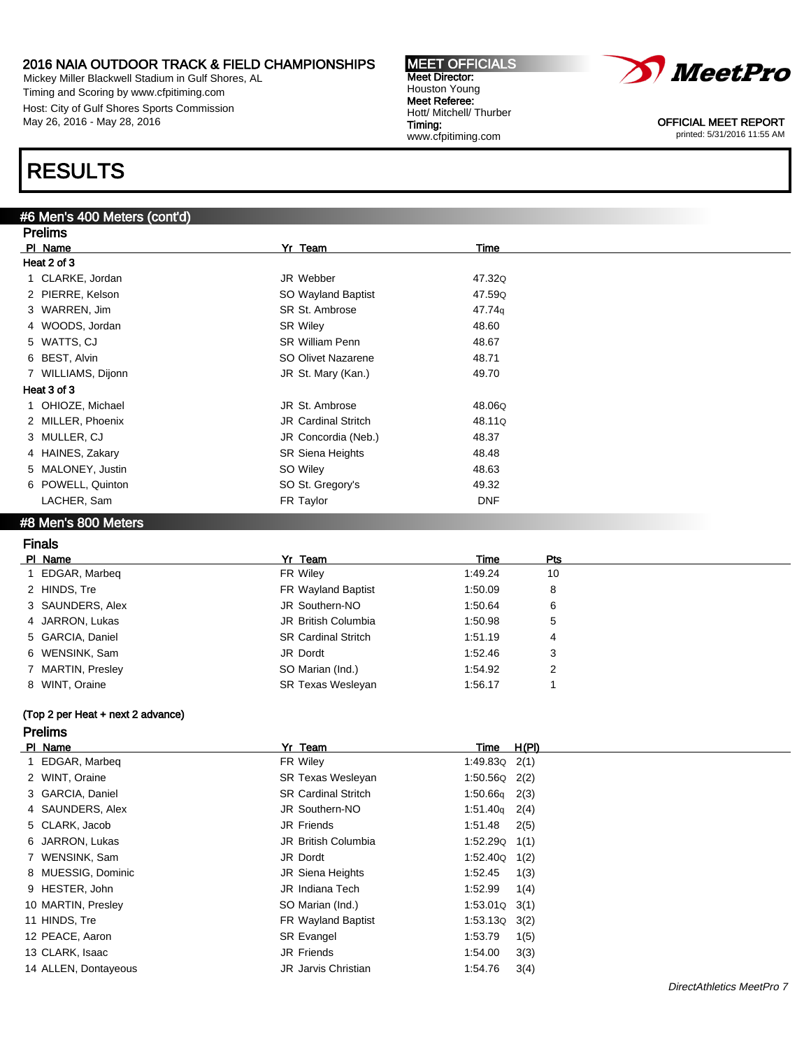# RESULTS

## #6 Men's 400 Meters (cont'd)

### Prelims

**Heat 2 of 3**

| Pl | Name | Yr | Team | Time |
|---|---|---|---|---|
| 1 | CLARKE, Jordan | JR | Webber | 47.32Q |
| 2 | PIERRE, Kelson | SO | Wayland Baptist | 47.59Q |
| 3 | WARREN, Jim | SR | St. Ambrose | 47.74q |
| 4 | WOODS, Jordan | SR | Wiley | 48.60 |
| 5 | WATTS, CJ | SR | William Penn | 48.67 |
| 6 | BEST, Alvin | SO | Olivet Nazarene | 48.71 |
| 7 | WILLIAMS, Dijonn | JR | St. Mary (Kan.) | 49.70 |

**Heat 3 of 3**

| Pl | Name | Yr | Team | Time |
|---|---|---|---|---|
| 1 | OHIOZE, Michael | JR | St. Ambrose | 48.06Q |
| 2 | MILLER, Phoenix | JR | Cardinal Stritch | 48.11Q |
| 3 | MULLER, CJ | JR | Concordia (Neb.) | 48.37 |
| 4 | HAINES, Zakary | SR | Siena Heights | 48.48 |
| 5 | MALONEY, Justin | SO | Wiley | 48.63 |
| 6 | POWELL, Quinton | SO | St. Gregory's | 49.32 |
| | LACHER, Sam | FR | Taylor | DNF |

## #8 Men's 800 Meters

### Finals

| Pl | Name | Yr | Team | Time | Pts |
|---|---|---|---|---|---|
| 1 | EDGAR, Marbeq | FR | Wiley | 1:49.24 | 10 |
| 2 | HINDS, Tre | FR | Wayland Baptist | 1:50.09 | 8 |
| 3 | SAUNDERS, Alex | JR | Southern-NO | 1:50.64 | 6 |
| 4 | JARRON, Lukas | JR | British Columbia | 1:50.98 | 5 |
| 5 | GARCIA, Daniel | SR | Cardinal Stritch | 1:51.19 | 4 |
| 6 | WENSINK, Sam | JR | Dordt | 1:52.46 | 3 |
| 7 | MARTIN, Presley | SO | Marian (Ind.) | 1:54.92 | 2 |
| 8 | WINT, Oraine | SR | Texas Wesleyan | 1:56.17 | 1 |

**(Top 2 per Heat + next 2 advance)**

### Prelims

| Pl | Name | Yr | Team | Time | H(Pl) |
|---|---|---|---|---|---|
| 1 | EDGAR, Marbeq | FR | Wiley | 1:49.83Q | 2(1) |
| 2 | WINT, Oraine | SR | Texas Wesleyan | 1:50.56Q | 2(2) |
| 3 | GARCIA, Daniel | SR | Cardinal Stritch | 1:50.66q | 2(3) |
| 4 | SAUNDERS, Alex | JR | Southern-NO | 1:51.40q | 2(4) |
| 5 | CLARK, Jacob | JR | Friends | 1:51.48 | 2(5) |
| 6 | JARRON, Lukas | JR | British Columbia | 1:52.29Q | 1(1) |
| 7 | WENSINK, Sam | JR | Dordt | 1:52.40Q | 1(2) |
| 8 | MUESSIG, Dominic | JR | Siena Heights | 1:52.45 | 1(3) |
| 9 | HESTER, John | JR | Indiana Tech | 1:52.99 | 1(4) |
| 10 | MARTIN, Presley | SO | Marian (Ind.) | 1:53.01Q | 3(1) |
| 11 | HINDS, Tre | FR | Wayland Baptist | 1:53.13Q | 3(2) |
| 12 | PEACE, Aaron | SR | Evangel | 1:53.79 | 1(5) |
| 13 | CLARK, Isaac | JR | Friends | 1:54.00 | 3(3) |
| 14 | ALLEN, Dontayeous | JR | Jarvis Christian | 1:54.76 | 3(4) |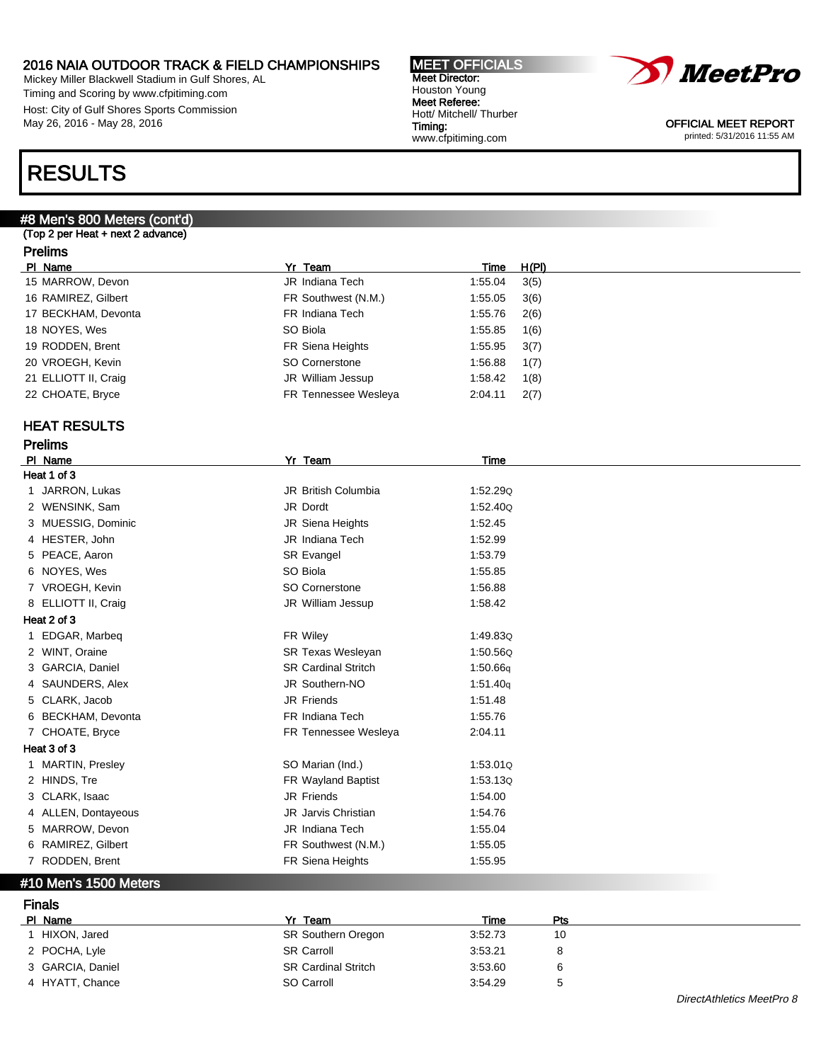# RESULTS

## #8 Men's 800 Meters (cont'd)

(Top 2 per Heat + next 2 advance)

### Prelims

| Pl | Name | Yr | Team | Time | H(Pl) |
|---|---|---|---|---|---|
| 15 | MARROW, Devon | JR | Indiana Tech | 1:55.04 | 3(5) |
| 16 | RAMIREZ, Gilbert | FR | Southwest (N.M.) | 1:55.05 | 3(6) |
| 17 | BECKHAM, Devonta | FR | Indiana Tech | 1:55.76 | 2(6) |
| 18 | NOYES, Wes | SO | Biola | 1:55.85 | 1(6) |
| 19 | RODDEN, Brent | FR | Siena Heights | 1:55.95 | 3(7) |
| 20 | VROEGH, Kevin | SO | Cornerstone | 1:56.88 | 1(7) |
| 21 | ELLIOTT II, Craig | JR | William Jessup | 1:58.42 | 1(8) |
| 22 | CHOATE, Bryce | FR | Tennessee Wesleya | 2:04.11 | 2(7) |

## HEAT RESULTS

### Prelims

| Pl | Name | Yr | Team | Time |
|---|---|---|---|---|
| **Heat 1 of 3** | | | | |
| 1 | JARRON, Lukas | JR | British Columbia | 1:52.29Q |
| 2 | WENSINK, Sam | JR | Dordt | 1:52.40Q |
| 3 | MUESSIG, Dominic | JR | Siena Heights | 1:52.45 |
| 4 | HESTER, John | JR | Indiana Tech | 1:52.99 |
| 5 | PEACE, Aaron | SR | Evangel | 1:53.79 |
| 6 | NOYES, Wes | SO | Biola | 1:55.85 |
| 7 | VROEGH, Kevin | SO | Cornerstone | 1:56.88 |
| 8 | ELLIOTT II, Craig | JR | William Jessup | 1:58.42 |
| **Heat 2 of 3** | | | | |
| 1 | EDGAR, Marbeq | FR | Wiley | 1:49.83Q |
| 2 | WINT, Oraine | SR | Texas Wesleyan | 1:50.56Q |
| 3 | GARCIA, Daniel | SR | Cardinal Stritch | 1:50.66q |
| 4 | SAUNDERS, Alex | JR | Southern-NO | 1:51.40q |
| 5 | CLARK, Jacob | JR | Friends | 1:51.48 |
| 6 | BECKHAM, Devonta | FR | Indiana Tech | 1:55.76 |
| 7 | CHOATE, Bryce | FR | Tennessee Wesleya | 2:04.11 |
| **Heat 3 of 3** | | | | |
| 1 | MARTIN, Presley | SO | Marian (Ind.) | 1:53.01Q |
| 2 | HINDS, Tre | FR | Wayland Baptist | 1:53.13Q |
| 3 | CLARK, Isaac | JR | Friends | 1:54.00 |
| 4 | ALLEN, Dontayeous | JR | Jarvis Christian | 1:54.76 |
| 5 | MARROW, Devon | JR | Indiana Tech | 1:55.04 |
| 6 | RAMIREZ, Gilbert | FR | Southwest (N.M.) | 1:55.05 |
| 7 | RODDEN, Brent | FR | Siena Heights | 1:55.95 |

## #10 Men's 1500 Meters

### Finals

| Pl | Name | Yr | Team | Time | Pts |
|---|---|---|---|---|---|
| 1 | HIXON, Jared | SR | Southern Oregon | 3:52.73 | 10 |
| 2 | POCHA, Lyle | SR | Carroll | 3:53.21 | 8 |
| 3 | GARCIA, Daniel | SR | Cardinal Stritch | 3:53.60 | 6 |
| 4 | HYATT, Chance | SO | Carroll | 3:54.29 | 5 |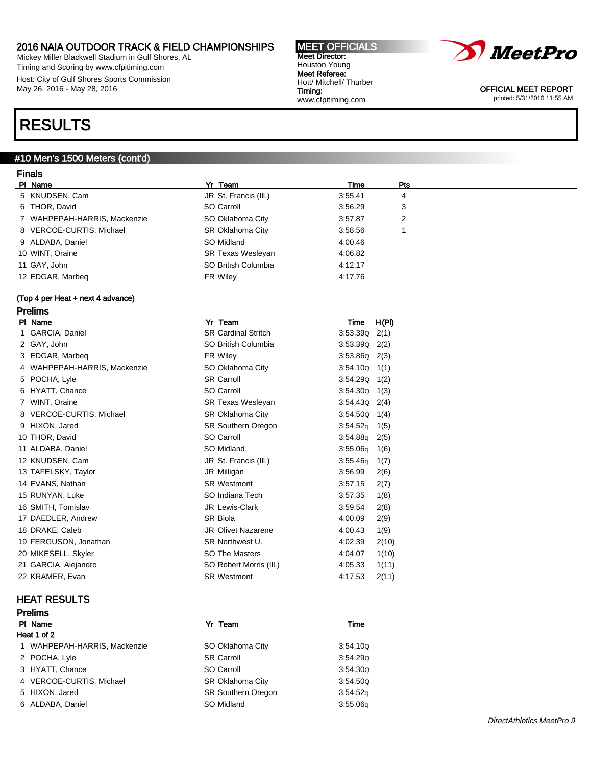2016 NAIA OUTDOOR TRACK & FIELD CHAMPIONSHIPS
Mickey Miller Blackwell Stadium in Gulf Shores, AL
Timing and Scoring by www.cfpitiming.com
Host: City of Gulf Shores Sports Commission
May 26, 2016 - May 28, 2016

**MEET OFFICIALS**
**Meet Director:** Houston Young
**Meet Referee:** Hott/ Mitchell/ Thurber
**Timing:** www.cfpitiming.com

OFFICIAL MEET REPORT
printed: 5/31/2016 11:55 AM

# RESULTS

## #10 Men's 1500 Meters (cont'd)

### Finals

| Pl | Name | Yr | Team | Time | Pts |
|---|---|---|---|---|---|
| 5 | KNUDSEN, Cam | JR | St. Francis (Ill.) | 3:55.41 | 4 |
| 6 | THOR, David | SO | Carroll | 3:56.29 | 3 |
| 7 | WAHPEPAH-HARRIS, Mackenzie | SO | Oklahoma City | 3:57.87 | 2 |
| 8 | VERCOE-CURTIS, Michael | SR | Oklahoma City | 3:58.56 | 1 |
| 9 | ALDABA, Daniel | SO | Midland | 4:00.46 | |
| 10 | WINT, Oraine | SR | Texas Wesleyan | 4:06.82 | |
| 11 | GAY, John | SO | British Columbia | 4:12.17 | |
| 12 | EDGAR, Marbeq | FR | Wiley | 4:17.76 | |

(Top 4 per Heat + next 4 advance)

### Prelims

| Pl | Name | Yr | Team | Time | H(Pl) |
|---|---|---|---|---|---|
| 1 | GARCIA, Daniel | SR | Cardinal Stritch | 3:53.39Q | 2(1) |
| 2 | GAY, John | SO | British Columbia | 3:53.39Q | 2(2) |
| 3 | EDGAR, Marbeq | FR | Wiley | 3:53.86Q | 2(3) |
| 4 | WAHPEPAH-HARRIS, Mackenzie | SO | Oklahoma City | 3:54.10Q | 1(1) |
| 5 | POCHA, Lyle | SR | Carroll | 3:54.29Q | 1(2) |
| 6 | HYATT, Chance | SO | Carroll | 3:54.30Q | 1(3) |
| 7 | WINT, Oraine | SR | Texas Wesleyan | 3:54.43Q | 2(4) |
| 8 | VERCOE-CURTIS, Michael | SR | Oklahoma City | 3:54.50Q | 1(4) |
| 9 | HIXON, Jared | SR | Southern Oregon | 3:54.52q | 1(5) |
| 10 | THOR, David | SO | Carroll | 3:54.88q | 2(5) |
| 11 | ALDABA, Daniel | SO | Midland | 3:55.06q | 1(6) |
| 12 | KNUDSEN, Cam | JR | St. Francis (Ill.) | 3:55.46q | 1(7) |
| 13 | TAFELSKY, Taylor | JR | Milligan | 3:56.99 | 2(6) |
| 14 | EVANS, Nathan | SR | Westmont | 3:57.15 | 2(7) |
| 15 | RUNYAN, Luke | SO | Indiana Tech | 3:57.35 | 1(8) |
| 16 | SMITH, Tomislav | JR | Lewis-Clark | 3:59.54 | 2(8) |
| 17 | DAEDLER, Andrew | SR | Biola | 4:00.09 | 2(9) |
| 18 | DRAKE, Caleb | JR | Olivet Nazarene | 4:00.43 | 1(9) |
| 19 | FERGUSON, Jonathan | SR | Northwest U. | 4:02.39 | 2(10) |
| 20 | MIKESELL, Skyler | SO | The Masters | 4:04.07 | 1(10) |
| 21 | GARCIA, Alejandro | SO | Robert Morris (Ill.) | 4:05.33 | 1(11) |
| 22 | KRAMER, Evan | SR | Westmont | 4:17.53 | 2(11) |

## HEAT RESULTS

### Prelims

| Pl | Name | Yr | Team | Time |
|---|---|---|---|---|
| **Heat 1 of 2** | | | | |
| 1 | WAHPEPAH-HARRIS, Mackenzie | SO | Oklahoma City | 3:54.10Q |
| 2 | POCHA, Lyle | SR | Carroll | 3:54.29Q |
| 3 | HYATT, Chance | SO | Carroll | 3:54.30Q |
| 4 | VERCOE-CURTIS, Michael | SR | Oklahoma City | 3:54.50Q |
| 5 | HIXON, Jared | SR | Southern Oregon | 3:54.52q |
| 6 | ALDABA, Daniel | SO | Midland | 3:55.06q |

*DirectAthletics MeetPro 9*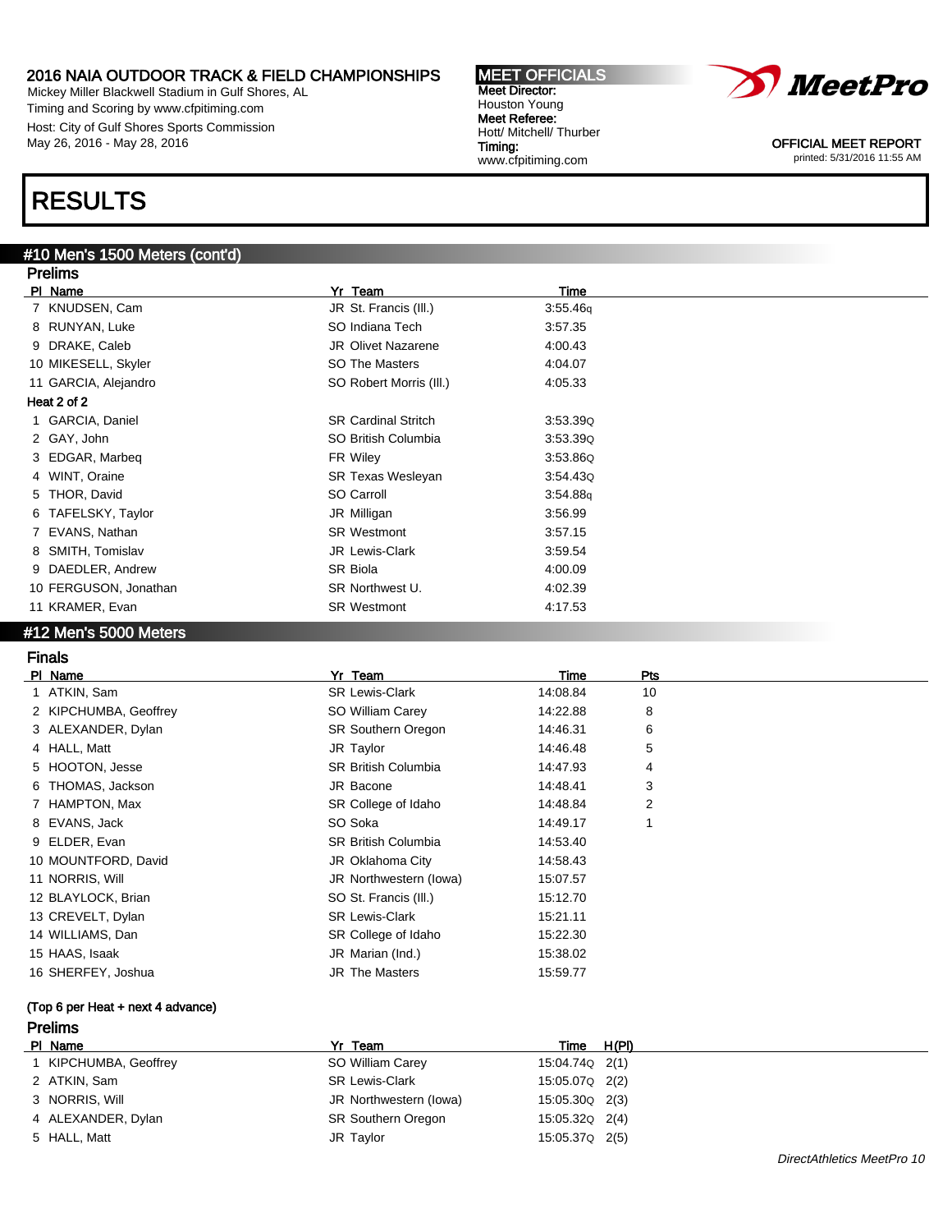# RESULTS

## #10 Men's 1500 Meters (cont'd)

### Prelims

| Pl | Name | Yr | Team | Time |
|---|---|---|---|---|
| 7 | KNUDSEN, Cam | JR | St. Francis (Ill.) | 3:55.46q |
| 8 | RUNYAN, Luke | SO | Indiana Tech | 3:57.35 |
| 9 | DRAKE, Caleb | JR | Olivet Nazarene | 4:00.43 |
| 10 | MIKESELL, Skyler | SO | The Masters | 4:04.07 |
| 11 | GARCIA, Alejandro | SO | Robert Morris (Ill.) | 4:05.33 |

**Heat 2 of 2**

| Pl | Name | Yr | Team | Time |
|---|---|---|---|---|
| 1 | GARCIA, Daniel | SR | Cardinal Stritch | 3:53.39Q |
| 2 | GAY, John | SO | British Columbia | 3:53.39Q |
| 3 | EDGAR, Marbeq | FR | Wiley | 3:53.86Q |
| 4 | WINT, Oraine | SR | Texas Wesleyan | 3:54.43Q |
| 5 | THOR, David | SO | Carroll | 3:54.88q |
| 6 | TAFELSKY, Taylor | JR | Milligan | 3:56.99 |
| 7 | EVANS, Nathan | SR | Westmont | 3:57.15 |
| 8 | SMITH, Tomislav | JR | Lewis-Clark | 3:59.54 |
| 9 | DAEDLER, Andrew | SR | Biola | 4:00.09 |
| 10 | FERGUSON, Jonathan | SR | Northwest U. | 4:02.39 |
| 11 | KRAMER, Evan | SR | Westmont | 4:17.53 |

## #12 Men's 5000 Meters

### Finals

| Pl | Name | Yr | Team | Time | Pts |
|---|---|---|---|---|---|
| 1 | ATKIN, Sam | SR | Lewis-Clark | 14:08.84 | 10 |
| 2 | KIPCHUMBA, Geoffrey | SO | William Carey | 14:22.88 | 8 |
| 3 | ALEXANDER, Dylan | SR | Southern Oregon | 14:46.31 | 6 |
| 4 | HALL, Matt | JR | Taylor | 14:46.48 | 5 |
| 5 | HOOTON, Jesse | SR | British Columbia | 14:47.93 | 4 |
| 6 | THOMAS, Jackson | JR | Bacone | 14:48.41 | 3 |
| 7 | HAMPTON, Max | SR | College of Idaho | 14:48.84 | 2 |
| 8 | EVANS, Jack | SO | Soka | 14:49.17 | 1 |
| 9 | ELDER, Evan | SR | British Columbia | 14:53.40 | |
| 10 | MOUNTFORD, David | JR | Oklahoma City | 14:58.43 | |
| 11 | NORRIS, Will | JR | Northwestern (Iowa) | 15:07.57 | |
| 12 | BLAYLOCK, Brian | SO | St. Francis (Ill.) | 15:12.70 | |
| 13 | CREVELT, Dylan | SR | Lewis-Clark | 15:21.11 | |
| 14 | WILLIAMS, Dan | SR | College of Idaho | 15:22.30 | |
| 15 | HAAS, Isaak | JR | Marian (Ind.) | 15:38.02 | |
| 16 | SHERFEY, Joshua | JR | The Masters | 15:59.77 | |

**(Top 6 per Heat + next 4 advance)**

### Prelims

| Pl | Name | Yr | Team | Time | H(Pl) |
|---|---|---|---|---|---|
| 1 | KIPCHUMBA, Geoffrey | SO | William Carey | 15:04.74Q | 2(1) |
| 2 | ATKIN, Sam | SR | Lewis-Clark | 15:05.07Q | 2(2) |
| 3 | NORRIS, Will | JR | Northwestern (Iowa) | 15:05.30Q | 2(3) |
| 4 | ALEXANDER, Dylan | SR | Southern Oregon | 15:05.32Q | 2(4) |
| 5 | HALL, Matt | JR | Taylor | 15:05.37Q | 2(5) |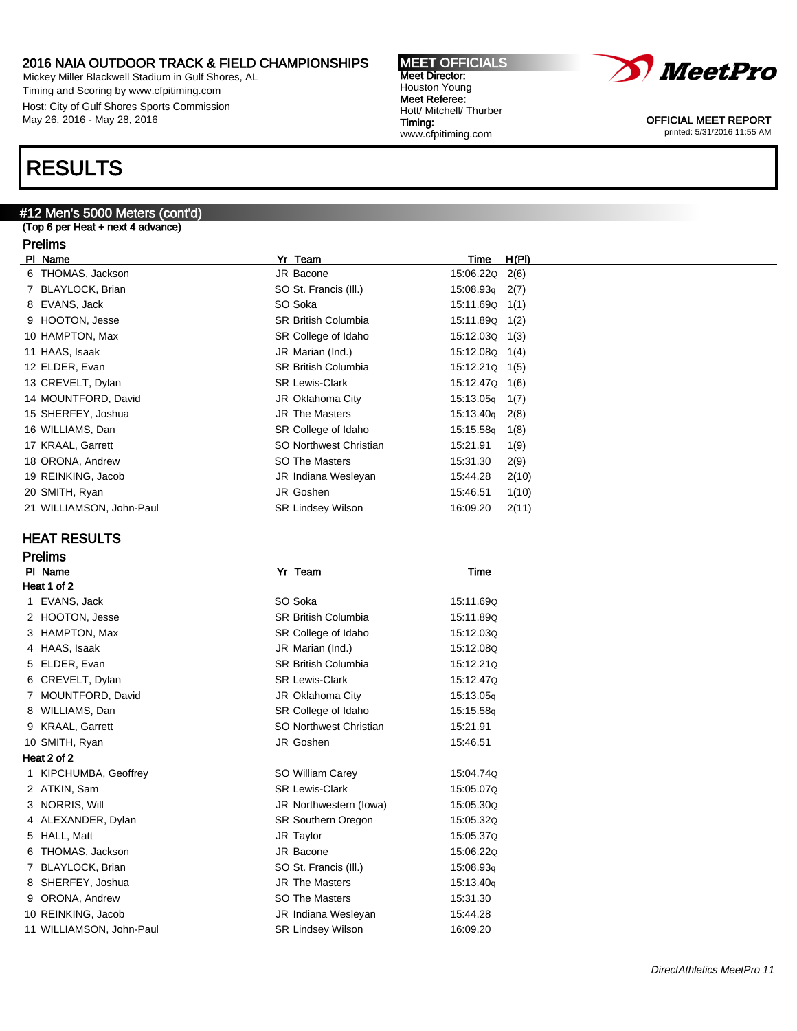2016 NAIA OUTDOOR TRACK & FIELD CHAMPIONSHIPS
Mickey Miller Blackwell Stadium in Gulf Shores, AL
Timing and Scoring by www.cfpitiming.com
Host: City of Gulf Shores Sports Commission
May 26, 2016 - May 28, 2016

**MEET OFFICIALS**
**Meet Director:** Houston Young
**Meet Referee:** Hott/ Mitchell/ Thurber
**Timing:** www.cfpitiming.com

OFFICIAL MEET REPORT
printed: 5/31/2016 11:55 AM

# RESULTS

## #12 Men's 5000 Meters (cont'd)

(Top 6 per Heat + next 4 advance)

### Prelims

| Pl | Name | Yr | Team | Time | H(Pl) |
|---|---|---|---|---|---|
| 6 | THOMAS, Jackson | JR | Bacone | 15:06.22Q | 2(6) |
| 7 | BLAYLOCK, Brian | SO | St. Francis (Ill.) | 15:08.93q | 2(7) |
| 8 | EVANS, Jack | SO | Soka | 15:11.69Q | 1(1) |
| 9 | HOOTON, Jesse | SR | British Columbia | 15:11.89Q | 1(2) |
| 10 | HAMPTON, Max | SR | College of Idaho | 15:12.03Q | 1(3) |
| 11 | HAAS, Isaak | JR | Marian (Ind.) | 15:12.08Q | 1(4) |
| 12 | ELDER, Evan | SR | British Columbia | 15:12.21Q | 1(5) |
| 13 | CREVELT, Dylan | SR | Lewis-Clark | 15:12.47Q | 1(6) |
| 14 | MOUNTFORD, David | JR | Oklahoma City | 15:13.05q | 1(7) |
| 15 | SHERFEY, Joshua | JR | The Masters | 15:13.40q | 2(8) |
| 16 | WILLIAMS, Dan | SR | College of Idaho | 15:15.58q | 1(8) |
| 17 | KRAAL, Garrett | SO | Northwest Christian | 15:21.91 | 1(9) |
| 18 | ORONA, Andrew | SO | The Masters | 15:31.30 | 2(9) |
| 19 | REINKING, Jacob | JR | Indiana Wesleyan | 15:44.28 | 2(10) |
| 20 | SMITH, Ryan | JR | Goshen | 15:46.51 | 1(10) |
| 21 | WILLIAMSON, John-Paul | SR | Lindsey Wilson | 16:09.20 | 2(11) |

## HEAT RESULTS

### Prelims

| Pl | Name | Yr | Team | Time |
|---|---|---|---|---|
| **Heat 1 of 2** | | | | |
| 1 | EVANS, Jack | SO | Soka | 15:11.69Q |
| 2 | HOOTON, Jesse | SR | British Columbia | 15:11.89Q |
| 3 | HAMPTON, Max | SR | College of Idaho | 15:12.03Q |
| 4 | HAAS, Isaak | JR | Marian (Ind.) | 15:12.08Q |
| 5 | ELDER, Evan | SR | British Columbia | 15:12.21Q |
| 6 | CREVELT, Dylan | SR | Lewis-Clark | 15:12.47Q |
| 7 | MOUNTFORD, David | JR | Oklahoma City | 15:13.05q |
| 8 | WILLIAMS, Dan | SR | College of Idaho | 15:15.58q |
| 9 | KRAAL, Garrett | SO | Northwest Christian | 15:21.91 |
| 10 | SMITH, Ryan | JR | Goshen | 15:46.51 |
| **Heat 2 of 2** | | | | |
| 1 | KIPCHUMBA, Geoffrey | SO | William Carey | 15:04.74Q |
| 2 | ATKIN, Sam | SR | Lewis-Clark | 15:05.07Q |
| 3 | NORRIS, Will | JR | Northwestern (Iowa) | 15:05.30Q |
| 4 | ALEXANDER, Dylan | SR | Southern Oregon | 15:05.32Q |
| 5 | HALL, Matt | JR | Taylor | 15:05.37Q |
| 6 | THOMAS, Jackson | JR | Bacone | 15:06.22Q |
| 7 | BLAYLOCK, Brian | SO | St. Francis (Ill.) | 15:08.93q |
| 8 | SHERFEY, Joshua | JR | The Masters | 15:13.40q |
| 9 | ORONA, Andrew | SO | The Masters | 15:31.30 |
| 10 | REINKING, Jacob | JR | Indiana Wesleyan | 15:44.28 |
| 11 | WILLIAMSON, John-Paul | SR | Lindsey Wilson | 16:09.20 |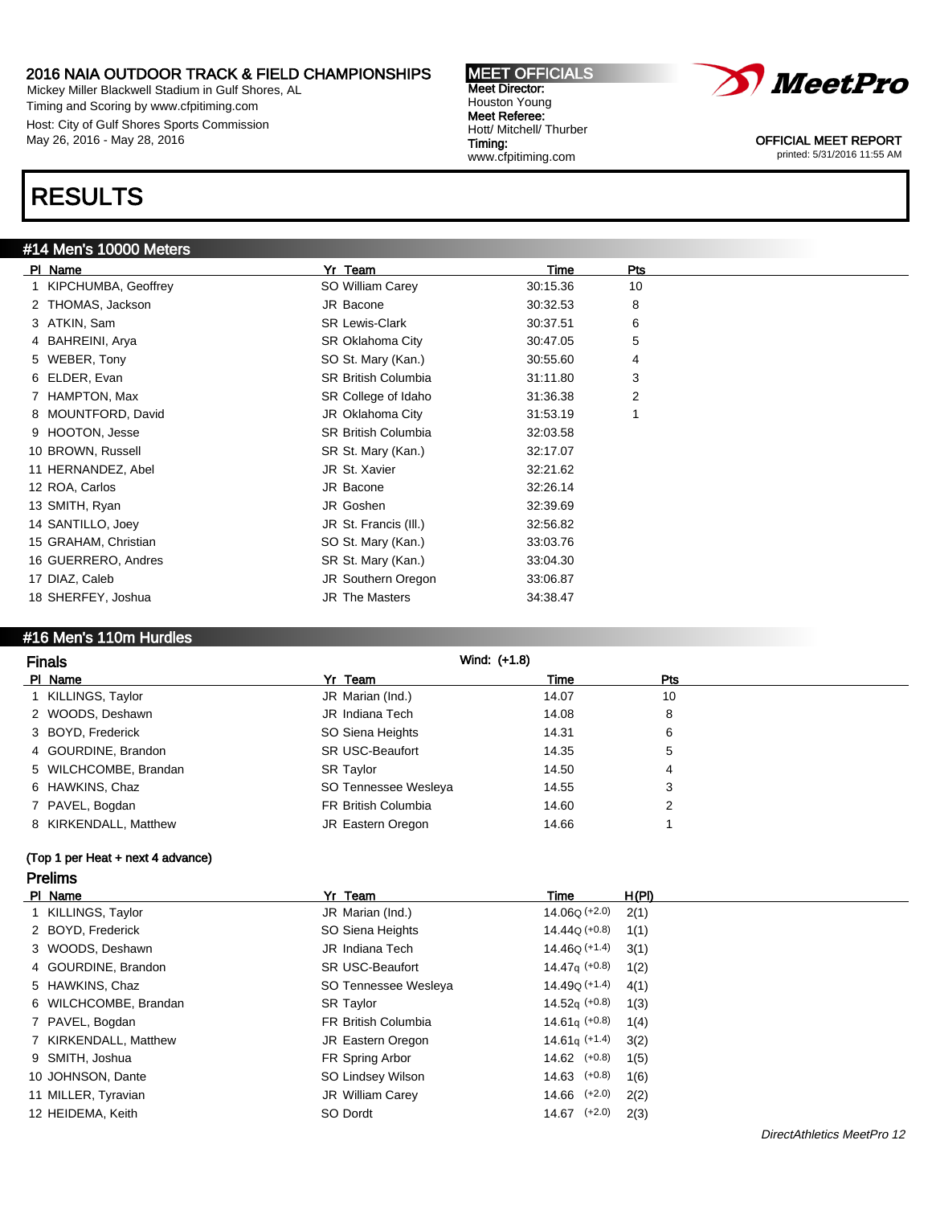2016 NAIA OUTDOOR TRACK & FIELD CHAMPIONSHIPS
Mickey Miller Blackwell Stadium in Gulf Shores, AL
Timing and Scoring by www.cfpitiming.com
Host: City of Gulf Shores Sports Commission
May 26, 2016 - May 28, 2016

**MEET OFFICIALS**
**Meet Director:** Houston Young
**Meet Referee:** Hott/ Mitchell/ Thurber
**Timing:** www.cfpitiming.com

OFFICIAL MEET REPORT
printed: 5/31/2016 11:55 AM

# RESULTS

## #14 Men's 10000 Meters

| Pl | Name | Yr | Team | Time | Pts |
|---|---|---|---|---|---|
| 1 | KIPCHUMBA, Geoffrey | SO | William Carey | 30:15.36 | 10 |
| 2 | THOMAS, Jackson | JR | Bacone | 30:32.53 | 8 |
| 3 | ATKIN, Sam | SR | Lewis-Clark | 30:37.51 | 6 |
| 4 | BAHREINI, Arya | SR | Oklahoma City | 30:47.05 | 5 |
| 5 | WEBER, Tony | SO | St. Mary (Kan.) | 30:55.60 | 4 |
| 6 | ELDER, Evan | SR | British Columbia | 31:11.80 | 3 |
| 7 | HAMPTON, Max | SR | College of Idaho | 31:36.38 | 2 |
| 8 | MOUNTFORD, David | JR | Oklahoma City | 31:53.19 | 1 |
| 9 | HOOTON, Jesse | SR | British Columbia | 32:03.58 | |
| 10 | BROWN, Russell | SR | St. Mary (Kan.) | 32:17.07 | |
| 11 | HERNANDEZ, Abel | JR | St. Xavier | 32:21.62 | |
| 12 | ROA, Carlos | JR | Bacone | 32:26.14 | |
| 13 | SMITH, Ryan | JR | Goshen | 32:39.69 | |
| 14 | SANTILLO, Joey | JR | St. Francis (Ill.) | 32:56.82 | |
| 15 | GRAHAM, Christian | SO | St. Mary (Kan.) | 33:03.76 | |
| 16 | GUERRERO, Andres | SR | St. Mary (Kan.) | 33:04.30 | |
| 17 | DIAZ, Caleb | JR | Southern Oregon | 33:06.87 | |
| 18 | SHERFEY, Joshua | JR | The Masters | 34:38.47 | |

## #16 Men's 110m Hurdles

### Finals

Wind: (+1.8)

| Pl | Name | Yr | Team | Time | Pts |
|---|---|---|---|---|---|
| 1 | KILLINGS, Taylor | JR | Marian (Ind.) | 14.07 | 10 |
| 2 | WOODS, Deshawn | JR | Indiana Tech | 14.08 | 8 |
| 3 | BOYD, Frederick | SO | Siena Heights | 14.31 | 6 |
| 4 | GOURDINE, Brandon | SR | USC-Beaufort | 14.35 | 5 |
| 5 | WILCHCOMBE, Brandan | SR | Taylor | 14.50 | 4 |
| 6 | HAWKINS, Chaz | SO | Tennessee Wesleya | 14.55 | 3 |
| 7 | PAVEL, Bogdan | FR | British Columbia | 14.60 | 2 |
| 8 | KIRKENDALL, Matthew | JR | Eastern Oregon | 14.66 | 1 |

**(Top 1 per Heat + next 4 advance)**

### Prelims

| Pl | Name | Yr | Team | Time | Wind | H(Pl) |
|---|---|---|---|---|---|---|
| 1 | KILLINGS, Taylor | JR | Marian (Ind.) | 14.06Q | (+2.0) | 2(1) |
| 2 | BOYD, Frederick | SO | Siena Heights | 14.44Q | (+0.8) | 1(1) |
| 3 | WOODS, Deshawn | JR | Indiana Tech | 14.46Q | (+1.4) | 3(1) |
| 4 | GOURDINE, Brandon | SR | USC-Beaufort | 14.47q | (+0.8) | 1(2) |
| 5 | HAWKINS, Chaz | SO | Tennessee Wesleya | 14.49Q | (+1.4) | 4(1) |
| 6 | WILCHCOMBE, Brandan | SR | Taylor | 14.52q | (+0.8) | 1(3) |
| 7 | PAVEL, Bogdan | FR | British Columbia | 14.61q | (+0.8) | 1(4) |
| 7 | KIRKENDALL, Matthew | JR | Eastern Oregon | 14.61q | (+1.4) | 3(2) |
| 9 | SMITH, Joshua | FR | Spring Arbor | 14.62 | (+0.8) | 1(5) |
| 10 | JOHNSON, Dante | SO | Lindsey Wilson | 14.63 | (+0.8) | 1(6) |
| 11 | MILLER, Tyravian | JR | William Carey | 14.66 | (+2.0) | 2(2) |
| 12 | HEIDEMA, Keith | SO | Dordt | 14.67 | (+2.0) | 2(3) |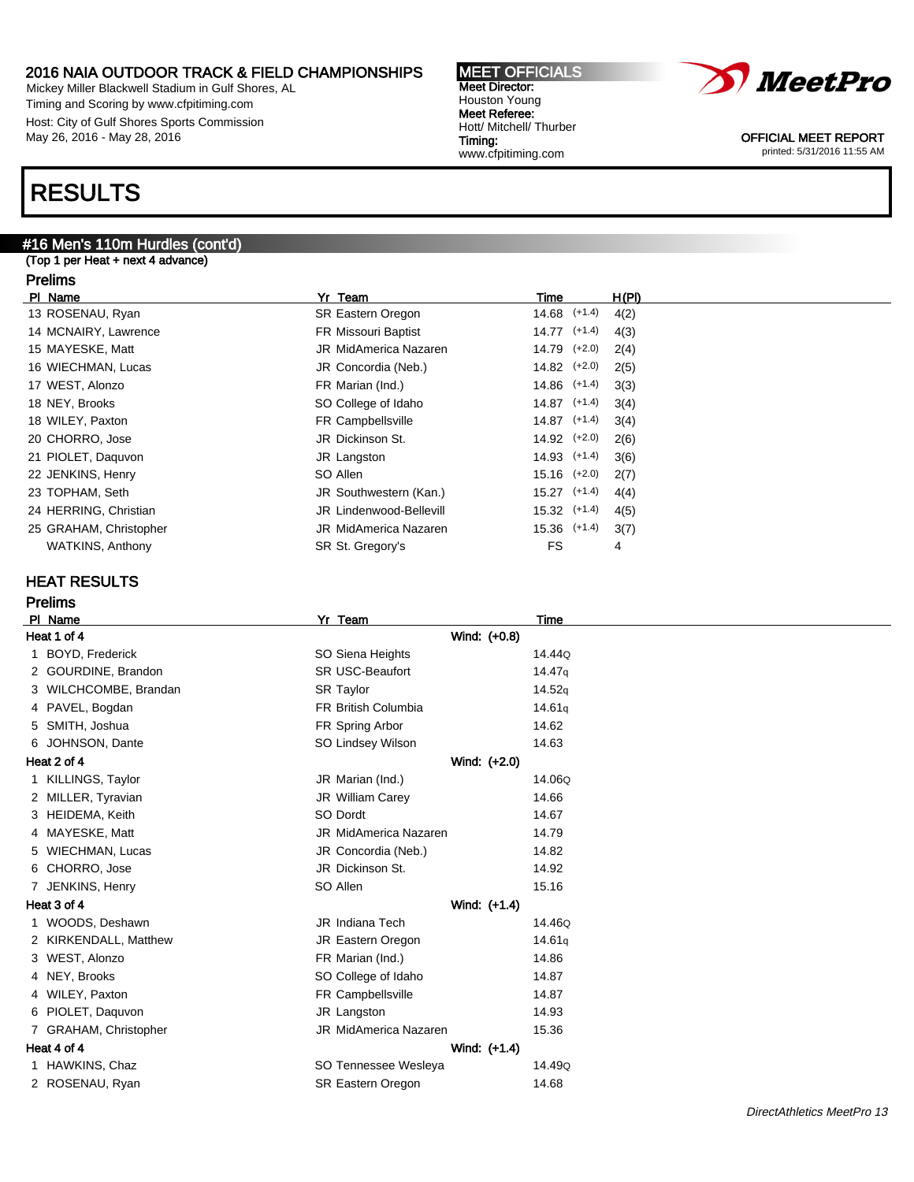2016 NAIA OUTDOOR TRACK & FIELD CHAMPIONSHIPS
Mickey Miller Blackwell Stadium in Gulf Shores, AL
Timing and Scoring by www.cfpitiming.com
Host: City of Gulf Shores Sports Commission
May 26, 2016 - May 28, 2016

**MEET OFFICIALS**
Meet Director: Houston Young
Meet Referee: Hott/ Mitchell/ Thurber
Timing: www.cfpitiming.com

OFFICIAL MEET REPORT
printed: 5/31/2016 11:55 AM

# RESULTS

## #16 Men's 110m Hurdles (cont'd)

(Top 1 per Heat + next 4 advance)

### Prelims

| Pl | Name | Yr | Team | Time | Wind | H(Pl) |
|---|---|---|---|---|---|---|
| 13 | ROSENAU, Ryan | SR | Eastern Oregon | 14.68 | (+1.4) | 4(2) |
| 14 | MCNAIRY, Lawrence | FR | Missouri Baptist | 14.77 | (+1.4) | 4(3) |
| 15 | MAYESKE, Matt | JR | MidAmerica Nazaren | 14.79 | (+2.0) | 2(4) |
| 16 | WIECHMAN, Lucas | JR | Concordia (Neb.) | 14.82 | (+2.0) | 2(5) |
| 17 | WEST, Alonzo | FR | Marian (Ind.) | 14.86 | (+1.4) | 3(3) |
| 18 | NEY, Brooks | SO | College of Idaho | 14.87 | (+1.4) | 3(4) |
| 18 | WILEY, Paxton | FR | Campbellsville | 14.87 | (+1.4) | 3(4) |
| 20 | CHORRO, Jose | JR | Dickinson St. | 14.92 | (+2.0) | 2(6) |
| 21 | PIOLET, Daquvon | JR | Langston | 14.93 | (+1.4) | 3(6) |
| 22 | JENKINS, Henry | SO | Allen | 15.16 | (+2.0) | 2(7) |
| 23 | TOPHAM, Seth | JR | Southwestern (Kan.) | 15.27 | (+1.4) | 4(4) |
| 24 | HERRING, Christian | JR | Lindenwood-Bellevill | 15.32 | (+1.4) | 4(5) |
| 25 | GRAHAM, Christopher | JR | MidAmerica Nazaren | 15.36 | (+1.4) | 3(7) |
| | WATKINS, Anthony | SR | St. Gregory's | FS | | 4 |

## HEAT RESULTS

### Prelims

| Pl | Name | Yr | Team | Time |
|---|---|---|---|---|
| **Heat 1 of 4** | | | Wind: (+0.8) | |
| 1 | BOYD, Frederick | SO | Siena Heights | 14.44Q |
| 2 | GOURDINE, Brandon | SR | USC-Beaufort | 14.47q |
| 3 | WILCHCOMBE, Brandan | SR | Taylor | 14.52q |
| 4 | PAVEL, Bogdan | FR | British Columbia | 14.61q |
| 5 | SMITH, Joshua | FR | Spring Arbor | 14.62 |
| 6 | JOHNSON, Dante | SO | Lindsey Wilson | 14.63 |
| **Heat 2 of 4** | | | Wind: (+2.0) | |
| 1 | KILLINGS, Taylor | JR | Marian (Ind.) | 14.06Q |
| 2 | MILLER, Tyravian | JR | William Carey | 14.66 |
| 3 | HEIDEMA, Keith | SO | Dordt | 14.67 |
| 4 | MAYESKE, Matt | JR | MidAmerica Nazaren | 14.79 |
| 5 | WIECHMAN, Lucas | JR | Concordia (Neb.) | 14.82 |
| 6 | CHORRO, Jose | JR | Dickinson St. | 14.92 |
| 7 | JENKINS, Henry | SO | Allen | 15.16 |
| **Heat 3 of 4** | | | Wind: (+1.4) | |
| 1 | WOODS, Deshawn | JR | Indiana Tech | 14.46Q |
| 2 | KIRKENDALL, Matthew | JR | Eastern Oregon | 14.61q |
| 3 | WEST, Alonzo | FR | Marian (Ind.) | 14.86 |
| 4 | NEY, Brooks | SO | College of Idaho | 14.87 |
| 4 | WILEY, Paxton | FR | Campbellsville | 14.87 |
| 6 | PIOLET, Daquvon | JR | Langston | 14.93 |
| 7 | GRAHAM, Christopher | JR | MidAmerica Nazaren | 15.36 |
| **Heat 4 of 4** | | | Wind: (+1.4) | |
| 1 | HAWKINS, Chaz | SO | Tennessee Wesleya | 14.49Q |
| 2 | ROSENAU, Ryan | SR | Eastern Oregon | 14.68 |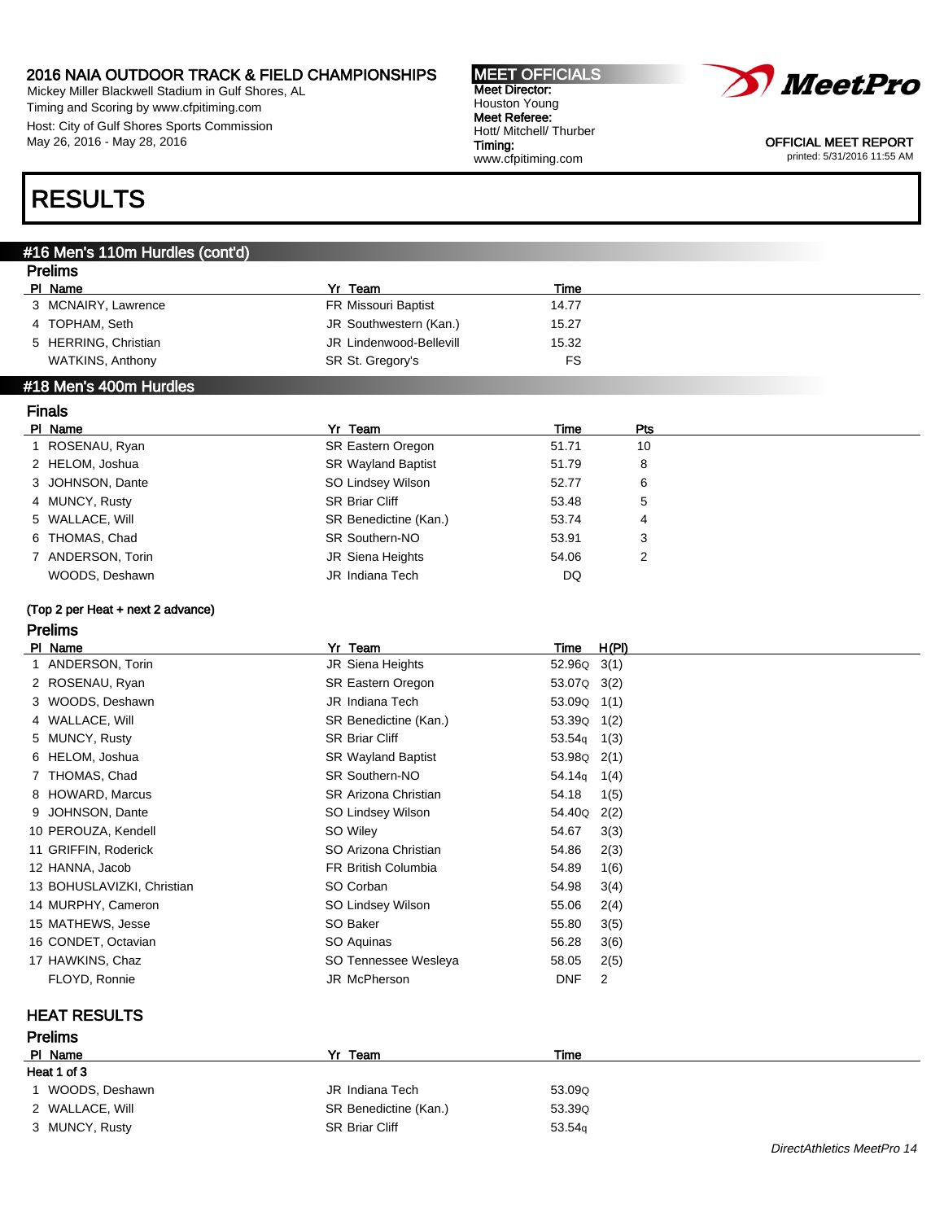# RESULTS

## #16 Men's 110m Hurdles (cont'd)

### Prelims

| Pl | Name | Yr | Team | Time |
|---|---|---|---|---|
| 3 | MCNAIRY, Lawrence | FR | Missouri Baptist | 14.77 |
| 4 | TOPHAM, Seth | JR | Southwestern (Kan.) | 15.27 |
| 5 | HERRING, Christian | JR | Lindenwood-Bellevill | 15.32 |
| | WATKINS, Anthony | SR | St. Gregory's | FS |

## #18 Men's 400m Hurdles

### Finals

| Pl | Name | Yr | Team | Time | Pts |
|---|---|---|---|---|---|
| 1 | ROSENAU, Ryan | SR | Eastern Oregon | 51.71 | 10 |
| 2 | HELOM, Joshua | SR | Wayland Baptist | 51.79 | 8 |
| 3 | JOHNSON, Dante | SO | Lindsey Wilson | 52.77 | 6 |
| 4 | MUNCY, Rusty | SR | Briar Cliff | 53.48 | 5 |
| 5 | WALLACE, Will | SR | Benedictine (Kan.) | 53.74 | 4 |
| 6 | THOMAS, Chad | SR | Southern-NO | 53.91 | 3 |
| 7 | ANDERSON, Torin | JR | Siena Heights | 54.06 | 2 |
| | WOODS, Deshawn | JR | Indiana Tech | DQ | |

(Top 2 per Heat + next 2 advance)

### Prelims

| Pl | Name | Yr | Team | Time | H(Pl) |
|---|---|---|---|---|---|
| 1 | ANDERSON, Torin | JR | Siena Heights | 52.96Q | 3(1) |
| 2 | ROSENAU, Ryan | SR | Eastern Oregon | 53.07Q | 3(2) |
| 3 | WOODS, Deshawn | JR | Indiana Tech | 53.09Q | 1(1) |
| 4 | WALLACE, Will | SR | Benedictine (Kan.) | 53.39Q | 1(2) |
| 5 | MUNCY, Rusty | SR | Briar Cliff | 53.54q | 1(3) |
| 6 | HELOM, Joshua | SR | Wayland Baptist | 53.98Q | 2(1) |
| 7 | THOMAS, Chad | SR | Southern-NO | 54.14q | 1(4) |
| 8 | HOWARD, Marcus | SR | Arizona Christian | 54.18 | 1(5) |
| 9 | JOHNSON, Dante | SO | Lindsey Wilson | 54.40Q | 2(2) |
| 10 | PEROUZA, Kendell | SO | Wiley | 54.67 | 3(3) |
| 11 | GRIFFIN, Roderick | SO | Arizona Christian | 54.86 | 2(3) |
| 12 | HANNA, Jacob | FR | British Columbia | 54.89 | 1(6) |
| 13 | BOHUSLAVIZKI, Christian | SO | Corban | 54.98 | 3(4) |
| 14 | MURPHY, Cameron | SO | Lindsey Wilson | 55.06 | 2(4) |
| 15 | MATHEWS, Jesse | SO | Baker | 55.80 | 3(5) |
| 16 | CONDET, Octavian | SO | Aquinas | 56.28 | 3(6) |
| 17 | HAWKINS, Chaz | SO | Tennessee Wesleya | 58.05 | 2(5) |
| | FLOYD, Ronnie | JR | McPherson | DNF | 2 |

## HEAT RESULTS

### Prelims

| Pl | Name | Yr | Team | Time |
|---|---|---|---|---|
| **Heat 1 of 3** | | | | |
| 1 | WOODS, Deshawn | JR | Indiana Tech | 53.09Q |
| 2 | WALLACE, Will | SR | Benedictine (Kan.) | 53.39Q |
| 3 | MUNCY, Rusty | SR | Briar Cliff | 53.54q |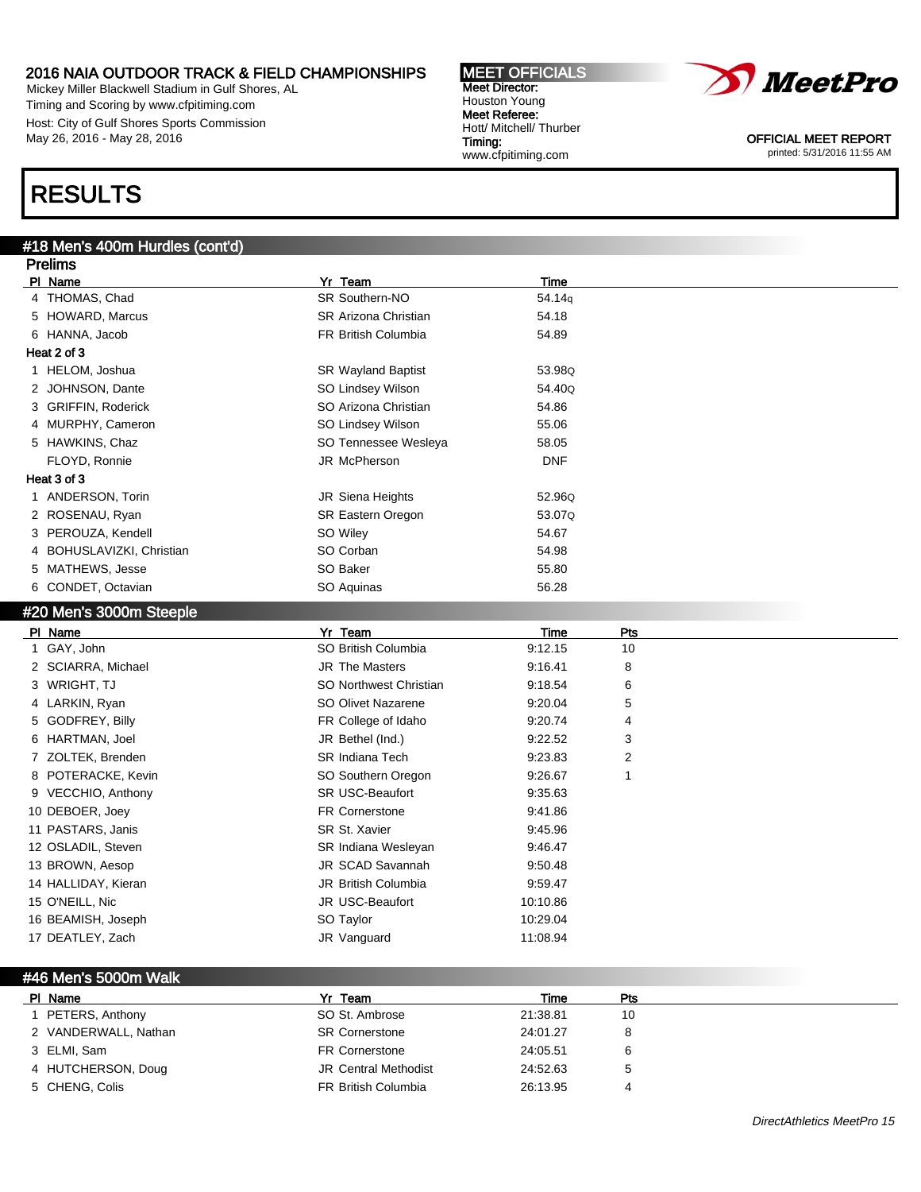# 2016 NAIA OUTDOOR TRACK & FIELD CHAMPIONSHIPS

Mickey Miller Blackwell Stadium in Gulf Shores, AL
Timing and Scoring by www.cfpitiming.com
Host: City of Gulf Shores Sports Commission
May 26, 2016 - May 28, 2016

**MEET OFFICIALS**
**Meet Director:**
Houston Young
**Meet Referee:**
Hott/ Mitchell/ Thurber
**Timing:**
www.cfpitiming.com

OFFICIAL MEET REPORT
printed: 5/31/2016 11:55 AM

# RESULTS

## #18 Men's 400m Hurdles (cont'd)

### Prelims

| Pl | Name | Yr | Team | Time |
|---|---|---|---|---|
| 4 | THOMAS, Chad | SR | Southern-NO | 54.14q |
| 5 | HOWARD, Marcus | SR | Arizona Christian | 54.18 |
| 6 | HANNA, Jacob | FR | British Columbia | 54.89 |
| **Heat 2 of 3** | | | | |
| 1 | HELOM, Joshua | SR | Wayland Baptist | 53.98Q |
| 2 | JOHNSON, Dante | SO | Lindsey Wilson | 54.40Q |
| 3 | GRIFFIN, Roderick | SO | Arizona Christian | 54.86 |
| 4 | MURPHY, Cameron | SO | Lindsey Wilson | 55.06 |
| 5 | HAWKINS, Chaz | SO | Tennessee Wesleya | 58.05 |
| | FLOYD, Ronnie | JR | McPherson | DNF |
| **Heat 3 of 3** | | | | |
| 1 | ANDERSON, Torin | JR | Siena Heights | 52.96Q |
| 2 | ROSENAU, Ryan | SR | Eastern Oregon | 53.07Q |
| 3 | PEROUZA, Kendell | SO | Wiley | 54.67 |
| 4 | BOHUSLAVIZKI, Christian | SO | Corban | 54.98 |
| 5 | MATHEWS, Jesse | SO | Baker | 55.80 |
| 6 | CONDET, Octavian | SO | Aquinas | 56.28 |

## #20 Men's 3000m Steeple

| Pl | Name | Yr | Team | Time | Pts |
|---|---|---|---|---|---|
| 1 | GAY, John | SO | British Columbia | 9:12.15 | 10 |
| 2 | SCIARRA, Michael | JR | The Masters | 9:16.41 | 8 |
| 3 | WRIGHT, TJ | SO | Northwest Christian | 9:18.54 | 6 |
| 4 | LARKIN, Ryan | SO | Olivet Nazarene | 9:20.04 | 5 |
| 5 | GODFREY, Billy | FR | College of Idaho | 9:20.74 | 4 |
| 6 | HARTMAN, Joel | JR | Bethel (Ind.) | 9:22.52 | 3 |
| 7 | ZOLTEK, Brenden | SR | Indiana Tech | 9:23.83 | 2 |
| 8 | POTERACKE, Kevin | SO | Southern Oregon | 9:26.67 | 1 |
| 9 | VECCHIO, Anthony | SR | USC-Beaufort | 9:35.63 | |
| 10 | DEBOER, Joey | FR | Cornerstone | 9:41.86 | |
| 11 | PASTARS, Janis | SR | St. Xavier | 9:45.96 | |
| 12 | OSLADIL, Steven | SR | Indiana Wesleyan | 9:46.47 | |
| 13 | BROWN, Aesop | JR | SCAD Savannah | 9:50.48 | |
| 14 | HALLIDAY, Kieran | JR | British Columbia | 9:59.47 | |
| 15 | O'NEILL, Nic | JR | USC-Beaufort | 10:10.86 | |
| 16 | BEAMISH, Joseph | SO | Taylor | 10:29.04 | |
| 17 | DEATLEY, Zach | JR | Vanguard | 11:08.94 | |

## #46 Men's 5000m Walk

| Pl | Name | Yr | Team | Time | Pts |
|---|---|---|---|---|---|
| 1 | PETERS, Anthony | SO | St. Ambrose | 21:38.81 | 10 |
| 2 | VANDERWALL, Nathan | SR | Cornerstone | 24:01.27 | 8 |
| 3 | ELMI, Sam | FR | Cornerstone | 24:05.51 | 6 |
| 4 | HUTCHERSON, Doug | JR | Central Methodist | 24:52.63 | 5 |
| 5 | CHENG, Colis | FR | British Columbia | 26:13.95 | 4 |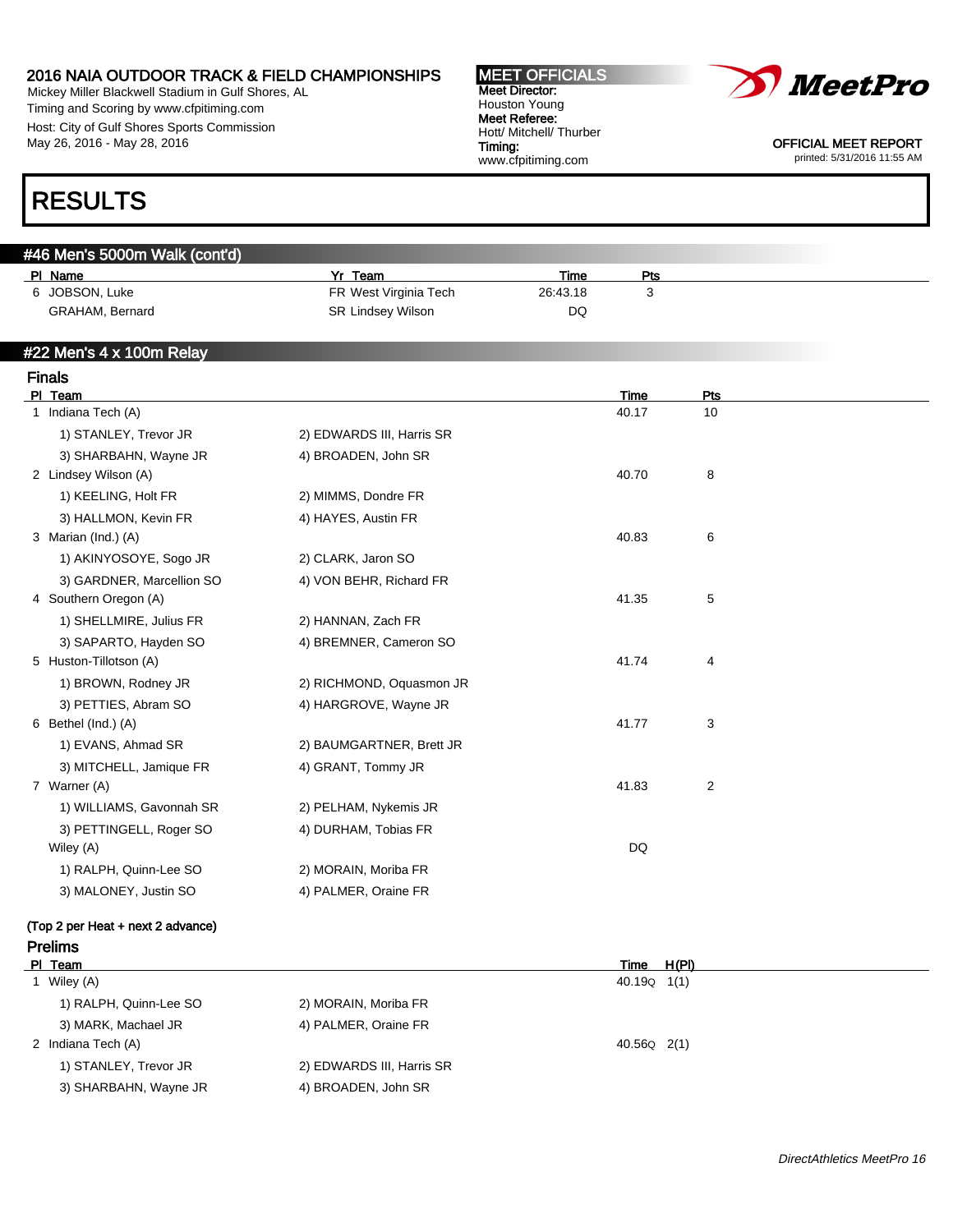# 2016 NAIA OUTDOOR TRACK & FIELD CHAMPIONSHIPS

Mickey Miller Blackwell Stadium in Gulf Shores, AL
Timing and Scoring by www.cfpitiming.com
Host: City of Gulf Shores Sports Commission
May 26, 2016 - May 28, 2016

**MEET OFFICIALS**
**Meet Director:** Houston Young
**Meet Referee:** Hott/ Mitchell/ Thurber
**Timing:** www.cfpitiming.com

OFFICIAL MEET REPORT
printed: 5/31/2016 11:55 AM

# RESULTS

## #46 Men's 5000m Walk (cont'd)

| Pl | Name | Yr | Team | Time | Pts |
|---|---|---|---|---|---|
| 6 | JOBSON, Luke | FR | West Virginia Tech | 26:43.18 | 3 |
| | GRAHAM, Bernard | SR | Lindsey Wilson | DQ | |

## #22 Men's 4 x 100m Relay

### Finals

| Pl | Team | | Time | Pts |
|---|---|---|---|---|
| 1 | Indiana Tech (A) | | 40.17 | 10 |
| | 1) STANLEY, Trevor JR | 2) EDWARDS III, Harris SR | | |
| | 3) SHARBAHN, Wayne JR | 4) BROADEN, John SR | | |
| 2 | Lindsey Wilson (A) | | 40.70 | 8 |
| | 1) KEELING, Holt FR | 2) MIMMS, Dondre FR | | |
| | 3) HALLMON, Kevin FR | 4) HAYES, Austin FR | | |
| 3 | Marian (Ind.) (A) | | 40.83 | 6 |
| | 1) AKINYOSOYE, Sogo JR | 2) CLARK, Jaron SO | | |
| | 3) GARDNER, Marcellion SO | 4) VON BEHR, Richard FR | | |
| 4 | Southern Oregon (A) | | 41.35 | 5 |
| | 1) SHELLMIRE, Julius FR | 2) HANNAN, Zach FR | | |
| | 3) SAPARTO, Hayden SO | 4) BREMNER, Cameron SO | | |
| 5 | Huston-Tillotson (A) | | 41.74 | 4 |
| | 1) BROWN, Rodney JR | 2) RICHMOND, Oquasmon JR | | |
| | 3) PETTIES, Abram SO | 4) HARGROVE, Wayne JR | | |
| 6 | Bethel (Ind.) (A) | | 41.77 | 3 |
| | 1) EVANS, Ahmad SR | 2) BAUMGARTNER, Brett JR | | |
| | 3) MITCHELL, Jamique FR | 4) GRANT, Tommy JR | | |
| 7 | Warner (A) | | 41.83 | 2 |
| | 1) WILLIAMS, Gavonnah SR | 2) PELHAM, Nykemis JR | | |
| | 3) PETTINGELL, Roger SO | 4) DURHAM, Tobias FR | | |
| | Wiley (A) | | DQ | |
| | 1) RALPH, Quinn-Lee SO | 2) MORAIN, Moriba FR | | |
| | 3) MALONEY, Justin SO | 4) PALMER, Oraine FR | | |

**(Top 2 per Heat + next 2 advance)**

### Prelims

| Pl | Team | | Time | H(Pl) |
|---|---|---|---|---|
| 1 | Wiley (A) | | 40.19Q | 1(1) |
| | 1) RALPH, Quinn-Lee SO | 2) MORAIN, Moriba FR | | |
| | 3) MARK, Machael JR | 4) PALMER, Oraine FR | | |
| 2 | Indiana Tech (A) | | 40.56Q | 2(1) |
| | 1) STANLEY, Trevor JR | 2) EDWARDS III, Harris SR | | |
| | 3) SHARBAHN, Wayne JR | 4) BROADEN, John SR | | |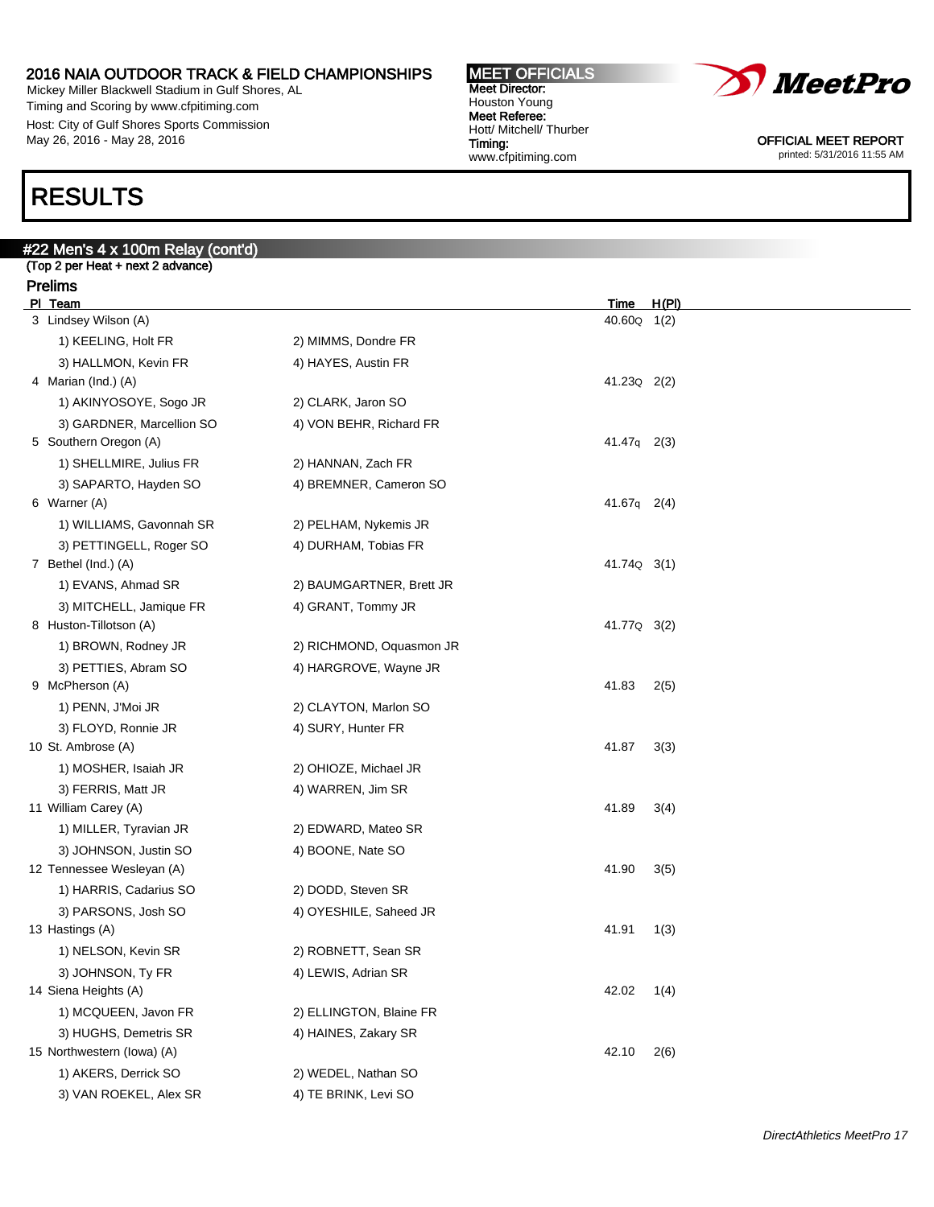## RESULTS

### #22 Men's 4 x 100m Relay (cont'd)

(Top 2 per Heat + next 2 advance)

**Prelims**

| Pl | Team | | Time | H(Pl) |
|---|---|---|---|---|
| 3 | Lindsey Wilson (A) | | 40.60Q | 1(2) |
| | 1) KEELING, Holt FR | 2) MIMMS, Dondre FR | | |
| | 3) HALLMON, Kevin FR | 4) HAYES, Austin FR | | |
| 4 | Marian (Ind.) (A) | | 41.23Q | 2(2) |
| | 1) AKINYOSOYE, Sogo JR | 2) CLARK, Jaron SO | | |
| | 3) GARDNER, Marcellion SO | 4) VON BEHR, Richard FR | | |
| 5 | Southern Oregon (A) | | 41.47q | 2(3) |
| | 1) SHELLMIRE, Julius FR | 2) HANNAN, Zach FR | | |
| | 3) SAPARTO, Hayden SO | 4) BREMNER, Cameron SO | | |
| 6 | Warner (A) | | 41.67q | 2(4) |
| | 1) WILLIAMS, Gavonnah SR | 2) PELHAM, Nykemis JR | | |
| | 3) PETTINGELL, Roger SO | 4) DURHAM, Tobias FR | | |
| 7 | Bethel (Ind.) (A) | | 41.74Q | 3(1) |
| | 1) EVANS, Ahmad SR | 2) BAUMGARTNER, Brett JR | | |
| | 3) MITCHELL, Jamique FR | 4) GRANT, Tommy JR | | |
| 8 | Huston-Tillotson (A) | | 41.77Q | 3(2) |
| | 1) BROWN, Rodney JR | 2) RICHMOND, Oquasmon JR | | |
| | 3) PETTIES, Abram SO | 4) HARGROVE, Wayne JR | | |
| 9 | McPherson (A) | | 41.83 | 2(5) |
| | 1) PENN, J'Moi JR | 2) CLAYTON, Marlon SO | | |
| | 3) FLOYD, Ronnie JR | 4) SURY, Hunter FR | | |
| 10 | St. Ambrose (A) | | 41.87 | 3(3) |
| | 1) MOSHER, Isaiah JR | 2) OHIOZE, Michael JR | | |
| | 3) FERRIS, Matt JR | 4) WARREN, Jim SR | | |
| 11 | William Carey (A) | | 41.89 | 3(4) |
| | 1) MILLER, Tyravian JR | 2) EDWARD, Mateo SR | | |
| | 3) JOHNSON, Justin SO | 4) BOONE, Nate SO | | |
| 12 | Tennessee Wesleyan (A) | | 41.90 | 3(5) |
| | 1) HARRIS, Cadarius SO | 2) DODD, Steven SR | | |
| | 3) PARSONS, Josh SO | 4) OYESHILE, Saheed JR | | |
| 13 | Hastings (A) | | 41.91 | 1(3) |
| | 1) NELSON, Kevin SR | 2) ROBNETT, Sean SR | | |
| | 3) JOHNSON, Ty FR | 4) LEWIS, Adrian SR | | |
| 14 | Siena Heights (A) | | 42.02 | 1(4) |
| | 1) MCQUEEN, Javon FR | 2) ELLINGTON, Blaine FR | | |
| | 3) HUGHS, Demetris SR | 4) HAINES, Zakary SR | | |
| 15 | Northwestern (Iowa) (A) | | 42.10 | 2(6) |
| | 1) AKERS, Derrick SO | 2) WEDEL, Nathan SO | | |
| | 3) VAN ROEKEL, Alex SR | 4) TE BRINK, Levi SO | | |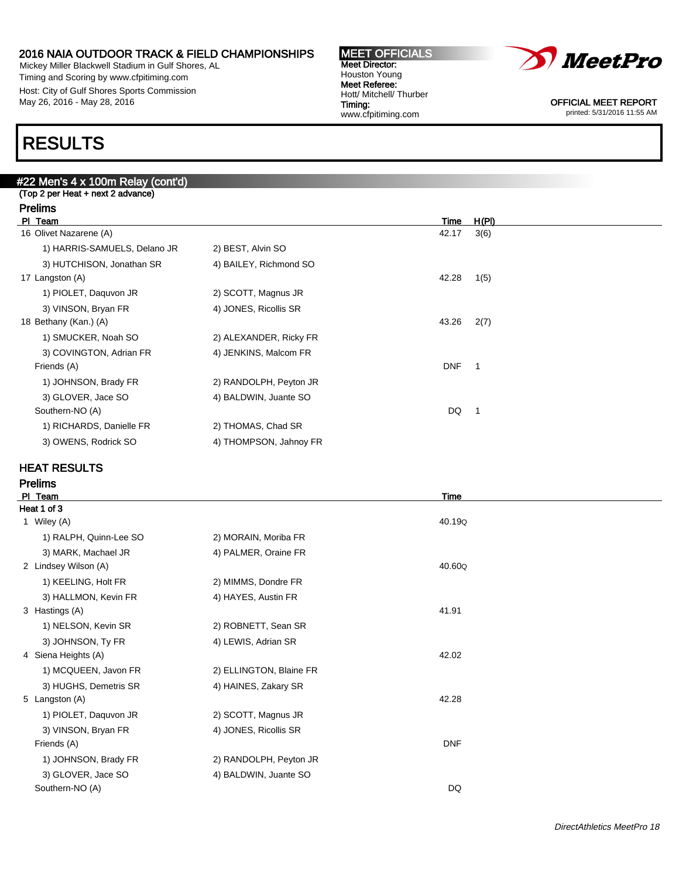## RESULTS

### #22 Men's 4 x 100m Relay (cont'd)

(Top 2 per Heat + next 2 advance)

#### Prelims

| Pl | Team | | Time | H(Pl) |
|---|---|---|---|---|
| 16 | Olivet Nazarene (A) | | 42.17 | 3(6) |
| | 1) HARRIS-SAMUELS, Delano JR | 2) BEST, Alvin SO | | |
| | 3) HUTCHISON, Jonathan SR | 4) BAILEY, Richmond SO | | |
| 17 | Langston (A) | | 42.28 | 1(5) |
| | 1) PIOLET, Daquvon JR | 2) SCOTT, Magnus JR | | |
| | 3) VINSON, Bryan FR | 4) JONES, Ricollis SR | | |
| 18 | Bethany (Kan.) (A) | | 43.26 | 2(7) |
| | 1) SMUCKER, Noah SO | 2) ALEXANDER, Ricky FR | | |
| | 3) COVINGTON, Adrian FR | 4) JENKINS, Malcom FR | | |
| | Friends (A) | | DNF | 1 |
| | 1) JOHNSON, Brady FR | 2) RANDOLPH, Peyton JR | | |
| | 3) GLOVER, Jace SO | 4) BALDWIN, Juante SO | | |
| | Southern-NO (A) | | DQ | 1 |
| | 1) RICHARDS, Danielle FR | 2) THOMAS, Chad SR | | |
| | 3) OWENS, Rodrick SO | 4) THOMPSON, Jahnoy FR | | |

### HEAT RESULTS

#### Prelims

| Pl | Team | | Time |
|---|---|---|---|
| **Heat 1 of 3** | | | |
| 1 | Wiley (A) | | 40.19Q |
| | 1) RALPH, Quinn-Lee SO | 2) MORAIN, Moriba FR | |
| | 3) MARK, Machael JR | 4) PALMER, Oraine FR | |
| 2 | Lindsey Wilson (A) | | 40.60Q |
| | 1) KEELING, Holt FR | 2) MIMMS, Dondre FR | |
| | 3) HALLMON, Kevin FR | 4) HAYES, Austin FR | |
| 3 | Hastings (A) | | 41.91 |
| | 1) NELSON, Kevin SR | 2) ROBNETT, Sean SR | |
| | 3) JOHNSON, Ty FR | 4) LEWIS, Adrian SR | |
| 4 | Siena Heights (A) | | 42.02 |
| | 1) MCQUEEN, Javon FR | 2) ELLINGTON, Blaine FR | |
| | 3) HUGHS, Demetris SR | 4) HAINES, Zakary SR | |
| 5 | Langston (A) | | 42.28 |
| | 1) PIOLET, Daquvon JR | 2) SCOTT, Magnus JR | |
| | 3) VINSON, Bryan FR | 4) JONES, Ricollis SR | |
| | Friends (A) | | DNF |
| | 1) JOHNSON, Brady FR | 2) RANDOLPH, Peyton JR | |
| | 3) GLOVER, Jace SO | 4) BALDWIN, Juante SO | |
| | Southern-NO (A) | | DQ |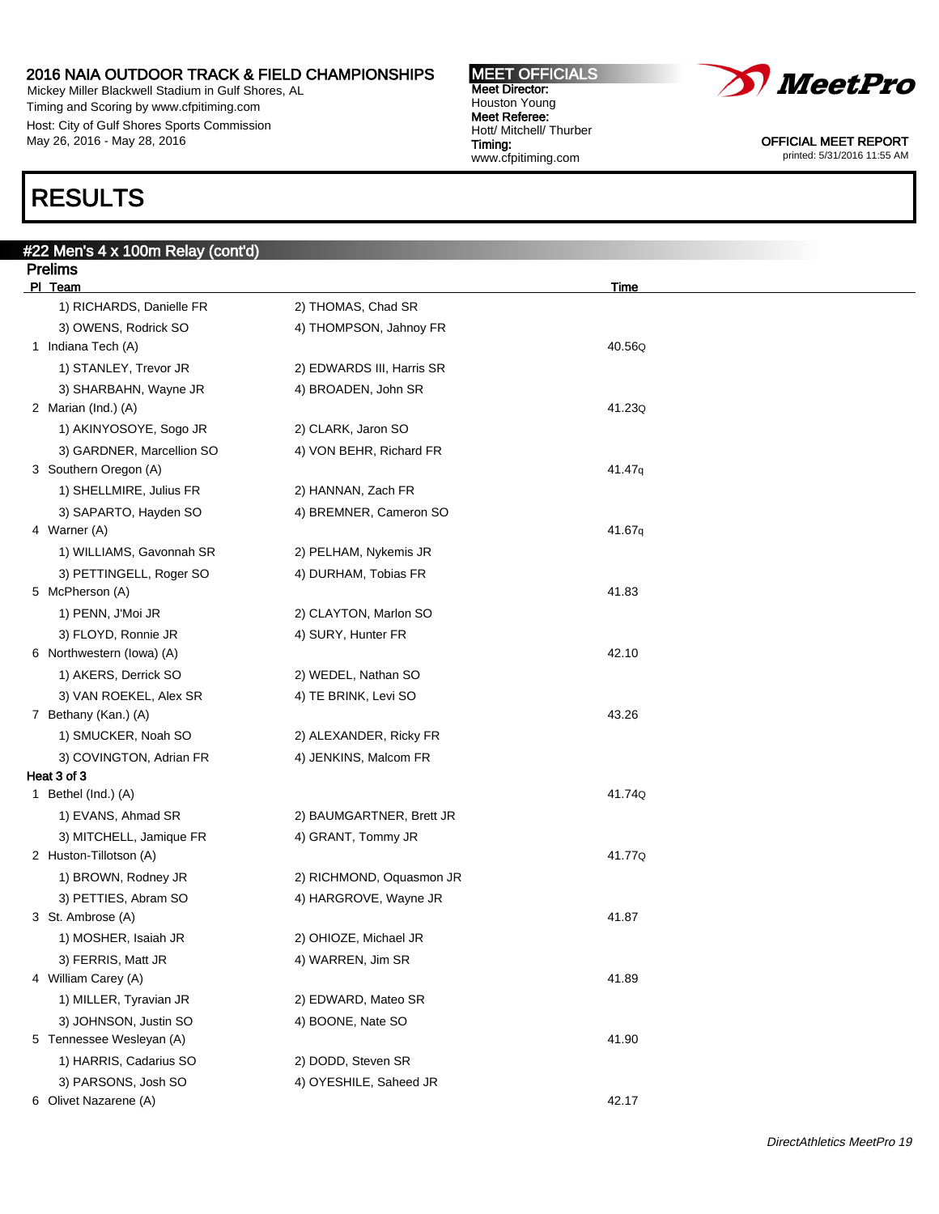# RESULTS

## #22 Men's 4 x 100m Relay (cont'd)

### Prelims

| Pl | Team | | Time |
|---|---|---|---|
| | 1) RICHARDS, Danielle FR | 2) THOMAS, Chad SR | |
| | 3) OWENS, Rodrick SO | 4) THOMPSON, Jahnoy FR | |
| 1 | Indiana Tech (A) | | 40.56Q |
| | 1) STANLEY, Trevor JR | 2) EDWARDS III, Harris SR | |
| | 3) SHARBAHN, Wayne JR | 4) BROADEN, John SR | |
| 2 | Marian (Ind.) (A) | | 41.23Q |
| | 1) AKINYOSOYE, Sogo JR | 2) CLARK, Jaron SO | |
| | 3) GARDNER, Marcellion SO | 4) VON BEHR, Richard FR | |
| 3 | Southern Oregon (A) | | 41.47q |
| | 1) SHELLMIRE, Julius FR | 2) HANNAN, Zach FR | |
| | 3) SAPARTO, Hayden SO | 4) BREMNER, Cameron SO | |
| 4 | Warner (A) | | 41.67q |
| | 1) WILLIAMS, Gavonnah SR | 2) PELHAM, Nykemis JR | |
| | 3) PETTINGELL, Roger SO | 4) DURHAM, Tobias FR | |
| 5 | McPherson (A) | | 41.83 |
| | 1) PENN, J'Moi JR | 2) CLAYTON, Marlon SO | |
| | 3) FLOYD, Ronnie JR | 4) SURY, Hunter FR | |
| 6 | Northwestern (Iowa) (A) | | 42.10 |
| | 1) AKERS, Derrick SO | 2) WEDEL, Nathan SO | |
| | 3) VAN ROEKEL, Alex SR | 4) TE BRINK, Levi SO | |
| 7 | Bethany (Kan.) (A) | | 43.26 |
| | 1) SMUCKER, Noah SO | 2) ALEXANDER, Ricky FR | |
| | 3) COVINGTON, Adrian FR | 4) JENKINS, Malcom FR | |

**Heat 3 of 3**

| Pl | Team | | Time |
|---|---|---|---|
| 1 | Bethel (Ind.) (A) | | 41.74Q |
| | 1) EVANS, Ahmad SR | 2) BAUMGARTNER, Brett JR | |
| | 3) MITCHELL, Jamique FR | 4) GRANT, Tommy JR | |
| 2 | Huston-Tillotson (A) | | 41.77Q |
| | 1) BROWN, Rodney JR | 2) RICHMOND, Oquasmon JR | |
| | 3) PETTIES, Abram SO | 4) HARGROVE, Wayne JR | |
| 3 | St. Ambrose (A) | | 41.87 |
| | 1) MOSHER, Isaiah JR | 2) OHIOZE, Michael JR | |
| | 3) FERRIS, Matt JR | 4) WARREN, Jim SR | |
| 4 | William Carey (A) | | 41.89 |
| | 1) MILLER, Tyravian JR | 2) EDWARD, Mateo SR | |
| | 3) JOHNSON, Justin SO | 4) BOONE, Nate SO | |
| 5 | Tennessee Wesleyan (A) | | 41.90 |
| | 1) HARRIS, Cadarius SO | 2) DODD, Steven SR | |
| | 3) PARSONS, Josh SO | 4) OYESHILE, Saheed JR | |
| 6 | Olivet Nazarene (A) | | 42.17 |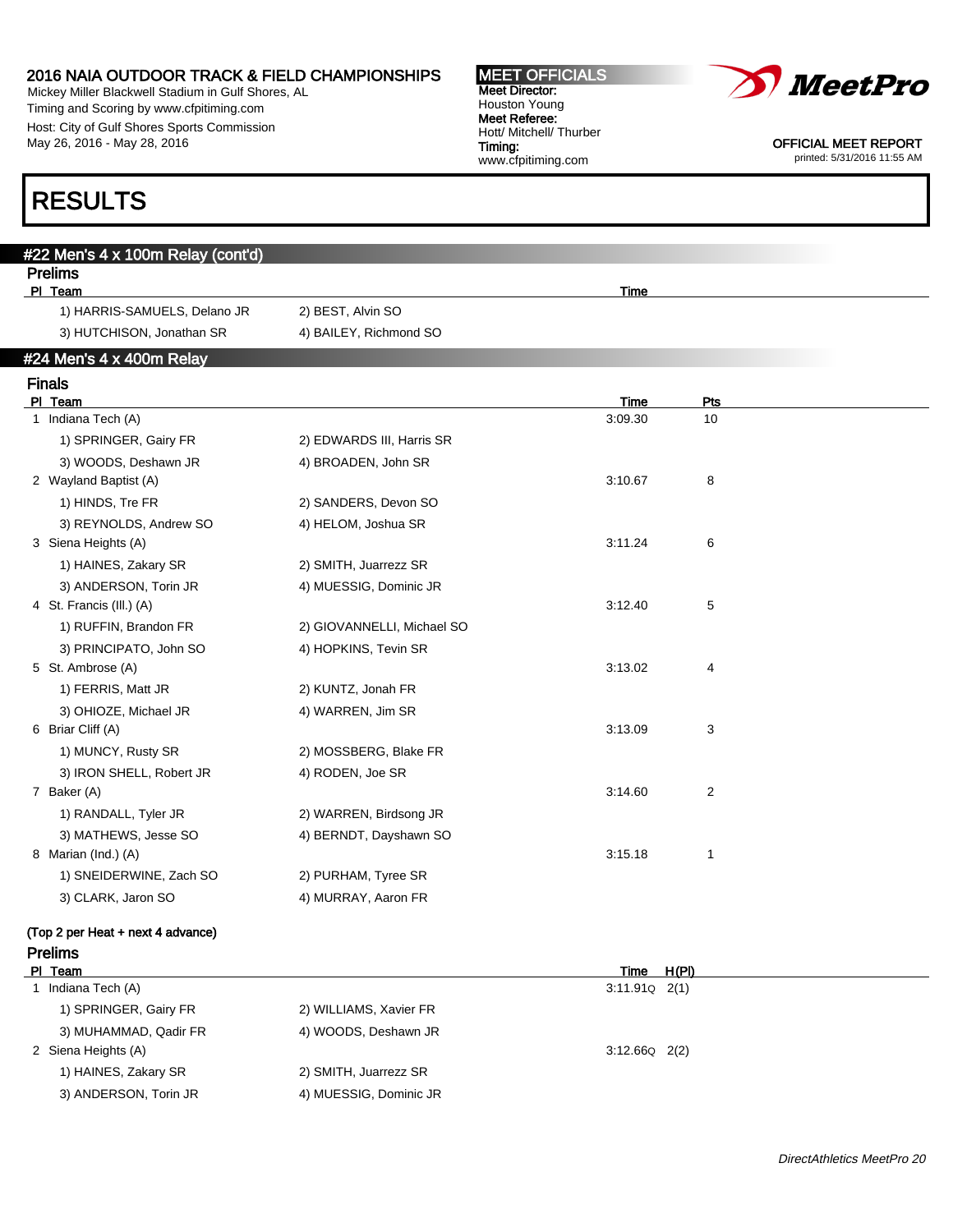# RESULTS

## #22 Men's 4 x 100m Relay (cont'd)

### Prelims

| Pl | Team | | Time |
|---|---|---|---|
| | 1) HARRIS-SAMUELS, Delano JR | 2) BEST, Alvin SO | |
| | 3) HUTCHISON, Jonathan SR | 4) BAILEY, Richmond SO | |

## #24 Men's 4 x 400m Relay

### Finals

| Pl | Team | | Time | Pts |
|---|---|---|---|---|
| 1 | Indiana Tech (A) | | 3:09.30 | 10 |
| | 1) SPRINGER, Gairy FR | 2) EDWARDS III, Harris SR | | |
| | 3) WOODS, Deshawn JR | 4) BROADEN, John SR | | |
| 2 | Wayland Baptist (A) | | 3:10.67 | 8 |
| | 1) HINDS, Tre FR | 2) SANDERS, Devon SO | | |
| | 3) REYNOLDS, Andrew SO | 4) HELOM, Joshua SR | | |
| 3 | Siena Heights (A) | | 3:11.24 | 6 |
| | 1) HAINES, Zakary SR | 2) SMITH, Juarrezz SR | | |
| | 3) ANDERSON, Torin JR | 4) MUESSIG, Dominic JR | | |
| 4 | St. Francis (Ill.) (A) | | 3:12.40 | 5 |
| | 1) RUFFIN, Brandon FR | 2) GIOVANNELLI, Michael SO | | |
| | 3) PRINCIPATO, John SO | 4) HOPKINS, Tevin SR | | |
| 5 | St. Ambrose (A) | | 3:13.02 | 4 |
| | 1) FERRIS, Matt JR | 2) KUNTZ, Jonah FR | | |
| | 3) OHIOZE, Michael JR | 4) WARREN, Jim SR | | |
| 6 | Briar Cliff (A) | | 3:13.09 | 3 |
| | 1) MUNCY, Rusty SR | 2) MOSSBERG, Blake FR | | |
| | 3) IRON SHELL, Robert JR | 4) RODEN, Joe SR | | |
| 7 | Baker (A) | | 3:14.60 | 2 |
| | 1) RANDALL, Tyler JR | 2) WARREN, Birdsong JR | | |
| | 3) MATHEWS, Jesse SO | 4) BERNDT, Dayshawn SO | | |
| 8 | Marian (Ind.) (A) | | 3:15.18 | 1 |
| | 1) SNEIDERWINE, Zach SO | 2) PURHAM, Tyree SR | | |
| | 3) CLARK, Jaron SO | 4) MURRAY, Aaron FR | | |

(Top 2 per Heat + next 4 advance)

### Prelims

| Pl | Team | | Time | H(Pl) |
|---|---|---|---|---|
| 1 | Indiana Tech (A) | | 3:11.91Q | 2(1) |
| | 1) SPRINGER, Gairy FR | 2) WILLIAMS, Xavier FR | | |
| | 3) MUHAMMAD, Qadir FR | 4) WOODS, Deshawn JR | | |
| 2 | Siena Heights (A) | | 3:12.66Q | 2(2) |
| | 1) HAINES, Zakary SR | 2) SMITH, Juarrezz SR | | |
| | 3) ANDERSON, Torin JR | 4) MUESSIG, Dominic JR | | |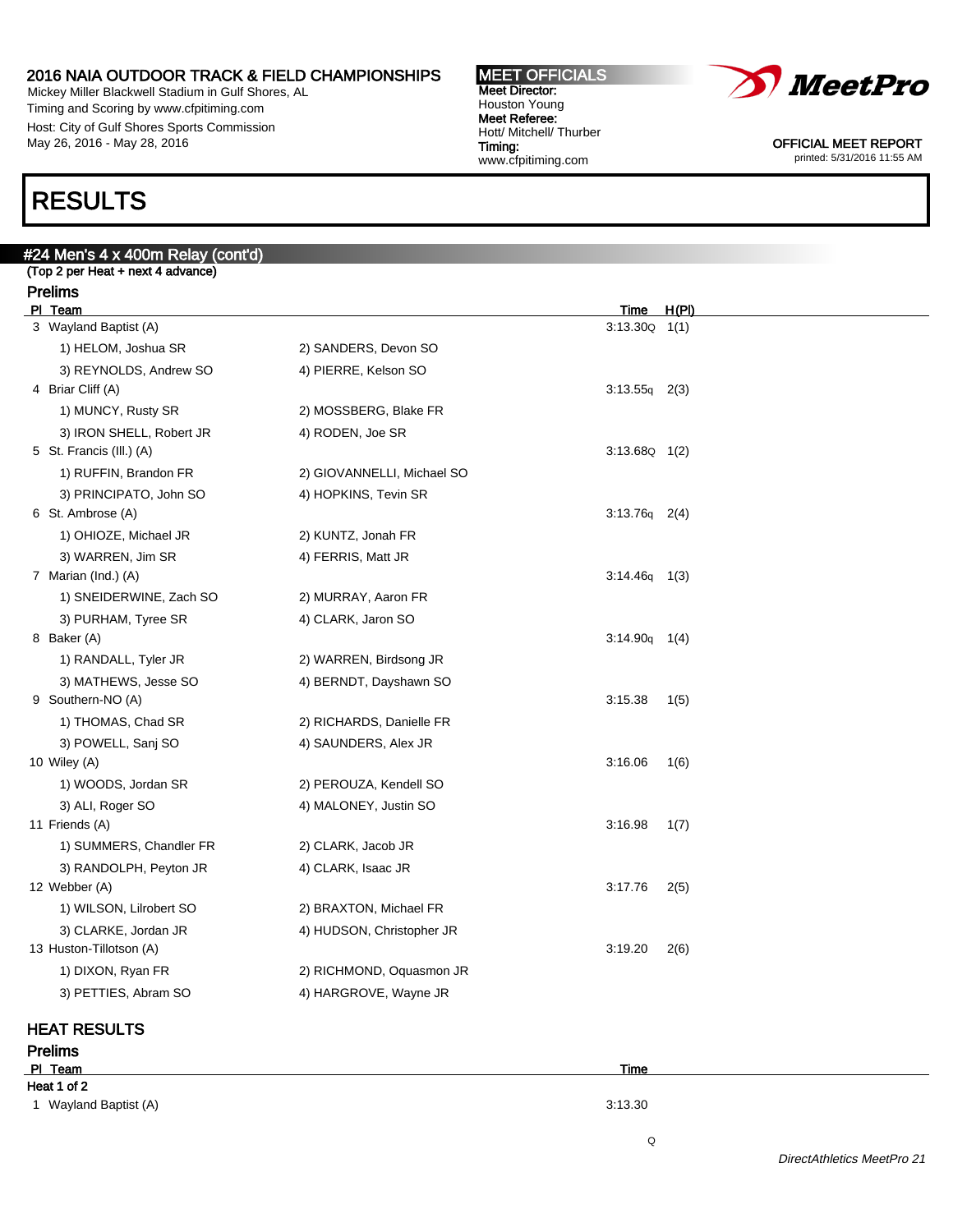2016 NAIA OUTDOOR TRACK & FIELD CHAMPIONSHIPS
Mickey Miller Blackwell Stadium in Gulf Shores, AL
Timing and Scoring by www.cfpitiming.com
Host: City of Gulf Shores Sports Commission
May 26, 2016 - May 28, 2016

**MEET OFFICIALS**
**Meet Director:** Houston Young
**Meet Referee:** Hott/ Mitchell/ Thurber
**Timing:** www.cfpitiming.com

OFFICIAL MEET REPORT
printed: 5/31/2016 11:55 AM

# RESULTS

## #24 Men's 4 x 400m Relay (cont'd)

(Top 2 per Heat + next 4 advance)

### Prelims

| Pl | Team | | Time | H(Pl) |
|---|---|---|---|---|
| 3 | Wayland Baptist (A) | | 3:13.30Q | 1(1) |
| | 1) HELOM, Joshua SR | 2) SANDERS, Devon SO | | |
| | 3) REYNOLDS, Andrew SO | 4) PIERRE, Kelson SO | | |
| 4 | Briar Cliff (A) | | 3:13.55q | 2(3) |
| | 1) MUNCY, Rusty SR | 2) MOSSBERG, Blake FR | | |
| | 3) IRON SHELL, Robert JR | 4) RODEN, Joe SR | | |
| 5 | St. Francis (Ill.) (A) | | 3:13.68Q | 1(2) |
| | 1) RUFFIN, Brandon FR | 2) GIOVANNELLI, Michael SO | | |
| | 3) PRINCIPATO, John SO | 4) HOPKINS, Tevin SR | | |
| 6 | St. Ambrose (A) | | 3:13.76q | 2(4) |
| | 1) OHIOZE, Michael JR | 2) KUNTZ, Jonah FR | | |
| | 3) WARREN, Jim SR | 4) FERRIS, Matt JR | | |
| 7 | Marian (Ind.) (A) | | 3:14.46q | 1(3) |
| | 1) SNEIDERWINE, Zach SO | 2) MURRAY, Aaron FR | | |
| | 3) PURHAM, Tyree SR | 4) CLARK, Jaron SO | | |
| 8 | Baker (A) | | 3:14.90q | 1(4) |
| | 1) RANDALL, Tyler JR | 2) WARREN, Birdsong JR | | |
| | 3) MATHEWS, Jesse SO | 4) BERNDT, Dayshawn SO | | |
| 9 | Southern-NO (A) | | 3:15.38 | 1(5) |
| | 1) THOMAS, Chad SR | 2) RICHARDS, Danielle FR | | |
| | 3) POWELL, Sanj SO | 4) SAUNDERS, Alex JR | | |
| 10 | Wiley (A) | | 3:16.06 | 1(6) |
| | 1) WOODS, Jordan SR | 2) PEROUZA, Kendell SO | | |
| | 3) ALI, Roger SO | 4) MALONEY, Justin SO | | |
| 11 | Friends (A) | | 3:16.98 | 1(7) |
| | 1) SUMMERS, Chandler FR | 2) CLARK, Jacob JR | | |
| | 3) RANDOLPH, Peyton JR | 4) CLARK, Isaac JR | | |
| 12 | Webber (A) | | 3:17.76 | 2(5) |
| | 1) WILSON, Lilrobert SO | 2) BRAXTON, Michael FR | | |
| | 3) CLARKE, Jordan JR | 4) HUDSON, Christopher JR | | |
| 13 | Huston-Tillotson (A) | | 3:19.20 | 2(6) |
| | 1) DIXON, Ryan FR | 2) RICHMOND, Oquasmon JR | | |
| | 3) PETTIES, Abram SO | 4) HARGROVE, Wayne JR | | |

## HEAT RESULTS

### Prelims

| Pl | Team | Time |
|---|---|---|
| **Heat 1 of 2** | | |
| 1 | Wayland Baptist (A) | 3:13.30 Q |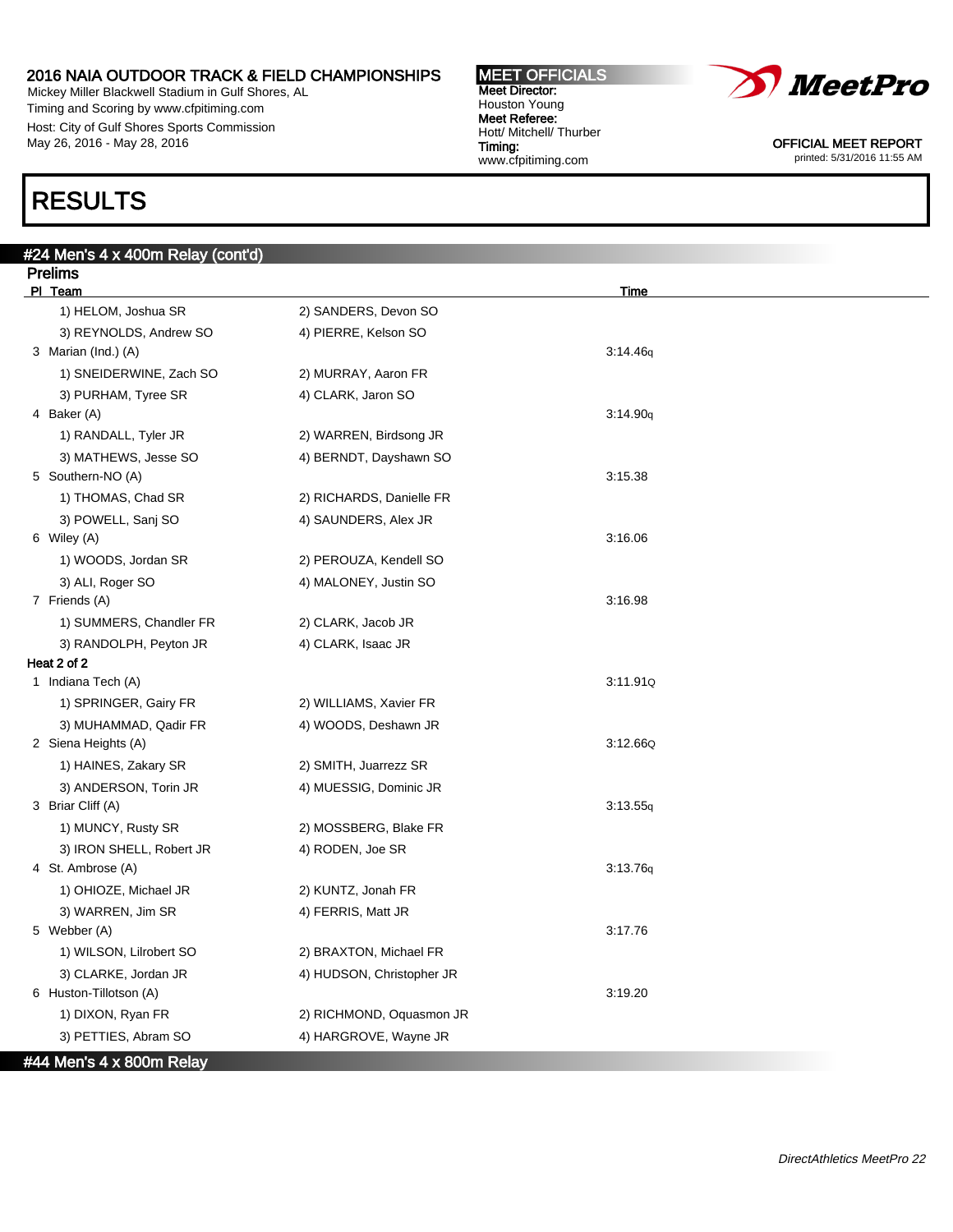2016 NAIA OUTDOOR TRACK & FIELD CHAMPIONSHIPS
Mickey Miller Blackwell Stadium in Gulf Shores, AL
Timing and Scoring by www.cfpitiming.com
Host: City of Gulf Shores Sports Commission
May 26, 2016 - May 28, 2016

**MEET OFFICIALS**
**Meet Director:**
Houston Young
**Meet Referee:**
Hott/ Mitchell/ Thurber
**Timing:**
www.cfpitiming.com

OFFICIAL MEET REPORT
printed: 5/31/2016 11:55 AM

# RESULTS

## #24 Men's 4 x 400m Relay (cont'd)

### Prelims

| Pl | Team | | Time |
|---|---|---|---|
| | 1) HELOM, Joshua SR | 2) SANDERS, Devon SO | |
| | 3) REYNOLDS, Andrew SO | 4) PIERRE, Kelson SO | |
| 3 | Marian (Ind.) (A) | | 3:14.46q |
| | 1) SNEIDERWINE, Zach SO | 2) MURRAY, Aaron FR | |
| | 3) PURHAM, Tyree SR | 4) CLARK, Jaron SO | |
| 4 | Baker (A) | | 3:14.90q |
| | 1) RANDALL, Tyler JR | 2) WARREN, Birdsong JR | |
| | 3) MATHEWS, Jesse SO | 4) BERNDT, Dayshawn SO | |
| 5 | Southern-NO (A) | | 3:15.38 |
| | 1) THOMAS, Chad SR | 2) RICHARDS, Danielle FR | |
| | 3) POWELL, Sanj SO | 4) SAUNDERS, Alex JR | |
| 6 | Wiley (A) | | 3:16.06 |
| | 1) WOODS, Jordan SR | 2) PEROUZA, Kendell SO | |
| | 3) ALI, Roger SO | 4) MALONEY, Justin SO | |
| 7 | Friends (A) | | 3:16.98 |
| | 1) SUMMERS, Chandler FR | 2) CLARK, Jacob JR | |
| | 3) RANDOLPH, Peyton JR | 4) CLARK, Isaac JR | |

**Heat 2 of 2**

| Pl | Team | | Time |
|---|---|---|---|
| 1 | Indiana Tech (A) | | 3:11.91Q |
| | 1) SPRINGER, Gairy FR | 2) WILLIAMS, Xavier FR | |
| | 3) MUHAMMAD, Qadir FR | 4) WOODS, Deshawn JR | |
| 2 | Siena Heights (A) | | 3:12.66Q |
| | 1) HAINES, Zakary SR | 2) SMITH, Juarrezz SR | |
| | 3) ANDERSON, Torin JR | 4) MUESSIG, Dominic JR | |
| 3 | Briar Cliff (A) | | 3:13.55q |
| | 1) MUNCY, Rusty SR | 2) MOSSBERG, Blake FR | |
| | 3) IRON SHELL, Robert JR | 4) RODEN, Joe SR | |
| 4 | St. Ambrose (A) | | 3:13.76q |
| | 1) OHIOZE, Michael JR | 2) KUNTZ, Jonah FR | |
| | 3) WARREN, Jim SR | 4) FERRIS, Matt JR | |
| 5 | Webber (A) | | 3:17.76 |
| | 1) WILSON, Lilrobert SO | 2) BRAXTON, Michael FR | |
| | 3) CLARKE, Jordan JR | 4) HUDSON, Christopher JR | |
| 6 | Huston-Tillotson (A) | | 3:19.20 |
| | 1) DIXON, Ryan FR | 2) RICHMOND, Oquasmon JR | |
| | 3) PETTIES, Abram SO | 4) HARGROVE, Wayne JR | |

## #44 Men's 4 x 800m Relay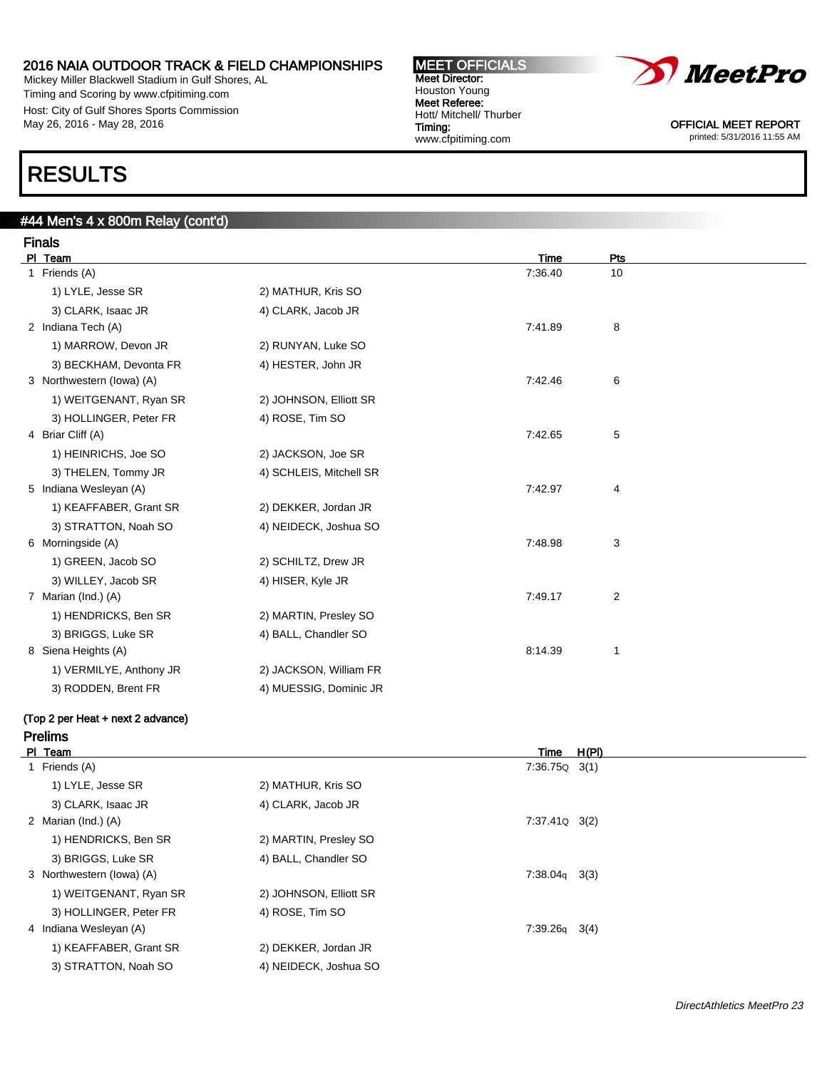# RESULTS

## #44 Men's 4 x 800m Relay (cont'd)

### Finals

| Pl | Team | | Time | Pts |
|---|---|---|---|---|
| 1 | Friends (A) | | 7:36.40 | 10 |
| | 1) LYLE, Jesse SR | 2) MATHUR, Kris SO | | |
| | 3) CLARK, Isaac JR | 4) CLARK, Jacob JR | | |
| 2 | Indiana Tech (A) | | 7:41.89 | 8 |
| | 1) MARROW, Devon JR | 2) RUNYAN, Luke SO | | |
| | 3) BECKHAM, Devonta FR | 4) HESTER, John JR | | |
| 3 | Northwestern (Iowa) (A) | | 7:42.46 | 6 |
| | 1) WEITGENANT, Ryan SR | 2) JOHNSON, Elliott SR | | |
| | 3) HOLLINGER, Peter FR | 4) ROSE, Tim SO | | |
| 4 | Briar Cliff (A) | | 7:42.65 | 5 |
| | 1) HEINRICHS, Joe SO | 2) JACKSON, Joe SR | | |
| | 3) THELEN, Tommy JR | 4) SCHLEIS, Mitchell SR | | |
| 5 | Indiana Wesleyan (A) | | 7:42.97 | 4 |
| | 1) KEAFFABER, Grant SR | 2) DEKKER, Jordan JR | | |
| | 3) STRATTON, Noah SO | 4) NEIDECK, Joshua SO | | |
| 6 | Morningside (A) | | 7:48.98 | 3 |
| | 1) GREEN, Jacob SO | 2) SCHILTZ, Drew JR | | |
| | 3) WILLEY, Jacob SR | 4) HISER, Kyle JR | | |
| 7 | Marian (Ind.) (A) | | 7:49.17 | 2 |
| | 1) HENDRICKS, Ben SR | 2) MARTIN, Presley SO | | |
| | 3) BRIGGS, Luke SR | 4) BALL, Chandler SO | | |
| 8 | Siena Heights (A) | | 8:14.39 | 1 |
| | 1) VERMILYE, Anthony JR | 2) JACKSON, William FR | | |
| | 3) RODDEN, Brent FR | 4) MUESSIG, Dominic JR | | |

(Top 2 per Heat + next 2 advance)

### Prelims

| Pl | Team | | Time | H(Pl) |
|---|---|---|---|---|
| 1 | Friends (A) | | 7:36.75Q | 3(1) |
| | 1) LYLE, Jesse SR | 2) MATHUR, Kris SO | | |
| | 3) CLARK, Isaac JR | 4) CLARK, Jacob JR | | |
| 2 | Marian (Ind.) (A) | | 7:37.41Q | 3(2) |
| | 1) HENDRICKS, Ben SR | 2) MARTIN, Presley SO | | |
| | 3) BRIGGS, Luke SR | 4) BALL, Chandler SO | | |
| 3 | Northwestern (Iowa) (A) | | 7:38.04q | 3(3) |
| | 1) WEITGENANT, Ryan SR | 2) JOHNSON, Elliott SR | | |
| | 3) HOLLINGER, Peter FR | 4) ROSE, Tim SO | | |
| 4 | Indiana Wesleyan (A) | | 7:39.26q | 3(4) |
| | 1) KEAFFABER, Grant SR | 2) DEKKER, Jordan JR | | |
| | 3) STRATTON, Noah SO | 4) NEIDECK, Joshua SO | | |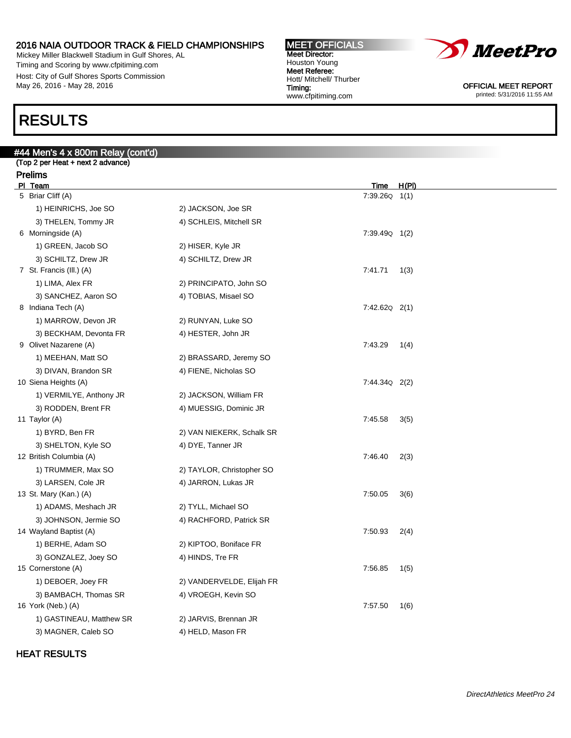# RESULTS

## #44 Men's 4 x 800m Relay (cont'd)

(Top 2 per Heat + next 2 advance)

### Prelims

| Pl | Team | | Time | H(Pl) |
|---|---|---|---|---|
| 5 | Briar Cliff (A) | | 7:39.26Q | 1(1) |
| | 1) HEINRICHS, Joe SO | 2) JACKSON, Joe SR | | |
| | 3) THELEN, Tommy JR | 4) SCHLEIS, Mitchell SR | | |
| 6 | Morningside (A) | | 7:39.49Q | 1(2) |
| | 1) GREEN, Jacob SO | 2) HISER, Kyle JR | | |
| | 3) SCHILTZ, Drew JR | 4) SCHILTZ, Drew JR | | |
| 7 | St. Francis (Ill.) (A) | | 7:41.71 | 1(3) |
| | 1) LIMA, Alex FR | 2) PRINCIPATO, John SO | | |
| | 3) SANCHEZ, Aaron SO | 4) TOBIAS, Misael SO | | |
| 8 | Indiana Tech (A) | | 7:42.62Q | 2(1) |
| | 1) MARROW, Devon JR | 2) RUNYAN, Luke SO | | |
| | 3) BECKHAM, Devonta FR | 4) HESTER, John JR | | |
| 9 | Olivet Nazarene (A) | | 7:43.29 | 1(4) |
| | 1) MEEHAN, Matt SO | 2) BRASSARD, Jeremy SO | | |
| | 3) DIVAN, Brandon SR | 4) FIENE, Nicholas SO | | |
| 10 | Siena Heights (A) | | 7:44.34Q | 2(2) |
| | 1) VERMILYE, Anthony JR | 2) JACKSON, William FR | | |
| | 3) RODDEN, Brent FR | 4) MUESSIG, Dominic JR | | |
| 11 | Taylor (A) | | 7:45.58 | 3(5) |
| | 1) BYRD, Ben FR | 2) VAN NIEKERK, Schalk SR | | |
| | 3) SHELTON, Kyle SO | 4) DYE, Tanner JR | | |
| 12 | British Columbia (A) | | 7:46.40 | 2(3) |
| | 1) TRUMMER, Max SO | 2) TAYLOR, Christopher SO | | |
| | 3) LARSEN, Cole JR | 4) JARRON, Lukas JR | | |
| 13 | St. Mary (Kan.) (A) | | 7:50.05 | 3(6) |
| | 1) ADAMS, Meshach JR | 2) TYLL, Michael SO | | |
| | 3) JOHNSON, Jermie SO | 4) RACHFORD, Patrick SR | | |
| 14 | Wayland Baptist (A) | | 7:50.93 | 2(4) |
| | 1) BERHE, Adam SO | 2) KIPTOO, Boniface FR | | |
| | 3) GONZALEZ, Joey SO | 4) HINDS, Tre FR | | |
| 15 | Cornerstone (A) | | 7:56.85 | 1(5) |
| | 1) DEBOER, Joey FR | 2) VANDERVELDE, Elijah FR | | |
| | 3) BAMBACH, Thomas SR | 4) VROEGH, Kevin SO | | |
| 16 | York (Neb.) (A) | | 7:57.50 | 1(6) |
| | 1) GASTINEAU, Matthew SR | 2) JARVIS, Brennan JR | | |
| | 3) MAGNER, Caleb SO | 4) HELD, Mason FR | | |

### HEAT RESULTS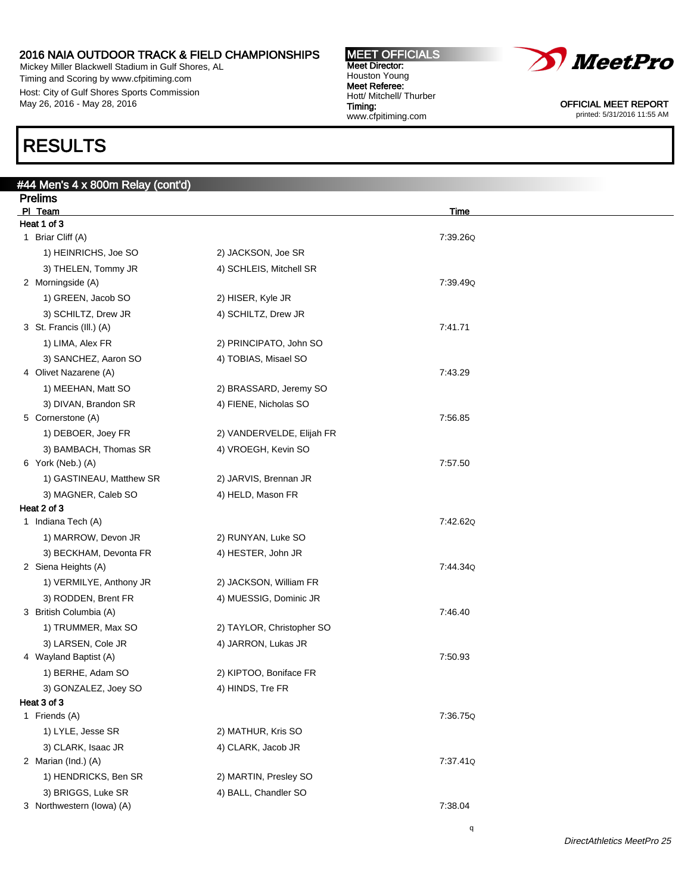# 2016 NAIA OUTDOOR TRACK & FIELD CHAMPIONSHIPS

Mickey Miller Blackwell Stadium in Gulf Shores, AL
Timing and Scoring by www.cfpitiming.com
Host: City of Gulf Shores Sports Commission
May 26, 2016 - May 28, 2016

**MEET OFFICIALS**
**Meet Director:** Houston Young
**Meet Referee:** Hott/ Mitchell/ Thurber
**Timing:** www.cfpitiming.com

OFFICIAL MEET REPORT
printed: 5/31/2016 11:55 AM

# RESULTS

## #44 Men's 4 x 800m Relay (cont'd)

### Prelims

| Pl | Team | | Time |
|---|---|---|---|
| **Heat 1 of 3** | | | |
| 1 | Briar Cliff (A) | | 7:39.26Q |
| | 1) HEINRICHS, Joe SO | 2) JACKSON, Joe SR | |
| | 3) THELEN, Tommy JR | 4) SCHLEIS, Mitchell SR | |
| 2 | Morningside (A) | | 7:39.49Q |
| | 1) GREEN, Jacob SO | 2) HISER, Kyle JR | |
| | 3) SCHILTZ, Drew JR | 4) SCHILTZ, Drew JR | |
| 3 | St. Francis (Ill.) (A) | | 7:41.71 |
| | 1) LIMA, Alex FR | 2) PRINCIPATO, John SO | |
| | 3) SANCHEZ, Aaron SO | 4) TOBIAS, Misael SO | |
| 4 | Olivet Nazarene (A) | | 7:43.29 |
| | 1) MEEHAN, Matt SO | 2) BRASSARD, Jeremy SO | |
| | 3) DIVAN, Brandon SR | 4) FIENE, Nicholas SO | |
| 5 | Cornerstone (A) | | 7:56.85 |
| | 1) DEBOER, Joey FR | 2) VANDERVELDE, Elijah FR | |
| | 3) BAMBACH, Thomas SR | 4) VROEGH, Kevin SO | |
| 6 | York (Neb.) (A) | | 7:57.50 |
| | 1) GASTINEAU, Matthew SR | 2) JARVIS, Brennan JR | |
| | 3) MAGNER, Caleb SO | 4) HELD, Mason FR | |
| **Heat 2 of 3** | | | |
| 1 | Indiana Tech (A) | | 7:42.62Q |
| | 1) MARROW, Devon JR | 2) RUNYAN, Luke SO | |
| | 3) BECKHAM, Devonta FR | 4) HESTER, John JR | |
| 2 | Siena Heights (A) | | 7:44.34Q |
| | 1) VERMILYE, Anthony JR | 2) JACKSON, William FR | |
| | 3) RODDEN, Brent FR | 4) MUESSIG, Dominic JR | |
| 3 | British Columbia (A) | | 7:46.40 |
| | 1) TRUMMER, Max SO | 2) TAYLOR, Christopher SO | |
| | 3) LARSEN, Cole JR | 4) JARRON, Lukas JR | |
| 4 | Wayland Baptist (A) | | 7:50.93 |
| | 1) BERHE, Adam SO | 2) KIPTOO, Boniface FR | |
| | 3) GONZALEZ, Joey SO | 4) HINDS, Tre FR | |
| **Heat 3 of 3** | | | |
| 1 | Friends (A) | | 7:36.75Q |
| | 1) LYLE, Jesse SR | 2) MATHUR, Kris SO | |
| | 3) CLARK, Isaac JR | 4) CLARK, Jacob JR | |
| 2 | Marian (Ind.) (A) | | 7:37.41Q |
| | 1) HENDRICKS, Ben SR | 2) MARTIN, Presley SO | |
| | 3) BRIGGS, Luke SR | 4) BALL, Chandler SO | |
| 3 | Northwestern (Iowa) (A) | | 7:38.04 |

q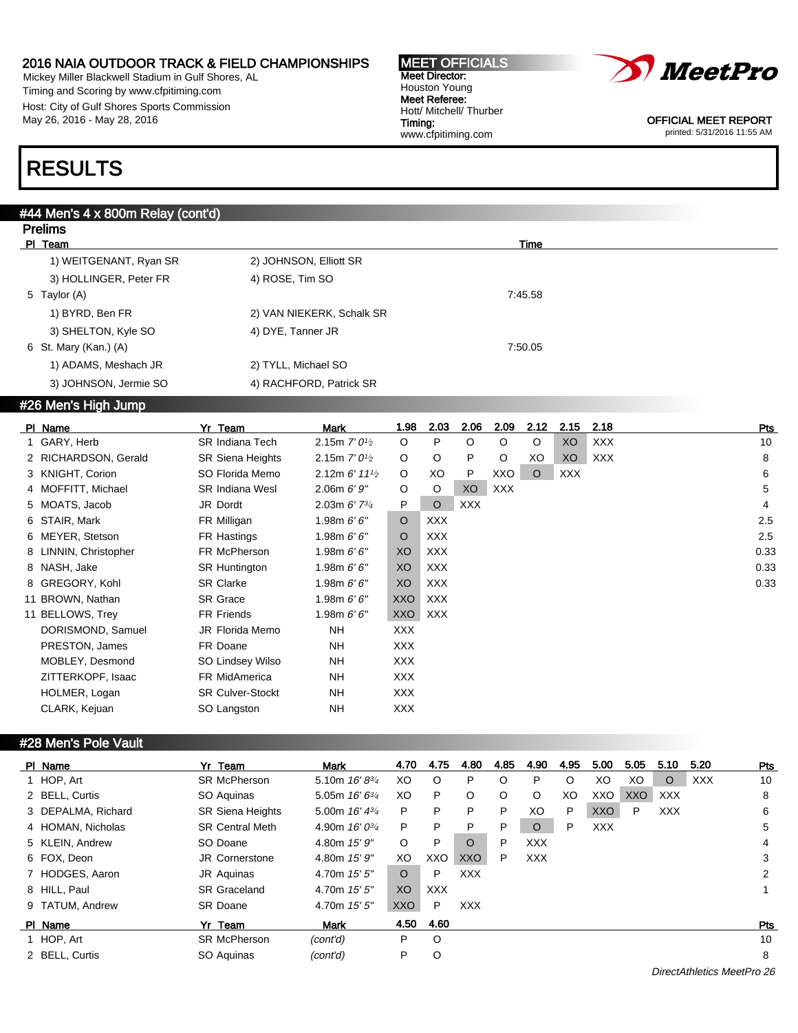# 2016 NAIA OUTDOOR TRACK & FIELD CHAMPIONSHIPS

Mickey Miller Blackwell Stadium in Gulf Shores, AL
Timing and Scoring by www.cfpitiming.com
Host: City of Gulf Shores Sports Commission
May 26, 2016 - May 28, 2016

**MEET OFFICIALS**
**Meet Director:** Houston Young
**Meet Referee:** Hott/ Mitchell/ Thurber
**Timing:** www.cfpitiming.com

OFFICIAL MEET REPORT
printed: 5/31/2016 11:55 AM

# RESULTS

## #44 Men's 4 x 800m Relay (cont'd)

### Prelims

| Pl | Team | | Time |
|---|---|---|---|
| | 1) WEITGENANT, Ryan SR | 2) JOHNSON, Elliott SR | |
| | 3) HOLLINGER, Peter FR | 4) ROSE, Tim SO | |
| 5 | Taylor (A) | | 7:45.58 |
| | 1) BYRD, Ben FR | 2) VAN NIEKERK, Schalk SR | |
| | 3) SHELTON, Kyle SO | 4) DYE, Tanner JR | |
| 6 | St. Mary (Kan.) (A) | | 7:50.05 |
| | 1) ADAMS, Meshach JR | 2) TYLL, Michael SO | |
| | 3) JOHNSON, Jermie SO | 4) RACHFORD, Patrick SR | |

## #26 Men's High Jump

| Pl | Name | Yr | Team | Mark | 1.98 | 2.03 | 2.06 | 2.09 | 2.12 | 2.15 | 2.18 | Pts |
|---|---|---|---|---|---|---|---|---|---|---|---|---|
| 1 | GARY, Herb | SR | Indiana Tech | 2.15m *7' 0½* | O | P | O | O | O | XO | XXX | 10 |
| 2 | RICHARDSON, Gerald | SR | Siena Heights | 2.15m *7' 0½* | O | O | P | O | XO | XO | XXX | 8 |
| 3 | KNIGHT, Corion | SO | Florida Memo | 2.12m *6' 11½* | O | XO | P | XXO | O | XXX | | 6 |
| 4 | MOFFITT, Michael | SR | Indiana Wesl | 2.06m *6' 9"* | O | O | XO | XXX | | | | 5 |
| 5 | MOATS, Jacob | JR | Dordt | 2.03m *6' 7¾* | P | O | XXX | | | | | 4 |
| 6 | STAIR, Mark | FR | Milligan | 1.98m *6' 6"* | O | XXX | | | | | | 2.5 |
| 6 | MEYER, Stetson | FR | Hastings | 1.98m *6' 6"* | O | XXX | | | | | | 2.5 |
| 8 | LINNIN, Christopher | FR | McPherson | 1.98m *6' 6"* | XO | XXX | | | | | | 0.33 |
| 8 | NASH, Jake | SR | Huntington | 1.98m *6' 6"* | XO | XXX | | | | | | 0.33 |
| 8 | GREGORY, Kohl | SR | Clarke | 1.98m *6' 6"* | XO | XXX | | | | | | 0.33 |
| 11 | BROWN, Nathan | SR | Grace | 1.98m *6' 6"* | XXO | XXX | | | | | | |
| 11 | BELLOWS, Trey | FR | Friends | 1.98m *6' 6"* | XXO | XXX | | | | | | |
| | DORISMOND, Samuel | JR | Florida Memo | NH | XXX | | | | | | | |
| | PRESTON, James | FR | Doane | NH | XXX | | | | | | | |
| | MOBLEY, Desmond | SO | Lindsey Wilso | NH | XXX | | | | | | | |
| | ZITTERKOPF, Isaac | FR | MidAmerica | NH | XXX | | | | | | | |
| | HOLMER, Logan | SR | Culver-Stockt | NH | XXX | | | | | | | |
| | CLARK, Kejuan | SO | Langston | NH | XXX | | | | | | | |

## #28 Men's Pole Vault

| Pl | Name | Yr | Team | Mark | 4.70 | 4.75 | 4.80 | 4.85 | 4.90 | 4.95 | 5.00 | 5.05 | 5.10 | 5.20 | Pts |
|---|---|---|---|---|---|---|---|---|---|---|---|---|---|---|---|
| 1 | HOP, Art | SR | McPherson | 5.10m *16' 8¾* | XO | O | P | O | P | O | XO | XO | O | XXX | 10 |
| 2 | BELL, Curtis | SO | Aquinas | 5.05m *16' 6¾* | XO | P | O | O | O | XO | XXO | XXO | XXX | | 8 |
| 3 | DEPALMA, Richard | SR | Siena Heights | 5.00m *16' 4¾* | P | P | P | P | XO | P | XXO | P | XXX | | 6 |
| 4 | HOMAN, Nicholas | SR | Central Meth | 4.90m *16' 0¾* | P | P | P | P | O | P | XXX | | | | 5 |
| 5 | KLEIN, Andrew | SO | Doane | 4.80m *15' 9"* | O | P | O | P | XXX | | | | | | 4 |
| 6 | FOX, Deon | JR | Cornerstone | 4.80m *15' 9"* | XO | XXO | XXO | P | XXX | | | | | | 3 |
| 7 | HODGES, Aaron | JR | Aquinas | 4.70m *15' 5"* | O | P | XXX | | | | | | | | 2 |
| 8 | HILL, Paul | SR | Graceland | 4.70m *15' 5"* | XO | XXX | | | | | | | | | 1 |
| 9 | TATUM, Andrew | SR | Doane | 4.70m *15' 5"* | XXO | P | XXX | | | | | | | | |

| Pl | Name | Yr | Team | Mark | 4.50 | 4.60 | Pts |
|---|---|---|---|---|---|---|---|
| 1 | HOP, Art | SR | McPherson | *(cont'd)* | P | O | 10 |
| 2 | BELL, Curtis | SO | Aquinas | *(cont'd)* | P | O | 8 |

*DirectAthletics MeetPro 26*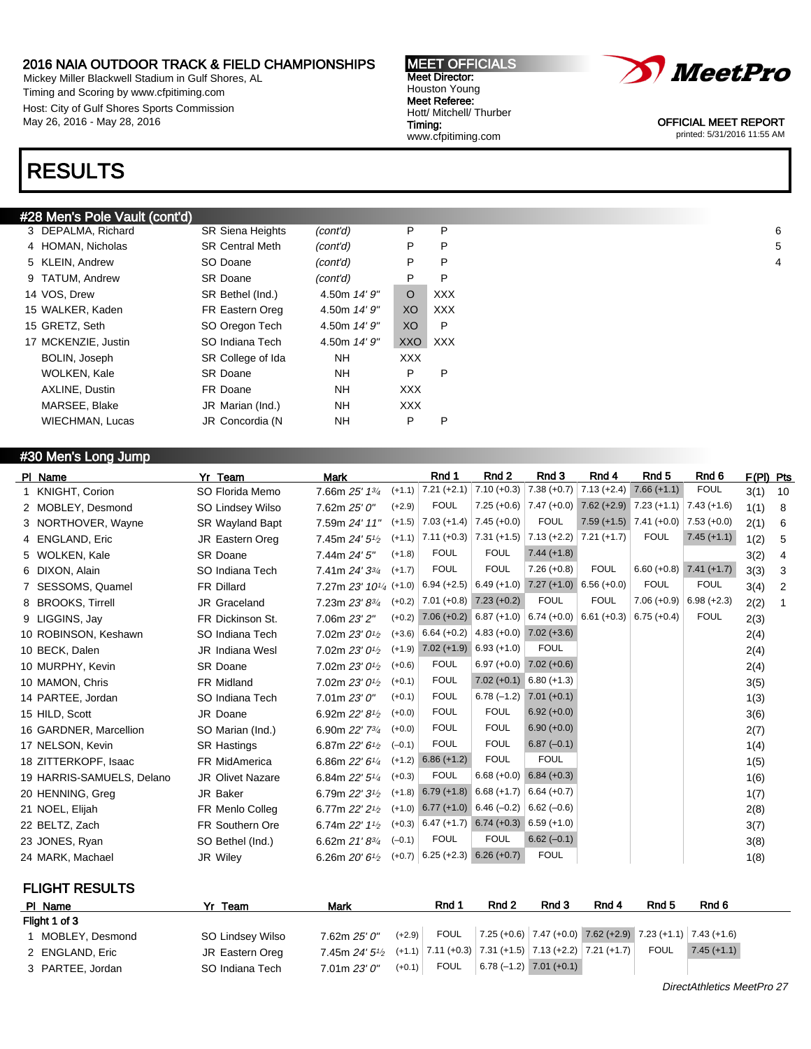# 2016 NAIA OUTDOOR TRACK & FIELD CHAMPIONSHIPS

Mickey Miller Blackwell Stadium in Gulf Shores, AL
Timing and Scoring by www.cfpitiming.com
Host: City of Gulf Shores Sports Commission
May 26, 2016 - May 28, 2016

**MEET OFFICIALS**
Meet Director: Houston Young
Meet Referee: Hott/ Mitchell/ Thurber
Timing: www.cfpitiming.com

OFFICIAL MEET REPORT
printed: 5/31/2016 11:55 AM

# RESULTS

## #28 Men's Pole Vault (cont'd)

| Pl | Name | Yr Team | Mark | | | Pts |
|---|---|---|---|---|---|---|
| 3 | DEPALMA, Richard | SR Siena Heights | *(cont'd)* | P | P | 6 |
| 4 | HOMAN, Nicholas | SR Central Meth | *(cont'd)* | P | P | 5 |
| 5 | KLEIN, Andrew | SO Doane | *(cont'd)* | P | P | 4 |
| 9 | TATUM, Andrew | SR Doane | *(cont'd)* | P | P | |
| 14 | VOS, Drew | SR Bethel (Ind.) | 4.50m *14' 9"* | O | XXX | |
| 15 | WALKER, Kaden | FR Eastern Oreg | 4.50m *14' 9"* | XO | XXX | |
| 15 | GRETZ, Seth | SO Oregon Tech | 4.50m *14' 9"* | XO | P | |
| 17 | MCKENZIE, Justin | SO Indiana Tech | 4.50m *14' 9"* | XXO | XXX | |
| | BOLIN, Joseph | SR College of Ida | NH | XXX | | |
| | WOLKEN, Kale | SR Doane | NH | P | P | |
| | AXLINE, Dustin | FR Doane | NH | XXX | | |
| | MARSEE, Blake | JR Marian (Ind.) | NH | XXX | | |
| | WIECHMAN, Lucas | JR Concordia (N | NH | P | P | |

## #30 Men's Long Jump

| Pl | Name | Yr Team | Mark | Wind | Rnd 1 | Rnd 2 | Rnd 3 | Rnd 4 | Rnd 5 | Rnd 6 | F(Pl) | Pts |
|---|---|---|---|---|---|---|---|---|---|---|---|---|
| 1 | KNIGHT, Corion | SO Florida Memo | 7.66m *25' 1¾* | (+1.1) | 7.21 (+2.1) | 7.10 (+0.3) | 7.38 (+0.7) | 7.13 (+2.4) | 7.66 (+1.1) | FOUL | 3(1) | 10 |
| 2 | MOBLEY, Desmond | SO Lindsey Wilso | 7.62m *25' 0"* | (+2.9) | FOUL | 7.25 (+0.6) | 7.47 (+0.0) | 7.62 (+2.9) | 7.23 (+1.1) | 7.43 (+1.6) | 1(1) | 8 |
| 3 | NORTHOVER, Wayne | SR Wayland Bapt | 7.59m *24' 11"* | (+1.5) | 7.03 (+1.4) | 7.45 (+0.0) | FOUL | 7.59 (+1.5) | 7.41 (+0.0) | 7.53 (+0.0) | 2(1) | 6 |
| 4 | ENGLAND, Eric | JR Eastern Oreg | 7.45m *24' 5½* | (+1.1) | 7.11 (+0.3) | 7.31 (+1.5) | 7.13 (+2.2) | 7.21 (+1.7) | FOUL | 7.45 (+1.1) | 1(2) | 5 |
| 5 | WOLKEN, Kale | SR Doane | 7.44m *24' 5"* | (+1.8) | FOUL | FOUL | 7.44 (+1.8) | | | | 3(2) | 4 |
| 6 | DIXON, Alain | SO Indiana Tech | 7.41m *24' 3¾* | (+1.7) | FOUL | FOUL | 7.26 (+0.8) | FOUL | 6.60 (+0.8) | 7.41 (+1.7) | 3(3) | 3 |
| 7 | SESSOMS, Quamel | FR Dillard | 7.27m *23' 10¼* | (+1.0) | 6.94 (+2.5) | 6.49 (+1.0) | 7.27 (+1.0) | 6.56 (+0.0) | FOUL | FOUL | 3(4) | 2 |
| 8 | BROOKS, Tirrell | JR Graceland | 7.23m *23' 8¾* | (+0.2) | 7.01 (+0.8) | 7.23 (+0.2) | FOUL | FOUL | 7.06 (+0.9) | 6.98 (+2.3) | 2(2) | 1 |
| 9 | LIGGINS, Jay | FR Dickinson St. | 7.06m *23' 2"* | (+0.2) | 7.06 (+0.2) | 6.87 (+1.0) | 6.74 (+0.0) | 6.61 (+0.3) | 6.75 (+0.4) | FOUL | 2(3) | |
| 10 | ROBINSON, Keshawn | SO Indiana Tech | 7.02m *23' 0½* | (+3.6) | 6.64 (+0.2) | 4.83 (+0.0) | 7.02 (+3.6) | | | | 2(4) | |
| 10 | BECK, Dalen | JR Indiana Wesl | 7.02m *23' 0½* | (+1.9) | 7.02 (+1.9) | 6.93 (+1.0) | FOUL | | | | 2(4) | |
| 10 | MURPHY, Kevin | SR Doane | 7.02m *23' 0½* | (+0.6) | FOUL | 6.97 (+0.0) | 7.02 (+0.6) | | | | 2(4) | |
| 10 | MAMON, Chris | FR Midland | 7.02m *23' 0½* | (+0.1) | FOUL | 7.02 (+0.1) | 6.80 (+1.3) | | | | 3(5) | |
| 14 | PARTEE, Jordan | SO Indiana Tech | 7.01m *23' 0"* | (+0.1) | FOUL | 6.78 (–1.2) | 7.01 (+0.1) | | | | 1(3) | |
| 15 | HILD, Scott | JR Doane | 6.92m *22' 8½* | (+0.0) | FOUL | FOUL | 6.92 (+0.0) | | | | 3(6) | |
| 16 | GARDNER, Marcellion | SO Marian (Ind.) | 6.90m *22' 7¾* | (+0.0) | FOUL | FOUL | 6.90 (+0.0) | | | | 2(7) | |
| 17 | NELSON, Kevin | SR Hastings | 6.87m *22' 6½* | (–0.1) | FOUL | FOUL | 6.87 (–0.1) | | | | 1(4) | |
| 18 | ZITTERKOPF, Isaac | FR MidAmerica | 6.86m *22' 6¼* | (+1.2) | 6.86 (+1.2) | FOUL | FOUL | | | | 1(5) | |
| 19 | HARRIS-SAMUELS, Delano | JR Olivet Nazare | 6.84m *22' 5¼* | (+0.3) | FOUL | 6.68 (+0.0) | 6.84 (+0.3) | | | | 1(6) | |
| 20 | HENNING, Greg | JR Baker | 6.79m *22' 3½* | (+1.8) | 6.79 (+1.8) | 6.68 (+1.7) | 6.64 (+0.7) | | | | 1(7) | |
| 21 | NOEL, Elijah | FR Menlo Colleg | 6.77m *22' 2½* | (+1.0) | 6.77 (+1.0) | 6.46 (–0.2) | 6.62 (–0.6) | | | | 2(8) | |
| 22 | BELTZ, Zach | FR Southern Ore | 6.74m *22' 1½* | (+0.3) | 6.47 (+1.7) | 6.74 (+0.3) | 6.59 (+1.0) | | | | 3(7) | |
| 23 | JONES, Ryan | SO Bethel (Ind.) | 6.62m *21' 8¾* | (–0.1) | FOUL | FOUL | 6.62 (–0.1) | | | | 3(8) | |
| 24 | MARK, Machael | JR Wiley | 6.26m *20' 6½* | (+0.7) | 6.25 (+2.3) | 6.26 (+0.7) | FOUL | | | | 1(8) | |

### FLIGHT RESULTS

| Pl | Name | Yr Team | Mark | Wind | Rnd 1 | Rnd 2 | Rnd 3 | Rnd 4 | Rnd 5 | Rnd 6 |
|---|---|---|---|---|---|---|---|---|---|---|
| **Flight 1 of 3** | | | | | | | | | | |
| 1 | MOBLEY, Desmond | SO Lindsey Wilso | 7.62m *25' 0"* | (+2.9) | FOUL | 7.25 (+0.6) | 7.47 (+0.0) | 7.62 (+2.9) | 7.23 (+1.1) | 7.43 (+1.6) |
| 2 | ENGLAND, Eric | JR Eastern Oreg | 7.45m *24' 5½* | (+1.1) | 7.11 (+0.3) | 7.31 (+1.5) | 7.13 (+2.2) | 7.21 (+1.7) | FOUL | 7.45 (+1.1) |
| 3 | PARTEE, Jordan | SO Indiana Tech | 7.01m *23' 0"* | (+0.1) | FOUL | 6.78 (–1.2) | 7.01 (+0.1) | | | |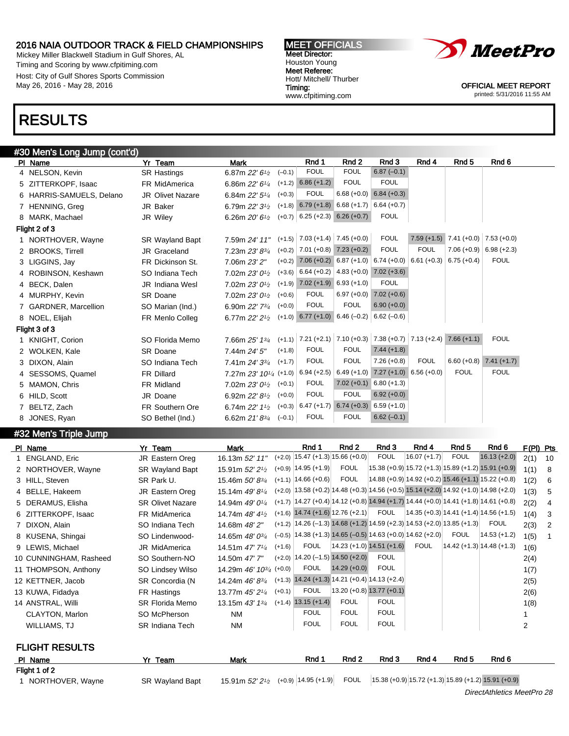2016 NAIA OUTDOOR TRACK & FIELD CHAMPIONSHIPS
Mickey Miller Blackwell Stadium in Gulf Shores, AL
Timing and Scoring by www.cfpitiming.com
Host: City of Gulf Shores Sports Commission
May 26, 2016 - May 28, 2016

MEET OFFICIALS
Meet Director:
Houston Young
Meet Referee:
Hott/ Mitchell/ Thurber
Timing:
www.cfpitiming.com

OFFICIAL MEET REPORT
printed: 5/31/2016 11:55 AM

# RESULTS

## #30 Men's Long Jump (cont'd)

| Pl | Name | Yr | Team | Mark | | Rnd 1 | Rnd 2 | Rnd 3 | Rnd 4 | Rnd 5 | Rnd 6 |
|---|---|---|---|---|---|---|---|---|---|---|---|
| 4 | NELSON, Kevin | SR | Hastings | 6.87m 22' 6½ | (–0.1) | FOUL | FOUL | 6.87 (–0.1) | | | |
| 5 | ZITTERKOPF, Isaac | FR | MidAmerica | 6.86m 22' 6¼ | (+1.2) | 6.86 (+1.2) | FOUL | FOUL | | | |
| 6 | HARRIS-SAMUELS, Delano | JR | Olivet Nazare | 6.84m 22' 5¼ | (+0.3) | FOUL | 6.68 (+0.0) | 6.84 (+0.3) | | | |
| 7 | HENNING, Greg | JR | Baker | 6.79m 22' 3½ | (+1.8) | 6.79 (+1.8) | 6.68 (+1.7) | 6.64 (+0.7) | | | |
| 8 | MARK, Machael | JR | Wiley | 6.26m 20' 6½ | (+0.7) | 6.25 (+2.3) | 6.26 (+0.7) | FOUL | | | |
| **Flight 2 of 3** | | | | | | | | | | | |
| 1 | NORTHOVER, Wayne | SR | Wayland Bapt | 7.59m 24' 11" | (+1.5) | 7.03 (+1.4) | 7.45 (+0.0) | FOUL | 7.59 (+1.5) | 7.41 (+0.0) | 7.53 (+0.0) |
| 2 | BROOKS, Tirrell | JR | Graceland | 7.23m 23' 8¾ | (+0.2) | 7.01 (+0.8) | 7.23 (+0.2) | FOUL | FOUL | 7.06 (+0.9) | 6.98 (+2.3) |
| 3 | LIGGINS, Jay | FR | Dickinson St. | 7.06m 23' 2" | (+0.2) | 7.06 (+0.2) | 6.87 (+1.0) | 6.74 (+0.0) | 6.61 (+0.3) | 6.75 (+0.4) | FOUL |
| 4 | ROBINSON, Keshawn | SO | Indiana Tech | 7.02m 23' 0½ | (+3.6) | 6.64 (+0.2) | 4.83 (+0.0) | 7.02 (+3.6) | | | |
| 4 | BECK, Dalen | JR | Indiana Wesl | 7.02m 23' 0½ | (+1.9) | 7.02 (+1.9) | 6.93 (+1.0) | FOUL | | | |
| 4 | MURPHY, Kevin | SR | Doane | 7.02m 23' 0½ | (+0.6) | FOUL | 6.97 (+0.0) | 7.02 (+0.6) | | | |
| 7 | GARDNER, Marcellion | SO | Marian (Ind.) | 6.90m 22' 7¾ | (+0.0) | FOUL | FOUL | 6.90 (+0.0) | | | |
| 8 | NOEL, Elijah | FR | Menlo Colleg | 6.77m 22' 2½ | (+1.0) | 6.77 (+1.0) | 6.46 (–0.2) | 6.62 (–0.6) | | | |
| **Flight 3 of 3** | | | | | | | | | | | |
| 1 | KNIGHT, Corion | SO | Florida Memo | 7.66m 25' 1¾ | (+1.1) | 7.21 (+2.1) | 7.10 (+0.3) | 7.38 (+0.7) | 7.13 (+2.4) | 7.66 (+1.1) | FOUL |
| 2 | WOLKEN, Kale | SR | Doane | 7.44m 24' 5" | (+1.8) | FOUL | FOUL | 7.44 (+1.8) | | | |
| 3 | DIXON, Alain | SO | Indiana Tech | 7.41m 24' 3¾ | (+1.7) | FOUL | FOUL | 7.26 (+0.8) | FOUL | 6.60 (+0.8) | 7.41 (+1.7) |
| 4 | SESSOMS, Quamel | FR | Dillard | 7.27m 23' 10¼ | (+1.0) | 6.94 (+2.5) | 6.49 (+1.0) | 7.27 (+1.0) | 6.56 (+0.0) | FOUL | FOUL |
| 5 | MAMON, Chris | FR | Midland | 7.02m 23' 0½ | (+0.1) | FOUL | 7.02 (+0.1) | 6.80 (+1.3) | | | |
| 6 | HILD, Scott | JR | Doane | 6.92m 22' 8½ | (+0.0) | FOUL | FOUL | 6.92 (+0.0) | | | |
| 7 | BELTZ, Zach | FR | Southern Ore | 6.74m 22' 1½ | (+0.3) | 6.47 (+1.7) | 6.74 (+0.3) | 6.59 (+1.0) | | | |
| 8 | JONES, Ryan | SO | Bethel (Ind.) | 6.62m 21' 8¾ | (–0.1) | FOUL | FOUL | 6.62 (–0.1) | | | |

## #32 Men's Triple Jump

| Pl | Name | Yr | Team | Mark | | Rnd 1 | Rnd 2 | Rnd 3 | Rnd 4 | Rnd 5 | Rnd 6 | F(Pl) | Pts |
|---|---|---|---|---|---|---|---|---|---|---|---|---|---|
| 1 | ENGLAND, Eric | JR | Eastern Oreg | 16.13m 52' 11" | (+2.0) | 15.47 (+1.3) | 15.66 (+0.0) | FOUL | 16.07 (+1.7) | FOUL | 16.13 (+2.0) | 2(1) | 10 |
| 2 | NORTHOVER, Wayne | SR | Wayland Bapt | 15.91m 52' 2½ | (+0.9) | 14.95 (+1.9) | FOUL | 15.38 (+0.9) | 15.72 (+1.3) | 15.89 (+1.2) | 15.91 (+0.9) | 1(1) | 8 |
| 3 | HILL, Steven | SR | Park U. | 15.46m 50' 8¾ | (+1.1) | 14.66 (+0.6) | FOUL | 14.88 (+0.9) | 14.92 (+0.2) | 15.46 (+1.1) | 15.22 (+0.8) | 1(2) | 6 |
| 4 | BELLE, Hakeem | JR | Eastern Oreg | 15.14m 49' 8¼ | (+2.0) | 13.58 (+0.2) | 14.48 (+0.3) | 14.56 (+0.5) | 15.14 (+2.0) | 14.92 (+1.0) | 14.98 (+2.0) | 1(3) | 5 |
| 5 | DERAMUS, Elisha | SR | Olivet Nazare | 14.94m 49' 0¼ | (+1.7) | 14.27 (+0.4) | 14.12 (+0.8) | 14.94 (+1.7) | 14.44 (+0.0) | 14.41 (+1.8) | 14.61 (+0.8) | 2(2) | 4 |
| 6 | ZITTERKOPF, Isaac | FR | MidAmerica | 14.74m 48' 4½ | (+1.6) | 14.74 (+1.6) | 12.76 (+2.1) | FOUL | 14.35 (+0.3) | 14.41 (+1.4) | 14.56 (+1.5) | 1(4) | 3 |
| 7 | DIXON, Alain | SO | Indiana Tech | 14.68m 48' 2" | (+1.2) | 14.26 (–1.3) | 14.68 (+1.2) | 14.59 (+2.3) | 14.53 (+2.0) | 13.85 (+1.3) | FOUL | 2(3) | 2 |
| 8 | KUSENA, Shingai | SO | Lindenwood- | 14.65m 48' 0¾ | (–0.5) | 14.38 (+1.3) | 14.65 (–0.5) | 14.63 (+0.0) | 14.62 (+2.0) | FOUL | 14.53 (+1.2) | 1(5) | 1 |
| 9 | LEWIS, Michael | JR | MidAmerica | 14.51m 47' 7¼ | (+1.6) | FOUL | 14.23 (+1.0) | 14.51 (+1.6) | FOUL | 14.42 (+1.3) | 14.48 (+1.3) | 1(6) | |
| 10 | CUNNINGHAM, Rasheed | SO | Southern-NO | 14.50m 47' 7" | (+2.0) | 14.20 (–1.5) | 14.50 (+2.0) | FOUL | | | | 2(4) | |
| 11 | THOMPSON, Anthony | SO | Lindsey Wilso | 14.29m 46' 10¾ | (+0.0) | FOUL | 14.29 (+0.0) | FOUL | | | | 1(7) | |
| 12 | KETTNER, Jacob | SR | Concordia (N | 14.24m 46' 8¾ | (+1.3) | 14.24 (+1.3) | 14.21 (+0.4) | 14.13 (+2.4) | | | | 2(5) | |
| 13 | KUWA, Fidadya | FR | Hastings | 13.77m 45' 2¼ | (+0.1) | FOUL | 13.20 (+0.8) | 13.77 (+0.1) | | | | 2(6) | |
| 14 | ANSTRAL, Willi | SR | Florida Memo | 13.15m 43' 1¾ | (+1.4) | 13.15 (+1.4) | FOUL | FOUL | | | | 1(8) | |
| | CLAYTON, Marlon | SO | McPherson | NM | | FOUL | FOUL | FOUL | | | | 1 | |
| | WILLIAMS, TJ | SR | Indiana Tech | NM | | FOUL | FOUL | FOUL | | | | 2 | |

### FLIGHT RESULTS

| Pl | Name | Yr | Team | Mark | | Rnd 1 | Rnd 2 | Rnd 3 | Rnd 4 | Rnd 5 | Rnd 6 |
|---|---|---|---|---|---|---|---|---|---|---|---|
| **Flight 1 of 2** | | | | | | | | | | | |
| 1 | NORTHOVER, Wayne | SR | Wayland Bapt | 15.91m 52' 2½ | (+0.9) | 14.95 (+1.9) | FOUL | 15.38 (+0.9) | 15.72 (+1.3) | 15.89 (+1.2) | 15.91 (+0.9) |

DirectAthletics MeetPro 28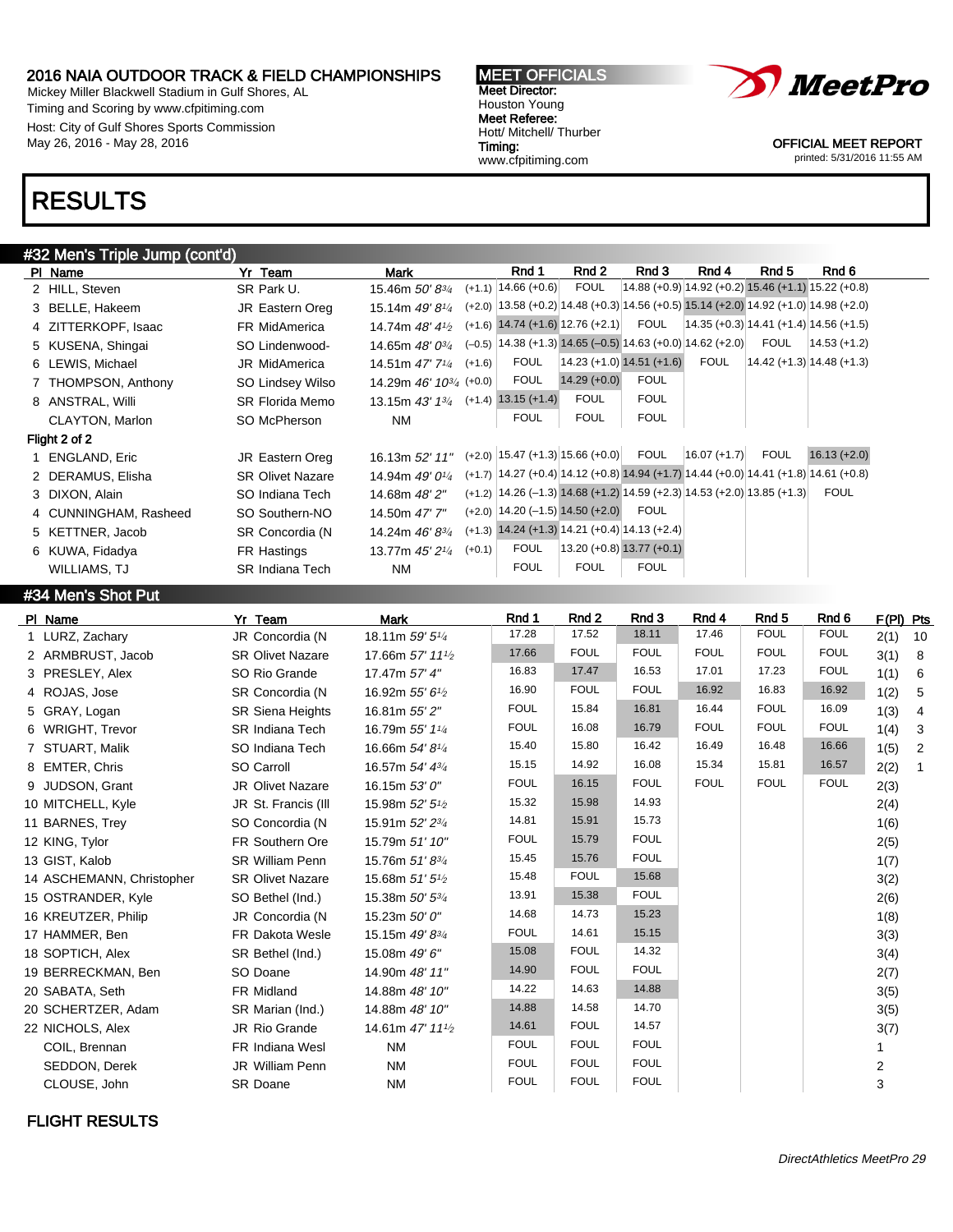# 2016 NAIA OUTDOOR TRACK & FIELD CHAMPIONSHIPS

Mickey Miller Blackwell Stadium in Gulf Shores, AL
Timing and Scoring by www.cfpitiming.com
Host: City of Gulf Shores Sports Commission
May 26, 2016 - May 28, 2016

**MEET OFFICIALS**
Meet Director: Houston Young
Meet Referee: Hott/ Mitchell/ Thurber
Timing: www.cfpitiming.com

OFFICIAL MEET REPORT
printed: 5/31/2016 11:55 AM

# RESULTS

## #32 Men's Triple Jump (cont'd)

| Pl | Name | Yr | Team | Mark | | Rnd 1 | Rnd 2 | Rnd 3 | Rnd 4 | Rnd 5 | Rnd 6 |
|---|---|---|---|---|---|---|---|---|---|---|---|
| 2 | HILL, Steven | SR | Park U. | 15.46m *50' 8¾* | (+1.1) | 14.66 (+0.6) | FOUL | 14.88 (+0.9) | 14.92 (+0.2) | 15.46 (+1.1) | 15.22 (+0.8) |
| 3 | BELLE, Hakeem | JR | Eastern Oreg | 15.14m *49' 8¼* | (+2.0) | 13.58 (+0.2) | 14.48 (+0.3) | 14.56 (+0.5) | 15.14 (+2.0) | 14.92 (+1.0) | 14.98 (+2.0) |
| 4 | ZITTERKOPF, Isaac | FR | MidAmerica | 14.74m *48' 4½* | (+1.6) | 14.74 (+1.6) | 12.76 (+2.1) | FOUL | 14.35 (+0.3) | 14.41 (+1.4) | 14.56 (+1.5) |
| 5 | KUSENA, Shingai | SO | Lindenwood- | 14.65m *48' 0¾* | (−0.5) | 14.38 (+1.3) | 14.65 (−0.5) | 14.63 (+0.0) | 14.62 (+2.0) | FOUL | 14.53 (+1.2) |
| 6 | LEWIS, Michael | JR | MidAmerica | 14.51m *47' 7¼* | (+1.6) | FOUL | 14.23 (+1.0) | 14.51 (+1.6) | FOUL | 14.42 (+1.3) | 14.48 (+1.3) |
| 7 | THOMPSON, Anthony | SO | Lindsey Wilso | 14.29m *46' 10¾* | (+0.0) | FOUL | 14.29 (+0.0) | FOUL | | | |
| 8 | ANSTRAL, Willi | SR | Florida Memo | 13.15m *43' 1¾* | (+1.4) | 13.15 (+1.4) | FOUL | FOUL | | | |
| | CLAYTON, Marlon | SO | McPherson | NM | | FOUL | FOUL | FOUL | | | |
| **Flight 2 of 2** | | | | | | | | | | | |
| 1 | ENGLAND, Eric | JR | Eastern Oreg | 16.13m *52' 11"* | (+2.0) | 15.47 (+1.3) | 15.66 (+0.0) | FOUL | 16.07 (+1.7) | FOUL | 16.13 (+2.0) |
| 2 | DERAMUS, Elisha | SR | Olivet Nazare | 14.94m *49' 0¼* | (+1.7) | 14.27 (+0.4) | 14.12 (+0.8) | 14.94 (+1.7) | 14.44 (+0.0) | 14.41 (+1.8) | 14.61 (+0.8) |
| 3 | DIXON, Alain | SO | Indiana Tech | 14.68m *48' 2"* | (+1.2) | 14.26 (−1.3) | 14.68 (+1.2) | 14.59 (+2.3) | 14.53 (+2.0) | 13.85 (+1.3) | FOUL |
| 4 | CUNNINGHAM, Rasheed | SO | Southern-NO | 14.50m *47' 7"* | (+2.0) | 14.20 (−1.5) | 14.50 (+2.0) | FOUL | | | |
| 5 | KETTNER, Jacob | SR | Concordia (N | 14.24m *46' 8¾* | (+1.3) | 14.24 (+1.3) | 14.21 (+0.4) | 14.13 (+2.4) | | | |
| 6 | KUWA, Fidadya | FR | Hastings | 13.77m *45' 2¼* | (+0.1) | FOUL | 13.20 (+0.8) | 13.77 (+0.1) | | | |
| | WILLIAMS, TJ | SR | Indiana Tech | NM | | FOUL | FOUL | FOUL | | | |

## #34 Men's Shot Put

| Pl | Name | Yr | Team | Mark | Rnd 1 | Rnd 2 | Rnd 3 | Rnd 4 | Rnd 5 | Rnd 6 | F(Pl) | Pts |
|---|---|---|---|---|---|---|---|---|---|---|---|---|
| 1 | LURZ, Zachary | JR | Concordia (N | 18.11m *59' 5¼* | 17.28 | 17.52 | 18.11 | 17.46 | FOUL | FOUL | 2(1) | 10 |
| 2 | ARMBRUST, Jacob | SR | Olivet Nazare | 17.66m *57' 11½* | 17.66 | FOUL | FOUL | FOUL | FOUL | FOUL | 3(1) | 8 |
| 3 | PRESLEY, Alex | SO | Rio Grande | 17.47m *57' 4"* | 16.83 | 17.47 | 16.53 | 17.01 | 17.23 | FOUL | 1(1) | 6 |
| 4 | ROJAS, Jose | SR | Concordia (N | 16.92m *55' 6½* | 16.90 | FOUL | FOUL | 16.92 | 16.83 | 16.92 | 1(2) | 5 |
| 5 | GRAY, Logan | SR | Siena Heights | 16.81m *55' 2"* | FOUL | 15.84 | 16.81 | 16.44 | FOUL | 16.09 | 1(3) | 4 |
| 6 | WRIGHT, Trevor | SR | Indiana Tech | 16.79m *55' 1¼* | FOUL | 16.08 | 16.79 | FOUL | FOUL | FOUL | 1(4) | 3 |
| 7 | STUART, Malik | SO | Indiana Tech | 16.66m *54' 8¼* | 15.40 | 15.80 | 16.42 | 16.49 | 16.48 | 16.66 | 1(5) | 2 |
| 8 | EMTER, Chris | SO | Carroll | 16.57m *54' 4¾* | 15.15 | 14.92 | 16.08 | 15.34 | 15.81 | 16.57 | 2(2) | 1 |
| 9 | JUDSON, Grant | JR | Olivet Nazare | 16.15m *53' 0"* | FOUL | 16.15 | FOUL | FOUL | FOUL | FOUL | 2(3) | |
| 10 | MITCHELL, Kyle | JR | St. Francis (Ill | 15.98m *52' 5½* | 15.32 | 15.98 | 14.93 | | | | 2(4) | |
| 11 | BARNES, Trey | SO | Concordia (N | 15.91m *52' 2¾* | 14.81 | 15.91 | 15.73 | | | | 1(6) | |
| 12 | KING, Tylor | FR | Southern Ore | 15.79m *51' 10"* | FOUL | 15.79 | FOUL | | | | 2(5) | |
| 13 | GIST, Kalob | SR | William Penn | 15.76m *51' 8¾* | 15.45 | 15.76 | FOUL | | | | 1(7) | |
| 14 | ASCHEMANN, Christopher | SR | Olivet Nazare | 15.68m *51' 5½* | 15.48 | FOUL | 15.68 | | | | 3(2) | |
| 15 | OSTRANDER, Kyle | SO | Bethel (Ind.) | 15.38m *50' 5¾* | 13.91 | 15.38 | FOUL | | | | 2(6) | |
| 16 | KREUTZER, Philip | JR | Concordia (N | 15.23m *50' 0"* | 14.68 | 14.73 | 15.23 | | | | 1(8) | |
| 17 | HAMMER, Ben | FR | Dakota Wesle | 15.15m *49' 8¾* | FOUL | 14.61 | 15.15 | | | | 3(3) | |
| 18 | SOPTICH, Alex | SR | Bethel (Ind.) | 15.08m *49' 6"* | 15.08 | FOUL | 14.32 | | | | 3(4) | |
| 19 | BERRECKMAN, Ben | SO | Doane | 14.90m *48' 11"* | 14.90 | FOUL | FOUL | | | | 2(7) | |
| 20 | SABATA, Seth | FR | Midland | 14.88m *48' 10"* | 14.22 | 14.63 | 14.88 | | | | 3(5) | |
| 20 | SCHERTZER, Adam | SR | Marian (Ind.) | 14.88m *48' 10"* | 14.88 | 14.58 | 14.70 | | | | 3(5) | |
| 22 | NICHOLS, Alex | JR | Rio Grande | 14.61m *47' 11½* | 14.61 | FOUL | 14.57 | | | | 3(7) | |
| | COIL, Brennan | FR | Indiana Wesl | NM | FOUL | FOUL | FOUL | | | | 1 | |
| | SEDDON, Derek | JR | William Penn | NM | FOUL | FOUL | FOUL | | | | 2 | |
| | CLOUSE, John | SR | Doane | NM | FOUL | FOUL | FOUL | | | | 3 | |

FLIGHT RESULTS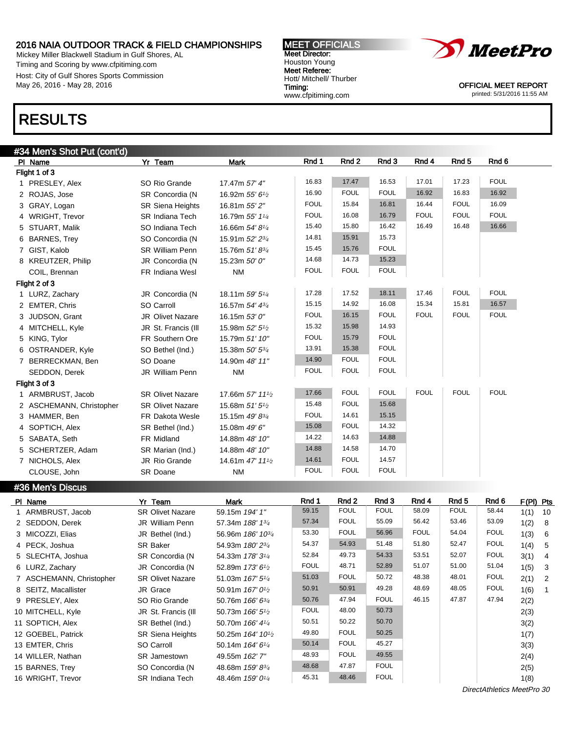2016 NAIA OUTDOOR TRACK & FIELD CHAMPIONSHIPS
Mickey Miller Blackwell Stadium in Gulf Shores, AL
Timing and Scoring by www.cfpitiming.com
Host: City of Gulf Shores Sports Commission
May 26, 2016 - May 28, 2016

**MEET OFFICIALS**
Meet Director:
Houston Young
Meet Referee:
Hott/ Mitchell/ Thurber
Timing:
www.cfpitiming.com

OFFICIAL MEET REPORT
printed: 5/31/2016 11:55 AM

# RESULTS

## #34 Men's Shot Put (cont'd)

| Pl | Name | Yr | Team | Mark | Rnd 1 | Rnd 2 | Rnd 3 | Rnd 4 | Rnd 5 | Rnd 6 |
|---|---|---|---|---|---|---|---|---|---|---|
| **Flight 1 of 3** | | | | | | | | | | |
| 1 | PRESLEY, Alex | SO | Rio Grande | 17.47m *57' 4"* | 16.83 | 17.47 | 16.53 | 17.01 | 17.23 | FOUL |
| 2 | ROJAS, Jose | SR | Concordia (N | 16.92m *55' 6½* | 16.90 | FOUL | FOUL | 16.92 | 16.83 | 16.92 |
| 3 | GRAY, Logan | SR | Siena Heights | 16.81m *55' 2"* | FOUL | 15.84 | 16.81 | 16.44 | FOUL | 16.09 |
| 4 | WRIGHT, Trevor | SR | Indiana Tech | 16.79m *55' 1¼* | FOUL | 16.08 | 16.79 | FOUL | FOUL | FOUL |
| 5 | STUART, Malik | SO | Indiana Tech | 16.66m *54' 8¼* | 15.40 | 15.80 | 16.42 | 16.49 | 16.48 | 16.66 |
| 6 | BARNES, Trey | SO | Concordia (N | 15.91m *52' 2¾* | 14.81 | 15.91 | 15.73 | | | |
| 7 | GIST, Kalob | SR | William Penn | 15.76m *51' 8¾* | 15.45 | 15.76 | FOUL | | | |
| 8 | KREUTZER, Philip | JR | Concordia (N | 15.23m *50' 0"* | 14.68 | 14.73 | 15.23 | | | |
| | COIL, Brennan | FR | Indiana Wesl | NM | FOUL | FOUL | FOUL | | | |
| **Flight 2 of 3** | | | | | | | | | | |
| 1 | LURZ, Zachary | JR | Concordia (N | 18.11m *59' 5¼* | 17.28 | 17.52 | 18.11 | 17.46 | FOUL | FOUL |
| 2 | EMTER, Chris | SO | Carroll | 16.57m *54' 4¾* | 15.15 | 14.92 | 16.08 | 15.34 | 15.81 | 16.57 |
| 3 | JUDSON, Grant | JR | Olivet Nazare | 16.15m *53' 0"* | FOUL | 16.15 | FOUL | FOUL | FOUL | FOUL |
| 4 | MITCHELL, Kyle | JR | St. Francis (Ill | 15.98m *52' 5½* | 15.32 | 15.98 | 14.93 | | | |
| 5 | KING, Tylor | FR | Southern Ore | 15.79m *51' 10"* | FOUL | 15.79 | FOUL | | | |
| 6 | OSTRANDER, Kyle | SO | Bethel (Ind.) | 15.38m *50' 5¾* | 13.91 | 15.38 | FOUL | | | |
| 7 | BERRECKMAN, Ben | SO | Doane | 14.90m *48' 11"* | 14.90 | FOUL | FOUL | | | |
| | SEDDON, Derek | JR | William Penn | NM | FOUL | FOUL | FOUL | | | |
| **Flight 3 of 3** | | | | | | | | | | |
| 1 | ARMBRUST, Jacob | SR | Olivet Nazare | 17.66m *57' 11½* | 17.66 | FOUL | FOUL | FOUL | FOUL | FOUL |
| 2 | ASCHEMANN, Christopher | SR | Olivet Nazare | 15.68m *51' 5½* | 15.48 | FOUL | 15.68 | | | |
| 3 | HAMMER, Ben | FR | Dakota Wesle | 15.15m *49' 8¾* | FOUL | 14.61 | 15.15 | | | |
| 4 | SOPTICH, Alex | SR | Bethel (Ind.) | 15.08m *49' 6"* | 15.08 | FOUL | 14.32 | | | |
| 5 | SABATA, Seth | FR | Midland | 14.88m *48' 10"* | 14.22 | 14.63 | 14.88 | | | |
| 5 | SCHERTZER, Adam | SR | Marian (Ind.) | 14.88m *48' 10"* | 14.88 | 14.58 | 14.70 | | | |
| 7 | NICHOLS, Alex | JR | Rio Grande | 14.61m *47' 11½* | 14.61 | FOUL | 14.57 | | | |
| | CLOUSE, John | SR | Doane | NM | FOUL | FOUL | FOUL | | | |

## #36 Men's Discus

| Pl | Name | Yr | Team | Mark | Rnd 1 | Rnd 2 | Rnd 3 | Rnd 4 | Rnd 5 | Rnd 6 | F(Pl) | Pts |
|---|---|---|---|---|---|---|---|---|---|---|---|---|
| 1 | ARMBRUST, Jacob | SR | Olivet Nazare | 59.15m *194' 1"* | 59.15 | FOUL | FOUL | 58.09 | FOUL | 58.44 | 1(1) | 10 |
| 2 | SEDDON, Derek | JR | William Penn | 57.34m *188' 1¾* | 57.34 | FOUL | 55.09 | 56.42 | 53.46 | 53.09 | 1(2) | 8 |
| 3 | MICOZZI, Elias | JR | Bethel (Ind.) | 56.96m *186' 10¾* | 53.30 | FOUL | 56.96 | FOUL | 54.04 | FOUL | 1(3) | 6 |
| 4 | PECK, Joshua | SR | Baker | 54.93m *180' 2¾* | 54.37 | 54.93 | 51.48 | 51.80 | 52.47 | FOUL | 1(4) | 5 |
| 5 | SLECHTA, Joshua | SR | Concordia (N | 54.33m *178' 3¼* | 52.84 | 49.73 | 54.33 | 53.51 | 52.07 | FOUL | 3(1) | 4 |
| 6 | LURZ, Zachary | JR | Concordia (N | 52.89m *173' 6½* | FOUL | 48.71 | 52.89 | 51.07 | 51.00 | 51.04 | 1(5) | 3 |
| 7 | ASCHEMANN, Christopher | SR | Olivet Nazare | 51.03m *167' 5¼* | 51.03 | FOUL | 50.72 | 48.38 | 48.01 | FOUL | 2(1) | 2 |
| 8 | SEITZ, Macallister | JR | Grace | 50.91m *167' 0½* | 50.91 | 50.91 | 49.28 | 48.69 | 48.05 | FOUL | 1(6) | 1 |
| 9 | PRESLEY, Alex | SO | Rio Grande | 50.76m *166' 6¾* | 50.76 | 47.94 | FOUL | 46.15 | 47.87 | 47.94 | 2(2) | |
| 10 | MITCHELL, Kyle | JR | St. Francis (Ill | 50.73m *166' 5½* | FOUL | 48.00 | 50.73 | | | | 2(3) | |
| 11 | SOPTICH, Alex | SR | Bethel (Ind.) | 50.70m *166' 4¼* | 50.51 | 50.22 | 50.70 | | | | 3(2) | |
| 12 | GOEBEL, Patrick | SR | Siena Heights | 50.25m *164' 10½* | 49.80 | FOUL | 50.25 | | | | 1(7) | |
| 13 | EMTER, Chris | SO | Carroll | 50.14m *164' 6¼* | 50.14 | FOUL | 45.27 | | | | 3(3) | |
| 14 | WILLER, Nathan | SR | Jamestown | 49.55m *162' 7"* | 48.93 | FOUL | 49.55 | | | | 2(4) | |
| 15 | BARNES, Trey | SO | Concordia (N | 48.68m *159' 8¾* | 48.68 | 47.87 | FOUL | | | | 2(5) | |
| 16 | WRIGHT, Trevor | SR | Indiana Tech | 48.46m *159' 0¼* | 45.31 | 48.46 | FOUL | | | | 1(8) | |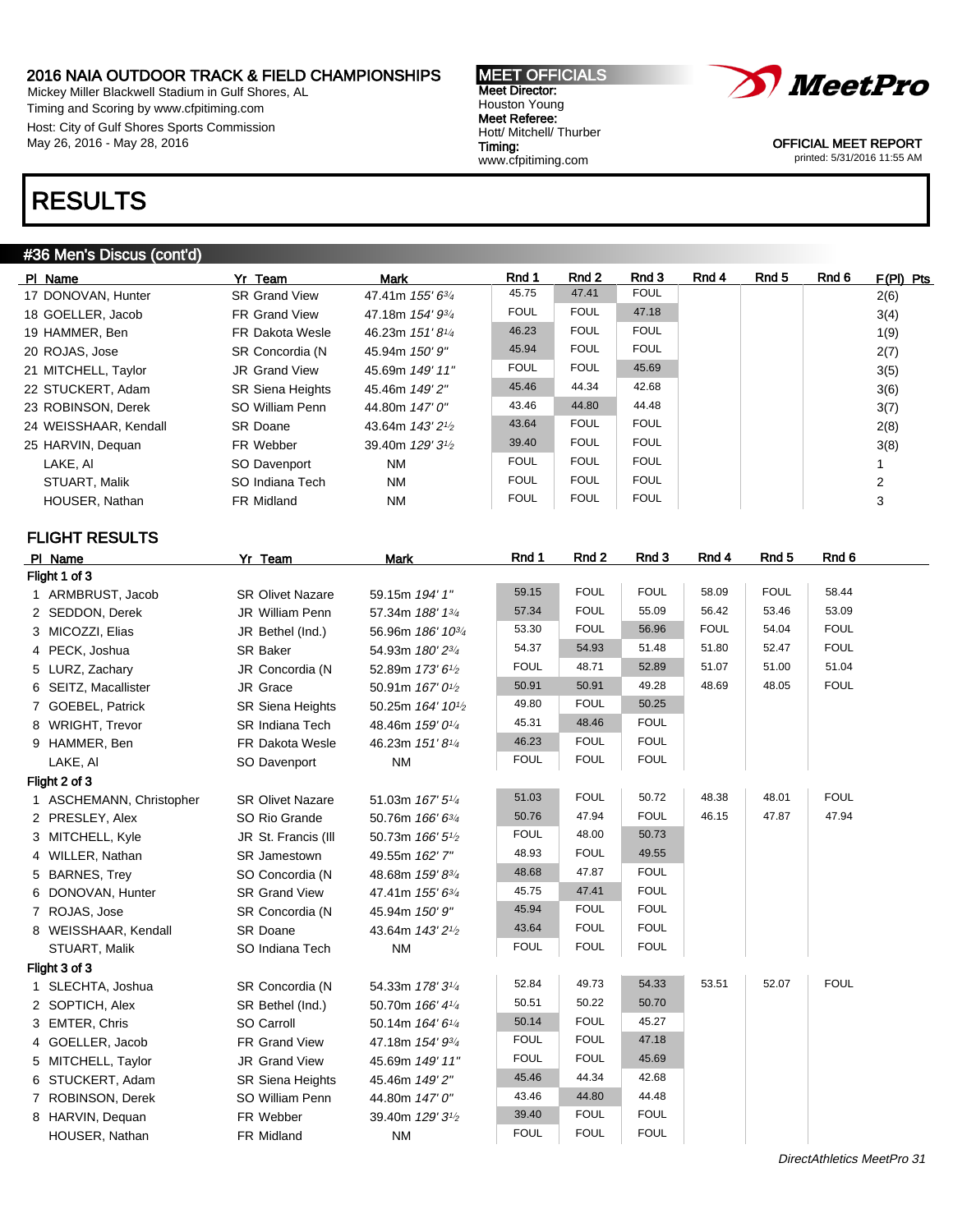2016 NAIA OUTDOOR TRACK & FIELD CHAMPIONSHIPS
Mickey Miller Blackwell Stadium in Gulf Shores, AL
Timing and Scoring by www.cfpitiming.com
Host: City of Gulf Shores Sports Commission
May 26, 2016 - May 28, 2016

MEET OFFICIALS
Meet Director:
Houston Young
Meet Referee:
Hott/ Mitchell/ Thurber
Timing:
www.cfpitiming.com

OFFICIAL MEET REPORT
printed: 5/31/2016 11:55 AM

# RESULTS

## #36 Men's Discus (cont'd)

| Pl | Name | Yr | Team | Mark | Rnd 1 | Rnd 2 | Rnd 3 | Rnd 4 | Rnd 5 | Rnd 6 | F(Pl) | Pts |
|---|---|---|---|---|---|---|---|---|---|---|---|---|
| 17 | DONOVAN, Hunter | SR | Grand View | 47.41m *155' 6¾* | 45.75 | 47.41 | FOUL | | | | 2(6) | |
| 18 | GOELLER, Jacob | FR | Grand View | 47.18m *154' 9¾* | FOUL | FOUL | 47.18 | | | | 3(4) | |
| 19 | HAMMER, Ben | FR | Dakota Wesle | 46.23m *151' 8¼* | 46.23 | FOUL | FOUL | | | | 1(9) | |
| 20 | ROJAS, Jose | SR | Concordia (N | 45.94m *150' 9"* | 45.94 | FOUL | FOUL | | | | 2(7) | |
| 21 | MITCHELL, Taylor | JR | Grand View | 45.69m *149' 11"* | FOUL | FOUL | 45.69 | | | | 3(5) | |
| 22 | STUCKERT, Adam | SR | Siena Heights | 45.46m *149' 2"* | 45.46 | 44.34 | 42.68 | | | | 3(6) | |
| 23 | ROBINSON, Derek | SO | William Penn | 44.80m *147' 0"* | 43.46 | 44.80 | 44.48 | | | | 3(7) | |
| 24 | WEISSHAAR, Kendall | SR | Doane | 43.64m *143' 2½* | 43.64 | FOUL | FOUL | | | | 2(8) | |
| 25 | HARVIN, Dequan | FR | Webber | 39.40m *129' 3½* | 39.40 | FOUL | FOUL | | | | 3(8) | |
| | LAKE, Al | SO | Davenport | NM | FOUL | FOUL | FOUL | | | | 1 | |
| | STUART, Malik | SO | Indiana Tech | NM | FOUL | FOUL | FOUL | | | | 2 | |
| | HOUSER, Nathan | FR | Midland | NM | FOUL | FOUL | FOUL | | | | 3 | |

### FLIGHT RESULTS

| Pl | Name | Yr | Team | Mark | Rnd 1 | Rnd 2 | Rnd 3 | Rnd 4 | Rnd 5 | Rnd 6 |
|---|---|---|---|---|---|---|---|---|---|---|
| **Flight 1 of 3** | | | | | | | | | | |
| 1 | ARMBRUST, Jacob | SR | Olivet Nazare | 59.15m *194' 1"* | 59.15 | FOUL | FOUL | 58.09 | FOUL | 58.44 |
| 2 | SEDDON, Derek | JR | William Penn | 57.34m *188' 1¾* | 57.34 | FOUL | 55.09 | 56.42 | 53.46 | 53.09 |
| 3 | MICOZZI, Elias | JR | Bethel (Ind.) | 56.96m *186' 10¾* | 53.30 | FOUL | 56.96 | FOUL | 54.04 | FOUL |
| 4 | PECK, Joshua | SR | Baker | 54.93m *180' 2¾* | 54.37 | 54.93 | 51.48 | 51.80 | 52.47 | FOUL |
| 5 | LURZ, Zachary | JR | Concordia (N | 52.89m *173' 6½* | FOUL | 48.71 | 52.89 | 51.07 | 51.00 | 51.04 |
| 6 | SEITZ, Macallister | JR | Grace | 50.91m *167' 0½* | 50.91 | 50.91 | 49.28 | 48.69 | 48.05 | FOUL |
| 7 | GOEBEL, Patrick | SR | Siena Heights | 50.25m *164' 10½* | 49.80 | FOUL | 50.25 | | | |
| 8 | WRIGHT, Trevor | SR | Indiana Tech | 48.46m *159' 0¼* | 45.31 | 48.46 | FOUL | | | |
| 9 | HAMMER, Ben | FR | Dakota Wesle | 46.23m *151' 8¼* | 46.23 | FOUL | FOUL | | | |
| | LAKE, Al | SO | Davenport | NM | FOUL | FOUL | FOUL | | | |
| **Flight 2 of 3** | | | | | | | | | | |
| 1 | ASCHEMANN, Christopher | SR | Olivet Nazare | 51.03m *167' 5¼* | 51.03 | FOUL | 50.72 | 48.38 | 48.01 | FOUL |
| 2 | PRESLEY, Alex | SO | Rio Grande | 50.76m *166' 6¾* | 50.76 | 47.94 | FOUL | 46.15 | 47.87 | 47.94 |
| 3 | MITCHELL, Kyle | JR | St. Francis (Ill | 50.73m *166' 5½* | FOUL | 48.00 | 50.73 | | | |
| 4 | WILLER, Nathan | SR | Jamestown | 49.55m *162' 7"* | 48.93 | FOUL | 49.55 | | | |
| 5 | BARNES, Trey | SO | Concordia (N | 48.68m *159' 8¾* | 48.68 | 47.87 | FOUL | | | |
| 6 | DONOVAN, Hunter | SR | Grand View | 47.41m *155' 6¾* | 45.75 | 47.41 | FOUL | | | |
| 7 | ROJAS, Jose | SR | Concordia (N | 45.94m *150' 9"* | 45.94 | FOUL | FOUL | | | |
| 8 | WEISSHAAR, Kendall | SR | Doane | 43.64m *143' 2½* | 43.64 | FOUL | FOUL | | | |
| | STUART, Malik | SO | Indiana Tech | NM | FOUL | FOUL | FOUL | | | |
| **Flight 3 of 3** | | | | | | | | | | |
| 1 | SLECHTA, Joshua | SR | Concordia (N | 54.33m *178' 3¼* | 52.84 | 49.73 | 54.33 | 53.51 | 52.07 | FOUL |
| 2 | SOPTICH, Alex | SR | Bethel (Ind.) | 50.70m *166' 4¼* | 50.51 | 50.22 | 50.70 | | | |
| 3 | EMTER, Chris | SO | Carroll | 50.14m *164' 6¼* | 50.14 | FOUL | 45.27 | | | |
| 4 | GOELLER, Jacob | FR | Grand View | 47.18m *154' 9¾* | FOUL | FOUL | 47.18 | | | |
| 5 | MITCHELL, Taylor | JR | Grand View | 45.69m *149' 11"* | FOUL | FOUL | 45.69 | | | |
| 6 | STUCKERT, Adam | SR | Siena Heights | 45.46m *149' 2"* | 45.46 | 44.34 | 42.68 | | | |
| 7 | ROBINSON, Derek | SO | William Penn | 44.80m *147' 0"* | 43.46 | 44.80 | 44.48 | | | |
| 8 | HARVIN, Dequan | FR | Webber | 39.40m *129' 3½* | 39.40 | FOUL | FOUL | | | |
| | HOUSER, Nathan | FR | Midland | NM | FOUL | FOUL | FOUL | | | |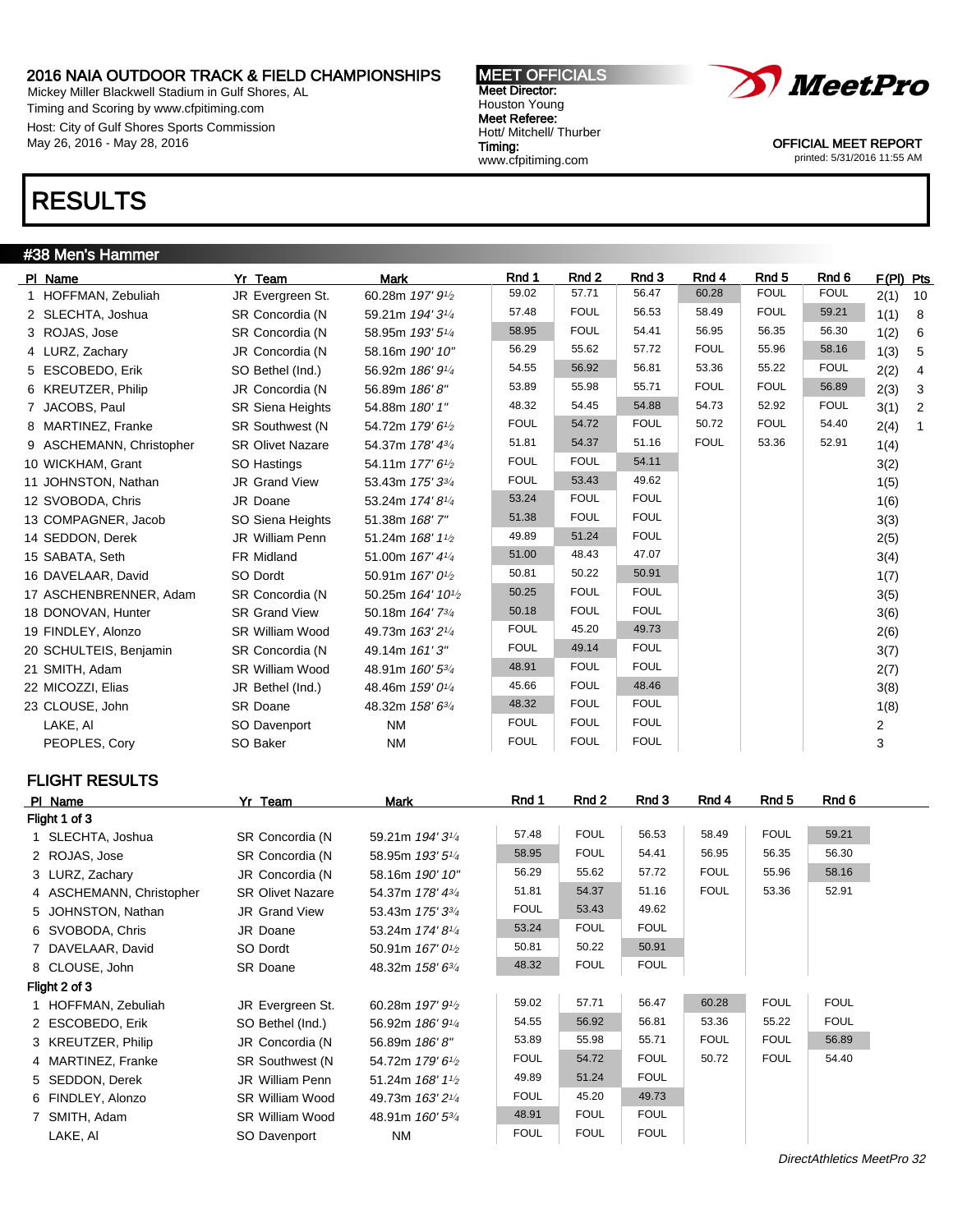## 2016 NAIA OUTDOOR TRACK & FIELD CHAMPIONSHIPS

Mickey Miller Blackwell Stadium in Gulf Shores, AL
Timing and Scoring by www.cfpitiming.com
Host: City of Gulf Shores Sports Commission
May 26, 2016 - May 28, 2016

**MEET OFFICIALS**
Meet Director:
Houston Young
Meet Referee:
Hott/ Mitchell/ Thurber
Timing:
www.cfpitiming.com

OFFICIAL MEET REPORT
printed: 5/31/2016 11:55 AM

# RESULTS

## #38 Men's Hammer

| Pl | Name | Yr | Team | Mark | Rnd 1 | Rnd 2 | Rnd 3 | Rnd 4 | Rnd 5 | Rnd 6 | F(Pl) | Pts |
|---|---|---|---|---|---|---|---|---|---|---|---|---|
| 1 | HOFFMAN, Zebuliah | JR | Evergreen St. | 60.28m *197' 9½* | 59.02 | 57.71 | 56.47 | 60.28 | FOUL | FOUL | 2(1) | 10 |
| 2 | SLECHTA, Joshua | SR | Concordia (N | 59.21m *194' 3¼* | 57.48 | FOUL | 56.53 | 58.49 | FOUL | 59.21 | 1(1) | 8 |
| 3 | ROJAS, Jose | SR | Concordia (N | 58.95m *193' 5¼* | 58.95 | FOUL | 54.41 | 56.95 | 56.35 | 56.30 | 1(2) | 6 |
| 4 | LURZ, Zachary | JR | Concordia (N | 58.16m *190' 10"* | 56.29 | 55.62 | 57.72 | FOUL | 55.96 | 58.16 | 1(3) | 5 |
| 5 | ESCOBEDO, Erik | SO | Bethel (Ind.) | 56.92m *186' 9¼* | 54.55 | 56.92 | 56.81 | 53.36 | 55.22 | FOUL | 2(2) | 4 |
| 6 | KREUTZER, Philip | JR | Concordia (N | 56.89m *186' 8"* | 53.89 | 55.98 | 55.71 | FOUL | FOUL | 56.89 | 2(3) | 3 |
| 7 | JACOBS, Paul | SR | Siena Heights | 54.88m *180' 1"* | 48.32 | 54.45 | 54.88 | 54.73 | 52.92 | FOUL | 3(1) | 2 |
| 8 | MARTINEZ, Franke | SR | Southwest (N | 54.72m *179' 6½* | FOUL | 54.72 | FOUL | 50.72 | FOUL | 54.40 | 2(4) | 1 |
| 9 | ASCHEMANN, Christopher | SR | Olivet Nazare | 54.37m *178' 4¾* | 51.81 | 54.37 | 51.16 | FOUL | 53.36 | 52.91 | 1(4) | |
| 10 | WICKHAM, Grant | SO | Hastings | 54.11m *177' 6½* | FOUL | FOUL | 54.11 | | | | 3(2) | |
| 11 | JOHNSTON, Nathan | JR | Grand View | 53.43m *175' 3¾* | FOUL | 53.43 | 49.62 | | | | 1(5) | |
| 12 | SVOBODA, Chris | JR | Doane | 53.24m *174' 8¼* | 53.24 | FOUL | FOUL | | | | 1(6) | |
| 13 | COMPAGNER, Jacob | SO | Siena Heights | 51.38m *168' 7"* | 51.38 | FOUL | FOUL | | | | 3(3) | |
| 14 | SEDDON, Derek | JR | William Penn | 51.24m *168' 1½* | 49.89 | 51.24 | FOUL | | | | 2(5) | |
| 15 | SABATA, Seth | FR | Midland | 51.00m *167' 4¼* | 51.00 | 48.43 | 47.07 | | | | 3(4) | |
| 16 | DAVELAAR, David | SO | Dordt | 50.91m *167' 0½* | 50.81 | 50.22 | 50.91 | | | | 1(7) | |
| 17 | ASCHENBRENNER, Adam | SR | Concordia (N | 50.25m *164' 10½* | 50.25 | FOUL | FOUL | | | | 3(5) | |
| 18 | DONOVAN, Hunter | SR | Grand View | 50.18m *164' 7¾* | 50.18 | FOUL | FOUL | | | | 3(6) | |
| 19 | FINDLEY, Alonzo | SR | William Wood | 49.73m *163' 2¼* | FOUL | 45.20 | 49.73 | | | | 2(6) | |
| 20 | SCHULTEIS, Benjamin | SR | Concordia (N | 49.14m *161' 3"* | FOUL | 49.14 | FOUL | | | | 3(7) | |
| 21 | SMITH, Adam | SR | William Wood | 48.91m *160' 5¾* | 48.91 | FOUL | FOUL | | | | 2(7) | |
| 22 | MICOZZI, Elias | JR | Bethel (Ind.) | 48.46m *159' 0¼* | 45.66 | FOUL | 48.46 | | | | 3(8) | |
| 23 | CLOUSE, John | SR | Doane | 48.32m *158' 6¾* | 48.32 | FOUL | FOUL | | | | 1(8) | |
| | LAKE, Al | SO | Davenport | NM | FOUL | FOUL | FOUL | | | | 2 | |
| | PEOPLES, Cory | SO | Baker | NM | FOUL | FOUL | FOUL | | | | 3 | |

## FLIGHT RESULTS

| Pl | Name | Yr | Team | Mark | Rnd 1 | Rnd 2 | Rnd 3 | Rnd 4 | Rnd 5 | Rnd 6 |
|---|---|---|---|---|---|---|---|---|---|---|
| **Flight 1 of 3** | | | | | | | | | | |
| 1 | SLECHTA, Joshua | SR | Concordia (N | 59.21m *194' 3¼* | 57.48 | FOUL | 56.53 | 58.49 | FOUL | 59.21 |
| 2 | ROJAS, Jose | SR | Concordia (N | 58.95m *193' 5¼* | 58.95 | FOUL | 54.41 | 56.95 | 56.35 | 56.30 |
| 3 | LURZ, Zachary | JR | Concordia (N | 58.16m *190' 10"* | 56.29 | 55.62 | 57.72 | FOUL | 55.96 | 58.16 |
| 4 | ASCHEMANN, Christopher | SR | Olivet Nazare | 54.37m *178' 4¾* | 51.81 | 54.37 | 51.16 | FOUL | 53.36 | 52.91 |
| 5 | JOHNSTON, Nathan | JR | Grand View | 53.43m *175' 3¾* | FOUL | 53.43 | 49.62 | | | |
| 6 | SVOBODA, Chris | JR | Doane | 53.24m *174' 8¼* | 53.24 | FOUL | FOUL | | | |
| 7 | DAVELAAR, David | SO | Dordt | 50.91m *167' 0½* | 50.81 | 50.22 | 50.91 | | | |
| 8 | CLOUSE, John | SR | Doane | 48.32m *158' 6¾* | 48.32 | FOUL | FOUL | | | |
| **Flight 2 of 3** | | | | | | | | | | |
| 1 | HOFFMAN, Zebuliah | JR | Evergreen St. | 60.28m *197' 9½* | 59.02 | 57.71 | 56.47 | 60.28 | FOUL | FOUL |
| 2 | ESCOBEDO, Erik | SO | Bethel (Ind.) | 56.92m *186' 9¼* | 54.55 | 56.92 | 56.81 | 53.36 | 55.22 | FOUL |
| 3 | KREUTZER, Philip | JR | Concordia (N | 56.89m *186' 8"* | 53.89 | 55.98 | 55.71 | FOUL | FOUL | 56.89 |
| 4 | MARTINEZ, Franke | SR | Southwest (N | 54.72m *179' 6½* | FOUL | 54.72 | FOUL | 50.72 | FOUL | 54.40 |
| 5 | SEDDON, Derek | JR | William Penn | 51.24m *168' 1½* | 49.89 | 51.24 | FOUL | | | |
| 6 | FINDLEY, Alonzo | SR | William Wood | 49.73m *163' 2¼* | FOUL | 45.20 | 49.73 | | | |
| 7 | SMITH, Adam | SR | William Wood | 48.91m *160' 5¾* | 48.91 | FOUL | FOUL | | | |
| | LAKE, Al | SO | Davenport | NM | FOUL | FOUL | FOUL | | | |

*DirectAthletics MeetPro 32*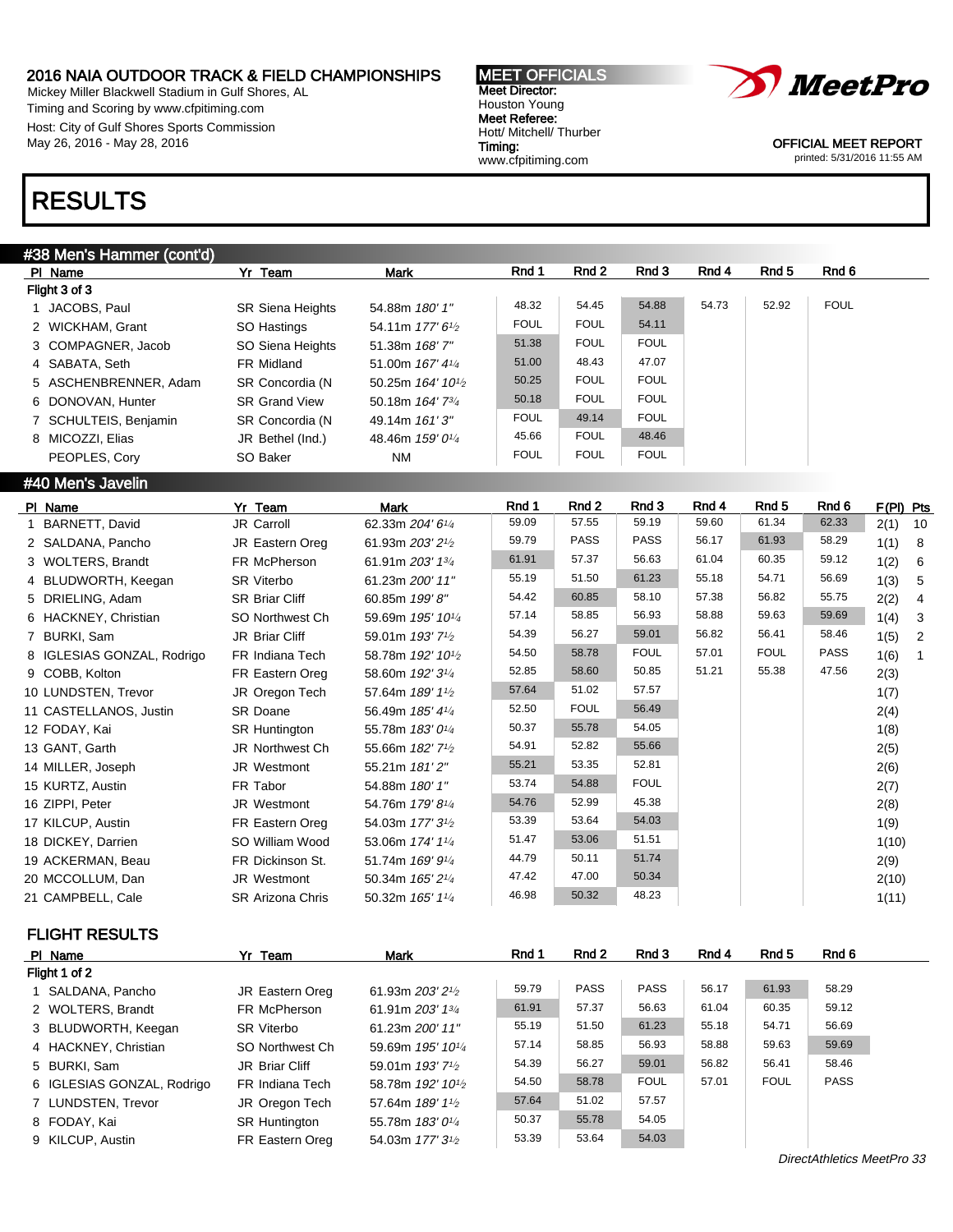## RESULTS

### #38 Men's Hammer (cont'd)

| Pl | Name | Yr | Team | Mark | Rnd 1 | Rnd 2 | Rnd 3 | Rnd 4 | Rnd 5 | Rnd 6 |
|---|---|---|---|---|---|---|---|---|---|---|
| **Flight 3 of 3** | | | | | | | | | | |
| 1 | JACOBS, Paul | SR | Siena Heights | 54.88m *180' 1"* | 48.32 | 54.45 | 54.88 | 54.73 | 52.92 | FOUL |
| 2 | WICKHAM, Grant | SO | Hastings | 54.11m *177' 6½* | FOUL | FOUL | 54.11 | | | |
| 3 | COMPAGNER, Jacob | SR | Siena Heights | 51.38m *168' 7"* | 51.38 | FOUL | FOUL | | | |
| 4 | SABATA, Seth | FR | Midland | 51.00m *167' 4¼* | 51.00 | 48.43 | 47.07 | | | |
| 5 | ASCHENBRENNER, Adam | SR | Concordia (N | 50.25m *164' 10½* | 50.25 | FOUL | FOUL | | | |
| 6 | DONOVAN, Hunter | SR | Grand View | 50.18m *164' 7¾* | 50.18 | FOUL | FOUL | | | |
| 7 | SCHULTEIS, Benjamin | SR | Concordia (N | 49.14m *161' 3"* | FOUL | 49.14 | FOUL | | | |
| 8 | MICOZZI, Elias | JR | Bethel (Ind.) | 48.46m *159' 0¼* | 45.66 | FOUL | 48.46 | | | |
| | PEOPLES, Cory | SO | Baker | NM | FOUL | FOUL | FOUL | | | |

### #40 Men's Javelin

| Pl | Name | Yr | Team | Mark | Rnd 1 | Rnd 2 | Rnd 3 | Rnd 4 | Rnd 5 | Rnd 6 | F(Pl) | Pts |
|---|---|---|---|---|---|---|---|---|---|---|---|---|
| 1 | BARNETT, David | JR | Carroll | 62.33m *204' 6¼* | 59.09 | 57.55 | 59.19 | 59.60 | 61.34 | 62.33 | 2(1) | 10 |
| 2 | SALDANA, Pancho | JR | Eastern Oreg | 61.93m *203' 2½* | 59.79 | PASS | PASS | 56.17 | 61.93 | 58.29 | 1(1) | 8 |
| 3 | WOLTERS, Brandt | FR | McPherson | 61.91m *203' 1¾* | 61.91 | 57.37 | 56.63 | 61.04 | 60.35 | 59.12 | 1(2) | 6 |
| 4 | BLUDWORTH, Keegan | SR | Viterbo | 61.23m *200' 11"* | 55.19 | 51.50 | 61.23 | 55.18 | 54.71 | 56.69 | 1(3) | 5 |
| 5 | DRIELING, Adam | SR | Briar Cliff | 60.85m *199' 8"* | 54.42 | 60.85 | 58.10 | 57.38 | 56.82 | 55.75 | 2(2) | 4 |
| 6 | HACKNEY, Christian | SO | Northwest Ch | 59.69m *195' 10¼* | 57.14 | 58.85 | 56.93 | 58.88 | 59.63 | 59.69 | 1(4) | 3 |
| 7 | BURKI, Sam | JR | Briar Cliff | 59.01m *193' 7½* | 54.39 | 56.27 | 59.01 | 56.82 | 56.41 | 58.46 | 1(5) | 2 |
| 8 | IGLESIAS GONZAL, Rodrigo | FR | Indiana Tech | 58.78m *192' 10½* | 54.50 | 58.78 | FOUL | 57.01 | FOUL | PASS | 1(6) | 1 |
| 9 | COBB, Kolton | FR | Eastern Oreg | 58.60m *192' 3¼* | 52.85 | 58.60 | 50.85 | 51.21 | 55.38 | 47.56 | 2(3) | |
| 10 | LUNDSTEN, Trevor | JR | Oregon Tech | 57.64m *189' 1½* | 57.64 | 51.02 | 57.57 | | | | 1(7) | |
| 11 | CASTELLANOS, Justin | SR | Doane | 56.49m *185' 4¼* | 52.50 | FOUL | 56.49 | | | | 2(4) | |
| 12 | FODAY, Kai | SR | Huntington | 55.78m *183' 0¼* | 50.37 | 55.78 | 54.05 | | | | 1(8) | |
| 13 | GANT, Garth | JR | Northwest Ch | 55.66m *182' 7½* | 54.91 | 52.82 | 55.66 | | | | 2(5) | |
| 14 | MILLER, Joseph | JR | Westmont | 55.21m *181' 2"* | 55.21 | 53.35 | 52.81 | | | | 2(6) | |
| 15 | KURTZ, Austin | FR | Tabor | 54.88m *180' 1"* | 53.74 | 54.88 | FOUL | | | | 2(7) | |
| 16 | ZIPPI, Peter | JR | Westmont | 54.76m *179' 8¼* | 54.76 | 52.99 | 45.38 | | | | 2(8) | |
| 17 | KILCUP, Austin | FR | Eastern Oreg | 54.03m *177' 3½* | 53.39 | 53.64 | 54.03 | | | | 1(9) | |
| 18 | DICKEY, Darrien | SO | William Wood | 53.06m *174' 1¼* | 51.47 | 53.06 | 51.51 | | | | 1(10) | |
| 19 | ACKERMAN, Beau | FR | Dickinson St. | 51.74m *169' 9¼* | 44.79 | 50.11 | 51.74 | | | | 2(9) | |
| 20 | MCCOLLUM, Dan | JR | Westmont | 50.34m *165' 2¼* | 47.42 | 47.00 | 50.34 | | | | 2(10) | |
| 21 | CAMPBELL, Cale | SR | Arizona Chris | 50.32m *165' 1¼* | 46.98 | 50.32 | 48.23 | | | | 1(11) | |

### FLIGHT RESULTS

| Pl | Name | Yr | Team | Mark | Rnd 1 | Rnd 2 | Rnd 3 | Rnd 4 | Rnd 5 | Rnd 6 |
|---|---|---|---|---|---|---|---|---|---|---|
| **Flight 1 of 2** | | | | | | | | | | |
| 1 | SALDANA, Pancho | JR | Eastern Oreg | 61.93m *203' 2½* | 59.79 | PASS | PASS | 56.17 | 61.93 | 58.29 |
| 2 | WOLTERS, Brandt | FR | McPherson | 61.91m *203' 1¾* | 61.91 | 57.37 | 56.63 | 61.04 | 60.35 | 59.12 |
| 3 | BLUDWORTH, Keegan | SR | Viterbo | 61.23m *200' 11"* | 55.19 | 51.50 | 61.23 | 55.18 | 54.71 | 56.69 |
| 4 | HACKNEY, Christian | SO | Northwest Ch | 59.69m *195' 10¼* | 57.14 | 58.85 | 56.93 | 58.88 | 59.63 | 59.69 |
| 5 | BURKI, Sam | JR | Briar Cliff | 59.01m *193' 7½* | 54.39 | 56.27 | 59.01 | 56.82 | 56.41 | 58.46 |
| 6 | IGLESIAS GONZAL, Rodrigo | FR | Indiana Tech | 58.78m *192' 10½* | 54.50 | 58.78 | FOUL | 57.01 | FOUL | PASS |
| 7 | LUNDSTEN, Trevor | JR | Oregon Tech | 57.64m *189' 1½* | 57.64 | 51.02 | 57.57 | | | |
| 8 | FODAY, Kai | SR | Huntington | 55.78m *183' 0¼* | 50.37 | 55.78 | 54.05 | | | |
| 9 | KILCUP, Austin | FR | Eastern Oreg | 54.03m *177' 3½* | 53.39 | 53.64 | 54.03 | | | |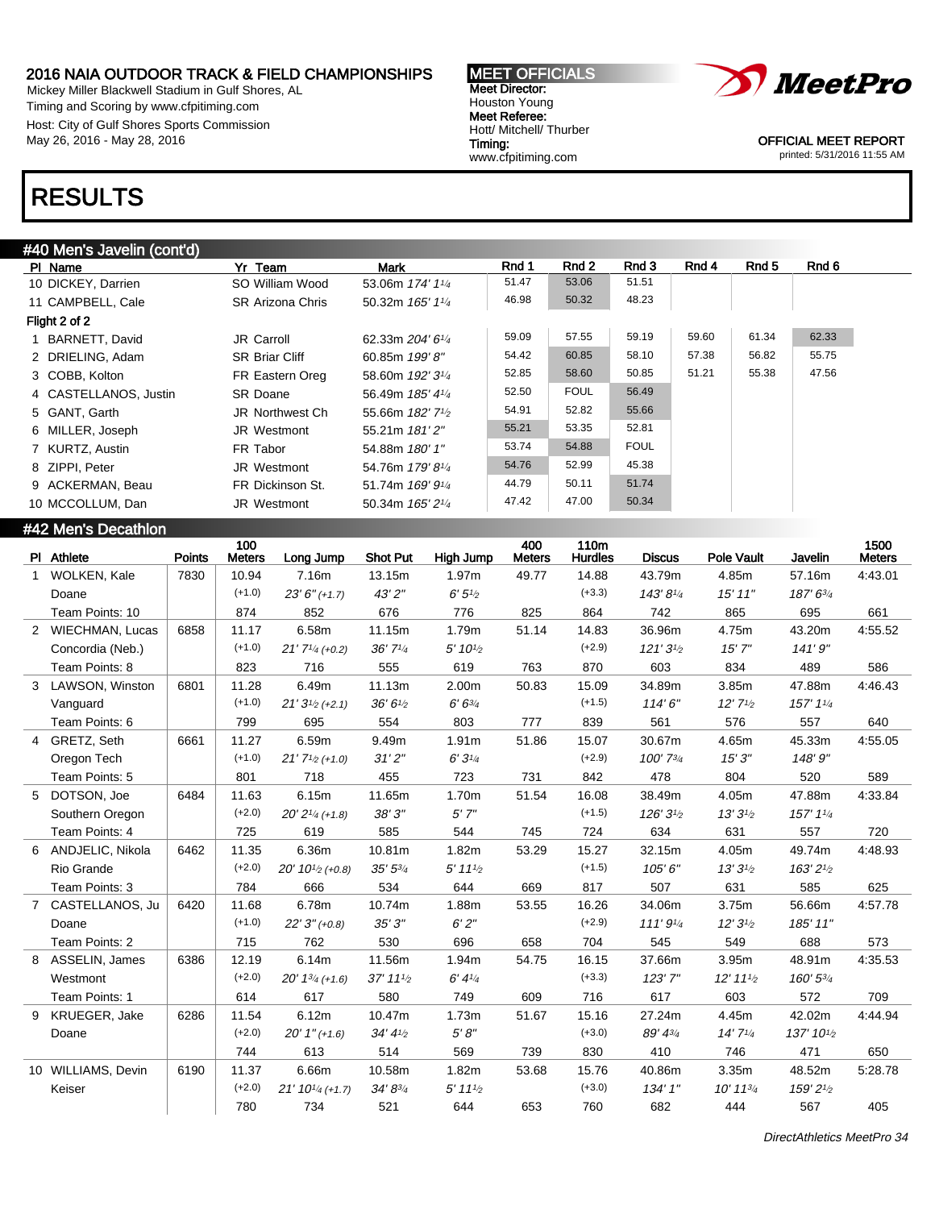## 2016 NAIA OUTDOOR TRACK & FIELD CHAMPIONSHIPS

Mickey Miller Blackwell Stadium in Gulf Shores, AL
Timing and Scoring by www.cfpitiming.com
Host: City of Gulf Shores Sports Commission
May 26, 2016 - May 28, 2016

**MEET OFFICIALS**
Meet Director: Houston Young
Meet Referee: Hott/ Mitchell/ Thurber
Timing: www.cfpitiming.com

OFFICIAL MEET REPORT
printed: 5/31/2016 11:55 AM

# RESULTS

## #40 Men's Javelin (cont'd)

| Pl | Name | Yr | Team | Mark | Rnd 1 | Rnd 2 | Rnd 3 | Rnd 4 | Rnd 5 | Rnd 6 |
|---|---|---|---|---|---|---|---|---|---|---|
| 10 | DICKEY, Darrien | SO | William Wood | 53.06m *174' 1¼* | 51.47 | 53.06 | 51.51 | | | |
| 11 | CAMPBELL, Cale | SR | Arizona Chris | 50.32m *165' 1¼* | 46.98 | 50.32 | 48.23 | | | |
| **Flight 2 of 2** | | | | | | | | | | |
| 1 | BARNETT, David | JR | Carroll | 62.33m *204' 6¼* | 59.09 | 57.55 | 59.19 | 59.60 | 61.34 | 62.33 |
| 2 | DRIELING, Adam | SR | Briar Cliff | 60.85m *199' 8"* | 54.42 | 60.85 | 58.10 | 57.38 | 56.82 | 55.75 |
| 3 | COBB, Kolton | FR | Eastern Oreg | 58.60m *192' 3¼* | 52.85 | 58.60 | 50.85 | 51.21 | 55.38 | 47.56 |
| 4 | CASTELLANOS, Justin | SR | Doane | 56.49m *185' 4¼* | 52.50 | FOUL | 56.49 | | | |
| 5 | GANT, Garth | JR | Northwest Ch | 55.66m *182' 7½* | 54.91 | 52.82 | 55.66 | | | |
| 6 | MILLER, Joseph | JR | Westmont | 55.21m *181' 2"* | 55.21 | 53.35 | 52.81 | | | |
| 7 | KURTZ, Austin | FR | Tabor | 54.88m *180' 1"* | 53.74 | 54.88 | FOUL | | | |
| 8 | ZIPPI, Peter | JR | Westmont | 54.76m *179' 8¼* | 54.76 | 52.99 | 45.38 | | | |
| 9 | ACKERMAN, Beau | FR | Dickinson St. | 51.74m *169' 9¼* | 44.79 | 50.11 | 51.74 | | | |
| 10 | MCCOLLUM, Dan | JR | Westmont | 50.34m *165' 2¼* | 47.42 | 47.00 | 50.34 | | | |

## #42 Men's Decathlon

| Pl | Athlete | Points | 100 Meters | Long Jump | Shot Put | High Jump | 400 Meters | 110m Hurdles | Discus | Pole Vault | Javelin | 1500 Meters |
|---|---|---|---|---|---|---|---|---|---|---|---|---|
| 1 | WOLKEN, Kale | 7830 | 10.94 | 7.16m | 13.15m | 1.97m | 49.77 | 14.88 | 43.79m | 4.85m | 57.16m | 4:43.01 |
| | Doane | | (+1.0) | *23' 6" (+1.7)* | *43' 2"* | *6' 5½* | | (+3.3) | *143' 8¼* | *15' 11"* | *187' 6¾* | |
| | Team Points: 10 | | 874 | 852 | 676 | 776 | 825 | 864 | 742 | 865 | 695 | 661 |
| 2 | WIECHMAN, Lucas | 6858 | 11.17 | 6.58m | 11.15m | 1.79m | 51.14 | 14.83 | 36.96m | 4.75m | 43.20m | 4:55.52 |
| | Concordia (Neb.) | | (+1.0) | *21' 7¼ (+0.2)* | *36' 7¼* | *5' 10½* | | (+2.9) | *121' 3½* | *15' 7"* | *141' 9"* | |
| | Team Points: 8 | | 823 | 716 | 555 | 619 | 763 | 870 | 603 | 834 | 489 | 586 |
| 3 | LAWSON, Winston | 6801 | 11.28 | 6.49m | 11.13m | 2.00m | 50.83 | 15.09 | 34.89m | 3.85m | 47.88m | 4:46.43 |
| | Vanguard | | (+1.0) | *21' 3½ (+2.1)* | *36' 6½* | *6' 6¾* | | (+1.5) | *114' 6"* | *12' 7½* | *157' 1¼* | |
| | Team Points: 6 | | 799 | 695 | 554 | 803 | 777 | 839 | 561 | 576 | 557 | 640 |
| 4 | GRETZ, Seth | 6661 | 11.27 | 6.59m | 9.49m | 1.91m | 51.86 | 15.07 | 30.67m | 4.65m | 45.33m | 4:55.05 |
| | Oregon Tech | | (+1.0) | *21' 7½ (+1.0)* | *31' 2"* | *6' 3¼* | | (+2.9) | *100' 7¾* | *15' 3"* | *148' 9"* | |
| | Team Points: 5 | | 801 | 718 | 455 | 723 | 731 | 842 | 478 | 804 | 520 | 589 |
| 5 | DOTSON, Joe | 6484 | 11.63 | 6.15m | 11.65m | 1.70m | 51.54 | 16.08 | 38.49m | 4.05m | 47.88m | 4:33.84 |
| | Southern Oregon | | (+2.0) | *20' 2¼ (+1.8)* | *38' 3"* | *5' 7"* | | (+1.5) | *126' 3½* | *13' 3½* | *157' 1¼* | |
| | Team Points: 4 | | 725 | 619 | 585 | 544 | 745 | 724 | 634 | 631 | 557 | 720 |
| 6 | ANDJELIC, Nikola | 6462 | 11.35 | 6.36m | 10.81m | 1.82m | 53.29 | 15.27 | 32.15m | 4.05m | 49.74m | 4:48.93 |
| | Rio Grande | | (+2.0) | *20' 10½ (+0.8)* | *35' 5¾* | *5' 11½* | | (+1.5) | *105' 6"* | *13' 3½* | *163' 2½* | |
| | Team Points: 3 | | 784 | 666 | 534 | 644 | 669 | 817 | 507 | 631 | 585 | 625 |
| 7 | CASTELLANOS, Ju | 6420 | 11.68 | 6.78m | 10.74m | 1.88m | 53.55 | 16.26 | 34.06m | 3.75m | 56.66m | 4:57.78 |
| | Doane | | (+1.0) | *22' 3" (+0.8)* | *35' 3"* | *6' 2"* | | (+2.9) | *111' 9¼* | *12' 3½* | *185' 11"* | |
| | Team Points: 2 | | 715 | 762 | 530 | 696 | 658 | 704 | 545 | 549 | 688 | 573 |
| 8 | ASSELIN, James | 6386 | 12.19 | 6.14m | 11.56m | 1.94m | 54.75 | 16.15 | 37.66m | 3.95m | 48.91m | 4:35.53 |
| | Westmont | | (+2.0) | *20' 1¾ (+1.6)* | *37' 11½* | *6' 4¼* | | (+3.3) | *123' 7"* | *12' 11½* | *160' 5¾* | |
| | Team Points: 1 | | 614 | 617 | 580 | 749 | 609 | 716 | 617 | 603 | 572 | 709 |
| 9 | KRUEGER, Jake | 6286 | 11.54 | 6.12m | 10.47m | 1.73m | 51.67 | 15.16 | 27.24m | 4.45m | 42.02m | 4:44.94 |
| | Doane | | (+2.0) | *20' 1" (+1.6)* | *34' 4½* | *5' 8"* | | (+3.0) | *89' 4¾* | *14' 7¼* | *137' 10½* | |
| | | | 744 | 613 | 514 | 569 | 739 | 830 | 410 | 746 | 471 | 650 |
| 10 | WILLIAMS, Devin | 6190 | 11.37 | 6.66m | 10.58m | 1.82m | 53.68 | 15.76 | 40.86m | 3.35m | 48.52m | 5:28.78 |
| | Keiser | | (+2.0) | *21' 10¼ (+1.7)* | *34' 8¾* | *5' 11½* | | (+3.0) | *134' 1"* | *10' 11¾* | *159' 2½* | |
| | | | 780 | 734 | 521 | 644 | 653 | 760 | 682 | 444 | 567 | 405 |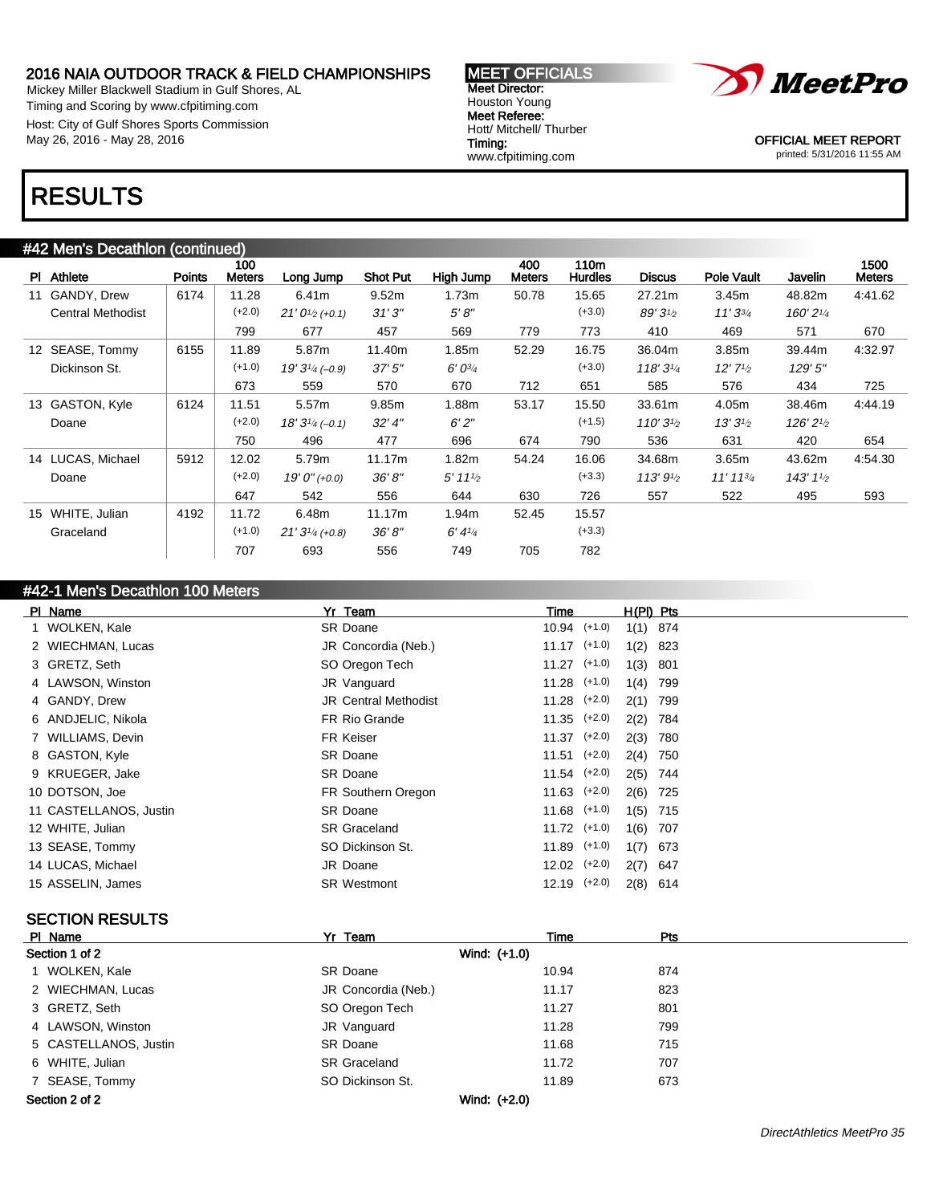## 2016 NAIA OUTDOOR TRACK & FIELD CHAMPIONSHIPS

Mickey Miller Blackwell Stadium in Gulf Shores, AL
Timing and Scoring by www.cfpitiming.com
Host: City of Gulf Shores Sports Commission
May 26, 2016 - May 28, 2016

**MEET OFFICIALS**
**Meet Director:** Houston Young
**Meet Referee:** Hott/ Mitchell/ Thurber
**Timing:** www.cfpitiming.com

OFFICIAL MEET REPORT
printed: 5/31/2016 11:55 AM

# RESULTS

## #42 Men's Decathlon (continued)

| Pl | Athlete | Points | 100 Meters | Long Jump | Shot Put | High Jump | 400 Meters | 110m Hurdles | Discus | Pole Vault | Javelin | 1500 Meters |
|---|---|---|---|---|---|---|---|---|---|---|---|---|
| 11 | GANDY, Drew | 6174 | 11.28 | 6.41m | 9.52m | 1.73m | 50.78 | 15.65 | 27.21m | 3.45m | 48.82m | 4:41.62 |
| | Central Methodist | | (+2.0) | 21' 0½ (+0.1) | 31' 3" | 5' 8" | | (+3.0) | 89' 3½ | 11' 3¾ | 160' 2¼ | |
| | | | 799 | 677 | 457 | 569 | 779 | 773 | 410 | 469 | 571 | 670 |
| 12 | SEASE, Tommy | 6155 | 11.89 | 5.87m | 11.40m | 1.85m | 52.29 | 16.75 | 36.04m | 3.85m | 39.44m | 4:32.97 |
| | Dickinson St. | | (+1.0) | 19' 3¼ (–0.9) | 37' 5" | 6' 0¾ | | (+3.0) | 118' 3¼ | 12' 7½ | 129' 5" | |
| | | | 673 | 559 | 570 | 670 | 712 | 651 | 585 | 576 | 434 | 725 |
| 13 | GASTON, Kyle | 6124 | 11.51 | 5.57m | 9.85m | 1.88m | 53.17 | 15.50 | 33.61m | 4.05m | 38.46m | 4:44.19 |
| | Doane | | (+2.0) | 18' 3¼ (–0.1) | 32' 4" | 6' 2" | | (+1.5) | 110' 3½ | 13' 3½ | 126' 2½ | |
| | | | 750 | 496 | 477 | 696 | 674 | 790 | 536 | 631 | 420 | 654 |
| 14 | LUCAS, Michael | 5912 | 12.02 | 5.79m | 11.17m | 1.82m | 54.24 | 16.06 | 34.68m | 3.65m | 43.62m | 4:54.30 |
| | Doane | | (+2.0) | 19' 0" (+0.0) | 36' 8" | 5' 11½ | | (+3.3) | 113' 9½ | 11' 11¾ | 143' 1½ | |
| | | | 647 | 542 | 556 | 644 | 630 | 726 | 557 | 522 | 495 | 593 |
| 15 | WHITE, Julian | 4192 | 11.72 | 6.48m | 11.17m | 1.94m | 52.45 | 15.57 | | | | |
| | Graceland | | (+1.0) | 21' 3¼ (+0.8) | 36' 8" | 6' 4¼ | | (+3.3) | | | | |
| | | | 707 | 693 | 556 | 749 | 705 | 782 | | | | |

## #42-1 Men's Decathlon 100 Meters

| Pl | Name | Yr | Team | Time | Wind | H(Pl) | Pts |
|---|---|---|---|---|---|---|---|
| 1 | WOLKEN, Kale | SR | Doane | 10.94 | (+1.0) | 1(1) | 874 |
| 2 | WIECHMAN, Lucas | JR | Concordia (Neb.) | 11.17 | (+1.0) | 1(2) | 823 |
| 3 | GRETZ, Seth | SO | Oregon Tech | 11.27 | (+1.0) | 1(3) | 801 |
| 4 | LAWSON, Winston | JR | Vanguard | 11.28 | (+1.0) | 1(4) | 799 |
| 4 | GANDY, Drew | JR | Central Methodist | 11.28 | (+2.0) | 2(1) | 799 |
| 6 | ANDJELIC, Nikola | FR | Rio Grande | 11.35 | (+2.0) | 2(2) | 784 |
| 7 | WILLIAMS, Devin | FR | Keiser | 11.37 | (+2.0) | 2(3) | 780 |
| 8 | GASTON, Kyle | SR | Doane | 11.51 | (+2.0) | 2(4) | 750 |
| 9 | KRUEGER, Jake | SR | Doane | 11.54 | (+2.0) | 2(5) | 744 |
| 10 | DOTSON, Joe | FR | Southern Oregon | 11.63 | (+2.0) | 2(6) | 725 |
| 11 | CASTELLANOS, Justin | SR | Doane | 11.68 | (+1.0) | 1(5) | 715 |
| 12 | WHITE, Julian | SR | Graceland | 11.72 | (+1.0) | 1(6) | 707 |
| 13 | SEASE, Tommy | SO | Dickinson St. | 11.89 | (+1.0) | 1(7) | 673 |
| 14 | LUCAS, Michael | JR | Doane | 12.02 | (+2.0) | 2(7) | 647 |
| 15 | ASSELIN, James | SR | Westmont | 12.19 | (+2.0) | 2(8) | 614 |

### SECTION RESULTS

| Pl | Name | Yr | Team | Time | Pts |
|---|---|---|---|---|---|
| **Section 1 of 2** | | | Wind: (+1.0) | | |
| 1 | WOLKEN, Kale | SR | Doane | 10.94 | 874 |
| 2 | WIECHMAN, Lucas | JR | Concordia (Neb.) | 11.17 | 823 |
| 3 | GRETZ, Seth | SO | Oregon Tech | 11.27 | 801 |
| 4 | LAWSON, Winston | JR | Vanguard | 11.28 | 799 |
| 5 | CASTELLANOS, Justin | SR | Doane | 11.68 | 715 |
| 6 | WHITE, Julian | SR | Graceland | 11.72 | 707 |
| 7 | SEASE, Tommy | SO | Dickinson St. | 11.89 | 673 |
| **Section 2 of 2** | | | Wind: (+2.0) | | |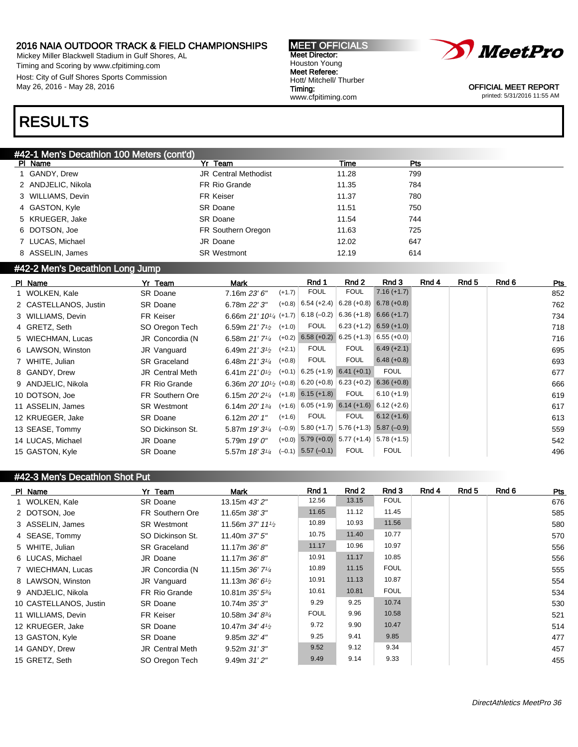2016 NAIA OUTDOOR TRACK & FIELD CHAMPIONSHIPS
Mickey Miller Blackwell Stadium in Gulf Shores, AL
Timing and Scoring by www.cfpitiming.com
Host: City of Gulf Shores Sports Commission
May 26, 2016 - May 28, 2016

**MEET OFFICIALS**
Meet Director:
Houston Young
Meet Referee:
Hott/ Mitchell/ Thurber
Timing:
www.cfpitiming.com

OFFICIAL MEET REPORT
printed: 5/31/2016 11:55 AM

# RESULTS

## #42-1 Men's Decathlon 100 Meters (cont'd)

| Pl | Name | Yr | Team | Time | Pts |
|---|---|---|---|---|---|
| 1 | GANDY, Drew | JR | Central Methodist | 11.28 | 799 |
| 2 | ANDJELIC, Nikola | FR | Rio Grande | 11.35 | 784 |
| 3 | WILLIAMS, Devin | FR | Keiser | 11.37 | 780 |
| 4 | GASTON, Kyle | SR | Doane | 11.51 | 750 |
| 5 | KRUEGER, Jake | SR | Doane | 11.54 | 744 |
| 6 | DOTSON, Joe | FR | Southern Oregon | 11.63 | 725 |
| 7 | LUCAS, Michael | JR | Doane | 12.02 | 647 |
| 8 | ASSELIN, James | SR | Westmont | 12.19 | 614 |

## #42-2 Men's Decathlon Long Jump

| Pl | Name | Yr | Team | Mark | | Rnd 1 | Rnd 2 | Rnd 3 | Rnd 4 | Rnd 5 | Rnd 6 | Pts |
|---|---|---|---|---|---|---|---|---|---|---|---|---|
| 1 | WOLKEN, Kale | SR | Doane | 7.16m *23' 6"* | (+1.7) | FOUL | FOUL | 7.16 (+1.7) | | | | 852 |
| 2 | CASTELLANOS, Justin | SR | Doane | 6.78m *22' 3"* | (+0.8) | 6.54 (+2.4) | 6.28 (+0.8) | 6.78 (+0.8) | | | | 762 |
| 3 | WILLIAMS, Devin | FR | Keiser | 6.66m *21' 10¼* | (+1.7) | 6.18 (–0.2) | 6.36 (+1.8) | 6.66 (+1.7) | | | | 734 |
| 4 | GRETZ, Seth | SO | Oregon Tech | 6.59m *21' 7½* | (+1.0) | FOUL | 6.23 (+1.2) | 6.59 (+1.0) | | | | 718 |
| 5 | WIECHMAN, Lucas | JR | Concordia (N | 6.58m *21' 7¼* | (+0.2) | 6.58 (+0.2) | 6.25 (+1.3) | 6.55 (+0.0) | | | | 716 |
| 6 | LAWSON, Winston | JR | Vanguard | 6.49m *21' 3½* | (+2.1) | FOUL | FOUL | 6.49 (+2.1) | | | | 695 |
| 7 | WHITE, Julian | SR | Graceland | 6.48m *21' 3¼* | (+0.8) | FOUL | FOUL | 6.48 (+0.8) | | | | 693 |
| 8 | GANDY, Drew | JR | Central Meth | 6.41m *21' 0½* | (+0.1) | 6.25 (+1.9) | 6.41 (+0.1) | FOUL | | | | 677 |
| 9 | ANDJELIC, Nikola | FR | Rio Grande | 6.36m *20' 10½* | (+0.8) | 6.20 (+0.8) | 6.23 (+0.2) | 6.36 (+0.8) | | | | 666 |
| 10 | DOTSON, Joe | FR | Southern Ore | 6.15m *20' 2¼* | (+1.8) | 6.15 (+1.8) | FOUL | 6.10 (+1.9) | | | | 619 |
| 11 | ASSELIN, James | SR | Westmont | 6.14m *20' 1¾* | (+1.6) | 6.05 (+1.9) | 6.14 (+1.6) | 6.12 (+2.6) | | | | 617 |
| 12 | KRUEGER, Jake | SR | Doane | 6.12m *20' 1"* | (+1.6) | FOUL | FOUL | 6.12 (+1.6) | | | | 613 |
| 13 | SEASE, Tommy | SO | Dickinson St. | 5.87m *19' 3¼* | (–0.9) | 5.80 (+1.7) | 5.76 (+1.3) | 5.87 (–0.9) | | | | 559 |
| 14 | LUCAS, Michael | JR | Doane | 5.79m *19' 0"* | (+0.0) | 5.79 (+0.0) | 5.77 (+1.4) | 5.78 (+1.5) | | | | 542 |
| 15 | GASTON, Kyle | SR | Doane | 5.57m *18' 3¼* | (–0.1) | 5.57 (–0.1) | FOUL | FOUL | | | | 496 |

## #42-3 Men's Decathlon Shot Put

| Pl | Name | Yr | Team | Mark | Rnd 1 | Rnd 2 | Rnd 3 | Rnd 4 | Rnd 5 | Rnd 6 | Pts |
|---|---|---|---|---|---|---|---|---|---|---|---|
| 1 | WOLKEN, Kale | SR | Doane | 13.15m *43' 2"* | 12.56 | 13.15 | FOUL | | | | 676 |
| 2 | DOTSON, Joe | FR | Southern Ore | 11.65m *38' 3"* | 11.65 | 11.12 | 11.45 | | | | 585 |
| 3 | ASSELIN, James | SR | Westmont | 11.56m *37' 11½* | 10.89 | 10.93 | 11.56 | | | | 580 |
| 4 | SEASE, Tommy | SO | Dickinson St. | 11.40m *37' 5"* | 10.75 | 11.40 | 10.77 | | | | 570 |
| 5 | WHITE, Julian | SR | Graceland | 11.17m *36' 8"* | 11.17 | 10.96 | 10.97 | | | | 556 |
| 6 | LUCAS, Michael | JR | Doane | 11.17m *36' 8"* | 10.91 | 11.17 | 10.85 | | | | 556 |
| 7 | WIECHMAN, Lucas | JR | Concordia (N | 11.15m *36' 7¼* | 10.89 | 11.15 | FOUL | | | | 555 |
| 8 | LAWSON, Winston | JR | Vanguard | 11.13m *36' 6½* | 10.91 | 11.13 | 10.87 | | | | 554 |
| 9 | ANDJELIC, Nikola | FR | Rio Grande | 10.81m *35' 5¾* | 10.61 | 10.81 | FOUL | | | | 534 |
| 10 | CASTELLANOS, Justin | SR | Doane | 10.74m *35' 3"* | 9.29 | 9.25 | 10.74 | | | | 530 |
| 11 | WILLIAMS, Devin | FR | Keiser | 10.58m *34' 8¾* | FOUL | 9.96 | 10.58 | | | | 521 |
| 12 | KRUEGER, Jake | SR | Doane | 10.47m *34' 4½* | 9.72 | 9.90 | 10.47 | | | | 514 |
| 13 | GASTON, Kyle | SR | Doane | 9.85m *32' 4"* | 9.25 | 9.41 | 9.85 | | | | 477 |
| 14 | GANDY, Drew | JR | Central Meth | 9.52m *31' 3"* | 9.52 | 9.12 | 9.34 | | | | 457 |
| 15 | GRETZ, Seth | SO | Oregon Tech | 9.49m *31' 2"* | 9.49 | 9.14 | 9.33 | | | | 455 |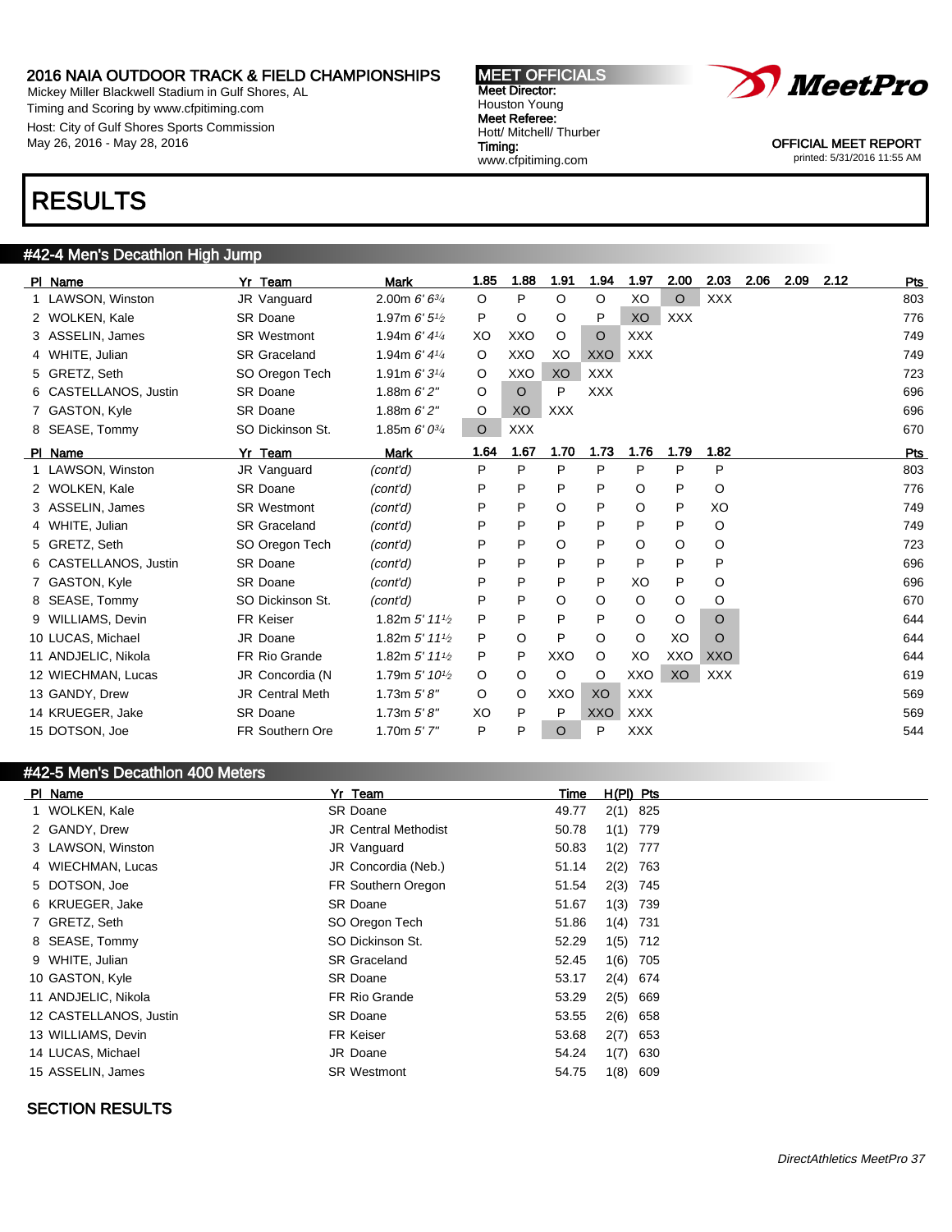2016 NAIA OUTDOOR TRACK & FIELD CHAMPIONSHIPS
Mickey Miller Blackwell Stadium in Gulf Shores, AL
Timing and Scoring by www.cfpitiming.com
Host: City of Gulf Shores Sports Commission
May 26, 2016 - May 28, 2016

MEET OFFICIALS
Meet Director:
Houston Young
Meet Referee:
Hott/ Mitchell/ Thurber
Timing:
www.cfpitiming.com

OFFICIAL MEET REPORT
printed: 5/31/2016 11:55 AM

# RESULTS

## #42-4 Men's Decathlon High Jump

| Pl | Name | Yr | Team | Mark | 1.85 | 1.88 | 1.91 | 1.94 | 1.97 | 2.00 | 2.03 | 2.06 | 2.09 | 2.12 | Pts |
|---|---|---|---|---|---|---|---|---|---|---|---|---|---|---|---|
| 1 | LAWSON, Winston | JR | Vanguard | 2.00m 6' 6¾ | O | P | O | O | XO | O | XXX | | | | 803 |
| 2 | WOLKEN, Kale | SR | Doane | 1.97m 6' 5½ | P | O | O | P | XO | XXX | | | | | 776 |
| 3 | ASSELIN, James | SR | Westmont | 1.94m 6' 4¼ | XO | XXO | O | O | XXX | | | | | | 749 |
| 4 | WHITE, Julian | SR | Graceland | 1.94m 6' 4¼ | O | XXO | XO | XXO | XXX | | | | | | 749 |
| 5 | GRETZ, Seth | SO | Oregon Tech | 1.91m 6' 3¼ | O | XXO | XO | XXX | | | | | | | 723 |
| 6 | CASTELLANOS, Justin | SR | Doane | 1.88m 6' 2" | O | O | P | XXX | | | | | | | 696 |
| 7 | GASTON, Kyle | SR | Doane | 1.88m 6' 2" | O | XO | XXX | | | | | | | | 696 |
| 8 | SEASE, Tommy | SO | Dickinson St. | 1.85m 6' 0¾ | O | XXX | | | | | | | | | 670 |

| Pl | Name | Yr | Team | Mark | 1.64 | 1.67 | 1.70 | 1.73 | 1.76 | 1.79 | 1.82 | Pts |
|---|---|---|---|---|---|---|---|---|---|---|---|---|
| 1 | LAWSON, Winston | JR | Vanguard | *(cont'd)* | P | P | P | P | P | P | P | 803 |
| 2 | WOLKEN, Kale | SR | Doane | *(cont'd)* | P | P | P | P | O | P | O | 776 |
| 3 | ASSELIN, James | SR | Westmont | *(cont'd)* | P | P | O | P | O | P | XO | 749 |
| 4 | WHITE, Julian | SR | Graceland | *(cont'd)* | P | P | P | P | P | P | O | 749 |
| 5 | GRETZ, Seth | SO | Oregon Tech | *(cont'd)* | P | P | O | P | O | O | O | 723 |
| 6 | CASTELLANOS, Justin | SR | Doane | *(cont'd)* | P | P | P | P | P | P | P | 696 |
| 7 | GASTON, Kyle | SR | Doane | *(cont'd)* | P | P | P | P | XO | P | O | 696 |
| 8 | SEASE, Tommy | SO | Dickinson St. | *(cont'd)* | P | P | O | O | O | O | O | 670 |
| 9 | WILLIAMS, Devin | FR | Keiser | 1.82m 5' 11½ | P | P | P | P | O | O | O | 644 |
| 10 | LUCAS, Michael | JR | Doane | 1.82m 5' 11½ | P | O | P | O | O | XO | O | 644 |
| 11 | ANDJELIC, Nikola | FR | Rio Grande | 1.82m 5' 11½ | P | P | XXO | O | XO | XXO | XXO | 644 |
| 12 | WIECHMAN, Lucas | JR | Concordia (N | 1.79m 5' 10½ | O | O | O | O | XXO | XO | XXX | 619 |
| 13 | GANDY, Drew | JR | Central Meth | 1.73m 5' 8" | O | O | XXO | XO | XXX | | | 569 |
| 14 | KRUEGER, Jake | SR | Doane | 1.73m 5' 8" | XO | P | P | XXO | XXX | | | 569 |
| 15 | DOTSON, Joe | FR | Southern Ore | 1.70m 5' 7" | P | P | O | P | XXX | | | 544 |

## #42-5 Men's Decathlon 400 Meters

| Pl | Name | Yr | Team | Time | H(Pl) | Pts |
|---|---|---|---|---|---|---|
| 1 | WOLKEN, Kale | SR | Doane | 49.77 | 2(1) | 825 |
| 2 | GANDY, Drew | JR | Central Methodist | 50.78 | 1(1) | 779 |
| 3 | LAWSON, Winston | JR | Vanguard | 50.83 | 1(2) | 777 |
| 4 | WIECHMAN, Lucas | JR | Concordia (Neb.) | 51.14 | 2(2) | 763 |
| 5 | DOTSON, Joe | FR | Southern Oregon | 51.54 | 2(3) | 745 |
| 6 | KRUEGER, Jake | SR | Doane | 51.67 | 1(3) | 739 |
| 7 | GRETZ, Seth | SO | Oregon Tech | 51.86 | 1(4) | 731 |
| 8 | SEASE, Tommy | SO | Dickinson St. | 52.29 | 1(5) | 712 |
| 9 | WHITE, Julian | SR | Graceland | 52.45 | 1(6) | 705 |
| 10 | GASTON, Kyle | SR | Doane | 53.17 | 2(4) | 674 |
| 11 | ANDJELIC, Nikola | FR | Rio Grande | 53.29 | 2(5) | 669 |
| 12 | CASTELLANOS, Justin | SR | Doane | 53.55 | 2(6) | 658 |
| 13 | WILLIAMS, Devin | FR | Keiser | 53.68 | 2(7) | 653 |
| 14 | LUCAS, Michael | JR | Doane | 54.24 | 1(7) | 630 |
| 15 | ASSELIN, James | SR | Westmont | 54.75 | 1(8) | 609 |

SECTION RESULTS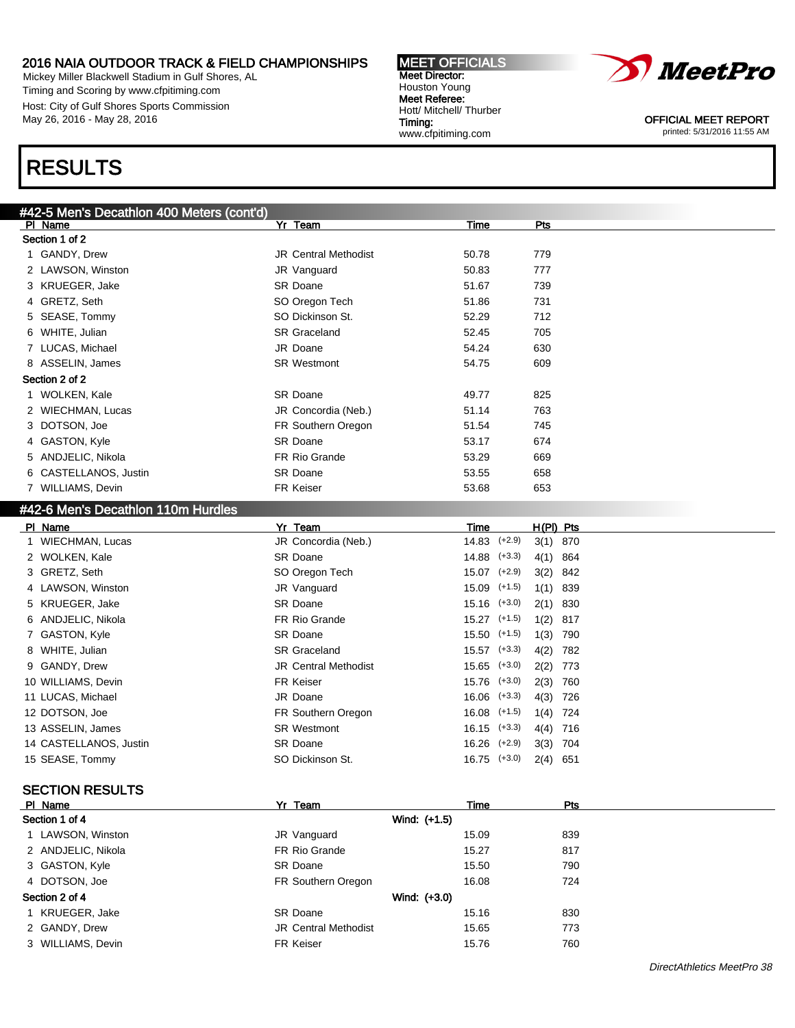## 2016 NAIA OUTDOOR TRACK & FIELD CHAMPIONSHIPS

Mickey Miller Blackwell Stadium in Gulf Shores, AL
Timing and Scoring by www.cfpitiming.com
Host: City of Gulf Shores Sports Commission
May 26, 2016 - May 28, 2016

**MEET OFFICIALS**
**Meet Director:** Houston Young
**Meet Referee:** Hott/ Mitchell/ Thurber
**Timing:** www.cfpitiming.com

OFFICIAL MEET REPORT
printed: 5/31/2016 11:55 AM

# RESULTS

### #42-5 Men's Decathlon 400 Meters (cont'd)

| Pl | Name | Yr | Team | Time | Pts |
|---|---|---|---|---|---|
| **Section 1 of 2** | | | | | |
| 1 | GANDY, Drew | JR | Central Methodist | 50.78 | 779 |
| 2 | LAWSON, Winston | JR | Vanguard | 50.83 | 777 |
| 3 | KRUEGER, Jake | SR | Doane | 51.67 | 739 |
| 4 | GRETZ, Seth | SO | Oregon Tech | 51.86 | 731 |
| 5 | SEASE, Tommy | SO | Dickinson St. | 52.29 | 712 |
| 6 | WHITE, Julian | SR | Graceland | 52.45 | 705 |
| 7 | LUCAS, Michael | JR | Doane | 54.24 | 630 |
| 8 | ASSELIN, James | SR | Westmont | 54.75 | 609 |
| **Section 2 of 2** | | | | | |
| 1 | WOLKEN, Kale | SR | Doane | 49.77 | 825 |
| 2 | WIECHMAN, Lucas | JR | Concordia (Neb.) | 51.14 | 763 |
| 3 | DOTSON, Joe | FR | Southern Oregon | 51.54 | 745 |
| 4 | GASTON, Kyle | SR | Doane | 53.17 | 674 |
| 5 | ANDJELIC, Nikola | FR | Rio Grande | 53.29 | 669 |
| 6 | CASTELLANOS, Justin | SR | Doane | 53.55 | 658 |
| 7 | WILLIAMS, Devin | FR | Keiser | 53.68 | 653 |

### #42-6 Men's Decathlon 110m Hurdles

| Pl | Name | Yr | Team | Time | Wind | H(Pl) | Pts |
|---|---|---|---|---|---|---|---|
| 1 | WIECHMAN, Lucas | JR | Concordia (Neb.) | 14.83 | (+2.9) | 3(1) | 870 |
| 2 | WOLKEN, Kale | SR | Doane | 14.88 | (+3.3) | 4(1) | 864 |
| 3 | GRETZ, Seth | SO | Oregon Tech | 15.07 | (+2.9) | 3(2) | 842 |
| 4 | LAWSON, Winston | JR | Vanguard | 15.09 | (+1.5) | 1(1) | 839 |
| 5 | KRUEGER, Jake | SR | Doane | 15.16 | (+3.0) | 2(1) | 830 |
| 6 | ANDJELIC, Nikola | FR | Rio Grande | 15.27 | (+1.5) | 1(2) | 817 |
| 7 | GASTON, Kyle | SR | Doane | 15.50 | (+1.5) | 1(3) | 790 |
| 8 | WHITE, Julian | SR | Graceland | 15.57 | (+3.3) | 4(2) | 782 |
| 9 | GANDY, Drew | JR | Central Methodist | 15.65 | (+3.0) | 2(2) | 773 |
| 10 | WILLIAMS, Devin | FR | Keiser | 15.76 | (+3.0) | 2(3) | 760 |
| 11 | LUCAS, Michael | JR | Doane | 16.06 | (+3.3) | 4(3) | 726 |
| 12 | DOTSON, Joe | FR | Southern Oregon | 16.08 | (+1.5) | 1(4) | 724 |
| 13 | ASSELIN, James | SR | Westmont | 16.15 | (+3.3) | 4(4) | 716 |
| 14 | CASTELLANOS, Justin | SR | Doane | 16.26 | (+2.9) | 3(3) | 704 |
| 15 | SEASE, Tommy | SO | Dickinson St. | 16.75 | (+3.0) | 2(4) | 651 |

#### SECTION RESULTS

| Pl | Name | Yr | Team | Time | Pts |
|---|---|---|---|---|---|
| **Section 1 of 4** | | | Wind: (+1.5) | | |
| 1 | LAWSON, Winston | JR | Vanguard | 15.09 | 839 |
| 2 | ANDJELIC, Nikola | FR | Rio Grande | 15.27 | 817 |
| 3 | GASTON, Kyle | SR | Doane | 15.50 | 790 |
| 4 | DOTSON, Joe | FR | Southern Oregon | 16.08 | 724 |
| **Section 2 of 4** | | | Wind: (+3.0) | | |
| 1 | KRUEGER, Jake | SR | Doane | 15.16 | 830 |
| 2 | GANDY, Drew | JR | Central Methodist | 15.65 | 773 |
| 3 | WILLIAMS, Devin | FR | Keiser | 15.76 | 760 |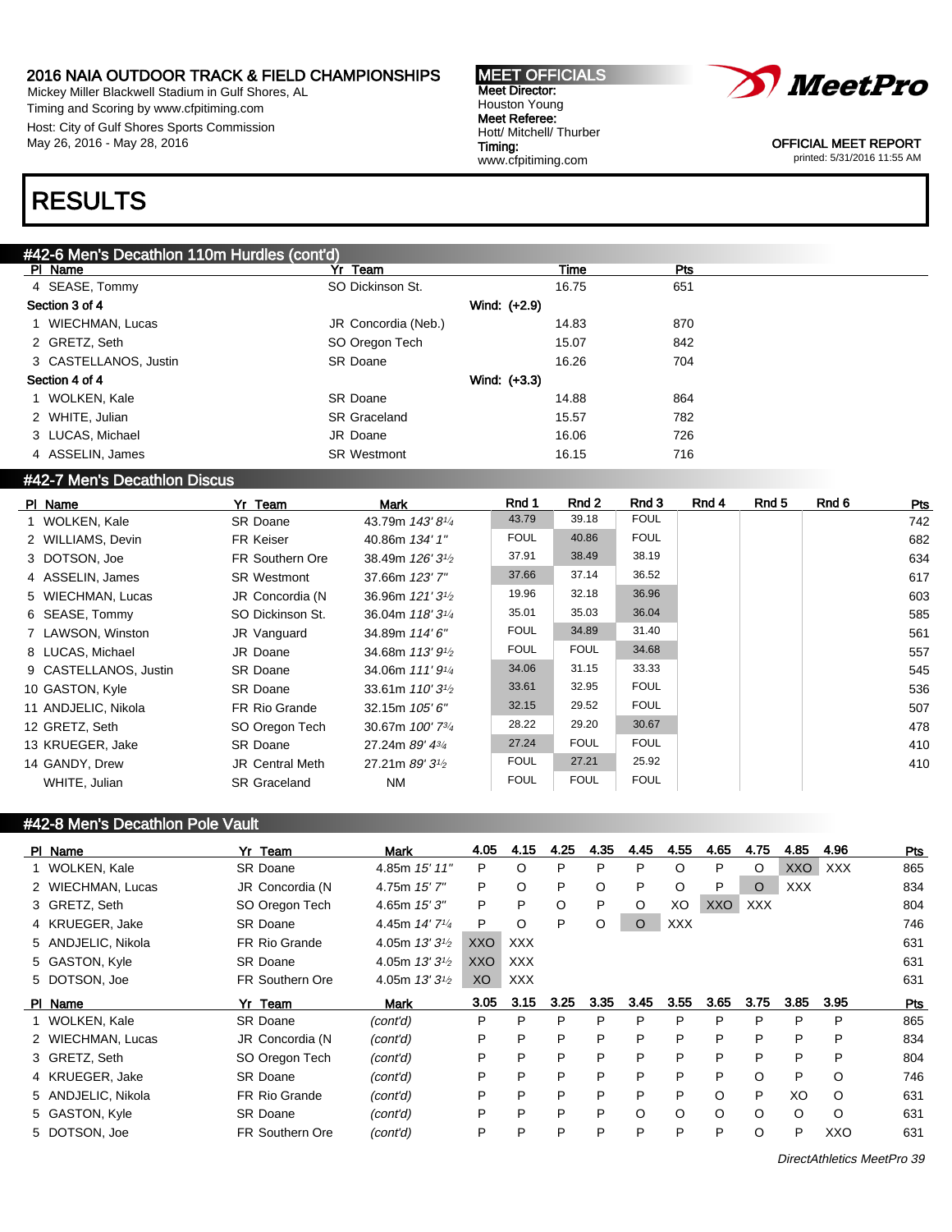2016 NAIA OUTDOOR TRACK & FIELD CHAMPIONSHIPS
Mickey Miller Blackwell Stadium in Gulf Shores, AL
Timing and Scoring by www.cfpitiming.com
Host: City of Gulf Shores Sports Commission
May 26, 2016 - May 28, 2016

**MEET OFFICIALS**
**Meet Director:** Houston Young
**Meet Referee:** Hott/ Mitchell/ Thurber
**Timing:** www.cfpitiming.com

OFFICIAL MEET REPORT
printed: 5/31/2016 11:55 AM

# RESULTS

## #42-6 Men's Decathlon 110m Hurdles (cont'd)

| Pl | Name | Yr | Team | Time | Pts |
|---|---|---|---|---|---|
| 4 | SEASE, Tommy | SO | Dickinson St. | 16.75 | 651 |
| **Section 3 of 4** | | | Wind: (+2.9) | | |
| 1 | WIECHMAN, Lucas | JR | Concordia (Neb.) | 14.83 | 870 |
| 2 | GRETZ, Seth | SO | Oregon Tech | 15.07 | 842 |
| 3 | CASTELLANOS, Justin | SR | Doane | 16.26 | 704 |
| **Section 4 of 4** | | | Wind: (+3.3) | | |
| 1 | WOLKEN, Kale | SR | Doane | 14.88 | 864 |
| 2 | WHITE, Julian | SR | Graceland | 15.57 | 782 |
| 3 | LUCAS, Michael | JR | Doane | 16.06 | 726 |
| 4 | ASSELIN, James | SR | Westmont | 16.15 | 716 |

## #42-7 Men's Decathlon Discus

| Pl | Name | Yr | Team | Mark | Rnd 1 | Rnd 2 | Rnd 3 | Rnd 4 | Rnd 5 | Rnd 6 | Pts |
|---|---|---|---|---|---|---|---|---|---|---|---|
| 1 | WOLKEN, Kale | SR | Doane | 43.79m *143' 8¼* | 43.79 | 39.18 | FOUL | | | | 742 |
| 2 | WILLIAMS, Devin | FR | Keiser | 40.86m *134' 1"* | FOUL | 40.86 | FOUL | | | | 682 |
| 3 | DOTSON, Joe | FR | Southern Ore | 38.49m *126' 3½* | 37.91 | 38.49 | 38.19 | | | | 634 |
| 4 | ASSELIN, James | SR | Westmont | 37.66m *123' 7"* | 37.66 | 37.14 | 36.52 | | | | 617 |
| 5 | WIECHMAN, Lucas | JR | Concordia (N | 36.96m *121' 3½* | 19.96 | 32.18 | 36.96 | | | | 603 |
| 6 | SEASE, Tommy | SO | Dickinson St. | 36.04m *118' 3¼* | 35.01 | 35.03 | 36.04 | | | | 585 |
| 7 | LAWSON, Winston | JR | Vanguard | 34.89m *114' 6"* | FOUL | 34.89 | 31.40 | | | | 561 |
| 8 | LUCAS, Michael | JR | Doane | 34.68m *113' 9½* | FOUL | FOUL | 34.68 | | | | 557 |
| 9 | CASTELLANOS, Justin | SR | Doane | 34.06m *111' 9¼* | 34.06 | 31.15 | 33.33 | | | | 545 |
| 10 | GASTON, Kyle | SR | Doane | 33.61m *110' 3½* | 33.61 | 32.95 | FOUL | | | | 536 |
| 11 | ANDJELIC, Nikola | FR | Rio Grande | 32.15m *105' 6"* | 32.15 | 29.52 | FOUL | | | | 507 |
| 12 | GRETZ, Seth | SO | Oregon Tech | 30.67m *100' 7¾* | 28.22 | 29.20 | 30.67 | | | | 478 |
| 13 | KRUEGER, Jake | SR | Doane | 27.24m *89' 4¾* | 27.24 | FOUL | FOUL | | | | 410 |
| 14 | GANDY, Drew | JR | Central Meth | 27.21m *89' 3½* | FOUL | 27.21 | 25.92 | | | | 410 |
| | WHITE, Julian | SR | Graceland | NM | FOUL | FOUL | FOUL | | | | |

## #42-8 Men's Decathlon Pole Vault

| Pl | Name | Yr | Team | Mark | 4.05 | 4.15 | 4.25 | 4.35 | 4.45 | 4.55 | 4.65 | 4.75 | 4.85 | 4.96 | Pts |
|---|---|---|---|---|---|---|---|---|---|---|---|---|---|---|---|
| 1 | WOLKEN, Kale | SR | Doane | 4.85m *15' 11"* | P | O | P | P | P | O | P | O | XXO | XXX | 865 |
| 2 | WIECHMAN, Lucas | JR | Concordia (N | 4.75m *15' 7"* | P | O | P | O | P | O | P | O | XXX | | 834 |
| 3 | GRETZ, Seth | SO | Oregon Tech | 4.65m *15' 3"* | P | P | O | P | O | XO | XXO | XXX | | | 804 |
| 4 | KRUEGER, Jake | SR | Doane | 4.45m *14' 7¼* | P | O | P | O | O | XXX | | | | | 746 |
| 5 | ANDJELIC, Nikola | FR | Rio Grande | 4.05m *13' 3½* | XXO | XXX | | | | | | | | | 631 |
| 5 | GASTON, Kyle | SR | Doane | 4.05m *13' 3½* | XXO | XXX | | | | | | | | | 631 |
| 5 | DOTSON, Joe | FR | Southern Ore | 4.05m *13' 3½* | XO | XXX | | | | | | | | | 631 |

| Pl | Name | Yr | Team | Mark | 3.05 | 3.15 | 3.25 | 3.35 | 3.45 | 3.55 | 3.65 | 3.75 | 3.85 | 3.95 | Pts |
|---|---|---|---|---|---|---|---|---|---|---|---|---|---|---|---|
| 1 | WOLKEN, Kale | SR | Doane | *(cont'd)* | P | P | P | P | P | P | P | P | P | P | 865 |
| 2 | WIECHMAN, Lucas | JR | Concordia (N | *(cont'd)* | P | P | P | P | P | P | P | P | P | P | 834 |
| 3 | GRETZ, Seth | SO | Oregon Tech | *(cont'd)* | P | P | P | P | P | P | P | P | P | P | 804 |
| 4 | KRUEGER, Jake | SR | Doane | *(cont'd)* | P | P | P | P | P | P | P | O | P | O | 746 |
| 5 | ANDJELIC, Nikola | FR | Rio Grande | *(cont'd)* | P | P | P | P | P | P | O | P | XO | O | 631 |
| 5 | GASTON, Kyle | SR | Doane | *(cont'd)* | P | P | P | P | O | O | O | O | O | O | 631 |
| 5 | DOTSON, Joe | FR | Southern Ore | *(cont'd)* | P | P | P | P | P | P | P | O | P | XXO | 631 |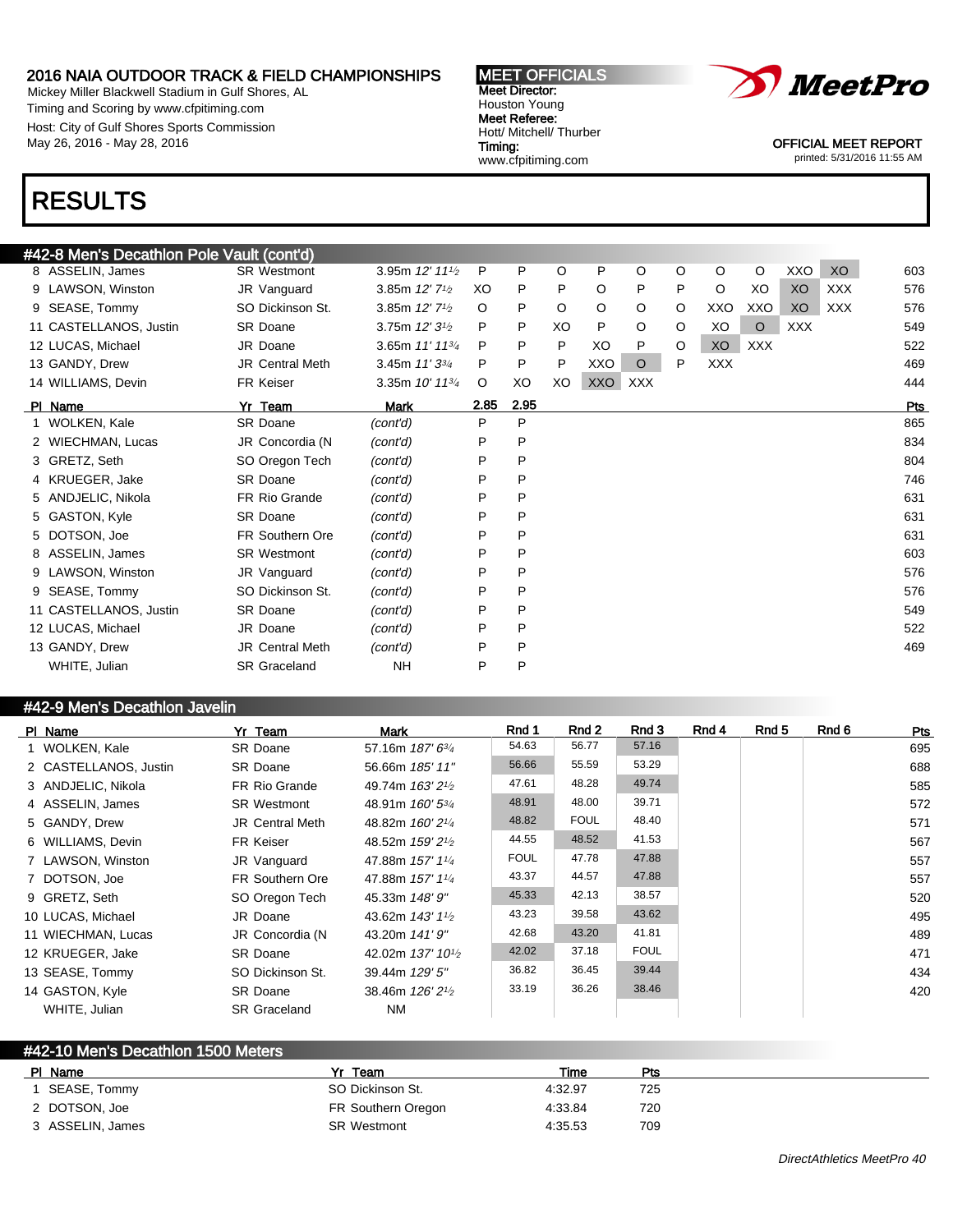## #42-8 Men's Decathlon Pole Vault (cont'd)

| Pl | Name | Yr | Team | Mark | | | | | | | | | | | Pts |
|---|---|---|---|---|---|---|---|---|---|---|---|---|---|---|---|
| 8 | ASSELIN, James | SR | Westmont | 3.95m *12' 11½* | P | P | O | P | O | O | O | O | XXO | XO | 603 |
| 9 | LAWSON, Winston | JR | Vanguard | 3.85m *12' 7½* | XO | P | P | O | P | P | O | XO | XO | XXX | 576 |
| 9 | SEASE, Tommy | SO | Dickinson St. | 3.85m *12' 7½* | O | P | O | O | O | O | XXO | XXO | XO | XXX | 576 |
| 11 | CASTELLANOS, Justin | SR | Doane | 3.75m *12' 3½* | P | P | XO | P | O | O | XO | O | XXX | | 549 |
| 12 | LUCAS, Michael | JR | Doane | 3.65m *11' 11¾* | P | P | P | XO | P | O | XO | XXX | | | 522 |
| 13 | GANDY, Drew | JR | Central Meth | 3.45m *11' 3¾* | P | P | P | XXO | O | P | XXX | | | | 469 |
| 14 | WILLIAMS, Devin | FR | Keiser | 3.35m *10' 11¾* | O | XO | XO | XXO | XXX | | | | | | 444 |

| Pl | Name | Yr | Team | Mark | 2.85 | 2.95 | Pts |
|---|---|---|---|---|---|---|---|
| 1 | WOLKEN, Kale | SR | Doane | *(cont'd)* | P | P | 865 |
| 2 | WIECHMAN, Lucas | JR | Concordia (N | *(cont'd)* | P | P | 834 |
| 3 | GRETZ, Seth | SO | Oregon Tech | *(cont'd)* | P | P | 804 |
| 4 | KRUEGER, Jake | SR | Doane | *(cont'd)* | P | P | 746 |
| 5 | ANDJELIC, Nikola | FR | Rio Grande | *(cont'd)* | P | P | 631 |
| 5 | GASTON, Kyle | SR | Doane | *(cont'd)* | P | P | 631 |
| 5 | DOTSON, Joe | FR | Southern Ore | *(cont'd)* | P | P | 631 |
| 8 | ASSELIN, James | SR | Westmont | *(cont'd)* | P | P | 603 |
| 9 | LAWSON, Winston | JR | Vanguard | *(cont'd)* | P | P | 576 |
| 9 | SEASE, Tommy | SO | Dickinson St. | *(cont'd)* | P | P | 576 |
| 11 | CASTELLANOS, Justin | SR | Doane | *(cont'd)* | P | P | 549 |
| 12 | LUCAS, Michael | JR | Doane | *(cont'd)* | P | P | 522 |
| 13 | GANDY, Drew | JR | Central Meth | *(cont'd)* | P | P | 469 |
| | WHITE, Julian | SR | Graceland | NH | P | P | |

## #42-9 Men's Decathlon Javelin

| Pl | Name | Yr | Team | Mark | Rnd 1 | Rnd 2 | Rnd 3 | Rnd 4 | Rnd 5 | Rnd 6 | Pts |
|---|---|---|---|---|---|---|---|---|---|---|---|
| 1 | WOLKEN, Kale | SR | Doane | 57.16m *187' 6¾* | 54.63 | 56.77 | 57.16 | | | | 695 |
| 2 | CASTELLANOS, Justin | SR | Doane | 56.66m *185' 11"* | 56.66 | 55.59 | 53.29 | | | | 688 |
| 3 | ANDJELIC, Nikola | FR | Rio Grande | 49.74m *163' 2½* | 47.61 | 48.28 | 49.74 | | | | 585 |
| 4 | ASSELIN, James | SR | Westmont | 48.91m *160' 5¾* | 48.91 | 48.00 | 39.71 | | | | 572 |
| 5 | GANDY, Drew | JR | Central Meth | 48.82m *160' 2¼* | 48.82 | FOUL | 48.40 | | | | 571 |
| 6 | WILLIAMS, Devin | FR | Keiser | 48.52m *159' 2½* | 44.55 | 48.52 | 41.53 | | | | 567 |
| 7 | LAWSON, Winston | JR | Vanguard | 47.88m *157' 1¼* | FOUL | 47.78 | 47.88 | | | | 557 |
| 7 | DOTSON, Joe | FR | Southern Ore | 47.88m *157' 1¼* | 43.37 | 44.57 | 47.88 | | | | 557 |
| 9 | GRETZ, Seth | SO | Oregon Tech | 45.33m *148' 9"* | 45.33 | 42.13 | 38.57 | | | | 520 |
| 10 | LUCAS, Michael | JR | Doane | 43.62m *143' 1½* | 43.23 | 39.58 | 43.62 | | | | 495 |
| 11 | WIECHMAN, Lucas | JR | Concordia (N | 43.20m *141' 9"* | 42.68 | 43.20 | 41.81 | | | | 489 |
| 12 | KRUEGER, Jake | SR | Doane | 42.02m *137' 10½* | 42.02 | 37.18 | FOUL | | | | 471 |
| 13 | SEASE, Tommy | SO | Dickinson St. | 39.44m *129' 5"* | 36.82 | 36.45 | 39.44 | | | | 434 |
| 14 | GASTON, Kyle | SR | Doane | 38.46m *126' 2½* | 33.19 | 36.26 | 38.46 | | | | 420 |
| | WHITE, Julian | SR | Graceland | NM | | | | | | | |

## #42-10 Men's Decathlon 1500 Meters

| Pl | Name | Yr | Team | Time | Pts |
|---|---|---|---|---|---|
| 1 | SEASE, Tommy | SO | Dickinson St. | 4:32.97 | 725 |
| 2 | DOTSON, Joe | FR | Southern Oregon | 4:33.84 | 720 |
| 3 | ASSELIN, James | SR | Westmont | 4:35.53 | 709 |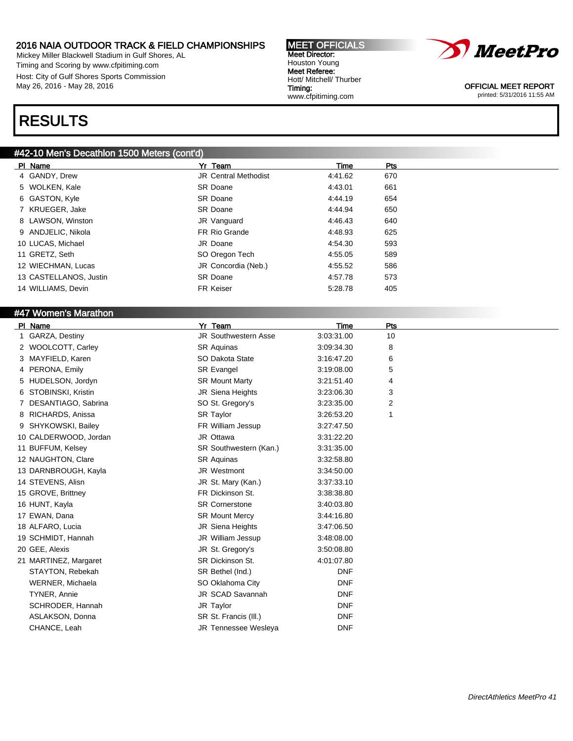# 2016 NAIA OUTDOOR TRACK & FIELD CHAMPIONSHIPS

Mickey Miller Blackwell Stadium in Gulf Shores, AL
Timing and Scoring by www.cfpitiming.com
Host: City of Gulf Shores Sports Commission
May 26, 2016 - May 28, 2016

**MEET OFFICIALS**
**Meet Director:** Houston Young
**Meet Referee:** Hott/ Mitchell/ Thurber
**Timing:** www.cfpitiming.com

OFFICIAL MEET REPORT
printed: 5/31/2016 11:55 AM

# RESULTS

## #42-10 Men's Decathlon 1500 Meters (cont'd)

| Pl | Name | Yr | Team | Time | Pts |
|---|---|---|---|---|---|
| 4 | GANDY, Drew | JR | Central Methodist | 4:41.62 | 670 |
| 5 | WOLKEN, Kale | SR | Doane | 4:43.01 | 661 |
| 6 | GASTON, Kyle | SR | Doane | 4:44.19 | 654 |
| 7 | KRUEGER, Jake | SR | Doane | 4:44.94 | 650 |
| 8 | LAWSON, Winston | JR | Vanguard | 4:46.43 | 640 |
| 9 | ANDJELIC, Nikola | FR | Rio Grande | 4:48.93 | 625 |
| 10 | LUCAS, Michael | JR | Doane | 4:54.30 | 593 |
| 11 | GRETZ, Seth | SO | Oregon Tech | 4:55.05 | 589 |
| 12 | WIECHMAN, Lucas | JR | Concordia (Neb.) | 4:55.52 | 586 |
| 13 | CASTELLANOS, Justin | SR | Doane | 4:57.78 | 573 |
| 14 | WILLIAMS, Devin | FR | Keiser | 5:28.78 | 405 |

## #47 Women's Marathon

| Pl | Name | Yr | Team | Time | Pts |
|---|---|---|---|---|---|
| 1 | GARZA, Destiny | JR | Southwestern Asse | 3:03:31.00 | 10 |
| 2 | WOOLCOTT, Carley | SR | Aquinas | 3:09:34.30 | 8 |
| 3 | MAYFIELD, Karen | SO | Dakota State | 3:16:47.20 | 6 |
| 4 | PERONA, Emily | SR | Evangel | 3:19:08.00 | 5 |
| 5 | HUDELSON, Jordyn | SR | Mount Marty | 3:21:51.40 | 4 |
| 6 | STOBINSKI, Kristin | JR | Siena Heights | 3:23:06.30 | 3 |
| 7 | DESANTIAGO, Sabrina | SO | St. Gregory's | 3:23:35.00 | 2 |
| 8 | RICHARDS, Anissa | SR | Taylor | 3:26:53.20 | 1 |
| 9 | SHYKOWSKI, Bailey | FR | William Jessup | 3:27:47.50 | |
| 10 | CALDERWOOD, Jordan | JR | Ottawa | 3:31:22.20 | |
| 11 | BUFFUM, Kelsey | SR | Southwestern (Kan.) | 3:31:35.00 | |
| 12 | NAUGHTON, Clare | SR | Aquinas | 3:32:58.80 | |
| 13 | DARNBROUGH, Kayla | JR | Westmont | 3:34:50.00 | |
| 14 | STEVENS, Alisn | JR | St. Mary (Kan.) | 3:37:33.10 | |
| 15 | GROVE, Brittney | FR | Dickinson St. | 3:38:38.80 | |
| 16 | HUNT, Kayla | SR | Cornerstone | 3:40:03.80 | |
| 17 | EWAN, Dana | SR | Mount Mercy | 3:44:16.80 | |
| 18 | ALFARO, Lucia | JR | Siena Heights | 3:47:06.50 | |
| 19 | SCHMIDT, Hannah | JR | William Jessup | 3:48:08.00 | |
| 20 | GEE, Alexis | JR | St. Gregory's | 3:50:08.80 | |
| 21 | MARTINEZ, Margaret | SR | Dickinson St. | 4:01:07.80 | |
| | STAYTON, Rebekah | SR | Bethel (Ind.) | DNF | |
| | WERNER, Michaela | SO | Oklahoma City | DNF | |
| | TYNER, Annie | JR | SCAD Savannah | DNF | |
| | SCHRODER, Hannah | JR | Taylor | DNF | |
| | ASLAKSON, Donna | SR | St. Francis (Ill.) | DNF | |
| | CHANCE, Leah | JR | Tennessee Wesleya | DNF | |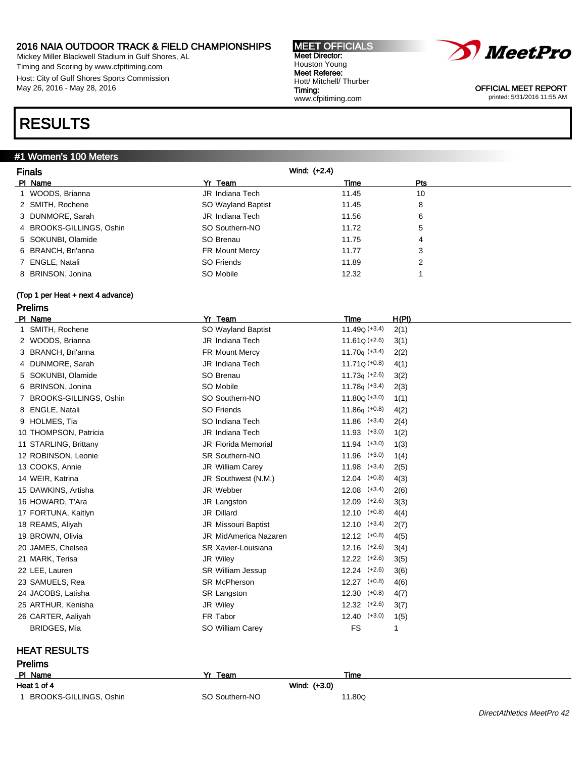2016 NAIA OUTDOOR TRACK & FIELD CHAMPIONSHIPS
Mickey Miller Blackwell Stadium in Gulf Shores, AL
Timing and Scoring by www.cfpitiming.com
Host: City of Gulf Shores Sports Commission
May 26, 2016 - May 28, 2016

**MEET OFFICIALS**
**Meet Director:** Houston Young
**Meet Referee:** Hott/ Mitchell/ Thurber
**Timing:** www.cfpitiming.com

OFFICIAL MEET REPORT
printed: 5/31/2016 11:55 AM

# RESULTS

## #1 Women's 100 Meters

### Finals

Wind: (+2.4)

| Pl | Name | Yr | Team | Time | Pts |
|---|---|---|---|---|---|
| 1 | WOODS, Brianna | JR | Indiana Tech | 11.45 | 10 |
| 2 | SMITH, Rochene | SO | Wayland Baptist | 11.45 | 8 |
| 3 | DUNMORE, Sarah | JR | Indiana Tech | 11.56 | 6 |
| 4 | BROOKS-GILLINGS, Oshin | SO | Southern-NO | 11.72 | 5 |
| 5 | SOKUNBI, Olamide | SO | Brenau | 11.75 | 4 |
| 6 | BRANCH, Bri'anna | FR | Mount Mercy | 11.77 | 3 |
| 7 | ENGLE, Natali | SO | Friends | 11.89 | 2 |
| 8 | BRINSON, Jonina | SO | Mobile | 12.32 | 1 |

**(Top 1 per Heat + next 4 advance)**

### Prelims

| Pl | Name | Yr | Team | Time | Wind | H(Pl) |
|---|---|---|---|---|---|---|
| 1 | SMITH, Rochene | SO | Wayland Baptist | 11.49Q | (+3.4) | 2(1) |
| 2 | WOODS, Brianna | JR | Indiana Tech | 11.61Q | (+2.6) | 3(1) |
| 3 | BRANCH, Bri'anna | FR | Mount Mercy | 11.70q | (+3.4) | 2(2) |
| 4 | DUNMORE, Sarah | JR | Indiana Tech | 11.71Q | (+0.8) | 4(1) |
| 5 | SOKUNBI, Olamide | SO | Brenau | 11.73q | (+2.6) | 3(2) |
| 6 | BRINSON, Jonina | SO | Mobile | 11.78q | (+3.4) | 2(3) |
| 7 | BROOKS-GILLINGS, Oshin | SO | Southern-NO | 11.80Q | (+3.0) | 1(1) |
| 8 | ENGLE, Natali | SO | Friends | 11.86q | (+0.8) | 4(2) |
| 9 | HOLMES, Tia | SO | Indiana Tech | 11.86 | (+3.4) | 2(4) |
| 10 | THOMPSON, Patricia | JR | Indiana Tech | 11.93 | (+3.0) | 1(2) |
| 11 | STARLING, Brittany | JR | Florida Memorial | 11.94 | (+3.0) | 1(3) |
| 12 | ROBINSON, Leonie | SR | Southern-NO | 11.96 | (+3.0) | 1(4) |
| 13 | COOKS, Annie | JR | William Carey | 11.98 | (+3.4) | 2(5) |
| 14 | WEIR, Katrina | JR | Southwest (N.M.) | 12.04 | (+0.8) | 4(3) |
| 15 | DAWKINS, Artisha | JR | Webber | 12.08 | (+3.4) | 2(6) |
| 16 | HOWARD, T'Ara | JR | Langston | 12.09 | (+2.6) | 3(3) |
| 17 | FORTUNA, Kaitlyn | JR | Dillard | 12.10 | (+0.8) | 4(4) |
| 18 | REAMS, Aliyah | JR | Missouri Baptist | 12.10 | (+3.4) | 2(7) |
| 19 | BROWN, Olivia | JR | MidAmerica Nazaren | 12.12 | (+0.8) | 4(5) |
| 20 | JAMES, Chelsea | SR | Xavier-Louisiana | 12.16 | (+2.6) | 3(4) |
| 21 | MARK, Terisa | JR | Wiley | 12.22 | (+2.6) | 3(5) |
| 22 | LEE, Lauren | SR | William Jessup | 12.24 | (+2.6) | 3(6) |
| 23 | SAMUELS, Rea | SR | McPherson | 12.27 | (+0.8) | 4(6) |
| 24 | JACOBS, Latisha | SR | Langston | 12.30 | (+0.8) | 4(7) |
| 25 | ARTHUR, Kenisha | JR | Wiley | 12.32 | (+2.6) | 3(7) |
| 26 | CARTER, Aaliyah | FR | Tabor | 12.40 | (+3.0) | 1(5) |
| | BRIDGES, Mia | SO | William Carey | FS | | 1 |

## HEAT RESULTS

### Prelims

| Pl | Name | Yr | Team | Time |
|---|---|---|---|---|
| **Heat 1 of 4** | | | Wind: (+3.0) | |
| 1 | BROOKS-GILLINGS, Oshin | SO | Southern-NO | 11.80Q |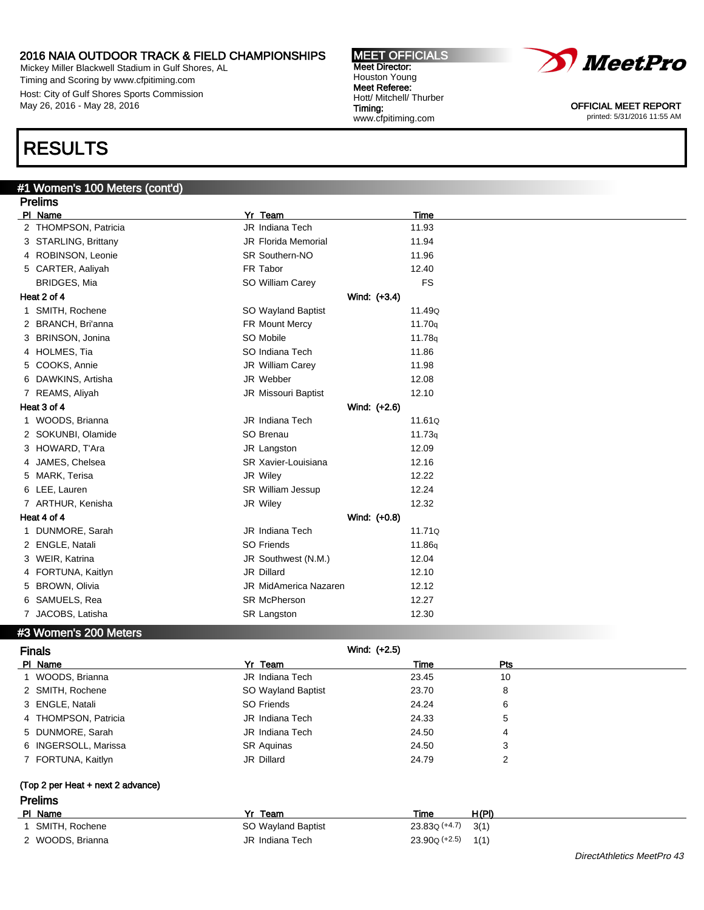# RESULTS

## #1 Women's 100 Meters (cont'd)

### Prelims

| Pl | Name | Yr | Team | Time |
|---|---|---|---|---|
| 2 | THOMPSON, Patricia | JR | Indiana Tech | 11.93 |
| 3 | STARLING, Brittany | JR | Florida Memorial | 11.94 |
| 4 | ROBINSON, Leonie | SR | Southern-NO | 11.96 |
| 5 | CARTER, Aaliyah | FR | Tabor | 12.40 |
| | BRIDGES, Mia | SO | William Carey | FS |

**Heat 2 of 4** — Wind: (+3.4)

| Pl | Name | Yr | Team | Time |
|---|---|---|---|---|
| 1 | SMITH, Rochene | SO | Wayland Baptist | 11.49Q |
| 2 | BRANCH, Bri'anna | FR | Mount Mercy | 11.70q |
| 3 | BRINSON, Jonina | SO | Mobile | 11.78q |
| 4 | HOLMES, Tia | SO | Indiana Tech | 11.86 |
| 5 | COOKS, Annie | JR | William Carey | 11.98 |
| 6 | DAWKINS, Artisha | JR | Webber | 12.08 |
| 7 | REAMS, Aliyah | JR | Missouri Baptist | 12.10 |

**Heat 3 of 4** — Wind: (+2.6)

| Pl | Name | Yr | Team | Time |
|---|---|---|---|---|
| 1 | WOODS, Brianna | JR | Indiana Tech | 11.61Q |
| 2 | SOKUNBI, Olamide | SO | Brenau | 11.73q |
| 3 | HOWARD, T'Ara | JR | Langston | 12.09 |
| 4 | JAMES, Chelsea | SR | Xavier-Louisiana | 12.16 |
| 5 | MARK, Terisa | JR | Wiley | 12.22 |
| 6 | LEE, Lauren | SR | William Jessup | 12.24 |
| 7 | ARTHUR, Kenisha | JR | Wiley | 12.32 |

**Heat 4 of 4** — Wind: (+0.8)

| Pl | Name | Yr | Team | Time |
|---|---|---|---|---|
| 1 | DUNMORE, Sarah | JR | Indiana Tech | 11.71Q |
| 2 | ENGLE, Natali | SO | Friends | 11.86q |
| 3 | WEIR, Katrina | JR | Southwest (N.M.) | 12.04 |
| 4 | FORTUNA, Kaitlyn | JR | Dillard | 12.10 |
| 5 | BROWN, Olivia | JR | MidAmerica Nazaren | 12.12 |
| 6 | SAMUELS, Rea | SR | McPherson | 12.27 |
| 7 | JACOBS, Latisha | SR | Langston | 12.30 |

## #3 Women's 200 Meters

### Finals

Wind: (+2.5)

| Pl | Name | Yr | Team | Time | Pts |
|---|---|---|---|---|---|
| 1 | WOODS, Brianna | JR | Indiana Tech | 23.45 | 10 |
| 2 | SMITH, Rochene | SO | Wayland Baptist | 23.70 | 8 |
| 3 | ENGLE, Natali | SO | Friends | 24.24 | 6 |
| 4 | THOMPSON, Patricia | JR | Indiana Tech | 24.33 | 5 |
| 5 | DUNMORE, Sarah | JR | Indiana Tech | 24.50 | 4 |
| 6 | INGERSOLL, Marissa | SR | Aquinas | 24.50 | 3 |
| 7 | FORTUNA, Kaitlyn | JR | Dillard | 24.79 | 2 |

(Top 2 per Heat + next 2 advance)

### Prelims

| Pl | Name | Yr | Team | Time | H(Pl) |
|---|---|---|---|---|---|
| 1 | SMITH, Rochene | SO | Wayland Baptist | 23.83Q (+4.7) | 3(1) |
| 2 | WOODS, Brianna | JR | Indiana Tech | 23.90Q (+2.5) | 1(1) |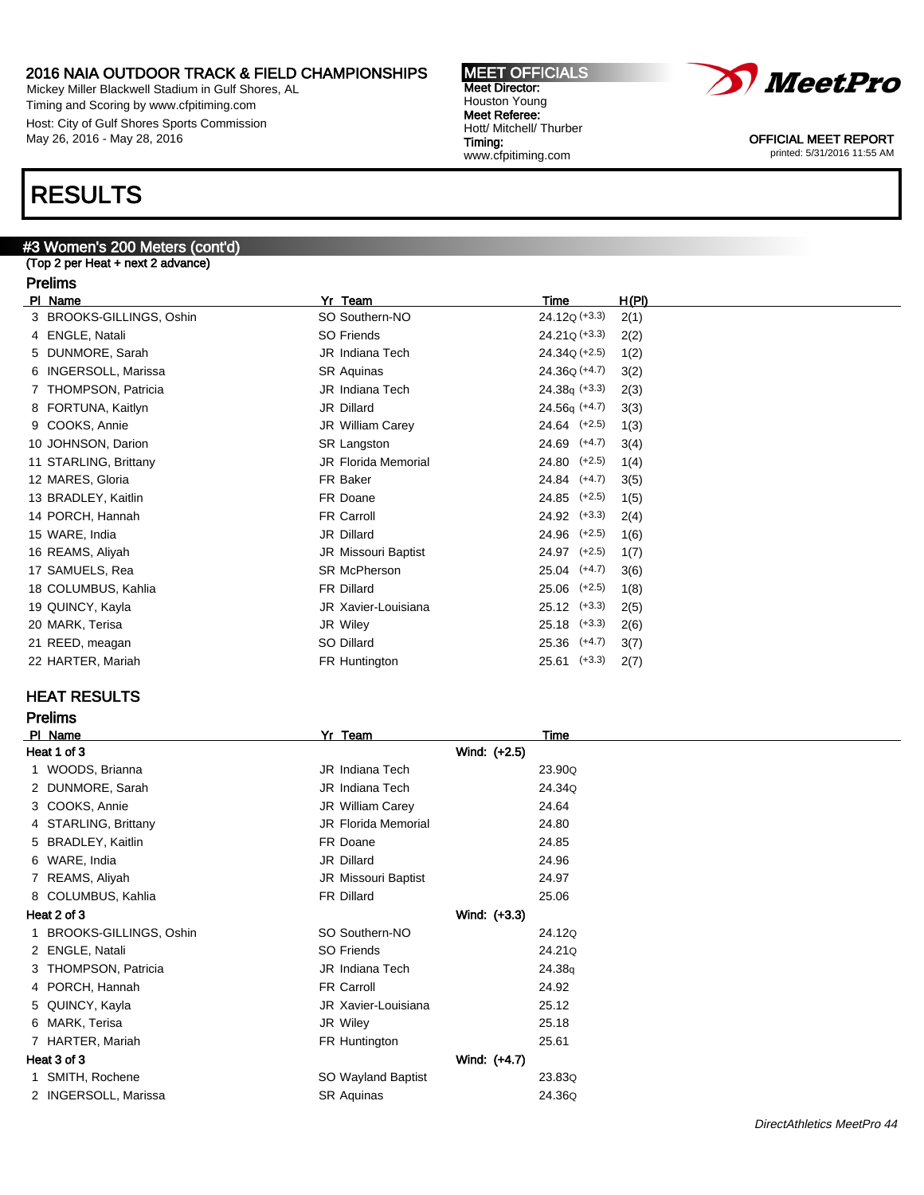2016 NAIA OUTDOOR TRACK & FIELD CHAMPIONSHIPS
Mickey Miller Blackwell Stadium in Gulf Shores, AL
Timing and Scoring by www.cfpitiming.com
Host: City of Gulf Shores Sports Commission
May 26, 2016 - May 28, 2016

**MEET OFFICIALS**
**Meet Director:** Houston Young
**Meet Referee:** Hott/ Mitchell/ Thurber
**Timing:** www.cfpitiming.com

OFFICIAL MEET REPORT
printed: 5/31/2016 11:55 AM

# RESULTS

## #3 Women's 200 Meters (cont'd)

(Top 2 per Heat + next 2 advance)

### Prelims

| Pl | Name | Yr | Team | Time | Wind | H(Pl) |
|---|---|---|---|---|---|---|
| 3 | BROOKS-GILLINGS, Oshin | SO | Southern-NO | 24.12Q | (+3.3) | 2(1) |
| 4 | ENGLE, Natali | SO | Friends | 24.21Q | (+3.3) | 2(2) |
| 5 | DUNMORE, Sarah | JR | Indiana Tech | 24.34Q | (+2.5) | 1(2) |
| 6 | INGERSOLL, Marissa | SR | Aquinas | 24.36Q | (+4.7) | 3(2) |
| 7 | THOMPSON, Patricia | JR | Indiana Tech | 24.38q | (+3.3) | 2(3) |
| 8 | FORTUNA, Kaitlyn | JR | Dillard | 24.56q | (+4.7) | 3(3) |
| 9 | COOKS, Annie | JR | William Carey | 24.64 | (+2.5) | 1(3) |
| 10 | JOHNSON, Darion | SR | Langston | 24.69 | (+4.7) | 3(4) |
| 11 | STARLING, Brittany | JR | Florida Memorial | 24.80 | (+2.5) | 1(4) |
| 12 | MARES, Gloria | FR | Baker | 24.84 | (+4.7) | 3(5) |
| 13 | BRADLEY, Kaitlin | FR | Doane | 24.85 | (+2.5) | 1(5) |
| 14 | PORCH, Hannah | FR | Carroll | 24.92 | (+3.3) | 2(4) |
| 15 | WARE, India | JR | Dillard | 24.96 | (+2.5) | 1(6) |
| 16 | REAMS, Aliyah | JR | Missouri Baptist | 24.97 | (+2.5) | 1(7) |
| 17 | SAMUELS, Rea | SR | McPherson | 25.04 | (+4.7) | 3(6) |
| 18 | COLUMBUS, Kahlia | FR | Dillard | 25.06 | (+2.5) | 1(8) |
| 19 | QUINCY, Kayla | JR | Xavier-Louisiana | 25.12 | (+3.3) | 2(5) |
| 20 | MARK, Terisa | JR | Wiley | 25.18 | (+3.3) | 2(6) |
| 21 | REED, meagan | SO | Dillard | 25.36 | (+4.7) | 3(7) |
| 22 | HARTER, Mariah | FR | Huntington | 25.61 | (+3.3) | 2(7) |

## HEAT RESULTS

### Prelims

| Pl | Name | Yr | Team | Time |
|---|---|---|---|---|
| **Heat 1 of 3** | | | Wind: (+2.5) | |
| 1 | WOODS, Brianna | JR | Indiana Tech | 23.90Q |
| 2 | DUNMORE, Sarah | JR | Indiana Tech | 24.34Q |
| 3 | COOKS, Annie | JR | William Carey | 24.64 |
| 4 | STARLING, Brittany | JR | Florida Memorial | 24.80 |
| 5 | BRADLEY, Kaitlin | FR | Doane | 24.85 |
| 6 | WARE, India | JR | Dillard | 24.96 |
| 7 | REAMS, Aliyah | JR | Missouri Baptist | 24.97 |
| 8 | COLUMBUS, Kahlia | FR | Dillard | 25.06 |
| **Heat 2 of 3** | | | Wind: (+3.3) | |
| 1 | BROOKS-GILLINGS, Oshin | SO | Southern-NO | 24.12Q |
| 2 | ENGLE, Natali | SO | Friends | 24.21Q |
| 3 | THOMPSON, Patricia | JR | Indiana Tech | 24.38q |
| 4 | PORCH, Hannah | FR | Carroll | 24.92 |
| 5 | QUINCY, Kayla | JR | Xavier-Louisiana | 25.12 |
| 6 | MARK, Terisa | JR | Wiley | 25.18 |
| 7 | HARTER, Mariah | FR | Huntington | 25.61 |
| **Heat 3 of 3** | | | Wind: (+4.7) | |
| 1 | SMITH, Rochene | SO | Wayland Baptist | 23.83Q |
| 2 | INGERSOLL, Marissa | SR | Aquinas | 24.36Q |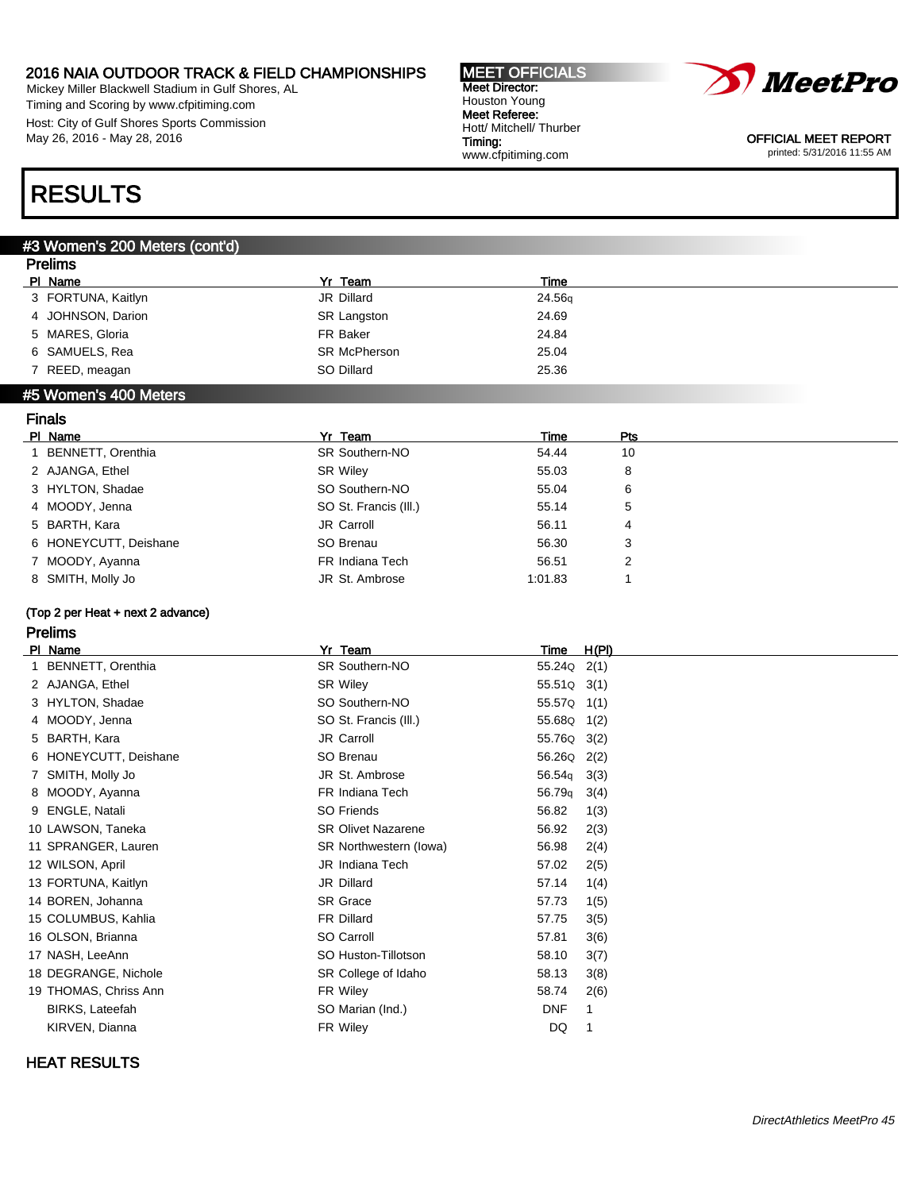2016 NAIA OUTDOOR TRACK & FIELD CHAMPIONSHIPS
Mickey Miller Blackwell Stadium in Gulf Shores, AL
Timing and Scoring by www.cfpitiming.com
Host: City of Gulf Shores Sports Commission
May 26, 2016 - May 28, 2016

MEET OFFICIALS
Meet Director:
Houston Young
Meet Referee:
Hott/ Mitchell/ Thurber
Timing:
www.cfpitiming.com

OFFICIAL MEET REPORT
printed: 5/31/2016 11:55 AM

# RESULTS

## #3 Women's 200 Meters (cont'd)

### Prelims

| Pl | Name | Yr | Team | Time |
|---|---|---|---|---|
| 3 | FORTUNA, Kaitlyn | JR | Dillard | 24.56q |
| 4 | JOHNSON, Darion | SR | Langston | 24.69 |
| 5 | MARES, Gloria | FR | Baker | 24.84 |
| 6 | SAMUELS, Rea | SR | McPherson | 25.04 |
| 7 | REED, meagan | SO | Dillard | 25.36 |

## #5 Women's 400 Meters

### Finals

| Pl | Name | Yr | Team | Time | Pts |
|---|---|---|---|---|---|
| 1 | BENNETT, Orenthia | SR | Southern-NO | 54.44 | 10 |
| 2 | AJANGA, Ethel | SR | Wiley | 55.03 | 8 |
| 3 | HYLTON, Shadae | SO | Southern-NO | 55.04 | 6 |
| 4 | MOODY, Jenna | SO | St. Francis (Ill.) | 55.14 | 5 |
| 5 | BARTH, Kara | JR | Carroll | 56.11 | 4 |
| 6 | HONEYCUTT, Deishane | SO | Brenau | 56.30 | 3 |
| 7 | MOODY, Ayanna | FR | Indiana Tech | 56.51 | 2 |
| 8 | SMITH, Molly Jo | JR | St. Ambrose | 1:01.83 | 1 |

(Top 2 per Heat + next 2 advance)

### Prelims

| Pl | Name | Yr | Team | Time | H(Pl) |
|---|---|---|---|---|---|
| 1 | BENNETT, Orenthia | SR | Southern-NO | 55.24Q | 2(1) |
| 2 | AJANGA, Ethel | SR | Wiley | 55.51Q | 3(1) |
| 3 | HYLTON, Shadae | SO | Southern-NO | 55.57Q | 1(1) |
| 4 | MOODY, Jenna | SO | St. Francis (Ill.) | 55.68Q | 1(2) |
| 5 | BARTH, Kara | JR | Carroll | 55.76Q | 3(2) |
| 6 | HONEYCUTT, Deishane | SO | Brenau | 56.26Q | 2(2) |
| 7 | SMITH, Molly Jo | JR | St. Ambrose | 56.54q | 3(3) |
| 8 | MOODY, Ayanna | FR | Indiana Tech | 56.79q | 3(4) |
| 9 | ENGLE, Natali | SO | Friends | 56.82 | 1(3) |
| 10 | LAWSON, Taneka | SR | Olivet Nazarene | 56.92 | 2(3) |
| 11 | SPRANGER, Lauren | SR | Northwestern (Iowa) | 56.98 | 2(4) |
| 12 | WILSON, April | JR | Indiana Tech | 57.02 | 2(5) |
| 13 | FORTUNA, Kaitlyn | JR | Dillard | 57.14 | 1(4) |
| 14 | BOREN, Johanna | SR | Grace | 57.73 | 1(5) |
| 15 | COLUMBUS, Kahlia | FR | Dillard | 57.75 | 3(5) |
| 16 | OLSON, Brianna | SO | Carroll | 57.81 | 3(6) |
| 17 | NASH, LeeAnn | SO | Huston-Tillotson | 58.10 | 3(7) |
| 18 | DEGRANGE, Nichole | SR | College of Idaho | 58.13 | 3(8) |
| 19 | THOMAS, Chriss Ann | FR | Wiley | 58.74 | 2(6) |
| | BIRKS, Lateefah | SO | Marian (Ind.) | DNF | 1 |
| | KIRVEN, Dianna | FR | Wiley | DQ | 1 |

### HEAT RESULTS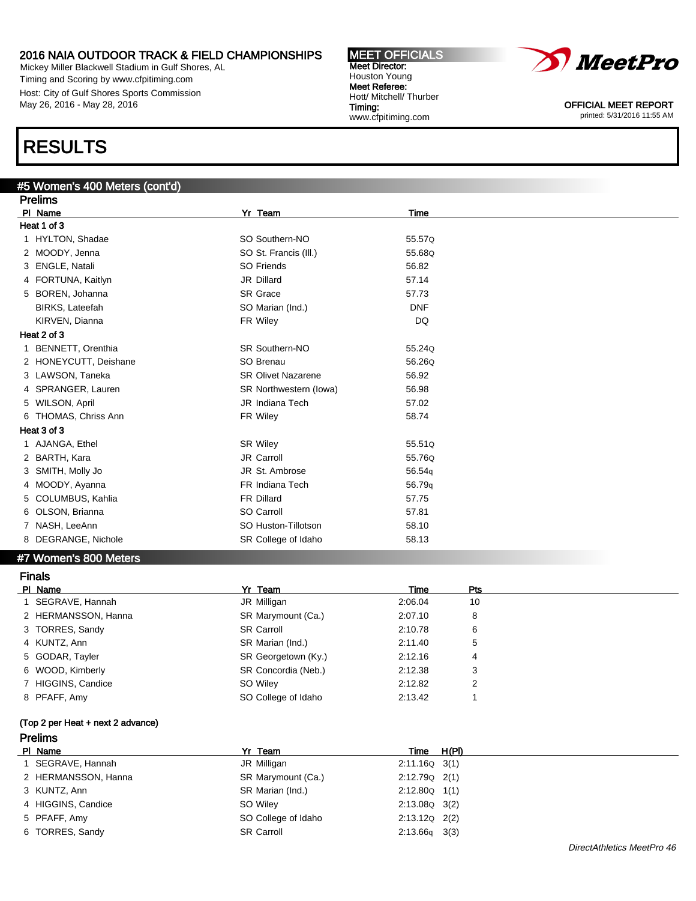2016 NAIA OUTDOOR TRACK & FIELD CHAMPIONSHIPS
Mickey Miller Blackwell Stadium in Gulf Shores, AL
Timing and Scoring by www.cfpitiming.com
Host: City of Gulf Shores Sports Commission
May 26, 2016 - May 28, 2016

**MEET OFFICIALS**
Meet Director: Houston Young
Meet Referee: Hott/ Mitchell/ Thurber
Timing: www.cfpitiming.com

OFFICIAL MEET REPORT
printed: 5/31/2016 11:55 AM

# RESULTS

## #5 Women's 400 Meters (cont'd)

### Prelims

| Pl | Name | Yr | Team | Time |
|---|---|---|---|---|
| **Heat 1 of 3** | | | | |
| 1 | HYLTON, Shadae | SO | Southern-NO | 55.57Q |
| 2 | MOODY, Jenna | SO | St. Francis (Ill.) | 55.68Q |
| 3 | ENGLE, Natali | SO | Friends | 56.82 |
| 4 | FORTUNA, Kaitlyn | JR | Dillard | 57.14 |
| 5 | BOREN, Johanna | SR | Grace | 57.73 |
| | BIRKS, Lateefah | SO | Marian (Ind.) | DNF |
| | KIRVEN, Dianna | FR | Wiley | DQ |
| **Heat 2 of 3** | | | | |
| 1 | BENNETT, Orenthia | SR | Southern-NO | 55.24Q |
| 2 | HONEYCUTT, Deishane | SO | Brenau | 56.26Q |
| 3 | LAWSON, Taneka | SR | Olivet Nazarene | 56.92 |
| 4 | SPRANGER, Lauren | SR | Northwestern (Iowa) | 56.98 |
| 5 | WILSON, April | JR | Indiana Tech | 57.02 |
| 6 | THOMAS, Chriss Ann | FR | Wiley | 58.74 |
| **Heat 3 of 3** | | | | |
| 1 | AJANGA, Ethel | SR | Wiley | 55.51Q |
| 2 | BARTH, Kara | JR | Carroll | 55.76Q |
| 3 | SMITH, Molly Jo | JR | St. Ambrose | 56.54q |
| 4 | MOODY, Ayanna | FR | Indiana Tech | 56.79q |
| 5 | COLUMBUS, Kahlia | FR | Dillard | 57.75 |
| 6 | OLSON, Brianna | SO | Carroll | 57.81 |
| 7 | NASH, LeeAnn | SO | Huston-Tillotson | 58.10 |
| 8 | DEGRANGE, Nichole | SR | College of Idaho | 58.13 |

## #7 Women's 800 Meters

### Finals

| Pl | Name | Yr | Team | Time | Pts |
|---|---|---|---|---|---|
| 1 | SEGRAVE, Hannah | JR | Milligan | 2:06.04 | 10 |
| 2 | HERMANSSON, Hanna | SR | Marymount (Ca.) | 2:07.10 | 8 |
| 3 | TORRES, Sandy | SR | Carroll | 2:10.78 | 6 |
| 4 | KUNTZ, Ann | SR | Marian (Ind.) | 2:11.40 | 5 |
| 5 | GODAR, Tayler | SR | Georgetown (Ky.) | 2:12.16 | 4 |
| 6 | WOOD, Kimberly | SR | Concordia (Neb.) | 2:12.38 | 3 |
| 7 | HIGGINS, Candice | SO | Wiley | 2:12.82 | 2 |
| 8 | PFAFF, Amy | SO | College of Idaho | 2:13.42 | 1 |

(Top 2 per Heat + next 2 advance)

### Prelims

| Pl | Name | Yr | Team | Time | H(Pl) |
|---|---|---|---|---|---|
| 1 | SEGRAVE, Hannah | JR | Milligan | 2:11.16Q | 3(1) |
| 2 | HERMANSSON, Hanna | SR | Marymount (Ca.) | 2:12.79Q | 2(1) |
| 3 | KUNTZ, Ann | SR | Marian (Ind.) | 2:12.80Q | 1(1) |
| 4 | HIGGINS, Candice | SO | Wiley | 2:13.08Q | 3(2) |
| 5 | PFAFF, Amy | SO | College of Idaho | 2:13.12Q | 2(2) |
| 6 | TORRES, Sandy | SR | Carroll | 2:13.66q | 3(3) |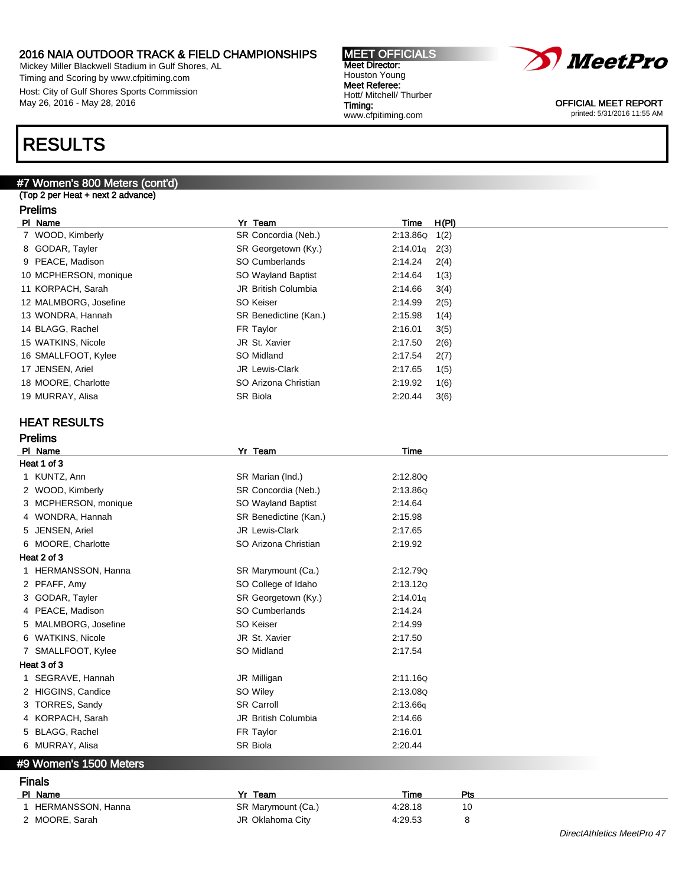## 2016 NAIA OUTDOOR TRACK & FIELD CHAMPIONSHIPS

Mickey Miller Blackwell Stadium in Gulf Shores, AL
Timing and Scoring by www.cfpitiming.com
Host: City of Gulf Shores Sports Commission
May 26, 2016 - May 28, 2016

**MEET OFFICIALS**
**Meet Director:** Houston Young
**Meet Referee:** Hott/ Mitchell/ Thurber
**Timing:** www.cfpitiming.com

OFFICIAL MEET REPORT
printed: 5/31/2016 11:55 AM

# RESULTS

## #7 Women's 800 Meters (cont'd)

(Top 2 per Heat + next 2 advance)

### Prelims

| Pl | Name | Yr | Team | Time | H(Pl) |
|---|---|---|---|---|---|
| 7 | WOOD, Kimberly | SR | Concordia (Neb.) | 2:13.86Q | 1(2) |
| 8 | GODAR, Tayler | SR | Georgetown (Ky.) | 2:14.01q | 2(3) |
| 9 | PEACE, Madison | SO | Cumberlands | 2:14.24 | 2(4) |
| 10 | MCPHERSON, monique | SO | Wayland Baptist | 2:14.64 | 1(3) |
| 11 | KORPACH, Sarah | JR | British Columbia | 2:14.66 | 3(4) |
| 12 | MALMBORG, Josefine | SO | Keiser | 2:14.99 | 2(5) |
| 13 | WONDRA, Hannah | SR | Benedictine (Kan.) | 2:15.98 | 1(4) |
| 14 | BLAGG, Rachel | FR | Taylor | 2:16.01 | 3(5) |
| 15 | WATKINS, Nicole | JR | St. Xavier | 2:17.50 | 2(6) |
| 16 | SMALLFOOT, Kylee | SO | Midland | 2:17.54 | 2(7) |
| 17 | JENSEN, Ariel | JR | Lewis-Clark | 2:17.65 | 1(5) |
| 18 | MOORE, Charlotte | SO | Arizona Christian | 2:19.92 | 1(6) |
| 19 | MURRAY, Alisa | SR | Biola | 2:20.44 | 3(6) |

### HEAT RESULTS

### Prelims

| Pl | Name | Yr | Team | Time |
|---|---|---|---|---|
| **Heat 1 of 3** | | | | |
| 1 | KUNTZ, Ann | SR | Marian (Ind.) | 2:12.80Q |
| 2 | WOOD, Kimberly | SR | Concordia (Neb.) | 2:13.86Q |
| 3 | MCPHERSON, monique | SO | Wayland Baptist | 2:14.64 |
| 4 | WONDRA, Hannah | SR | Benedictine (Kan.) | 2:15.98 |
| 5 | JENSEN, Ariel | JR | Lewis-Clark | 2:17.65 |
| 6 | MOORE, Charlotte | SO | Arizona Christian | 2:19.92 |
| **Heat 2 of 3** | | | | |
| 1 | HERMANSSON, Hanna | SR | Marymount (Ca.) | 2:12.79Q |
| 2 | PFAFF, Amy | SO | College of Idaho | 2:13.12Q |
| 3 | GODAR, Tayler | SR | Georgetown (Ky.) | 2:14.01q |
| 4 | PEACE, Madison | SO | Cumberlands | 2:14.24 |
| 5 | MALMBORG, Josefine | SO | Keiser | 2:14.99 |
| 6 | WATKINS, Nicole | JR | St. Xavier | 2:17.50 |
| 7 | SMALLFOOT, Kylee | SO | Midland | 2:17.54 |
| **Heat 3 of 3** | | | | |
| 1 | SEGRAVE, Hannah | JR | Milligan | 2:11.16Q |
| 2 | HIGGINS, Candice | SO | Wiley | 2:13.08Q |
| 3 | TORRES, Sandy | SR | Carroll | 2:13.66q |
| 4 | KORPACH, Sarah | JR | British Columbia | 2:14.66 |
| 5 | BLAGG, Rachel | FR | Taylor | 2:16.01 |
| 6 | MURRAY, Alisa | SR | Biola | 2:20.44 |

## #9 Women's 1500 Meters

### Finals

| Pl | Name | Yr | Team | Time | Pts |
|---|---|---|---|---|---|
| 1 | HERMANSSON, Hanna | SR | Marymount (Ca.) | 4:28.18 | 10 |
| 2 | MOORE, Sarah | JR | Oklahoma City | 4:29.53 | 8 |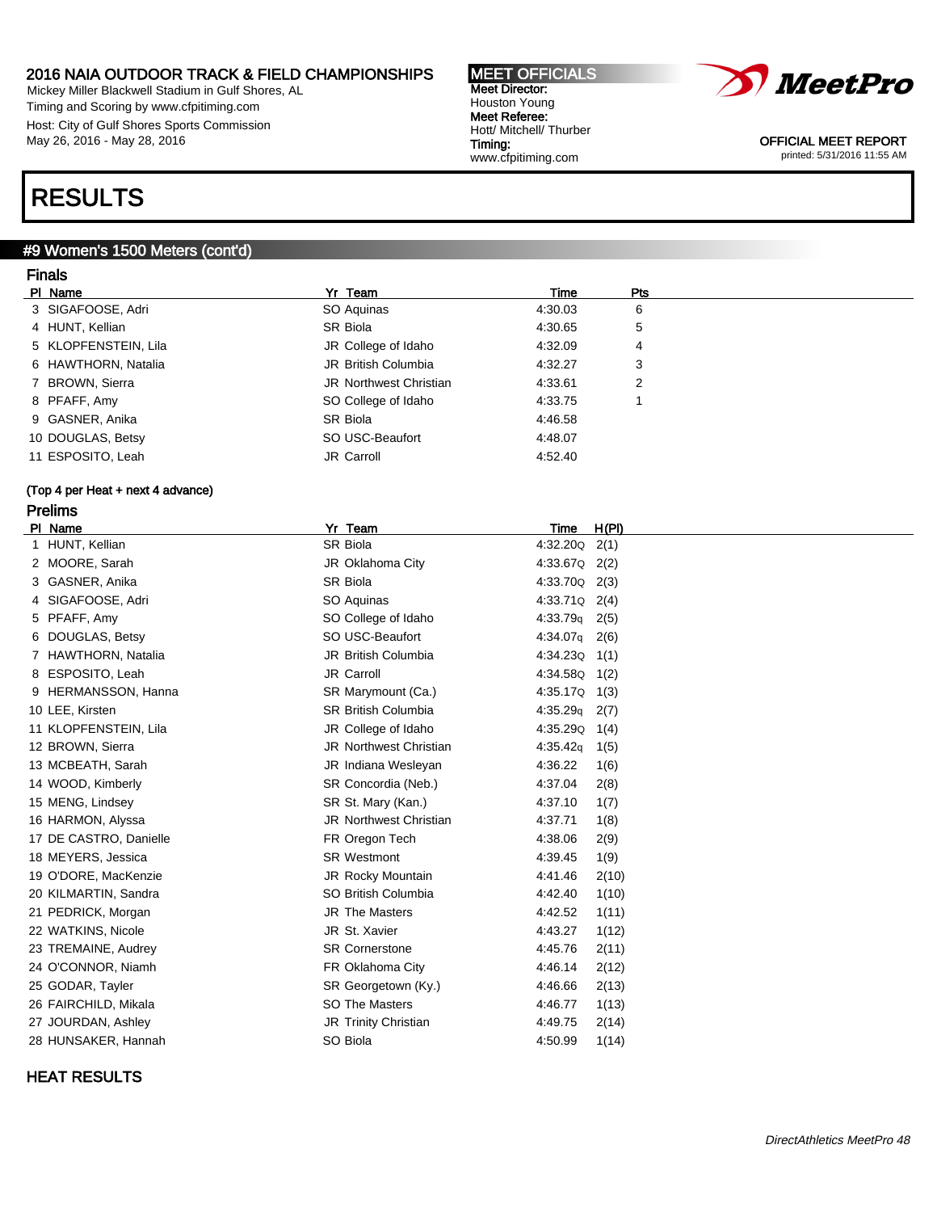2016 NAIA OUTDOOR TRACK & FIELD CHAMPIONSHIPS
Mickey Miller Blackwell Stadium in Gulf Shores, AL
Timing and Scoring by www.cfpitiming.com
Host: City of Gulf Shores Sports Commission
May 26, 2016 - May 28, 2016

**MEET OFFICIALS**
**Meet Director:** Houston Young
**Meet Referee:** Hott/ Mitchell/ Thurber
**Timing:** www.cfpitiming.com

OFFICIAL MEET REPORT
printed: 5/31/2016 11:55 AM

# RESULTS

## #9 Women's 1500 Meters (cont'd)

### Finals

| Pl | Name | Yr | Team | Time | Pts |
|---|---|---|---|---|---|
| 3 | SIGAFOOSE, Adri | SO | Aquinas | 4:30.03 | 6 |
| 4 | HUNT, Kellian | SR | Biola | 4:30.65 | 5 |
| 5 | KLOPFENSTEIN, Lila | JR | College of Idaho | 4:32.09 | 4 |
| 6 | HAWTHORN, Natalia | JR | British Columbia | 4:32.27 | 3 |
| 7 | BROWN, Sierra | JR | Northwest Christian | 4:33.61 | 2 |
| 8 | PFAFF, Amy | SO | College of Idaho | 4:33.75 | 1 |
| 9 | GASNER, Anika | SR | Biola | 4:46.58 | |
| 10 | DOUGLAS, Betsy | SO | USC-Beaufort | 4:48.07 | |
| 11 | ESPOSITO, Leah | JR | Carroll | 4:52.40 | |

(Top 4 per Heat + next 4 advance)

### Prelims

| Pl | Name | Yr | Team | Time | H(Pl) |
|---|---|---|---|---|---|
| 1 | HUNT, Kellian | SR | Biola | 4:32.20Q | 2(1) |
| 2 | MOORE, Sarah | JR | Oklahoma City | 4:33.67Q | 2(2) |
| 3 | GASNER, Anika | SR | Biola | 4:33.70Q | 2(3) |
| 4 | SIGAFOOSE, Adri | SO | Aquinas | 4:33.71Q | 2(4) |
| 5 | PFAFF, Amy | SO | College of Idaho | 4:33.79q | 2(5) |
| 6 | DOUGLAS, Betsy | SO | USC-Beaufort | 4:34.07q | 2(6) |
| 7 | HAWTHORN, Natalia | JR | British Columbia | 4:34.23Q | 1(1) |
| 8 | ESPOSITO, Leah | JR | Carroll | 4:34.58Q | 1(2) |
| 9 | HERMANSSON, Hanna | SR | Marymount (Ca.) | 4:35.17Q | 1(3) |
| 10 | LEE, Kirsten | SR | British Columbia | 4:35.29q | 2(7) |
| 11 | KLOPFENSTEIN, Lila | JR | College of Idaho | 4:35.29Q | 1(4) |
| 12 | BROWN, Sierra | JR | Northwest Christian | 4:35.42q | 1(5) |
| 13 | MCBEATH, Sarah | JR | Indiana Wesleyan | 4:36.22 | 1(6) |
| 14 | WOOD, Kimberly | SR | Concordia (Neb.) | 4:37.04 | 2(8) |
| 15 | MENG, Lindsey | SR | St. Mary (Kan.) | 4:37.10 | 1(7) |
| 16 | HARMON, Alyssa | JR | Northwest Christian | 4:37.71 | 1(8) |
| 17 | DE CASTRO, Danielle | FR | Oregon Tech | 4:38.06 | 2(9) |
| 18 | MEYERS, Jessica | SR | Westmont | 4:39.45 | 1(9) |
| 19 | O'DORE, MacKenzie | JR | Rocky Mountain | 4:41.46 | 2(10) |
| 20 | KILMARTIN, Sandra | SO | British Columbia | 4:42.40 | 1(10) |
| 21 | PEDRICK, Morgan | JR | The Masters | 4:42.52 | 1(11) |
| 22 | WATKINS, Nicole | JR | St. Xavier | 4:43.27 | 1(12) |
| 23 | TREMAINE, Audrey | SR | Cornerstone | 4:45.76 | 2(11) |
| 24 | O'CONNOR, Niamh | FR | Oklahoma City | 4:46.14 | 2(12) |
| 25 | GODAR, Tayler | SR | Georgetown (Ky.) | 4:46.66 | 2(13) |
| 26 | FAIRCHILD, Mikala | SO | The Masters | 4:46.77 | 1(13) |
| 27 | JOURDAN, Ashley | JR | Trinity Christian | 4:49.75 | 2(14) |
| 28 | HUNSAKER, Hannah | SO | Biola | 4:50.99 | 1(14) |

### HEAT RESULTS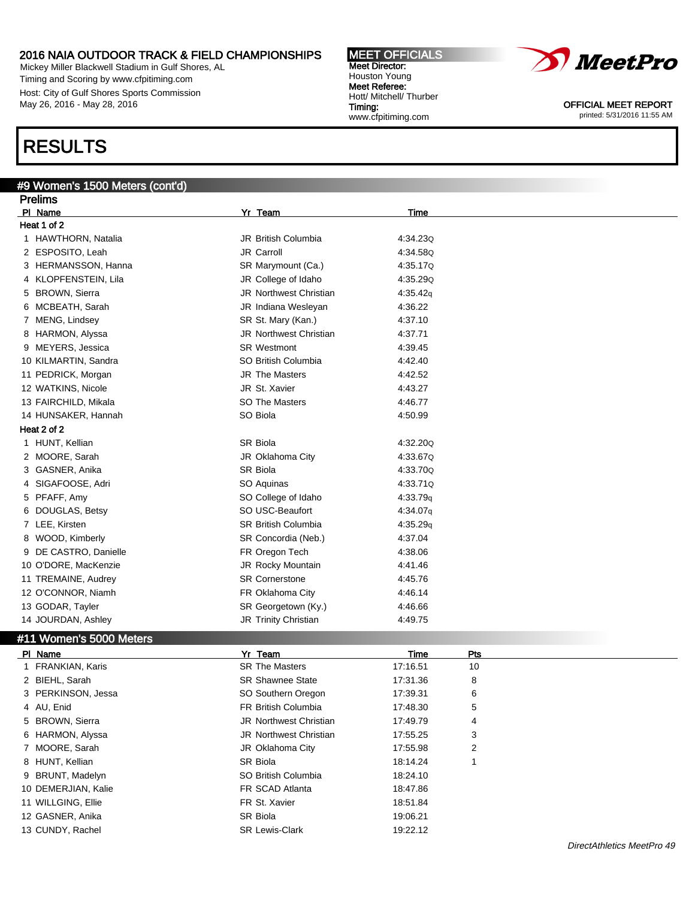# 2016 NAIA OUTDOOR TRACK & FIELD CHAMPIONSHIPS

Mickey Miller Blackwell Stadium in Gulf Shores, AL
Timing and Scoring by www.cfpitiming.com
Host: City of Gulf Shores Sports Commission
May 26, 2016 - May 28, 2016

**MEET OFFICIALS**
Meet Director:
Houston Young
Meet Referee:
Hott/ Mitchell/ Thurber
Timing:
www.cfpitiming.com

OFFICIAL MEET REPORT
printed: 5/31/2016 11:55 AM

# RESULTS

## #9 Women's 1500 Meters (cont'd)

### Prelims

| Pl | Name | Yr | Team | Time |
|---|---|---|---|---|
| **Heat 1 of 2** | | | | |
| 1 | HAWTHORN, Natalia | JR | British Columbia | 4:34.23Q |
| 2 | ESPOSITO, Leah | JR | Carroll | 4:34.58Q |
| 3 | HERMANSSON, Hanna | SR | Marymount (Ca.) | 4:35.17Q |
| 4 | KLOPFENSTEIN, Lila | JR | College of Idaho | 4:35.29Q |
| 5 | BROWN, Sierra | JR | Northwest Christian | 4:35.42q |
| 6 | MCBEATH, Sarah | JR | Indiana Wesleyan | 4:36.22 |
| 7 | MENG, Lindsey | SR | St. Mary (Kan.) | 4:37.10 |
| 8 | HARMON, Alyssa | JR | Northwest Christian | 4:37.71 |
| 9 | MEYERS, Jessica | SR | Westmont | 4:39.45 |
| 10 | KILMARTIN, Sandra | SO | British Columbia | 4:42.40 |
| 11 | PEDRICK, Morgan | JR | The Masters | 4:42.52 |
| 12 | WATKINS, Nicole | JR | St. Xavier | 4:43.27 |
| 13 | FAIRCHILD, Mikala | SO | The Masters | 4:46.77 |
| 14 | HUNSAKER, Hannah | SO | Biola | 4:50.99 |
| **Heat 2 of 2** | | | | |
| 1 | HUNT, Kellian | SR | Biola | 4:32.20Q |
| 2 | MOORE, Sarah | JR | Oklahoma City | 4:33.67Q |
| 3 | GASNER, Anika | SR | Biola | 4:33.70Q |
| 4 | SIGAFOOSE, Adri | SO | Aquinas | 4:33.71Q |
| 5 | PFAFF, Amy | SO | College of Idaho | 4:33.79q |
| 6 | DOUGLAS, Betsy | SO | USC-Beaufort | 4:34.07q |
| 7 | LEE, Kirsten | SR | British Columbia | 4:35.29q |
| 8 | WOOD, Kimberly | SR | Concordia (Neb.) | 4:37.04 |
| 9 | DE CASTRO, Danielle | FR | Oregon Tech | 4:38.06 |
| 10 | O'DORE, MacKenzie | JR | Rocky Mountain | 4:41.46 |
| 11 | TREMAINE, Audrey | SR | Cornerstone | 4:45.76 |
| 12 | O'CONNOR, Niamh | FR | Oklahoma City | 4:46.14 |
| 13 | GODAR, Tayler | SR | Georgetown (Ky.) | 4:46.66 |
| 14 | JOURDAN, Ashley | JR | Trinity Christian | 4:49.75 |

## #11 Women's 5000 Meters

| Pl | Name | Yr | Team | Time | Pts |
|---|---|---|---|---|---|
| 1 | FRANKIAN, Karis | SR | The Masters | 17:16.51 | 10 |
| 2 | BIEHL, Sarah | SR | Shawnee State | 17:31.36 | 8 |
| 3 | PERKINSON, Jessa | SO | Southern Oregon | 17:39.31 | 6 |
| 4 | AU, Enid | FR | British Columbia | 17:48.30 | 5 |
| 5 | BROWN, Sierra | JR | Northwest Christian | 17:49.79 | 4 |
| 6 | HARMON, Alyssa | JR | Northwest Christian | 17:55.25 | 3 |
| 7 | MOORE, Sarah | JR | Oklahoma City | 17:55.98 | 2 |
| 8 | HUNT, Kellian | SR | Biola | 18:14.24 | 1 |
| 9 | BRUNT, Madelyn | SO | British Columbia | 18:24.10 | |
| 10 | DEMERJIAN, Kalie | FR | SCAD Atlanta | 18:47.86 | |
| 11 | WILLGING, Ellie | FR | St. Xavier | 18:51.84 | |
| 12 | GASNER, Anika | SR | Biola | 19:06.21 | |
| 13 | CUNDY, Rachel | SR | Lewis-Clark | 19:22.12 | |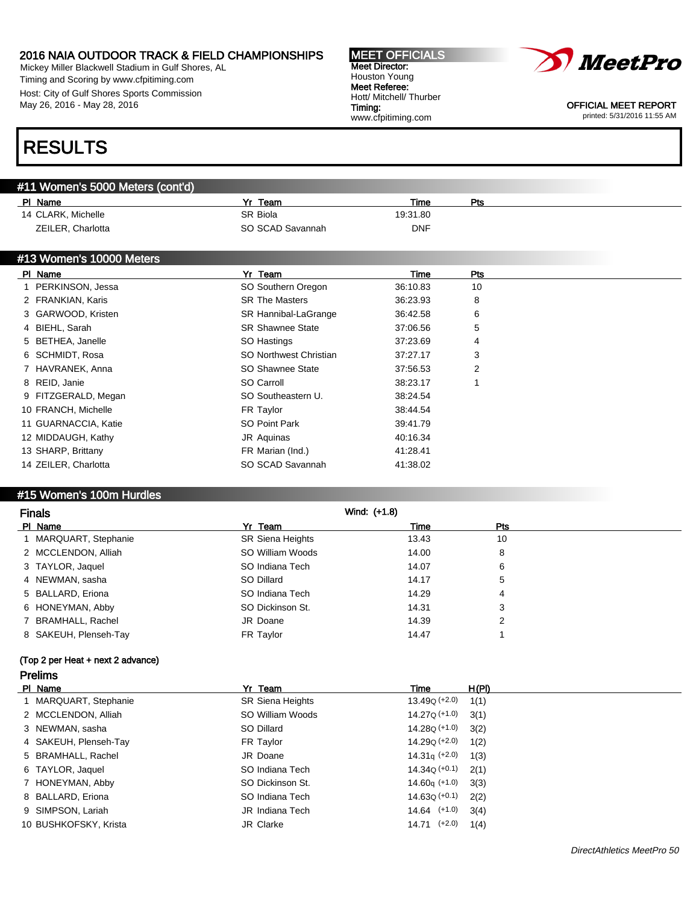# RESULTS

## #11 Women's 5000 Meters (cont'd)

| Pl | Name | Yr | Team | Time | Pts |
|---|---|---|---|---|---|
| 14 | CLARK, Michelle | SR | Biola | 19:31.80 | |
| | ZEILER, Charlotta | SO | SCAD Savannah | DNF | |

## #13 Women's 10000 Meters

| Pl | Name | Yr | Team | Time | Pts |
|---|---|---|---|---|---|
| 1 | PERKINSON, Jessa | SO | Southern Oregon | 36:10.83 | 10 |
| 2 | FRANKIAN, Karis | SR | The Masters | 36:23.93 | 8 |
| 3 | GARWOOD, Kristen | SR | Hannibal-LaGrange | 36:42.58 | 6 |
| 4 | BIEHL, Sarah | SR | Shawnee State | 37:06.56 | 5 |
| 5 | BETHEA, Janelle | SO | Hastings | 37:23.69 | 4 |
| 6 | SCHMIDT, Rosa | SO | Northwest Christian | 37:27.17 | 3 |
| 7 | HAVRANEK, Anna | SO | Shawnee State | 37:56.53 | 2 |
| 8 | REID, Janie | SO | Carroll | 38:23.17 | 1 |
| 9 | FITZGERALD, Megan | SO | Southeastern U. | 38:24.54 | |
| 10 | FRANCH, Michelle | FR | Taylor | 38:44.54 | |
| 11 | GUARNACCIA, Katie | SO | Point Park | 39:41.79 | |
| 12 | MIDDAUGH, Kathy | JR | Aquinas | 40:16.34 | |
| 13 | SHARP, Brittany | FR | Marian (Ind.) | 41:28.41 | |
| 14 | ZEILER, Charlotta | SO | SCAD Savannah | 41:38.02 | |

## #15 Women's 100m Hurdles

### Finals

Wind: (+1.8)

| Pl | Name | Yr | Team | Time | Pts |
|---|---|---|---|---|---|
| 1 | MARQUART, Stephanie | SR | Siena Heights | 13.43 | 10 |
| 2 | MCCLENDON, Alliah | SO | William Woods | 14.00 | 8 |
| 3 | TAYLOR, Jaquel | SO | Indiana Tech | 14.07 | 6 |
| 4 | NEWMAN, sasha | SO | Dillard | 14.17 | 5 |
| 5 | BALLARD, Eriona | SO | Indiana Tech | 14.29 | 4 |
| 6 | HONEYMAN, Abby | SO | Dickinson St. | 14.31 | 3 |
| 7 | BRAMHALL, Rachel | JR | Doane | 14.39 | 2 |
| 8 | SAKEUH, Plenseh-Tay | FR | Taylor | 14.47 | 1 |

(Top 2 per Heat + next 2 advance)

### Prelims

| Pl | Name | Yr | Team | Time | Wind | H(Pl) |
|---|---|---|---|---|---|---|
| 1 | MARQUART, Stephanie | SR | Siena Heights | 13.49Q | (+2.0) | 1(1) |
| 2 | MCCLENDON, Alliah | SO | William Woods | 14.27Q | (+1.0) | 3(1) |
| 3 | NEWMAN, sasha | SO | Dillard | 14.28Q | (+1.0) | 3(2) |
| 4 | SAKEUH, Plenseh-Tay | FR | Taylor | 14.29Q | (+2.0) | 1(2) |
| 5 | BRAMHALL, Rachel | JR | Doane | 14.31q | (+2.0) | 1(3) |
| 6 | TAYLOR, Jaquel | SO | Indiana Tech | 14.34Q | (+0.1) | 2(1) |
| 7 | HONEYMAN, Abby | SO | Dickinson St. | 14.60q | (+1.0) | 3(3) |
| 8 | BALLARD, Eriona | SO | Indiana Tech | 14.63Q | (+0.1) | 2(2) |
| 9 | SIMPSON, Lariah | JR | Indiana Tech | 14.64 | (+1.0) | 3(4) |
| 10 | BUSHKOFSKY, Krista | JR | Clarke | 14.71 | (+2.0) | 1(4) |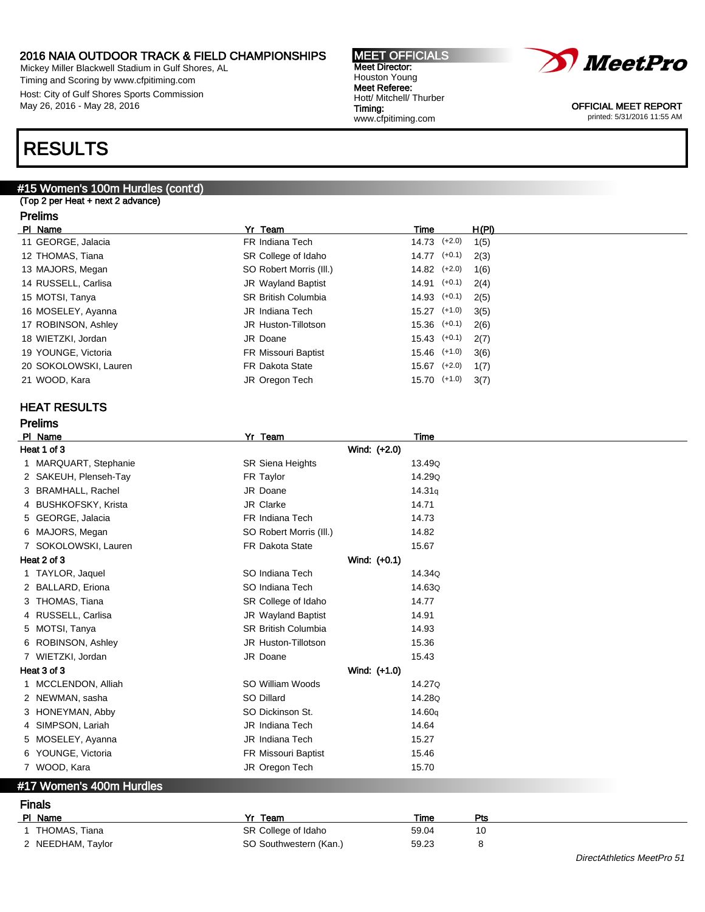2016 NAIA OUTDOOR TRACK & FIELD CHAMPIONSHIPS
Mickey Miller Blackwell Stadium in Gulf Shores, AL
Timing and Scoring by www.cfpitiming.com
Host: City of Gulf Shores Sports Commission
May 26, 2016 - May 28, 2016

**MEET OFFICIALS**
**Meet Director:**
Houston Young
**Meet Referee:**
Hott/ Mitchell/ Thurber
**Timing:**
www.cfpitiming.com

OFFICIAL MEET REPORT
printed: 5/31/2016 11:55 AM

# RESULTS

## #15 Women's 100m Hurdles (cont'd)

(Top 2 per Heat + next 2 advance)

### Prelims

| Pl | Name | Yr | Team | Time | | H(Pl) |
|---|---|---|---|---|---|---|
| 11 | GEORGE, Jalacia | FR | Indiana Tech | 14.73 | (+2.0) | 1(5) |
| 12 | THOMAS, Tiana | SR | College of Idaho | 14.77 | (+0.1) | 2(3) |
| 13 | MAJORS, Megan | SO | Robert Morris (Ill.) | 14.82 | (+2.0) | 1(6) |
| 14 | RUSSELL, Carlisa | JR | Wayland Baptist | 14.91 | (+0.1) | 2(4) |
| 15 | MOTSI, Tanya | SR | British Columbia | 14.93 | (+0.1) | 2(5) |
| 16 | MOSELEY, Ayanna | JR | Indiana Tech | 15.27 | (+1.0) | 3(5) |
| 17 | ROBINSON, Ashley | JR | Huston-Tillotson | 15.36 | (+0.1) | 2(6) |
| 18 | WIETZKI, Jordan | JR | Doane | 15.43 | (+0.1) | 2(7) |
| 19 | YOUNGE, Victoria | FR | Missouri Baptist | 15.46 | (+1.0) | 3(6) |
| 20 | SOKOLOWSKI, Lauren | FR | Dakota State | 15.67 | (+2.0) | 1(7) |
| 21 | WOOD, Kara | JR | Oregon Tech | 15.70 | (+1.0) | 3(7) |

### HEAT RESULTS

### Prelims

| Pl | Name | Yr | Team | | Time |
|---|---|---|---|---|---|
| **Heat 1 of 3** | | | | Wind: (+2.0) | |
| 1 | MARQUART, Stephanie | SR | Siena Heights | | 13.49Q |
| 2 | SAKEUH, Plenseh-Tay | FR | Taylor | | 14.29Q |
| 3 | BRAMHALL, Rachel | JR | Doane | | 14.31q |
| 4 | BUSHKOFSKY, Krista | JR | Clarke | | 14.71 |
| 5 | GEORGE, Jalacia | FR | Indiana Tech | | 14.73 |
| 6 | MAJORS, Megan | SO | Robert Morris (Ill.) | | 14.82 |
| 7 | SOKOLOWSKI, Lauren | FR | Dakota State | | 15.67 |
| **Heat 2 of 3** | | | | Wind: (+0.1) | |
| 1 | TAYLOR, Jaquel | SO | Indiana Tech | | 14.34Q |
| 2 | BALLARD, Eriona | SO | Indiana Tech | | 14.63Q |
| 3 | THOMAS, Tiana | SR | College of Idaho | | 14.77 |
| 4 | RUSSELL, Carlisa | JR | Wayland Baptist | | 14.91 |
| 5 | MOTSI, Tanya | SR | British Columbia | | 14.93 |
| 6 | ROBINSON, Ashley | JR | Huston-Tillotson | | 15.36 |
| 7 | WIETZKI, Jordan | JR | Doane | | 15.43 |
| **Heat 3 of 3** | | | | Wind: (+1.0) | |
| 1 | MCCLENDON, Alliah | SO | William Woods | | 14.27Q |
| 2 | NEWMAN, sasha | SO | Dillard | | 14.28Q |
| 3 | HONEYMAN, Abby | SO | Dickinson St. | | 14.60q |
| 4 | SIMPSON, Lariah | JR | Indiana Tech | | 14.64 |
| 5 | MOSELEY, Ayanna | JR | Indiana Tech | | 15.27 |
| 6 | YOUNGE, Victoria | FR | Missouri Baptist | | 15.46 |
| 7 | WOOD, Kara | JR | Oregon Tech | | 15.70 |

## #17 Women's 400m Hurdles

### Finals

| Pl | Name | Yr | Team | Time | Pts |
|---|---|---|---|---|---|
| 1 | THOMAS, Tiana | SR | College of Idaho | 59.04 | 10 |
| 2 | NEEDHAM, Taylor | SO | Southwestern (Kan.) | 59.23 | 8 |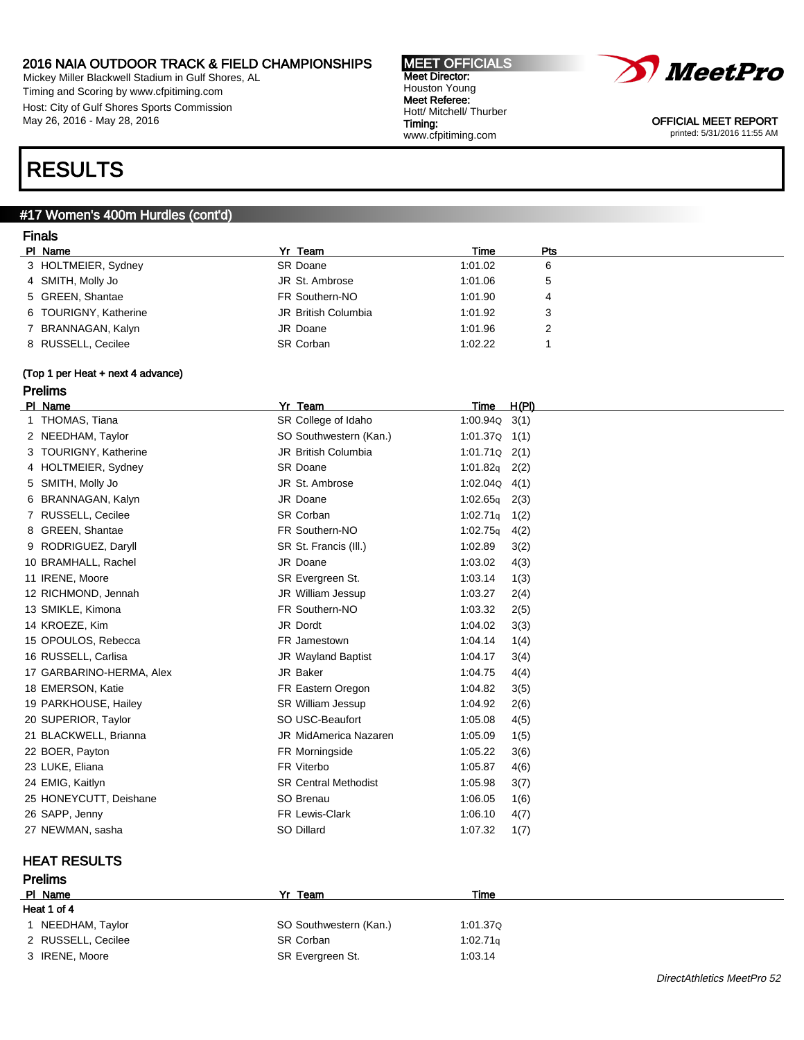## RESULTS

### #17 Women's 400m Hurdles (cont'd)

#### Finals

| Pl | Name | Yr | Team | Time | Pts |
|---|---|---|---|---|---|
| 3 | HOLTMEIER, Sydney | SR | Doane | 1:01.02 | 6 |
| 4 | SMITH, Molly Jo | JR | St. Ambrose | 1:01.06 | 5 |
| 5 | GREEN, Shantae | FR | Southern-NO | 1:01.90 | 4 |
| 6 | TOURIGNY, Katherine | JR | British Columbia | 1:01.92 | 3 |
| 7 | BRANNAGAN, Kalyn | JR | Doane | 1:01.96 | 2 |
| 8 | RUSSELL, Cecilee | SR | Corban | 1:02.22 | 1 |

**(Top 1 per Heat + next 4 advance)**

#### Prelims

| Pl | Name | Yr | Team | Time | H(Pl) |
|---|---|---|---|---|---|
| 1 | THOMAS, Tiana | SR | College of Idaho | 1:00.94Q | 3(1) |
| 2 | NEEDHAM, Taylor | SO | Southwestern (Kan.) | 1:01.37Q | 1(1) |
| 3 | TOURIGNY, Katherine | JR | British Columbia | 1:01.71Q | 2(1) |
| 4 | HOLTMEIER, Sydney | SR | Doane | 1:01.82q | 2(2) |
| 5 | SMITH, Molly Jo | JR | St. Ambrose | 1:02.04Q | 4(1) |
| 6 | BRANNAGAN, Kalyn | JR | Doane | 1:02.65q | 2(3) |
| 7 | RUSSELL, Cecilee | SR | Corban | 1:02.71q | 1(2) |
| 8 | GREEN, Shantae | FR | Southern-NO | 1:02.75q | 4(2) |
| 9 | RODRIGUEZ, Daryll | SR | St. Francis (Ill.) | 1:02.89 | 3(2) |
| 10 | BRAMHALL, Rachel | JR | Doane | 1:03.02 | 4(3) |
| 11 | IRENE, Moore | SR | Evergreen St. | 1:03.14 | 1(3) |
| 12 | RICHMOND, Jennah | JR | William Jessup | 1:03.27 | 2(4) |
| 13 | SMIKLE, Kimona | FR | Southern-NO | 1:03.32 | 2(5) |
| 14 | KROEZE, Kim | JR | Dordt | 1:04.02 | 3(3) |
| 15 | OPOULOS, Rebecca | FR | Jamestown | 1:04.14 | 1(4) |
| 16 | RUSSELL, Carlisa | JR | Wayland Baptist | 1:04.17 | 3(4) |
| 17 | GARBARINO-HERMA, Alex | JR | Baker | 1:04.75 | 4(4) |
| 18 | EMERSON, Katie | FR | Eastern Oregon | 1:04.82 | 3(5) |
| 19 | PARKHOUSE, Hailey | SR | William Jessup | 1:04.92 | 2(6) |
| 20 | SUPERIOR, Taylor | SO | USC-Beaufort | 1:05.08 | 4(5) |
| 21 | BLACKWELL, Brianna | JR | MidAmerica Nazaren | 1:05.09 | 1(5) |
| 22 | BOER, Payton | FR | Morningside | 1:05.22 | 3(6) |
| 23 | LUKE, Eliana | FR | Viterbo | 1:05.87 | 4(6) |
| 24 | EMIG, Kaitlyn | SR | Central Methodist | 1:05.98 | 3(7) |
| 25 | HONEYCUTT, Deishane | SO | Brenau | 1:06.05 | 1(6) |
| 26 | SAPP, Jenny | FR | Lewis-Clark | 1:06.10 | 4(7) |
| 27 | NEWMAN, sasha | SO | Dillard | 1:07.32 | 1(7) |

### HEAT RESULTS

#### Prelims

**Heat 1 of 4**

| Pl | Name | Yr | Team | Time |
|---|---|---|---|---|
| 1 | NEEDHAM, Taylor | SO | Southwestern (Kan.) | 1:01.37Q |
| 2 | RUSSELL, Cecilee | SR | Corban | 1:02.71q |
| 3 | IRENE, Moore | SR | Evergreen St. | 1:03.14 |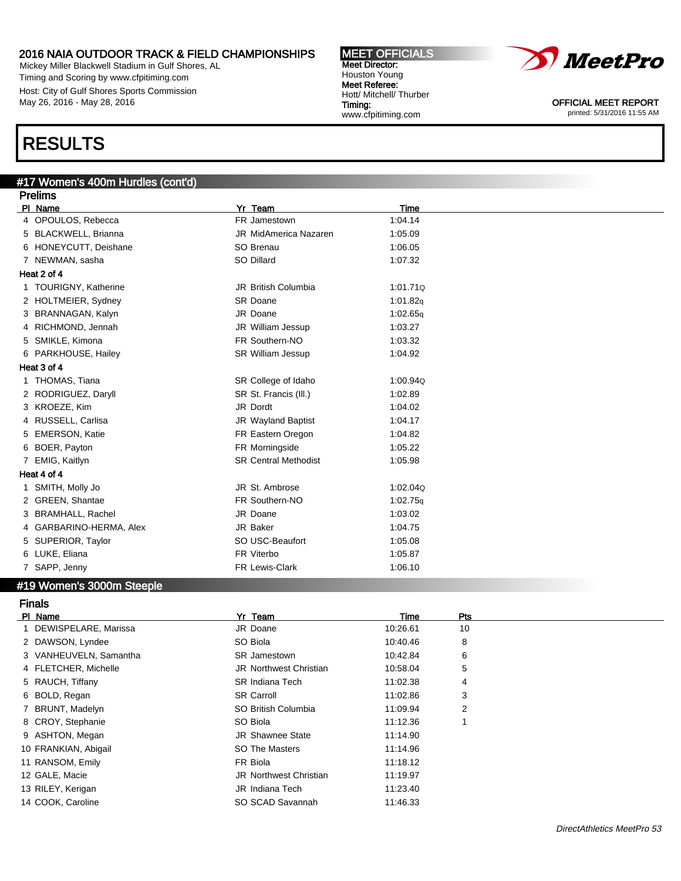# 2016 NAIA OUTDOOR TRACK & FIELD CHAMPIONSHIPS

Mickey Miller Blackwell Stadium in Gulf Shores, AL
Timing and Scoring by www.cfpitiming.com
Host: City of Gulf Shores Sports Commission
May 26, 2016 - May 28, 2016

**MEET OFFICIALS**
**Meet Director:** Houston Young
**Meet Referee:** Hott/ Mitchell/ Thurber
**Timing:** www.cfpitiming.com

OFFICIAL MEET REPORT
printed: 5/31/2016 11:55 AM

# RESULTS

## #17 Women's 400m Hurdles (cont'd)

### Prelims

| Pl | Name | Yr | Team | Time |
|---|---|---|---|---|
| 4 | OPOULOS, Rebecca | FR | Jamestown | 1:04.14 |
| 5 | BLACKWELL, Brianna | JR | MidAmerica Nazaren | 1:05.09 |
| 6 | HONEYCUTT, Deishane | SO | Brenau | 1:06.05 |
| 7 | NEWMAN, sasha | SO | Dillard | 1:07.32 |

**Heat 2 of 4**

| Pl | Name | Yr | Team | Time |
|---|---|---|---|---|
| 1 | TOURIGNY, Katherine | JR | British Columbia | 1:01.71Q |
| 2 | HOLTMEIER, Sydney | SR | Doane | 1:01.82q |
| 3 | BRANNAGAN, Kalyn | JR | Doane | 1:02.65q |
| 4 | RICHMOND, Jennah | JR | William Jessup | 1:03.27 |
| 5 | SMIKLE, Kimona | FR | Southern-NO | 1:03.32 |
| 6 | PARKHOUSE, Hailey | SR | William Jessup | 1:04.92 |

**Heat 3 of 4**

| Pl | Name | Yr | Team | Time |
|---|---|---|---|---|
| 1 | THOMAS, Tiana | SR | College of Idaho | 1:00.94Q |
| 2 | RODRIGUEZ, Daryll | SR | St. Francis (Ill.) | 1:02.89 |
| 3 | KROEZE, Kim | JR | Dordt | 1:04.02 |
| 4 | RUSSELL, Carlisa | JR | Wayland Baptist | 1:04.17 |
| 5 | EMERSON, Katie | FR | Eastern Oregon | 1:04.82 |
| 6 | BOER, Payton | FR | Morningside | 1:05.22 |
| 7 | EMIG, Kaitlyn | SR | Central Methodist | 1:05.98 |

**Heat 4 of 4**

| Pl | Name | Yr | Team | Time |
|---|---|---|---|---|
| 1 | SMITH, Molly Jo | JR | St. Ambrose | 1:02.04Q |
| 2 | GREEN, Shantae | FR | Southern-NO | 1:02.75q |
| 3 | BRAMHALL, Rachel | JR | Doane | 1:03.02 |
| 4 | GARBARINO-HERMA, Alex | JR | Baker | 1:04.75 |
| 5 | SUPERIOR, Taylor | SO | USC-Beaufort | 1:05.08 |
| 6 | LUKE, Eliana | FR | Viterbo | 1:05.87 |
| 7 | SAPP, Jenny | FR | Lewis-Clark | 1:06.10 |

## #19 Women's 3000m Steeple

### Finals

| Pl | Name | Yr | Team | Time | Pts |
|---|---|---|---|---|---|
| 1 | DEWISPELARE, Marissa | JR | Doane | 10:26.61 | 10 |
| 2 | DAWSON, Lyndee | SO | Biola | 10:40.46 | 8 |
| 3 | VANHEUVELN, Samantha | SR | Jamestown | 10:42.84 | 6 |
| 4 | FLETCHER, Michelle | JR | Northwest Christian | 10:58.04 | 5 |
| 5 | RAUCH, Tiffany | SR | Indiana Tech | 11:02.38 | 4 |
| 6 | BOLD, Regan | SR | Carroll | 11:02.86 | 3 |
| 7 | BRUNT, Madelyn | SO | British Columbia | 11:09.94 | 2 |
| 8 | CROY, Stephanie | SO | Biola | 11:12.36 | 1 |
| 9 | ASHTON, Megan | JR | Shawnee State | 11:14.90 | |
| 10 | FRANKIAN, Abigail | SO | The Masters | 11:14.96 | |
| 11 | RANSOM, Emily | FR | Biola | 11:18.12 | |
| 12 | GALE, Macie | JR | Northwest Christian | 11:19.97 | |
| 13 | RILEY, Kerigan | JR | Indiana Tech | 11:23.40 | |
| 14 | COOK, Caroline | SO | SCAD Savannah | 11:46.33 | |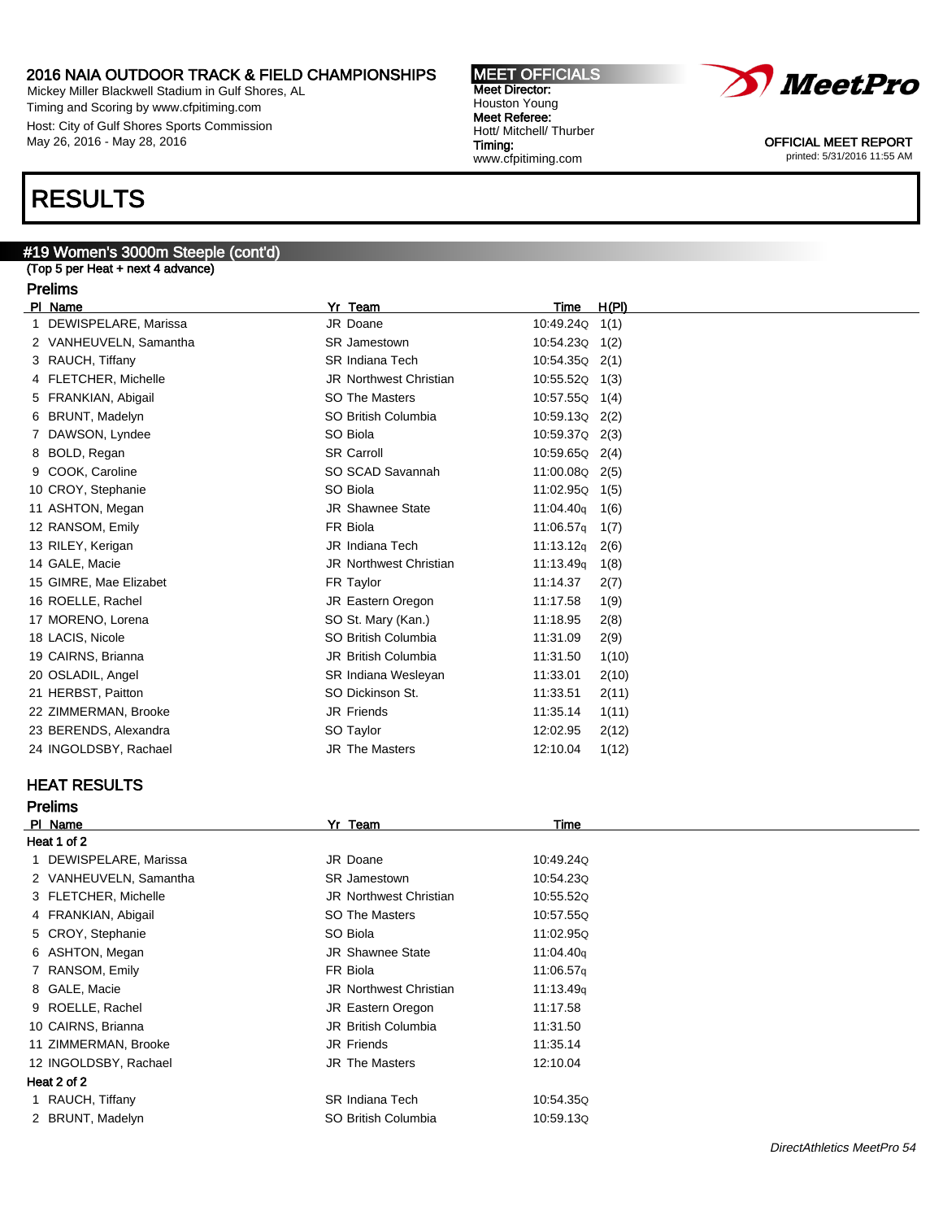2016 NAIA OUTDOOR TRACK & FIELD CHAMPIONSHIPS
Mickey Miller Blackwell Stadium in Gulf Shores, AL
Timing and Scoring by www.cfpitiming.com
Host: City of Gulf Shores Sports Commission
May 26, 2016 - May 28, 2016

**MEET OFFICIALS**
**Meet Director:**
Houston Young
**Meet Referee:**
Hott/ Mitchell/ Thurber
**Timing:**
www.cfpitiming.com

OFFICIAL MEET REPORT
printed: 5/31/2016 11:55 AM

# RESULTS

## #19 Women's 3000m Steeple (cont'd)

(Top 5 per Heat + next 4 advance)

### Prelims

| Pl | Name | Yr | Team | Time | H(Pl) |
|---|---|---|---|---|---|
| 1 | DEWISPELARE, Marissa | JR | Doane | 10:49.24Q | 1(1) |
| 2 | VANHEUVELN, Samantha | SR | Jamestown | 10:54.23Q | 1(2) |
| 3 | RAUCH, Tiffany | SR | Indiana Tech | 10:54.35Q | 2(1) |
| 4 | FLETCHER, Michelle | JR | Northwest Christian | 10:55.52Q | 1(3) |
| 5 | FRANKIAN, Abigail | SO | The Masters | 10:57.55Q | 1(4) |
| 6 | BRUNT, Madelyn | SO | British Columbia | 10:59.13Q | 2(2) |
| 7 | DAWSON, Lyndee | SO | Biola | 10:59.37Q | 2(3) |
| 8 | BOLD, Regan | SR | Carroll | 10:59.65Q | 2(4) |
| 9 | COOK, Caroline | SO | SCAD Savannah | 11:00.08Q | 2(5) |
| 10 | CROY, Stephanie | SO | Biola | 11:02.95Q | 1(5) |
| 11 | ASHTON, Megan | JR | Shawnee State | 11:04.40q | 1(6) |
| 12 | RANSOM, Emily | FR | Biola | 11:06.57q | 1(7) |
| 13 | RILEY, Kerigan | JR | Indiana Tech | 11:13.12q | 2(6) |
| 14 | GALE, Macie | JR | Northwest Christian | 11:13.49q | 1(8) |
| 15 | GIMRE, Mae Elizabet | FR | Taylor | 11:14.37 | 2(7) |
| 16 | ROELLE, Rachel | JR | Eastern Oregon | 11:17.58 | 1(9) |
| 17 | MORENO, Lorena | SO | St. Mary (Kan.) | 11:18.95 | 2(8) |
| 18 | LACIS, Nicole | SO | British Columbia | 11:31.09 | 2(9) |
| 19 | CAIRNS, Brianna | JR | British Columbia | 11:31.50 | 1(10) |
| 20 | OSLADIL, Angel | SR | Indiana Wesleyan | 11:33.01 | 2(10) |
| 21 | HERBST, Paitton | SO | Dickinson St. | 11:33.51 | 2(11) |
| 22 | ZIMMERMAN, Brooke | JR | Friends | 11:35.14 | 1(11) |
| 23 | BERENDS, Alexandra | SO | Taylor | 12:02.95 | 2(12) |
| 24 | INGOLDSBY, Rachael | JR | The Masters | 12:10.04 | 1(12) |

## HEAT RESULTS

### Prelims

| Pl | Name | Yr | Team | Time |
|---|---|---|---|---|
| **Heat 1 of 2** | | | | |
| 1 | DEWISPELARE, Marissa | JR | Doane | 10:49.24Q |
| 2 | VANHEUVELN, Samantha | SR | Jamestown | 10:54.23Q |
| 3 | FLETCHER, Michelle | JR | Northwest Christian | 10:55.52Q |
| 4 | FRANKIAN, Abigail | SO | The Masters | 10:57.55Q |
| 5 | CROY, Stephanie | SO | Biola | 11:02.95Q |
| 6 | ASHTON, Megan | JR | Shawnee State | 11:04.40q |
| 7 | RANSOM, Emily | FR | Biola | 11:06.57q |
| 8 | GALE, Macie | JR | Northwest Christian | 11:13.49q |
| 9 | ROELLE, Rachel | JR | Eastern Oregon | 11:17.58 |
| 10 | CAIRNS, Brianna | JR | British Columbia | 11:31.50 |
| 11 | ZIMMERMAN, Brooke | JR | Friends | 11:35.14 |
| 12 | INGOLDSBY, Rachael | JR | The Masters | 12:10.04 |
| **Heat 2 of 2** | | | | |
| 1 | RAUCH, Tiffany | SR | Indiana Tech | 10:54.35Q |
| 2 | BRUNT, Madelyn | SO | British Columbia | 10:59.13Q |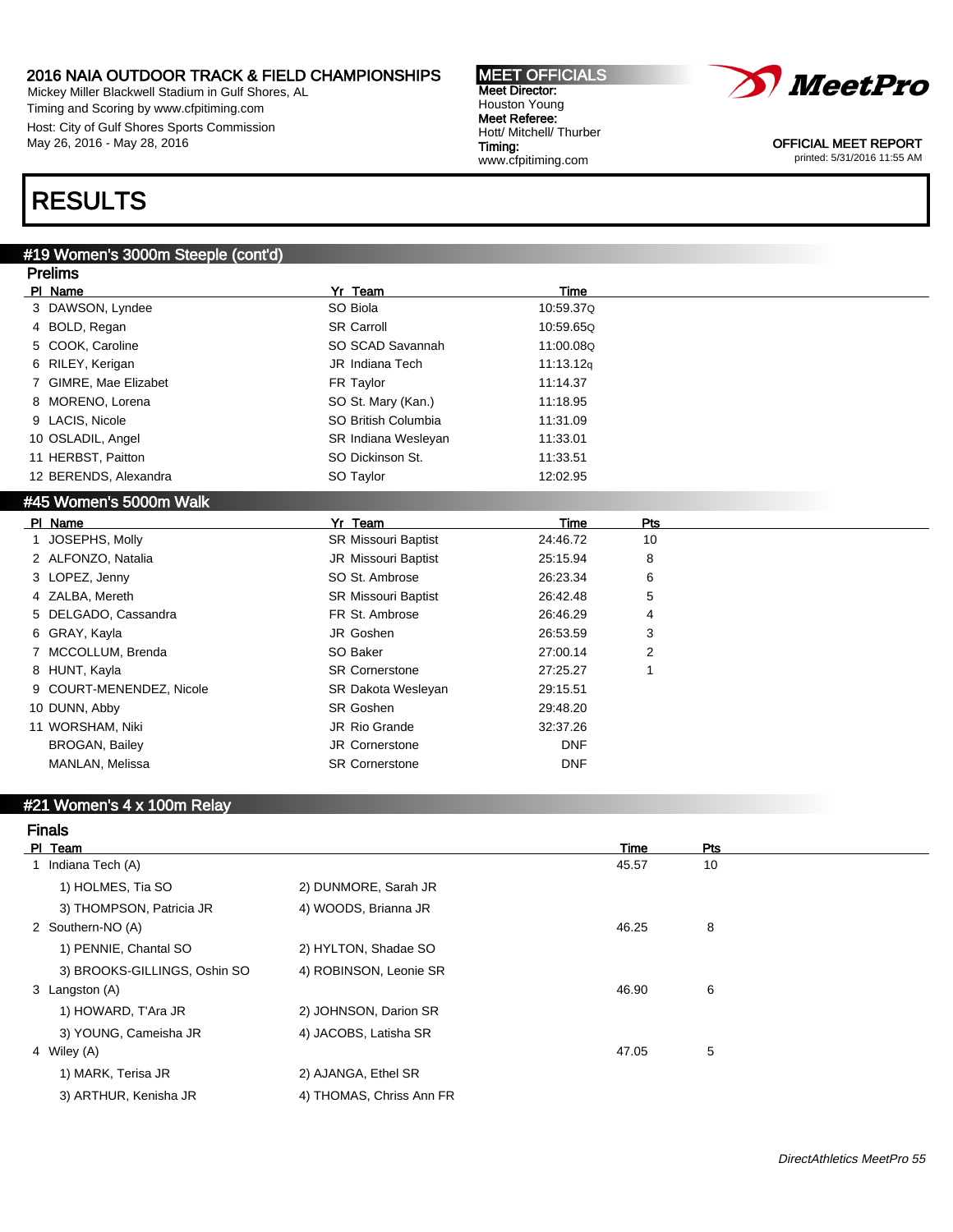# 2016 NAIA OUTDOOR TRACK & FIELD CHAMPIONSHIPS

Mickey Miller Blackwell Stadium in Gulf Shores, AL
Timing and Scoring by www.cfpitiming.com
Host: City of Gulf Shores Sports Commission
May 26, 2016 - May 28, 2016

**MEET OFFICIALS**
**Meet Director:** Houston Young
**Meet Referee:** Hott/ Mitchell/ Thurber
**Timing:** www.cfpitiming.com

OFFICIAL MEET REPORT
printed: 5/31/2016 11:55 AM

# RESULTS

## #19 Women's 3000m Steeple (cont'd)

### Prelims

| Pl | Name | Yr | Team | Time |
|---|---|---|---|---|
| 3 | DAWSON, Lyndee | SO | Biola | 10:59.37Q |
| 4 | BOLD, Regan | SR | Carroll | 10:59.65Q |
| 5 | COOK, Caroline | SO | SCAD Savannah | 11:00.08Q |
| 6 | RILEY, Kerigan | JR | Indiana Tech | 11:13.12q |
| 7 | GIMRE, Mae Elizabet | FR | Taylor | 11:14.37 |
| 8 | MORENO, Lorena | SO | St. Mary (Kan.) | 11:18.95 |
| 9 | LACIS, Nicole | SO | British Columbia | 11:31.09 |
| 10 | OSLADIL, Angel | SR | Indiana Wesleyan | 11:33.01 |
| 11 | HERBST, Paitton | SO | Dickinson St. | 11:33.51 |
| 12 | BERENDS, Alexandra | SO | Taylor | 12:02.95 |

## #45 Women's 5000m Walk

| Pl | Name | Yr | Team | Time | Pts |
|---|---|---|---|---|---|
| 1 | JOSEPHS, Molly | SR | Missouri Baptist | 24:46.72 | 10 |
| 2 | ALFONZO, Natalia | JR | Missouri Baptist | 25:15.94 | 8 |
| 3 | LOPEZ, Jenny | SO | St. Ambrose | 26:23.34 | 6 |
| 4 | ZALBA, Mereth | SR | Missouri Baptist | 26:42.48 | 5 |
| 5 | DELGADO, Cassandra | FR | St. Ambrose | 26:46.29 | 4 |
| 6 | GRAY, Kayla | JR | Goshen | 26:53.59 | 3 |
| 7 | MCCOLLUM, Brenda | SO | Baker | 27:00.14 | 2 |
| 8 | HUNT, Kayla | SR | Cornerstone | 27:25.27 | 1 |
| 9 | COURT-MENENDEZ, Nicole | SR | Dakota Wesleyan | 29:15.51 | |
| 10 | DUNN, Abby | SR | Goshen | 29:48.20 | |
| 11 | WORSHAM, Niki | JR | Rio Grande | 32:37.26 | |
| | BROGAN, Bailey | JR | Cornerstone | DNF | |
| | MANLAN, Melissa | SR | Cornerstone | DNF | |

## #21 Women's 4 x 100m Relay

### Finals

| Pl | Team | | Time | Pts |
|---|---|---|---|---|
| 1 | Indiana Tech (A) | | 45.57 | 10 |
| | 1) HOLMES, Tia SO | 2) DUNMORE, Sarah JR | | |
| | 3) THOMPSON, Patricia JR | 4) WOODS, Brianna JR | | |
| 2 | Southern-NO (A) | | 46.25 | 8 |
| | 1) PENNIE, Chantal SO | 2) HYLTON, Shadae SO | | |
| | 3) BROOKS-GILLINGS, Oshin SO | 4) ROBINSON, Leonie SR | | |
| 3 | Langston (A) | | 46.90 | 6 |
| | 1) HOWARD, T'Ara JR | 2) JOHNSON, Darion SR | | |
| | 3) YOUNG, Cameisha JR | 4) JACOBS, Latisha SR | | |
| 4 | Wiley (A) | | 47.05 | 5 |
| | 1) MARK, Terisa JR | 2) AJANGA, Ethel SR | | |
| | 3) ARTHUR, Kenisha JR | 4) THOMAS, Chriss Ann FR | | |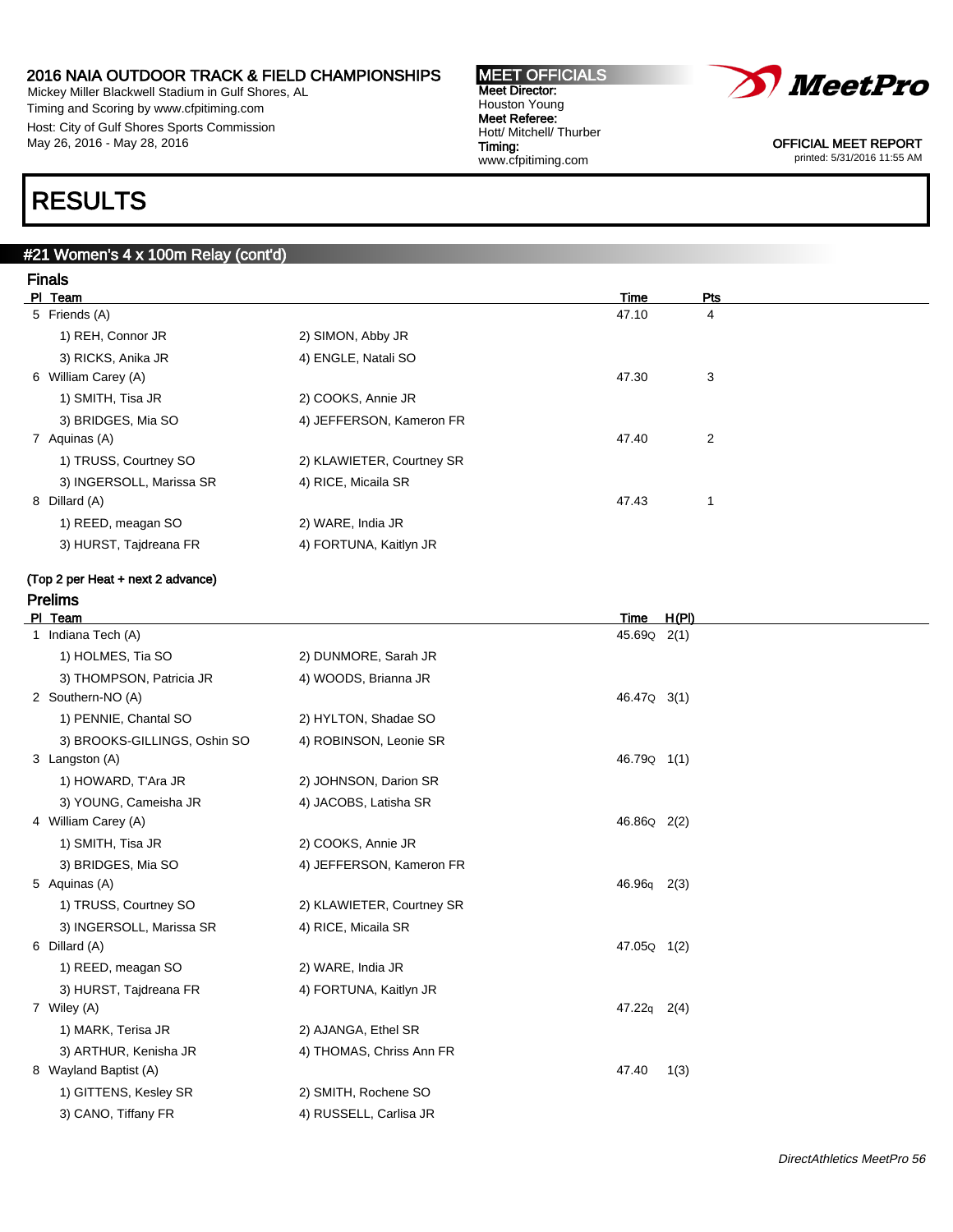# RESULTS

## #21 Women's 4 x 100m Relay (cont'd)

### Finals

| Pl | Team | | Time | Pts |
|---|---|---|---|---|
| 5 | Friends (A) | | 47.10 | 4 |
| | 1) REH, Connor JR | 2) SIMON, Abby JR | | |
| | 3) RICKS, Anika JR | 4) ENGLE, Natali SO | | |
| 6 | William Carey (A) | | 47.30 | 3 |
| | 1) SMITH, Tisa JR | 2) COOKS, Annie JR | | |
| | 3) BRIDGES, Mia SO | 4) JEFFERSON, Kameron FR | | |
| 7 | Aquinas (A) | | 47.40 | 2 |
| | 1) TRUSS, Courtney SO | 2) KLAWIETER, Courtney SR | | |
| | 3) INGERSOLL, Marissa SR | 4) RICE, Micaila SR | | |
| 8 | Dillard (A) | | 47.43 | 1 |
| | 1) REED, meagan SO | 2) WARE, India JR | | |
| | 3) HURST, Tajdreana FR | 4) FORTUNA, Kaitlyn JR | | |

(Top 2 per Heat + next 2 advance)

### Prelims

| Pl | Team | | Time | H(Pl) |
|---|---|---|---|---|
| 1 | Indiana Tech (A) | | 45.69Q | 2(1) |
| | 1) HOLMES, Tia SO | 2) DUNMORE, Sarah JR | | |
| | 3) THOMPSON, Patricia JR | 4) WOODS, Brianna JR | | |
| 2 | Southern-NO (A) | | 46.47Q | 3(1) |
| | 1) PENNIE, Chantal SO | 2) HYLTON, Shadae SO | | |
| | 3) BROOKS-GILLINGS, Oshin SO | 4) ROBINSON, Leonie SR | | |
| 3 | Langston (A) | | 46.79Q | 1(1) |
| | 1) HOWARD, T'Ara JR | 2) JOHNSON, Darion SR | | |
| | 3) YOUNG, Cameisha JR | 4) JACOBS, Latisha SR | | |
| 4 | William Carey (A) | | 46.86Q | 2(2) |
| | 1) SMITH, Tisa JR | 2) COOKS, Annie JR | | |
| | 3) BRIDGES, Mia SO | 4) JEFFERSON, Kameron FR | | |
| 5 | Aquinas (A) | | 46.96q | 2(3) |
| | 1) TRUSS, Courtney SO | 2) KLAWIETER, Courtney SR | | |
| | 3) INGERSOLL, Marissa SR | 4) RICE, Micaila SR | | |
| 6 | Dillard (A) | | 47.05Q | 1(2) |
| | 1) REED, meagan SO | 2) WARE, India JR | | |
| | 3) HURST, Tajdreana FR | 4) FORTUNA, Kaitlyn JR | | |
| 7 | Wiley (A) | | 47.22q | 2(4) |
| | 1) MARK, Terisa JR | 2) AJANGA, Ethel SR | | |
| | 3) ARTHUR, Kenisha JR | 4) THOMAS, Chriss Ann FR | | |
| 8 | Wayland Baptist (A) | | 47.40 | 1(3) |
| | 1) GITTENS, Kesley SR | 2) SMITH, Rochene SO | | |
| | 3) CANO, Tiffany FR | 4) RUSSELL, Carlisa JR | | |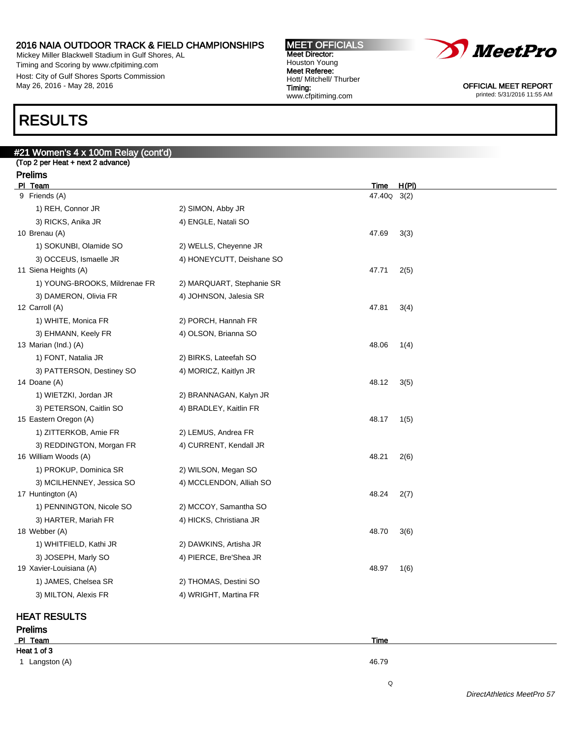2016 NAIA OUTDOOR TRACK & FIELD CHAMPIONSHIPS
Mickey Miller Blackwell Stadium in Gulf Shores, AL
Timing and Scoring by www.cfpitiming.com
Host: City of Gulf Shores Sports Commission
May 26, 2016 - May 28, 2016

**MEET OFFICIALS**
**Meet Director:** Houston Young
**Meet Referee:** Hott/ Mitchell/ Thurber
**Timing:** www.cfpitiming.com

OFFICIAL MEET REPORT
printed: 5/31/2016 11:55 AM

# RESULTS

## #21 Women's 4 x 100m Relay (cont'd)

(Top 2 per Heat + next 2 advance)

### Prelims

| Pl | Team | | Time | H(Pl) |
|---|---|---|---|---|
| 9 | Friends (A) | | 47.40Q | 3(2) |
| | 1) REH, Connor JR | 2) SIMON, Abby JR | | |
| | 3) RICKS, Anika JR | 4) ENGLE, Natali SO | | |
| 10 | Brenau (A) | | 47.69 | 3(3) |
| | 1) SOKUNBI, Olamide SO | 2) WELLS, Cheyenne JR | | |
| | 3) OCCEUS, Ismaelle JR | 4) HONEYCUTT, Deishane SO | | |
| 11 | Siena Heights (A) | | 47.71 | 2(5) |
| | 1) YOUNG-BROOKS, Mildrenae FR | 2) MARQUART, Stephanie SR | | |
| | 3) DAMERON, Olivia FR | 4) JOHNSON, Jalesia SR | | |
| 12 | Carroll (A) | | 47.81 | 3(4) |
| | 1) WHITE, Monica FR | 2) PORCH, Hannah FR | | |
| | 3) EHMANN, Keely FR | 4) OLSON, Brianna SO | | |
| 13 | Marian (Ind.) (A) | | 48.06 | 1(4) |
| | 1) FONT, Natalia JR | 2) BIRKS, Lateefah SO | | |
| | 3) PATTERSON, Destiney SO | 4) MORICZ, Kaitlyn JR | | |
| 14 | Doane (A) | | 48.12 | 3(5) |
| | 1) WIETZKI, Jordan JR | 2) BRANNAGAN, Kalyn JR | | |
| | 3) PETERSON, Caitlin SO | 4) BRADLEY, Kaitlin FR | | |
| 15 | Eastern Oregon (A) | | 48.17 | 1(5) |
| | 1) ZITTERKOB, Amie FR | 2) LEMUS, Andrea FR | | |
| | 3) REDDINGTON, Morgan FR | 4) CURRENT, Kendall JR | | |
| 16 | William Woods (A) | | 48.21 | 2(6) |
| | 1) PROKUP, Dominica SR | 2) WILSON, Megan SO | | |
| | 3) MCILHENNEY, Jessica SO | 4) MCCLENDON, Alliah SO | | |
| 17 | Huntington (A) | | 48.24 | 2(7) |
| | 1) PENNINGTON, Nicole SO | 2) MCCOY, Samantha SO | | |
| | 3) HARTER, Mariah FR | 4) HICKS, Christiana JR | | |
| 18 | Webber (A) | | 48.70 | 3(6) |
| | 1) WHITFIELD, Kathi JR | 2) DAWKINS, Artisha JR | | |
| | 3) JOSEPH, Marly SO | 4) PIERCE, Bre'Shea JR | | |
| 19 | Xavier-Louisiana (A) | | 48.97 | 1(6) |
| | 1) JAMES, Chelsea SR | 2) THOMAS, Destini SO | | |
| | 3) MILTON, Alexis FR | 4) WRIGHT, Martina FR | | |

## HEAT RESULTS

### Prelims

| Pl | Team | Time |
|---|---|---|
| **Heat 1 of 3** | | |
| 1 | Langston (A) | 46.79 Q |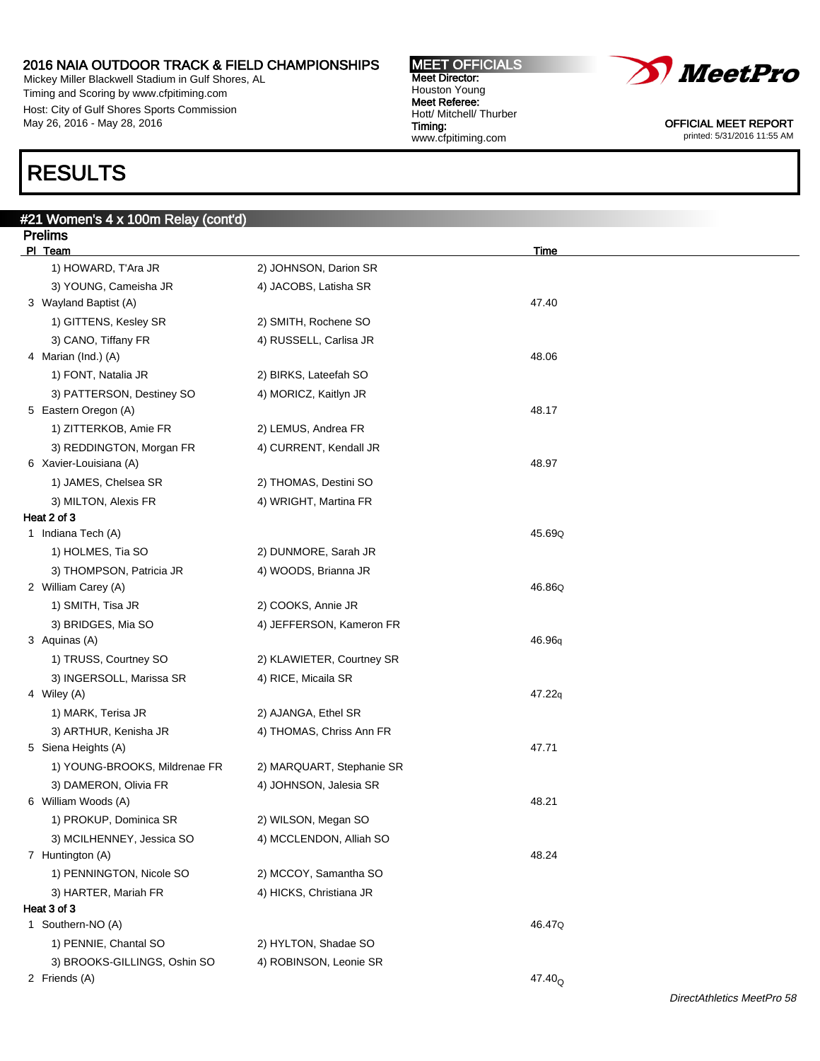# RESULTS

## #21 Women's 4 x 100m Relay (cont'd)

### Prelims

| Pl | Team | | Time |
|---|---|---|---|
| | 1) HOWARD, T'Ara JR | 2) JOHNSON, Darion SR | |
| | 3) YOUNG, Cameisha JR | 4) JACOBS, Latisha SR | |
| 3 | Wayland Baptist (A) | | 47.40 |
| | 1) GITTENS, Kesley SR | 2) SMITH, Rochene SO | |
| | 3) CANO, Tiffany FR | 4) RUSSELL, Carlisa JR | |
| 4 | Marian (Ind.) (A) | | 48.06 |
| | 1) FONT, Natalia JR | 2) BIRKS, Lateefah SO | |
| | 3) PATTERSON, Destiney SO | 4) MORICZ, Kaitlyn JR | |
| 5 | Eastern Oregon (A) | | 48.17 |
| | 1) ZITTERKOB, Amie FR | 2) LEMUS, Andrea FR | |
| | 3) REDDINGTON, Morgan FR | 4) CURRENT, Kendall JR | |
| 6 | Xavier-Louisiana (A) | | 48.97 |
| | 1) JAMES, Chelsea SR | 2) THOMAS, Destini SO | |
| | 3) MILTON, Alexis FR | 4) WRIGHT, Martina FR | |

**Heat 2 of 3**

| Pl | Team | | Time |
|---|---|---|---|
| 1 | Indiana Tech (A) | | 45.69Q |
| | 1) HOLMES, Tia SO | 2) DUNMORE, Sarah JR | |
| | 3) THOMPSON, Patricia JR | 4) WOODS, Brianna JR | |
| 2 | William Carey (A) | | 46.86Q |
| | 1) SMITH, Tisa JR | 2) COOKS, Annie JR | |
| | 3) BRIDGES, Mia SO | 4) JEFFERSON, Kameron FR | |
| 3 | Aquinas (A) | | 46.96q |
| | 1) TRUSS, Courtney SO | 2) KLAWIETER, Courtney SR | |
| | 3) INGERSOLL, Marissa SR | 4) RICE, Micaila SR | |
| 4 | Wiley (A) | | 47.22q |
| | 1) MARK, Terisa JR | 2) AJANGA, Ethel SR | |
| | 3) ARTHUR, Kenisha JR | 4) THOMAS, Chriss Ann FR | |
| 5 | Siena Heights (A) | | 47.71 |
| | 1) YOUNG-BROOKS, Mildrenae FR | 2) MARQUART, Stephanie SR | |
| | 3) DAMERON, Olivia FR | 4) JOHNSON, Jalesia SR | |
| 6 | William Woods (A) | | 48.21 |
| | 1) PROKUP, Dominica SR | 2) WILSON, Megan SO | |
| | 3) MCILHENNEY, Jessica SO | 4) MCCLENDON, Alliah SO | |
| 7 | Huntington (A) | | 48.24 |
| | 1) PENNINGTON, Nicole SO | 2) MCCOY, Samantha SO | |
| | 3) HARTER, Mariah FR | 4) HICKS, Christiana JR | |

**Heat 3 of 3**

| Pl | Team | | Time |
|---|---|---|---|
| 1 | Southern-NO (A) | | 46.47Q |
| | 1) PENNIE, Chantal SO | 2) HYLTON, Shadae SO | |
| | 3) BROOKS-GILLINGS, Oshin SO | 4) ROBINSON, Leonie SR | |
| 2 | Friends (A) | | 47.40Q |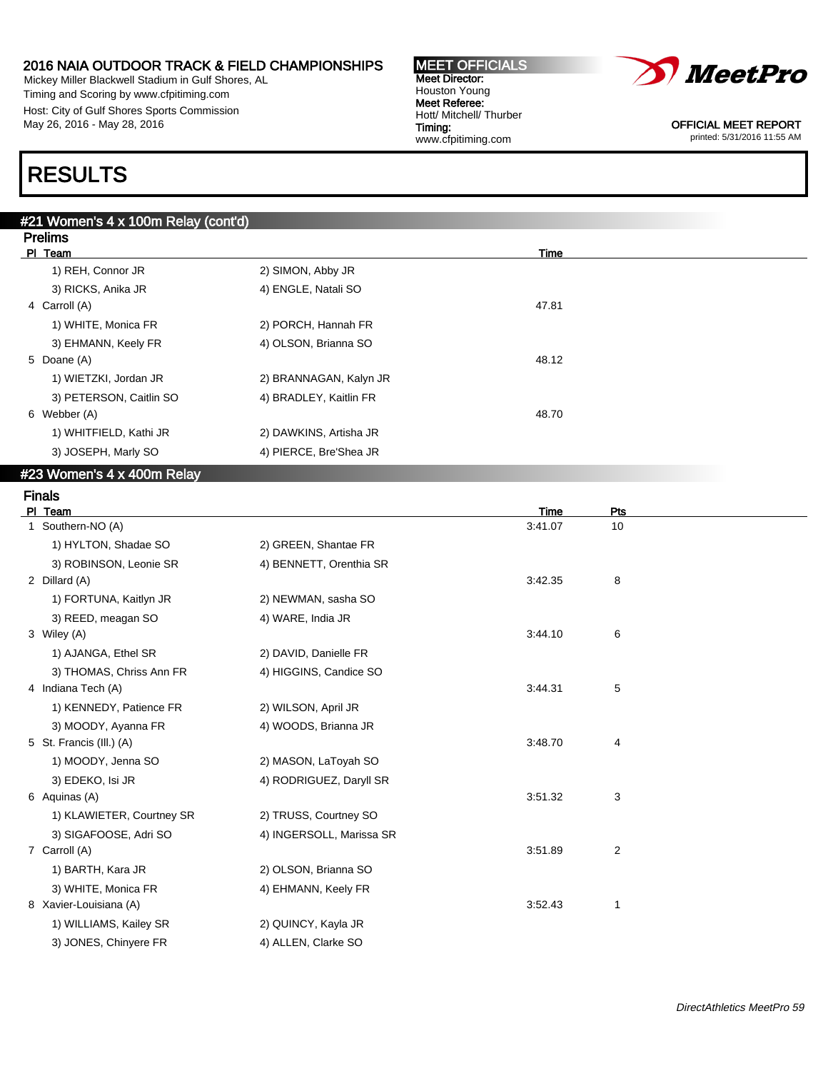## #21 Women's 4 x 100m Relay (cont'd)

### Prelims

| Pl | Team | | Time |
|---|---|---|---|
| | 1) REH, Connor JR | 2) SIMON, Abby JR | |
| | 3) RICKS, Anika JR | 4) ENGLE, Natali SO | |
| 4 | Carroll (A) | | 47.81 |
| | 1) WHITE, Monica FR | 2) PORCH, Hannah FR | |
| | 3) EHMANN, Keely FR | 4) OLSON, Brianna SO | |
| 5 | Doane (A) | | 48.12 |
| | 1) WIETZKI, Jordan JR | 2) BRANNAGAN, Kalyn JR | |
| | 3) PETERSON, Caitlin SO | 4) BRADLEY, Kaitlin FR | |
| 6 | Webber (A) | | 48.70 |
| | 1) WHITFIELD, Kathi JR | 2) DAWKINS, Artisha JR | |
| | 3) JOSEPH, Marly SO | 4) PIERCE, Bre'Shea JR | |

## #23 Women's 4 x 400m Relay

### Finals

| Pl | Team | | Time | Pts |
|---|---|---|---|---|
| 1 | Southern-NO (A) | | 3:41.07 | 10 |
| | 1) HYLTON, Shadae SO | 2) GREEN, Shantae FR | | |
| | 3) ROBINSON, Leonie SR | 4) BENNETT, Orenthia SR | | |
| 2 | Dillard (A) | | 3:42.35 | 8 |
| | 1) FORTUNA, Kaitlyn JR | 2) NEWMAN, sasha SO | | |
| | 3) REED, meagan SO | 4) WARE, India JR | | |
| 3 | Wiley (A) | | 3:44.10 | 6 |
| | 1) AJANGA, Ethel SR | 2) DAVID, Danielle FR | | |
| | 3) THOMAS, Chriss Ann FR | 4) HIGGINS, Candice SO | | |
| 4 | Indiana Tech (A) | | 3:44.31 | 5 |
| | 1) KENNEDY, Patience FR | 2) WILSON, April JR | | |
| | 3) MOODY, Ayanna FR | 4) WOODS, Brianna JR | | |
| 5 | St. Francis (Ill.) (A) | | 3:48.70 | 4 |
| | 1) MOODY, Jenna SO | 2) MASON, LaToyah SO | | |
| | 3) EDEKO, Isi JR | 4) RODRIGUEZ, Daryll SR | | |
| 6 | Aquinas (A) | | 3:51.32 | 3 |
| | 1) KLAWIETER, Courtney SR | 2) TRUSS, Courtney SO | | |
| | 3) SIGAFOOSE, Adri SO | 4) INGERSOLL, Marissa SR | | |
| 7 | Carroll (A) | | 3:51.89 | 2 |
| | 1) BARTH, Kara JR | 2) OLSON, Brianna SO | | |
| | 3) WHITE, Monica FR | 4) EHMANN, Keely FR | | |
| 8 | Xavier-Louisiana (A) | | 3:52.43 | 1 |
| | 1) WILLIAMS, Kailey SR | 2) QUINCY, Kayla JR | | |
| | 3) JONES, Chinyere FR | 4) ALLEN, Clarke SO | | |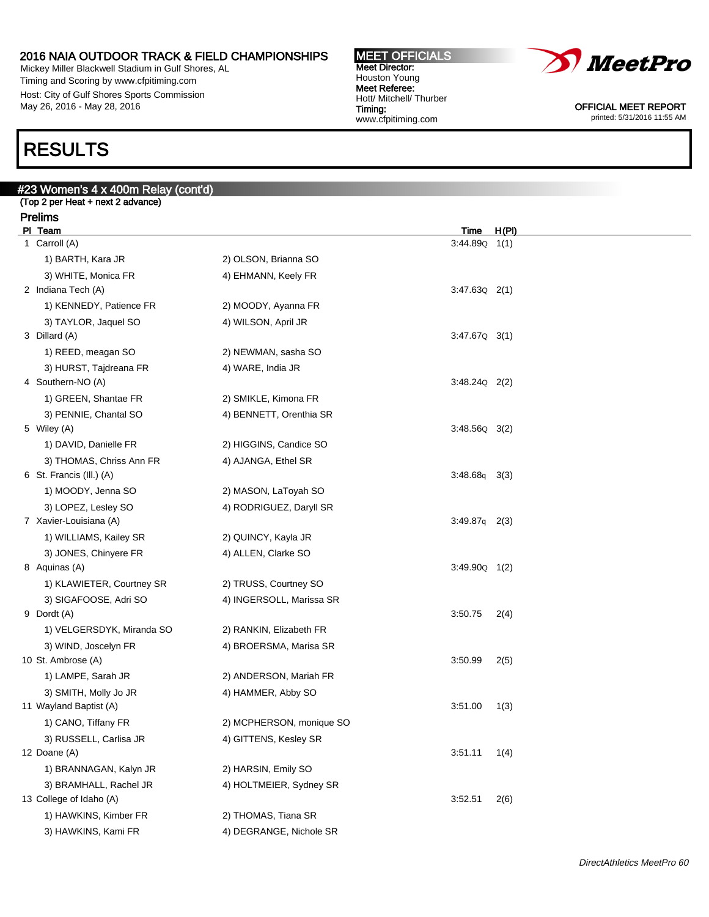# RESULTS

## #23 Women's 4 x 400m Relay (cont'd)

(Top 2 per Heat + next 2 advance)

### Prelims

| Pl | Team | | Time | H(Pl) |
|---|---|---|---|---|
| 1 | Carroll (A) | | 3:44.89Q | 1(1) |
| | 1) BARTH, Kara JR | 2) OLSON, Brianna SO | | |
| | 3) WHITE, Monica FR | 4) EHMANN, Keely FR | | |
| 2 | Indiana Tech (A) | | 3:47.63Q | 2(1) |
| | 1) KENNEDY, Patience FR | 2) MOODY, Ayanna FR | | |
| | 3) TAYLOR, Jaquel SO | 4) WILSON, April JR | | |
| 3 | Dillard (A) | | 3:47.67Q | 3(1) |
| | 1) REED, meagan SO | 2) NEWMAN, sasha SO | | |
| | 3) HURST, Tajdreana FR | 4) WARE, India JR | | |
| 4 | Southern-NO (A) | | 3:48.24Q | 2(2) |
| | 1) GREEN, Shantae FR | 2) SMIKLE, Kimona FR | | |
| | 3) PENNIE, Chantal SO | 4) BENNETT, Orenthia SR | | |
| 5 | Wiley (A) | | 3:48.56Q | 3(2) |
| | 1) DAVID, Danielle FR | 2) HIGGINS, Candice SO | | |
| | 3) THOMAS, Chriss Ann FR | 4) AJANGA, Ethel SR | | |
| 6 | St. Francis (Ill.) (A) | | 3:48.68q | 3(3) |
| | 1) MOODY, Jenna SO | 2) MASON, LaToyah SO | | |
| | 3) LOPEZ, Lesley SO | 4) RODRIGUEZ, Daryll SR | | |
| 7 | Xavier-Louisiana (A) | | 3:49.87q | 2(3) |
| | 1) WILLIAMS, Kailey SR | 2) QUINCY, Kayla JR | | |
| | 3) JONES, Chinyere FR | 4) ALLEN, Clarke SO | | |
| 8 | Aquinas (A) | | 3:49.90Q | 1(2) |
| | 1) KLAWIETER, Courtney SR | 2) TRUSS, Courtney SO | | |
| | 3) SIGAFOOSE, Adri SO | 4) INGERSOLL, Marissa SR | | |
| 9 | Dordt (A) | | 3:50.75 | 2(4) |
| | 1) VELGERSDYK, Miranda SO | 2) RANKIN, Elizabeth FR | | |
| | 3) WIND, Joscelyn FR | 4) BROERSMA, Marisa SR | | |
| 10 | St. Ambrose (A) | | 3:50.99 | 2(5) |
| | 1) LAMPE, Sarah JR | 2) ANDERSON, Mariah FR | | |
| | 3) SMITH, Molly Jo JR | 4) HAMMER, Abby SO | | |
| 11 | Wayland Baptist (A) | | 3:51.00 | 1(3) |
| | 1) CANO, Tiffany FR | 2) MCPHERSON, monique SO | | |
| | 3) RUSSELL, Carlisa JR | 4) GITTENS, Kesley SR | | |
| 12 | Doane (A) | | 3:51.11 | 1(4) |
| | 1) BRANNAGAN, Kalyn JR | 2) HARSIN, Emily SO | | |
| | 3) BRAMHALL, Rachel JR | 4) HOLTMEIER, Sydney SR | | |
| 13 | College of Idaho (A) | | 3:52.51 | 2(6) |
| | 1) HAWKINS, Kimber FR | 2) THOMAS, Tiana SR | | |
| | 3) HAWKINS, Kami FR | 4) DEGRANGE, Nichole SR | | |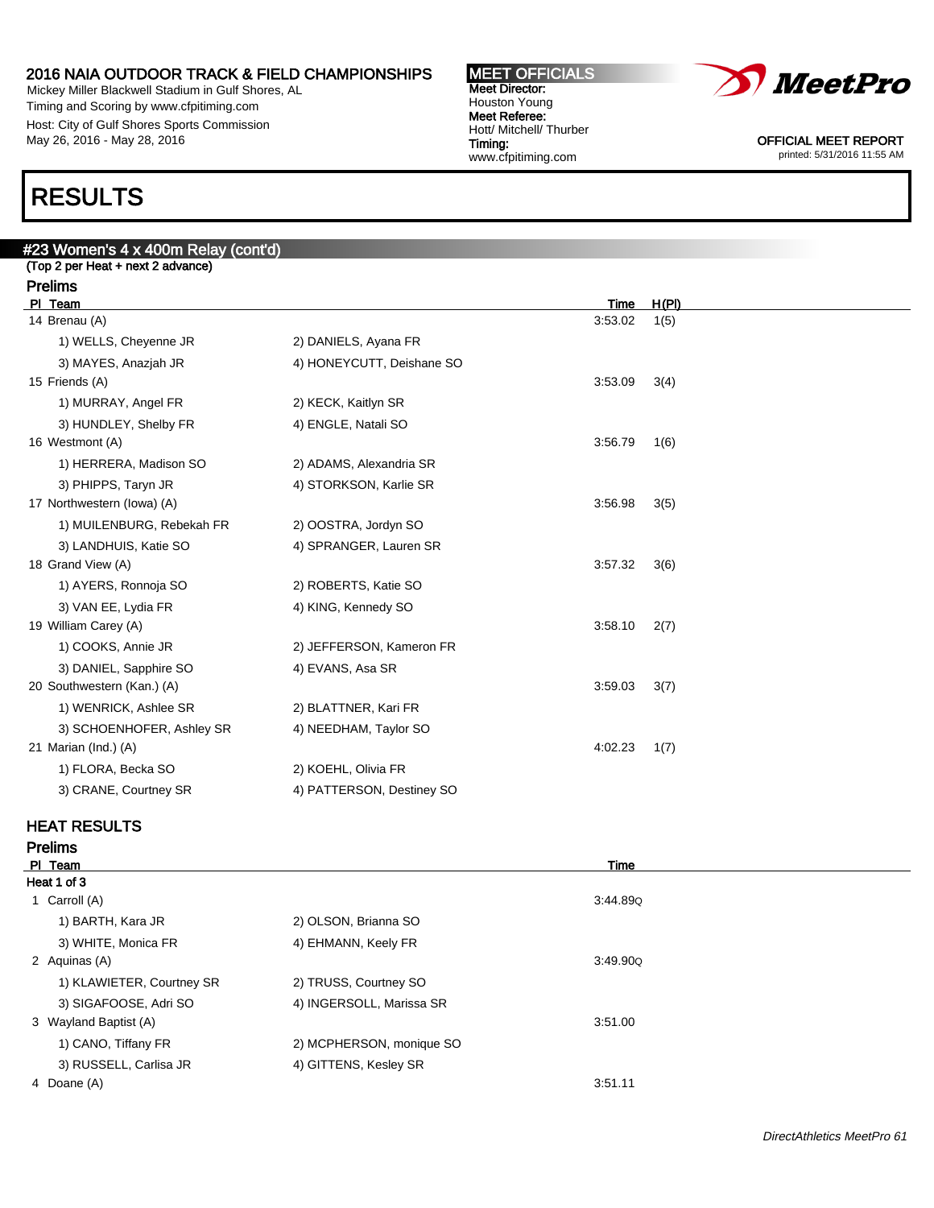## 2016 NAIA OUTDOOR TRACK & FIELD CHAMPIONSHIPS

Mickey Miller Blackwell Stadium in Gulf Shores, AL
Timing and Scoring by www.cfpitiming.com
Host: City of Gulf Shores Sports Commission
May 26, 2016 - May 28, 2016

**MEET OFFICIALS**
**Meet Director:** Houston Young
**Meet Referee:** Hott/ Mitchell/ Thurber
**Timing:** www.cfpitiming.com

OFFICIAL MEET REPORT
printed: 5/31/2016 11:55 AM

# RESULTS

## #23 Women's 4 x 400m Relay (cont'd)

(Top 2 per Heat + next 2 advance)

### Prelims

| Pl | Team | | Time | H(Pl) |
|---|---|---|---|---|
| 14 | Brenau (A) | | 3:53.02 | 1(5) |
| | 1) WELLS, Cheyenne JR | 2) DANIELS, Ayana FR | | |
| | 3) MAYES, Anazjah JR | 4) HONEYCUTT, Deishane SO | | |
| 15 | Friends (A) | | 3:53.09 | 3(4) |
| | 1) MURRAY, Angel FR | 2) KECK, Kaitlyn SR | | |
| | 3) HUNDLEY, Shelby FR | 4) ENGLE, Natali SO | | |
| 16 | Westmont (A) | | 3:56.79 | 1(6) |
| | 1) HERRERA, Madison SO | 2) ADAMS, Alexandria SR | | |
| | 3) PHIPPS, Taryn JR | 4) STORKSON, Karlie SR | | |
| 17 | Northwestern (Iowa) (A) | | 3:56.98 | 3(5) |
| | 1) MUILENBURG, Rebekah FR | 2) OOSTRA, Jordyn SO | | |
| | 3) LANDHUIS, Katie SO | 4) SPRANGER, Lauren SR | | |
| 18 | Grand View (A) | | 3:57.32 | 3(6) |
| | 1) AYERS, Ronnoja SO | 2) ROBERTS, Katie SO | | |
| | 3) VAN EE, Lydia FR | 4) KING, Kennedy SO | | |
| 19 | William Carey (A) | | 3:58.10 | 2(7) |
| | 1) COOKS, Annie JR | 2) JEFFERSON, Kameron FR | | |
| | 3) DANIEL, Sapphire SO | 4) EVANS, Asa SR | | |
| 20 | Southwestern (Kan.) (A) | | 3:59.03 | 3(7) |
| | 1) WENRICK, Ashlee SR | 2) BLATTNER, Kari FR | | |
| | 3) SCHOENHOFER, Ashley SR | 4) NEEDHAM, Taylor SO | | |
| 21 | Marian (Ind.) (A) | | 4:02.23 | 1(7) |
| | 1) FLORA, Becka SO | 2) KOEHL, Olivia FR | | |
| | 3) CRANE, Courtney SR | 4) PATTERSON, Destiney SO | | |

### HEAT RESULTS

### Prelims

| Pl | Team | | Time |
|---|---|---|---|
| **Heat 1 of 3** | | | |
| 1 | Carroll (A) | | 3:44.89Q |
| | 1) BARTH, Kara JR | 2) OLSON, Brianna SO | |
| | 3) WHITE, Monica FR | 4) EHMANN, Keely FR | |
| 2 | Aquinas (A) | | 3:49.90Q |
| | 1) KLAWIETER, Courtney SR | 2) TRUSS, Courtney SO | |
| | 3) SIGAFOOSE, Adri SO | 4) INGERSOLL, Marissa SR | |
| 3 | Wayland Baptist (A) | | 3:51.00 |
| | 1) CANO, Tiffany FR | 2) MCPHERSON, monique SO | |
| | 3) RUSSELL, Carlisa JR | 4) GITTENS, Kesley SR | |
| 4 | Doane (A) | | 3:51.11 |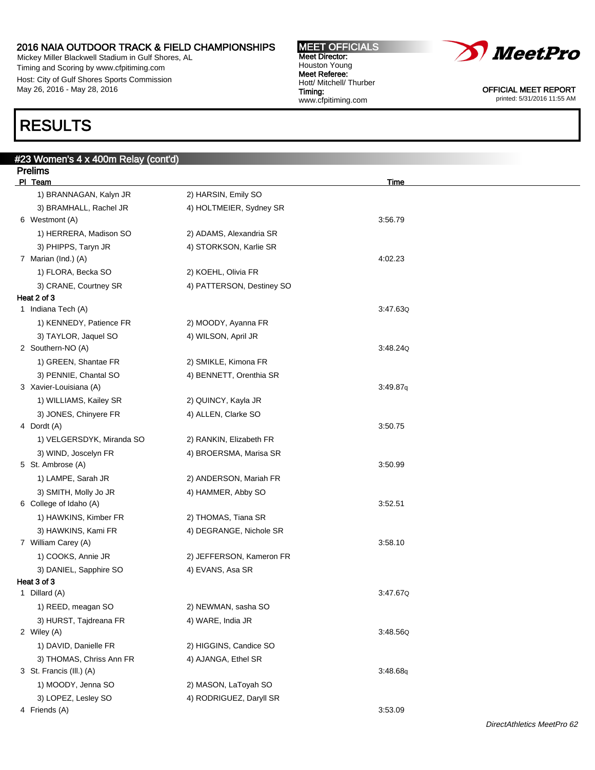2016 NAIA OUTDOOR TRACK & FIELD CHAMPIONSHIPS
Mickey Miller Blackwell Stadium in Gulf Shores, AL
Timing and Scoring by www.cfpitiming.com
Host: City of Gulf Shores Sports Commission
May 26, 2016 - May 28, 2016

MEET OFFICIALS
Meet Director:
Houston Young
Meet Referee:
Hott/ Mitchell/ Thurber
Timing:
www.cfpitiming.com

OFFICIAL MEET REPORT
printed: 5/31/2016 11:55 AM

# RESULTS

## #23 Women's 4 x 400m Relay (cont'd)

### Prelims

| Pl | Team | | Time |
|---|---|---|---|
| | 1) BRANNAGAN, Kalyn JR | 2) HARSIN, Emily SO | |
| | 3) BRAMHALL, Rachel JR | 4) HOLTMEIER, Sydney SR | |
| 6 | Westmont (A) | | 3:56.79 |
| | 1) HERRERA, Madison SO | 2) ADAMS, Alexandria SR | |
| | 3) PHIPPS, Taryn JR | 4) STORKSON, Karlie SR | |
| 7 | Marian (Ind.) (A) | | 4:02.23 |
| | 1) FLORA, Becka SO | 2) KOEHL, Olivia FR | |
| | 3) CRANE, Courtney SR | 4) PATTERSON, Destiney SO | |

**Heat 2 of 3**

| Pl | Team | | Time |
|---|---|---|---|
| 1 | Indiana Tech (A) | | 3:47.63Q |
| | 1) KENNEDY, Patience FR | 2) MOODY, Ayanna FR | |
| | 3) TAYLOR, Jaquel SO | 4) WILSON, April JR | |
| 2 | Southern-NO (A) | | 3:48.24Q |
| | 1) GREEN, Shantae FR | 2) SMIKLE, Kimona FR | |
| | 3) PENNIE, Chantal SO | 4) BENNETT, Orenthia SR | |
| 3 | Xavier-Louisiana (A) | | 3:49.87q |
| | 1) WILLIAMS, Kailey SR | 2) QUINCY, Kayla JR | |
| | 3) JONES, Chinyere FR | 4) ALLEN, Clarke SO | |
| 4 | Dordt (A) | | 3:50.75 |
| | 1) VELGERSDYK, Miranda SO | 2) RANKIN, Elizabeth FR | |
| | 3) WIND, Joscelyn FR | 4) BROERSMA, Marisa SR | |
| 5 | St. Ambrose (A) | | 3:50.99 |
| | 1) LAMPE, Sarah JR | 2) ANDERSON, Mariah FR | |
| | 3) SMITH, Molly Jo JR | 4) HAMMER, Abby SO | |
| 6 | College of Idaho (A) | | 3:52.51 |
| | 1) HAWKINS, Kimber FR | 2) THOMAS, Tiana SR | |
| | 3) HAWKINS, Kami FR | 4) DEGRANGE, Nichole SR | |
| 7 | William Carey (A) | | 3:58.10 |
| | 1) COOKS, Annie JR | 2) JEFFERSON, Kameron FR | |
| | 3) DANIEL, Sapphire SO | 4) EVANS, Asa SR | |

**Heat 3 of 3**

| Pl | Team | | Time |
|---|---|---|---|
| 1 | Dillard (A) | | 3:47.67Q |
| | 1) REED, meagan SO | 2) NEWMAN, sasha SO | |
| | 3) HURST, Tajdreana FR | 4) WARE, India JR | |
| 2 | Wiley (A) | | 3:48.56Q |
| | 1) DAVID, Danielle FR | 2) HIGGINS, Candice SO | |
| | 3) THOMAS, Chriss Ann FR | 4) AJANGA, Ethel SR | |
| 3 | St. Francis (Ill.) (A) | | 3:48.68q |
| | 1) MOODY, Jenna SO | 2) MASON, LaToyah SO | |
| | 3) LOPEZ, Lesley SO | 4) RODRIGUEZ, Daryll SR | |
| 4 | Friends (A) | | 3:53.09 |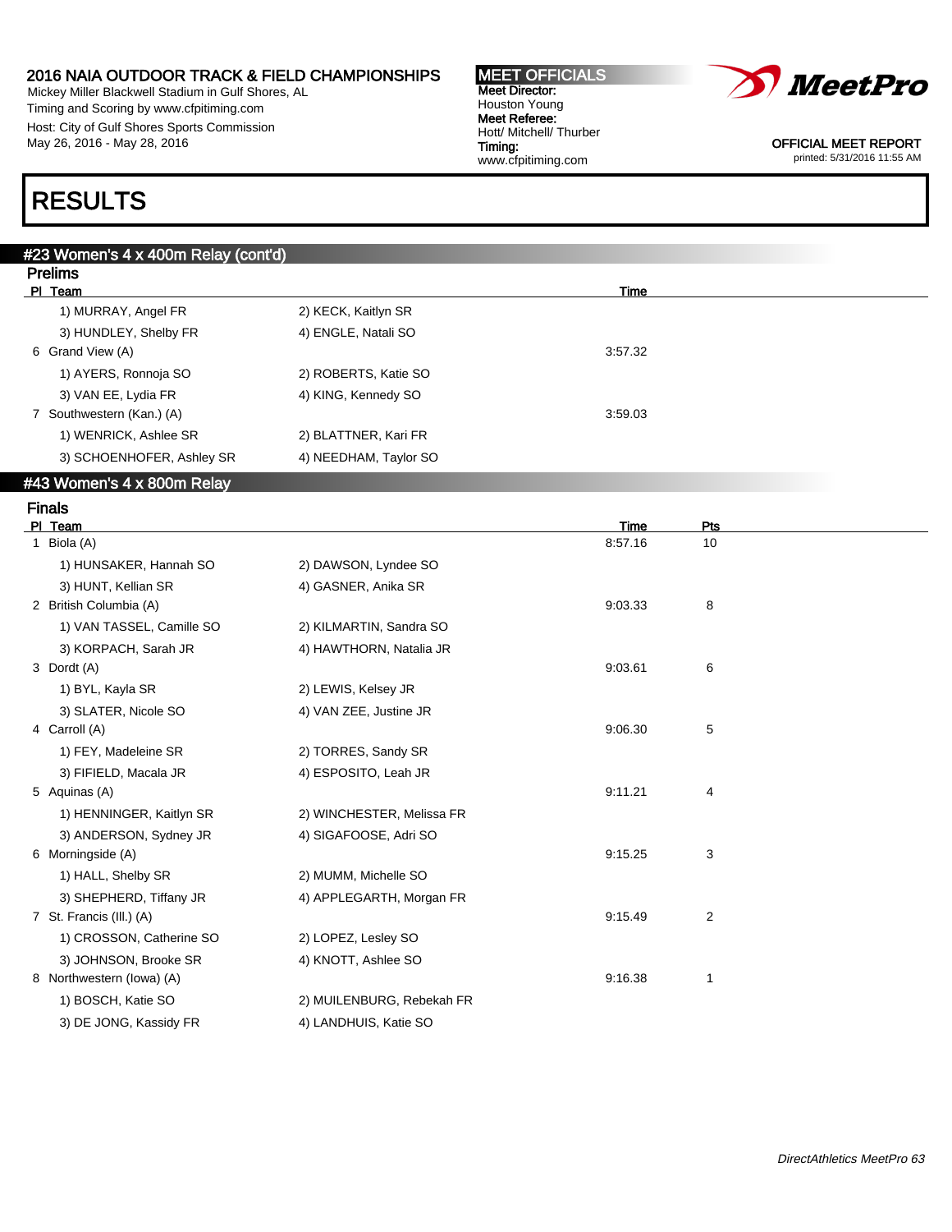# RESULTS

## #23 Women's 4 x 400m Relay (cont'd)

### Prelims

| Pl | Team | | Time |
|---|---|---|---|
| | 1) MURRAY, Angel FR | 2) KECK, Kaitlyn SR | |
| | 3) HUNDLEY, Shelby FR | 4) ENGLE, Natali SO | |
| 6 | Grand View (A) | | 3:57.32 |
| | 1) AYERS, Ronnoja SO | 2) ROBERTS, Katie SO | |
| | 3) VAN EE, Lydia FR | 4) KING, Kennedy SO | |
| 7 | Southwestern (Kan.) (A) | | 3:59.03 |
| | 1) WENRICK, Ashlee SR | 2) BLATTNER, Kari FR | |
| | 3) SCHOENHOFER, Ashley SR | 4) NEEDHAM, Taylor SO | |

## #43 Women's 4 x 800m Relay

### Finals

| Pl | Team | | Time | Pts |
|---|---|---|---|---|
| 1 | Biola (A) | | 8:57.16 | 10 |
| | 1) HUNSAKER, Hannah SO | 2) DAWSON, Lyndee SO | | |
| | 3) HUNT, Kellian SR | 4) GASNER, Anika SR | | |
| 2 | British Columbia (A) | | 9:03.33 | 8 |
| | 1) VAN TASSEL, Camille SO | 2) KILMARTIN, Sandra SO | | |
| | 3) KORPACH, Sarah JR | 4) HAWTHORN, Natalia JR | | |
| 3 | Dordt (A) | | 9:03.61 | 6 |
| | 1) BYL, Kayla SR | 2) LEWIS, Kelsey JR | | |
| | 3) SLATER, Nicole SO | 4) VAN ZEE, Justine JR | | |
| 4 | Carroll (A) | | 9:06.30 | 5 |
| | 1) FEY, Madeleine SR | 2) TORRES, Sandy SR | | |
| | 3) FIFIELD, Macala JR | 4) ESPOSITO, Leah JR | | |
| 5 | Aquinas (A) | | 9:11.21 | 4 |
| | 1) HENNINGER, Kaitlyn SR | 2) WINCHESTER, Melissa FR | | |
| | 3) ANDERSON, Sydney JR | 4) SIGAFOOSE, Adri SO | | |
| 6 | Morningside (A) | | 9:15.25 | 3 |
| | 1) HALL, Shelby SR | 2) MUMM, Michelle SO | | |
| | 3) SHEPHERD, Tiffany JR | 4) APPLEGARTH, Morgan FR | | |
| 7 | St. Francis (Ill.) (A) | | 9:15.49 | 2 |
| | 1) CROSSON, Catherine SO | 2) LOPEZ, Lesley SO | | |
| | 3) JOHNSON, Brooke SR | 4) KNOTT, Ashlee SO | | |
| 8 | Northwestern (Iowa) (A) | | 9:16.38 | 1 |
| | 1) BOSCH, Katie SO | 2) MUILENBURG, Rebekah FR | | |
| | 3) DE JONG, Kassidy FR | 4) LANDHUIS, Katie SO | | |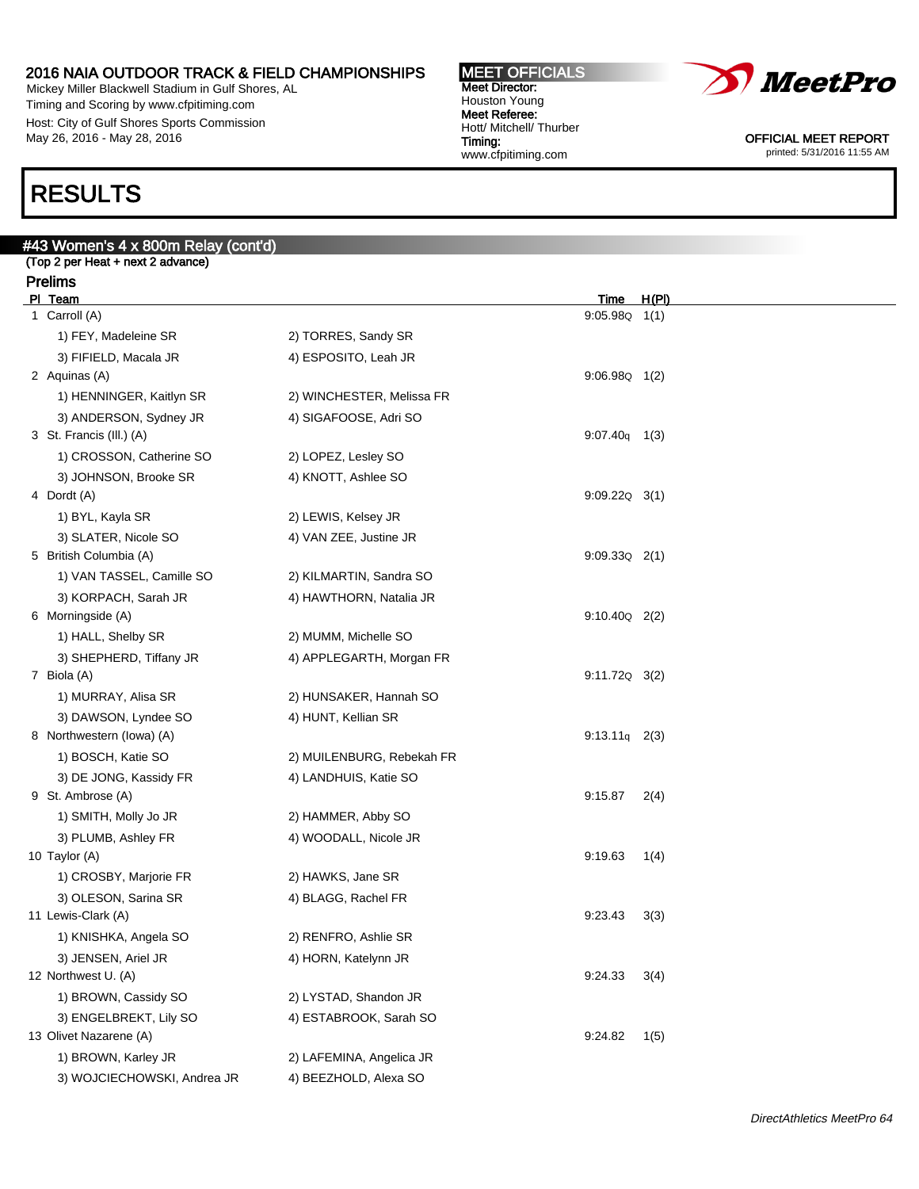2016 NAIA OUTDOOR TRACK & FIELD CHAMPIONSHIPS
Mickey Miller Blackwell Stadium in Gulf Shores, AL
Timing and Scoring by www.cfpitiming.com
Host: City of Gulf Shores Sports Commission
May 26, 2016 - May 28, 2016

MEET OFFICIALS
Meet Director: Houston Young
Meet Referee: Hott/ Mitchell/ Thurber
Timing: www.cfpitiming.com

OFFICIAL MEET REPORT
printed: 5/31/2016 11:55 AM

# RESULTS

## #43 Women's 4 x 800m Relay (cont'd)

(Top 2 per Heat + next 2 advance)

### Prelims

| Pl | Team | | Time | H(Pl) |
|---|---|---|---|---|
| 1 | Carroll (A) | | 9:05.98Q | 1(1) |
| | 1) FEY, Madeleine SR | 2) TORRES, Sandy SR | | |
| | 3) FIFIELD, Macala JR | 4) ESPOSITO, Leah JR | | |
| 2 | Aquinas (A) | | 9:06.98Q | 1(2) |
| | 1) HENNINGER, Kaitlyn SR | 2) WINCHESTER, Melissa FR | | |
| | 3) ANDERSON, Sydney JR | 4) SIGAFOOSE, Adri SO | | |
| 3 | St. Francis (Ill.) (A) | | 9:07.40q | 1(3) |
| | 1) CROSSON, Catherine SO | 2) LOPEZ, Lesley SO | | |
| | 3) JOHNSON, Brooke SR | 4) KNOTT, Ashlee SO | | |
| 4 | Dordt (A) | | 9:09.22Q | 3(1) |
| | 1) BYL, Kayla SR | 2) LEWIS, Kelsey JR | | |
| | 3) SLATER, Nicole SO | 4) VAN ZEE, Justine JR | | |
| 5 | British Columbia (A) | | 9:09.33Q | 2(1) |
| | 1) VAN TASSEL, Camille SO | 2) KILMARTIN, Sandra SO | | |
| | 3) KORPACH, Sarah JR | 4) HAWTHORN, Natalia JR | | |
| 6 | Morningside (A) | | 9:10.40Q | 2(2) |
| | 1) HALL, Shelby SR | 2) MUMM, Michelle SO | | |
| | 3) SHEPHERD, Tiffany JR | 4) APPLEGARTH, Morgan FR | | |
| 7 | Biola (A) | | 9:11.72Q | 3(2) |
| | 1) MURRAY, Alisa SR | 2) HUNSAKER, Hannah SO | | |
| | 3) DAWSON, Lyndee SO | 4) HUNT, Kellian SR | | |
| 8 | Northwestern (Iowa) (A) | | 9:13.11q | 2(3) |
| | 1) BOSCH, Katie SO | 2) MUILENBURG, Rebekah FR | | |
| | 3) DE JONG, Kassidy FR | 4) LANDHUIS, Katie SO | | |
| 9 | St. Ambrose (A) | | 9:15.87 | 2(4) |
| | 1) SMITH, Molly Jo JR | 2) HAMMER, Abby SO | | |
| | 3) PLUMB, Ashley FR | 4) WOODALL, Nicole JR | | |
| 10 | Taylor (A) | | 9:19.63 | 1(4) |
| | 1) CROSBY, Marjorie FR | 2) HAWKS, Jane SR | | |
| | 3) OLESON, Sarina SR | 4) BLAGG, Rachel FR | | |
| 11 | Lewis-Clark (A) | | 9:23.43 | 3(3) |
| | 1) KNISHKA, Angela SO | 2) RENFRO, Ashlie SR | | |
| | 3) JENSEN, Ariel JR | 4) HORN, Katelynn JR | | |
| 12 | Northwest U. (A) | | 9:24.33 | 3(4) |
| | 1) BROWN, Cassidy SO | 2) LYSTAD, Shandon JR | | |
| | 3) ENGELBREKT, Lily SO | 4) ESTABROOK, Sarah SO | | |
| 13 | Olivet Nazarene (A) | | 9:24.82 | 1(5) |
| | 1) BROWN, Karley JR | 2) LAFEMINA, Angelica JR | | |
| | 3) WOJCIECHOWSKI, Andrea JR | 4) BEEZHOLD, Alexa SO | | |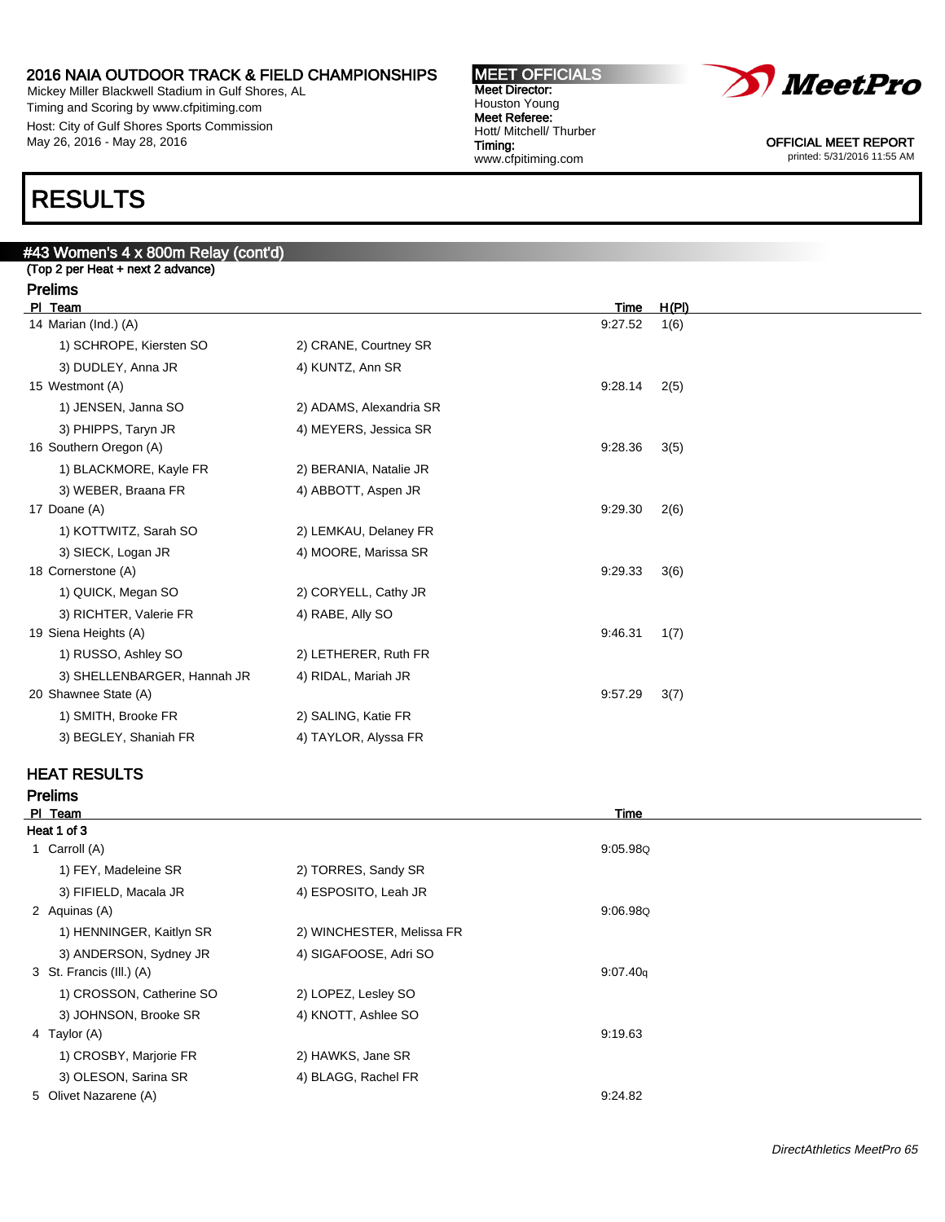# RESULTS

## #43 Women's 4 x 800m Relay (cont'd)

(Top 2 per Heat + next 2 advance)

### Prelims

| Pl | Team | | Time | H(Pl) |
|---|---|---|---|---|
| 14 | Marian (Ind.) (A) | | 9:27.52 | 1(6) |
| | 1) SCHROPE, Kiersten SO | 2) CRANE, Courtney SR | | |
| | 3) DUDLEY, Anna JR | 4) KUNTZ, Ann SR | | |
| 15 | Westmont (A) | | 9:28.14 | 2(5) |
| | 1) JENSEN, Janna SO | 2) ADAMS, Alexandria SR | | |
| | 3) PHIPPS, Taryn JR | 4) MEYERS, Jessica SR | | |
| 16 | Southern Oregon (A) | | 9:28.36 | 3(5) |
| | 1) BLACKMORE, Kayle FR | 2) BERANIA, Natalie JR | | |
| | 3) WEBER, Braana FR | 4) ABBOTT, Aspen JR | | |
| 17 | Doane (A) | | 9:29.30 | 2(6) |
| | 1) KOTTWITZ, Sarah SO | 2) LEMKAU, Delaney FR | | |
| | 3) SIECK, Logan JR | 4) MOORE, Marissa SR | | |
| 18 | Cornerstone (A) | | 9:29.33 | 3(6) |
| | 1) QUICK, Megan SO | 2) CORYELL, Cathy JR | | |
| | 3) RICHTER, Valerie FR | 4) RABE, Ally SO | | |
| 19 | Siena Heights (A) | | 9:46.31 | 1(7) |
| | 1) RUSSO, Ashley SO | 2) LETHERER, Ruth FR | | |
| | 3) SHELLENBARGER, Hannah JR | 4) RIDAL, Mariah JR | | |
| 20 | Shawnee State (A) | | 9:57.29 | 3(7) |
| | 1) SMITH, Brooke FR | 2) SALING, Katie FR | | |
| | 3) BEGLEY, Shaniah FR | 4) TAYLOR, Alyssa FR | | |

## HEAT RESULTS

### Prelims

| Pl | Team | | Time |
|---|---|---|---|
| **Heat 1 of 3** | | | |
| 1 | Carroll (A) | | 9:05.98Q |
| | 1) FEY, Madeleine SR | 2) TORRES, Sandy SR | |
| | 3) FIFIELD, Macala JR | 4) ESPOSITO, Leah JR | |
| 2 | Aquinas (A) | | 9:06.98Q |
| | 1) HENNINGER, Kaitlyn SR | 2) WINCHESTER, Melissa FR | |
| | 3) ANDERSON, Sydney JR | 4) SIGAFOOSE, Adri SO | |
| 3 | St. Francis (Ill.) (A) | | 9:07.40q |
| | 1) CROSSON, Catherine SO | 2) LOPEZ, Lesley SO | |
| | 3) JOHNSON, Brooke SR | 4) KNOTT, Ashlee SO | |
| 4 | Taylor (A) | | 9:19.63 |
| | 1) CROSBY, Marjorie FR | 2) HAWKS, Jane SR | |
| | 3) OLESON, Sarina SR | 4) BLAGG, Rachel FR | |
| 5 | Olivet Nazarene (A) | | 9:24.82 |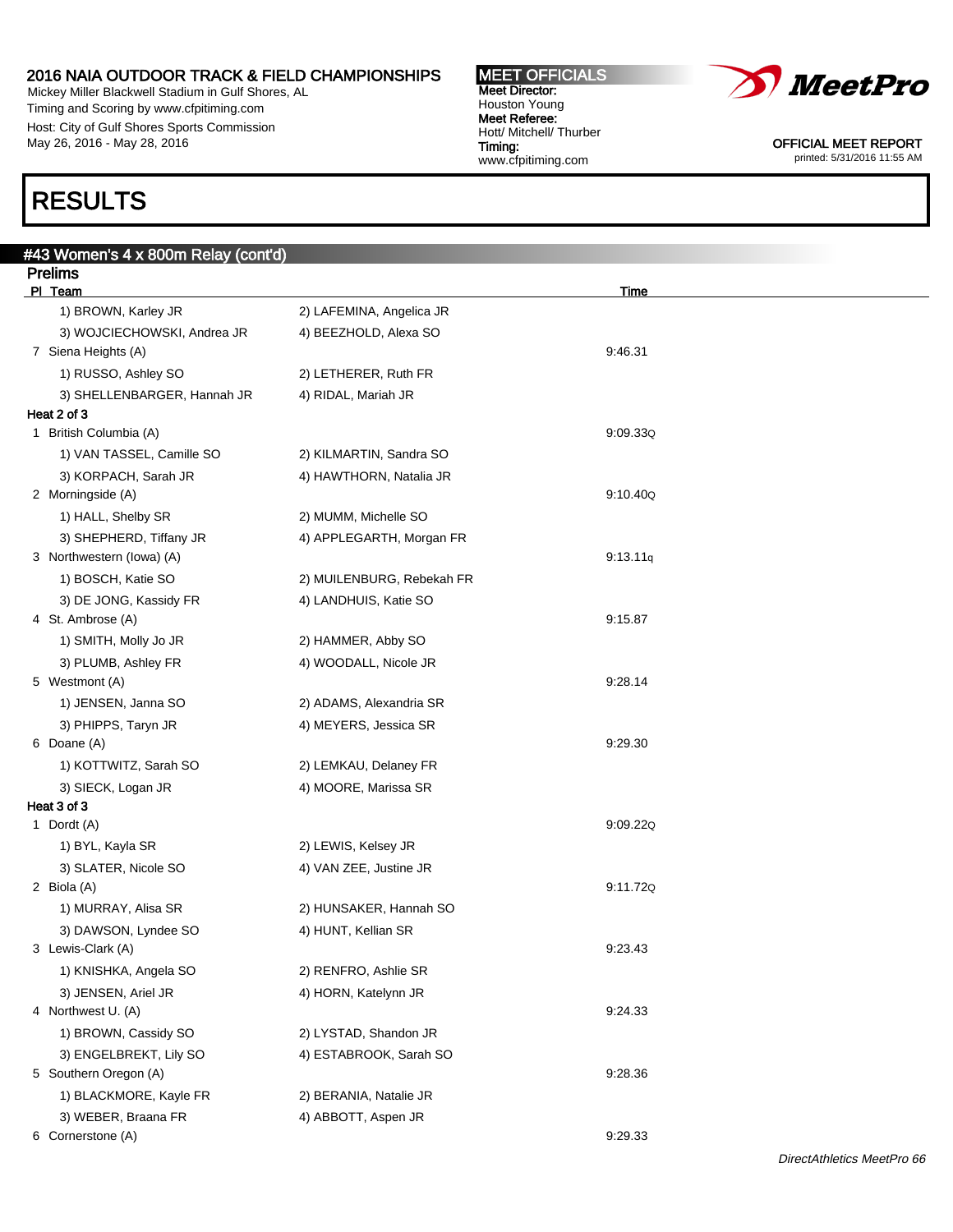## 2016 NAIA OUTDOOR TRACK & FIELD CHAMPIONSHIPS

Mickey Miller Blackwell Stadium in Gulf Shores, AL
Timing and Scoring by www.cfpitiming.com
Host: City of Gulf Shores Sports Commission
May 26, 2016 - May 28, 2016

**MEET OFFICIALS**
**Meet Director:** Houston Young
**Meet Referee:** Hott/ Mitchell/ Thurber
**Timing:** www.cfpitiming.com

OFFICIAL MEET REPORT
printed: 5/31/2016 11:55 AM

# RESULTS

### #43 Women's 4 x 800m Relay (cont'd)

**Prelims**

| Pl | Team | | Time |
|---|---|---|---|
| | 1) BROWN, Karley JR | 2) LAFEMINA, Angelica JR | |
| | 3) WOJCIECHOWSKI, Andrea JR | 4) BEEZHOLD, Alexa SO | |
| 7 | Siena Heights (A) | | 9:46.31 |
| | 1) RUSSO, Ashley SO | 2) LETHERER, Ruth FR | |
| | 3) SHELLENBARGER, Hannah JR | 4) RIDAL, Mariah JR | |
| **Heat 2 of 3** | | | |
| 1 | British Columbia (A) | | 9:09.33Q |
| | 1) VAN TASSEL, Camille SO | 2) KILMARTIN, Sandra SO | |
| | 3) KORPACH, Sarah JR | 4) HAWTHORN, Natalia JR | |
| 2 | Morningside (A) | | 9:10.40Q |
| | 1) HALL, Shelby SR | 2) MUMM, Michelle SO | |
| | 3) SHEPHERD, Tiffany JR | 4) APPLEGARTH, Morgan FR | |
| 3 | Northwestern (Iowa) (A) | | 9:13.11q |
| | 1) BOSCH, Katie SO | 2) MUILENBURG, Rebekah FR | |
| | 3) DE JONG, Kassidy FR | 4) LANDHUIS, Katie SO | |
| 4 | St. Ambrose (A) | | 9:15.87 |
| | 1) SMITH, Molly Jo JR | 2) HAMMER, Abby SO | |
| | 3) PLUMB, Ashley FR | 4) WOODALL, Nicole JR | |
| 5 | Westmont (A) | | 9:28.14 |
| | 1) JENSEN, Janna SO | 2) ADAMS, Alexandria SR | |
| | 3) PHIPPS, Taryn JR | 4) MEYERS, Jessica SR | |
| 6 | Doane (A) | | 9:29.30 |
| | 1) KOTTWITZ, Sarah SO | 2) LEMKAU, Delaney FR | |
| | 3) SIECK, Logan JR | 4) MOORE, Marissa SR | |
| **Heat 3 of 3** | | | |
| 1 | Dordt (A) | | 9:09.22Q |
| | 1) BYL, Kayla SR | 2) LEWIS, Kelsey JR | |
| | 3) SLATER, Nicole SO | 4) VAN ZEE, Justine JR | |
| 2 | Biola (A) | | 9:11.72Q |
| | 1) MURRAY, Alisa SR | 2) HUNSAKER, Hannah SO | |
| | 3) DAWSON, Lyndee SO | 4) HUNT, Kellian SR | |
| 3 | Lewis-Clark (A) | | 9:23.43 |
| | 1) KNISHKA, Angela SO | 2) RENFRO, Ashlie SR | |
| | 3) JENSEN, Ariel JR | 4) HORN, Katelynn JR | |
| 4 | Northwest U. (A) | | 9:24.33 |
| | 1) BROWN, Cassidy SO | 2) LYSTAD, Shandon JR | |
| | 3) ENGELBREKT, Lily SO | 4) ESTABROOK, Sarah SO | |
| 5 | Southern Oregon (A) | | 9:28.36 |
| | 1) BLACKMORE, Kayle FR | 2) BERANIA, Natalie JR | |
| | 3) WEBER, Braana FR | 4) ABBOTT, Aspen JR | |
| 6 | Cornerstone (A) | | 9:29.33 |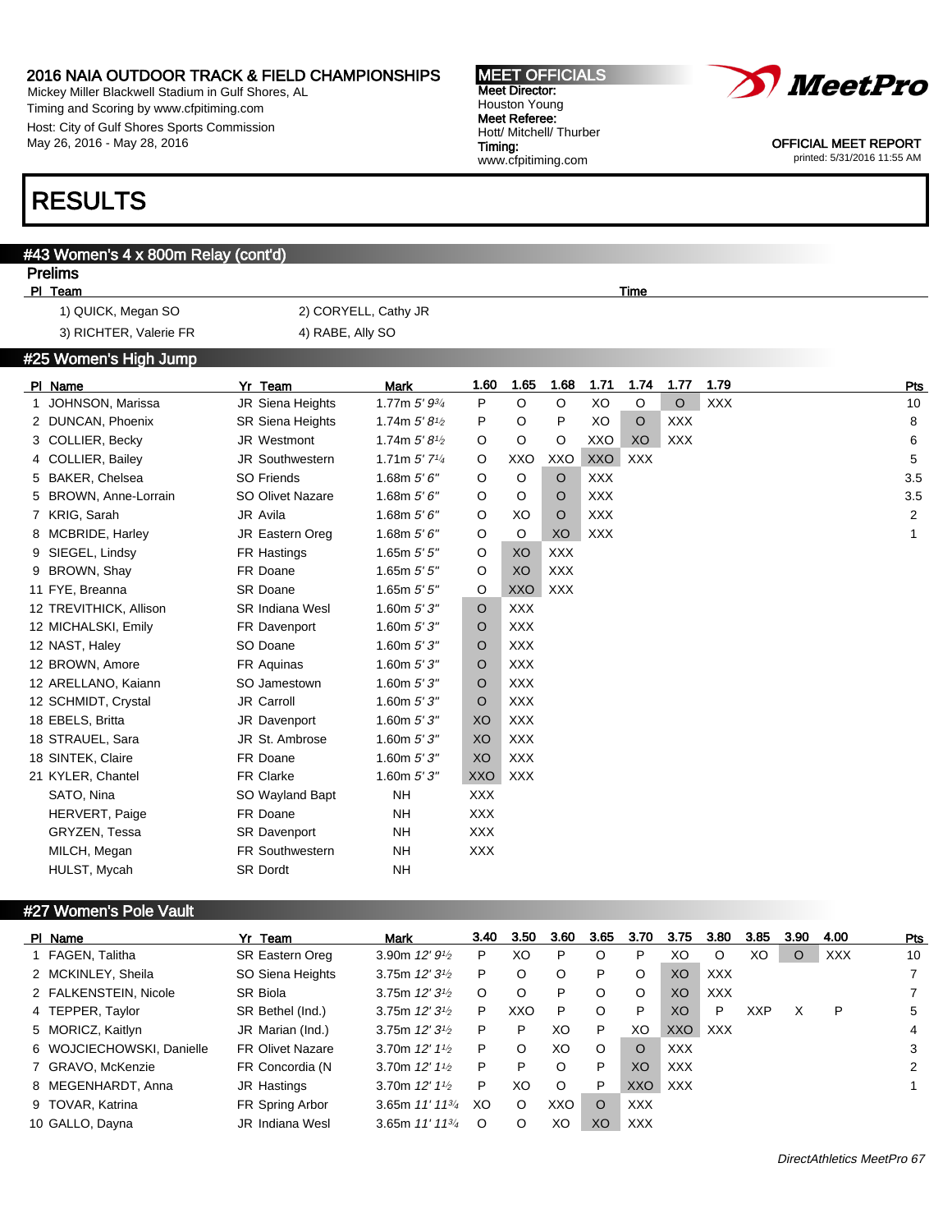2016 NAIA OUTDOOR TRACK & FIELD CHAMPIONSHIPS
Mickey Miller Blackwell Stadium in Gulf Shores, AL
Timing and Scoring by www.cfpitiming.com
Host: City of Gulf Shores Sports Commission
May 26, 2016 - May 28, 2016

MEET OFFICIALS
Meet Director:
Houston Young
Meet Referee:
Hott/ Mitchell/ Thurber
Timing:
www.cfpitiming.com

OFFICIAL MEET REPORT
printed: 5/31/2016 11:55 AM

# RESULTS

## #43 Women's 4 x 800m Relay (cont'd)

### Prelims

| Pl | Team | Time |
|---|---|---|
| | 1) QUICK, Megan SO 2) CORYELL, Cathy JR | |
| | 3) RICHTER, Valerie FR 4) RABE, Ally SO | |

## #25 Women's High Jump

| Pl | Name | Yr | Team | Mark | 1.60 | 1.65 | 1.68 | 1.71 | 1.74 | 1.77 | 1.79 | Pts |
|---|---|---|---|---|---|---|---|---|---|---|---|---|
| 1 | JOHNSON, Marissa | JR | Siena Heights | 1.77m 5' 9¾ | P | O | O | XO | O | O | XXX | 10 |
| 2 | DUNCAN, Phoenix | SR | Siena Heights | 1.74m 5' 8½ | P | O | P | XO | O | XXX | | 8 |
| 3 | COLLIER, Becky | JR | Westmont | 1.74m 5' 8½ | O | O | O | XXO | XO | XXX | | 6 |
| 4 | COLLIER, Bailey | JR | Southwestern | 1.71m 5' 7¼ | O | XXO | XXO | XXO | XXX | | | 5 |
| 5 | BAKER, Chelsea | SO | Friends | 1.68m 5' 6" | O | O | O | XXX | | | | 3.5 |
| 5 | BROWN, Anne-Lorrain | SO | Olivet Nazare | 1.68m 5' 6" | O | O | O | XXX | | | | 3.5 |
| 7 | KRIG, Sarah | JR | Avila | 1.68m 5' 6" | O | XO | O | XXX | | | | 2 |
| 8 | MCBRIDE, Harley | JR | Eastern Oreg | 1.68m 5' 6" | O | O | XO | XXX | | | | 1 |
| 9 | SIEGEL, Lindsy | FR | Hastings | 1.65m 5' 5" | O | XO | XXX | | | | | |
| 9 | BROWN, Shay | FR | Doane | 1.65m 5' 5" | O | XO | XXX | | | | | |
| 11 | FYE, Breanna | SR | Doane | 1.65m 5' 5" | O | XXO | XXX | | | | | |
| 12 | TREVITHICK, Allison | SR | Indiana Wesl | 1.60m 5' 3" | O | XXX | | | | | | |
| 12 | MICHALSKI, Emily | FR | Davenport | 1.60m 5' 3" | O | XXX | | | | | | |
| 12 | NAST, Haley | SO | Doane | 1.60m 5' 3" | O | XXX | | | | | | |
| 12 | BROWN, Amore | FR | Aquinas | 1.60m 5' 3" | O | XXX | | | | | | |
| 12 | ARELLANO, Kaiann | SO | Jamestown | 1.60m 5' 3" | O | XXX | | | | | | |
| 12 | SCHMIDT, Crystal | JR | Carroll | 1.60m 5' 3" | O | XXX | | | | | | |
| 18 | EBELS, Britta | JR | Davenport | 1.60m 5' 3" | XO | XXX | | | | | | |
| 18 | STRAUEL, Sara | JR | St. Ambrose | 1.60m 5' 3" | XO | XXX | | | | | | |
| 18 | SINTEK, Claire | FR | Doane | 1.60m 5' 3" | XO | XXX | | | | | | |
| 21 | KYLER, Chantel | FR | Clarke | 1.60m 5' 3" | XXO | XXX | | | | | | |
| | SATO, Nina | SO | Wayland Bapt | NH | XXX | | | | | | | |
| | HERVERT, Paige | FR | Doane | NH | XXX | | | | | | | |
| | GRYZEN, Tessa | SR | Davenport | NH | XXX | | | | | | | |
| | MILCH, Megan | FR | Southwestern | NH | XXX | | | | | | | |
| | HULST, Mycah | SR | Dordt | NH | | | | | | | | |

## #27 Women's Pole Vault

| Pl | Name | Yr | Team | Mark | 3.40 | 3.50 | 3.60 | 3.65 | 3.70 | 3.75 | 3.80 | 3.85 | 3.90 | 4.00 | Pts |
|---|---|---|---|---|---|---|---|---|---|---|---|---|---|---|---|
| 1 | FAGEN, Talitha | SR | Eastern Oreg | 3.90m 12' 9½ | P | XO | P | O | P | XO | O | XO | O | XXX | 10 |
| 2 | MCKINLEY, Sheila | SO | Siena Heights | 3.75m 12' 3½ | P | O | O | P | O | XO | XXX | | | | 7 |
| 2 | FALKENSTEIN, Nicole | SR | Biola | 3.75m 12' 3½ | O | O | P | O | O | XO | XXX | | | | 7 |
| 4 | TEPPER, Taylor | SR | Bethel (Ind.) | 3.75m 12' 3½ | P | XXO | P | O | P | XO | P | XXP | X | P | 5 |
| 5 | MORICZ, Kaitlyn | JR | Marian (Ind.) | 3.75m 12' 3½ | P | P | XO | P | XO | XXO | XXX | | | | 4 |
| 6 | WOJCIECHOWSKI, Danielle | FR | Olivet Nazare | 3.70m 12' 1½ | P | O | XO | O | O | XXX | | | | | 3 |
| 7 | GRAVO, McKenzie | FR | Concordia (N | 3.70m 12' 1½ | P | P | O | P | XO | XXX | | | | | 2 |
| 8 | MEGENHART, Anna | JR | Hastings | 3.70m 12' 1½ | P | XO | O | P | XXO | XXX | | | | | 1 |
| 9 | TOVAR, Katrina | FR | Spring Arbor | 3.65m 11' 11¾ | XO | O | XXO | O | XXX | | | | | | |
| 10 | GALLO, Dayna | JR | Indiana Wesl | 3.65m 11' 11¾ | O | O | XO | XO | XXX | | | | | | |

*DirectAthletics MeetPro 67*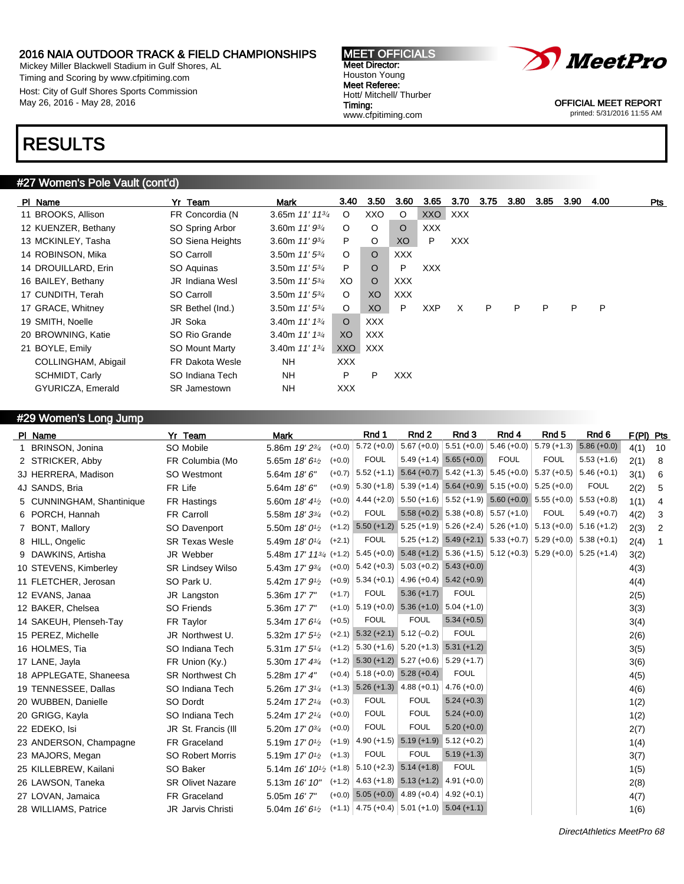2016 NAIA OUTDOOR TRACK & FIELD CHAMPIONSHIPS
Mickey Miller Blackwell Stadium in Gulf Shores, AL
Timing and Scoring by www.cfpitiming.com
Host: City of Gulf Shores Sports Commission
May 26, 2016 - May 28, 2016

MEET OFFICIALS
Meet Director: Houston Young
Meet Referee: Hott/ Mitchell/ Thurber
Timing: www.cfpitiming.com

OFFICIAL MEET REPORT
printed: 5/31/2016 11:55 AM

# RESULTS

## #27 Women's Pole Vault (cont'd)

| Pl | Name | Yr | Team | Mark | 3.40 | 3.50 | 3.60 | 3.65 | 3.70 | 3.75 | 3.80 | 3.85 | 3.90 | 4.00 | Pts |
|---|---|---|---|---|---|---|---|---|---|---|---|---|---|---|---|
| 11 | BROOKS, Allison | FR | Concordia (N | 3.65m *11' 11¾* | O | XXO | O | XXO | XXX | | | | | | |
| 12 | KUENZER, Bethany | SO | Spring Arbor | 3.60m *11' 9¾* | O | O | O | XXX | | | | | | | |
| 13 | MCKINLEY, Tasha | SO | Siena Heights | 3.60m *11' 9¾* | P | O | XO | P | XXX | | | | | | |
| 14 | ROBINSON, Mika | SO | Carroll | 3.50m *11' 5¾* | O | O | XXX | | | | | | | | |
| 14 | DROUILLARD, Erin | SO | Aquinas | 3.50m *11' 5¾* | P | O | P | XXX | | | | | | | |
| 16 | BAILEY, Bethany | JR | Indiana Wesl | 3.50m *11' 5¾* | XO | O | XXX | | | | | | | | |
| 17 | CUNDITH, Terah | SO | Carroll | 3.50m *11' 5¾* | O | XO | XXX | | | | | | | | |
| 17 | GRACE, Whitney | SR | Bethel (Ind.) | 3.50m *11' 5¾* | O | XO | P | XXP | X | P | P | P | P | P | |
| 19 | SMITH, Noelle | JR | Soka | 3.40m *11' 1¾* | O | XXX | | | | | | | | | |
| 20 | BROWNING, Katie | SO | Rio Grande | 3.40m *11' 1¾* | XO | XXX | | | | | | | | | |
| 21 | BOYLE, Emily | SO | Mount Marty | 3.40m *11' 1¾* | XXO | XXX | | | | | | | | | |
| | COLLINGHAM, Abigail | FR | Dakota Wesle | NH | XXX | | | | | | | | | | |
| | SCHMIDT, Carly | SO | Indiana Tech | NH | P | P | XXX | | | | | | | | |
| | GYURICZA, Emerald | SR | Jamestown | NH | XXX | | | | | | | | | | |

## #29 Women's Long Jump

| Pl | Name | Yr | Team | Mark | Wind | Rnd 1 | Rnd 2 | Rnd 3 | Rnd 4 | Rnd 5 | Rnd 6 | F(Pl) | Pts |
|---|---|---|---|---|---|---|---|---|---|---|---|---|---|
| 1 | BRINSON, Jonina | SO | Mobile | 5.86m *19' 2¾* | (+0.0) | 5.72 (+0.0) | 5.67 (+0.0) | 5.51 (+0.0) | 5.46 (+0.0) | 5.79 (+1.3) | 5.86 (+0.0) | 4(1) | 10 |
| 2 | STRICKER, Abby | FR | Columbia (Mo | 5.65m *18' 6½* | (+0.0) | FOUL | 5.49 (+1.4) | 5.65 (+0.0) | FOUL | FOUL | 5.53 (+1.6) | 2(1) | 8 |
| 3J | HERRERA, Madison | SO | Westmont | 5.64m *18' 6"* | (+0.7) | 5.52 (+1.1) | 5.64 (+0.7) | 5.42 (+1.3) | 5.45 (+0.0) | 5.37 (+0.5) | 5.46 (+0.1) | 3(1) | 6 |
| 4J | SANDS, Bria | FR | Life | 5.64m *18' 6"* | (+0.9) | 5.30 (+1.8) | 5.39 (+1.4) | 5.64 (+0.9) | 5.15 (+0.0) | 5.25 (+0.0) | FOUL | 2(2) | 5 |
| 5 | CUNNINGHAM, Shantinique | FR | Hastings | 5.60m *18' 4½* | (+0.0) | 4.44 (+2.0) | 5.50 (+1.6) | 5.52 (+1.9) | 5.60 (+0.0) | 5.55 (+0.0) | 5.53 (+0.8) | 1(1) | 4 |
| 6 | PORCH, Hannah | FR | Carroll | 5.58m *18' 3¾* | (+0.2) | FOUL | 5.58 (+0.2) | 5.38 (+0.8) | 5.57 (+1.0) | FOUL | 5.49 (+0.7) | 4(2) | 3 |
| 7 | BONT, Mallory | SO | Davenport | 5.50m *18' 0½* | (+1.2) | 5.50 (+1.2) | 5.25 (+1.9) | 5.26 (+2.4) | 5.26 (+1.0) | 5.13 (+0.0) | 5.16 (+1.2) | 2(3) | 2 |
| 8 | HILL, Ongelic | SR | Texas Wesle | 5.49m *18' 0¼* | (+2.1) | FOUL | 5.25 (+1.2) | 5.49 (+2.1) | 5.33 (+0.7) | 5.29 (+0.0) | 5.38 (+0.1) | 2(4) | 1 |
| 9 | DAWKINS, Artisha | JR | Webber | 5.48m *17' 11¾* | (+1.2) | 5.45 (+0.0) | 5.48 (+1.2) | 5.36 (+1.5) | 5.12 (+0.3) | 5.29 (+0.0) | 5.25 (+1.4) | 3(2) | |
| 10 | STEVENS, Kimberley | SR | Lindsey Wilso | 5.43m *17' 9¾* | (+0.0) | 5.42 (+0.3) | 5.03 (+0.2) | 5.43 (+0.0) | | | | 4(3) | |
| 11 | FLETCHER, Jerosan | SO | Park U. | 5.42m *17' 9½* | (+0.9) | 5.34 (+0.1) | 4.96 (+0.4) | 5.42 (+0.9) | | | | 4(4) | |
| 12 | EVANS, Janaa | JR | Langston | 5.36m *17' 7"* | (+1.7) | FOUL | 5.36 (+1.7) | FOUL | | | | 2(5) | |
| 12 | BAKER, Chelsea | SO | Friends | 5.36m *17' 7"* | (+1.0) | 5.19 (+0.0) | 5.36 (+1.0) | 5.04 (+1.0) | | | | 3(3) | |
| 14 | SAKEUH, Plenseh-Tay | FR | Taylor | 5.34m *17' 6¼* | (+0.5) | FOUL | FOUL | 5.34 (+0.5) | | | | 3(4) | |
| 15 | PEREZ, Michelle | JR | Northwest U. | 5.32m *17' 5½* | (+2.1) | 5.32 (+2.1) | 5.12 (−0.2) | FOUL | | | | 2(6) | |
| 16 | HOLMES, Tia | SO | Indiana Tech | 5.31m *17' 5¼* | (+1.2) | 5.30 (+1.6) | 5.20 (+1.3) | 5.31 (+1.2) | | | | 3(5) | |
| 17 | LANE, Jayla | FR | Union (Ky.) | 5.30m *17' 4¾* | (+1.2) | 5.30 (+1.2) | 5.27 (+0.6) | 5.29 (+1.7) | | | | 3(6) | |
| 18 | APPLEGATE, Shaneesa | SR | Northwest Ch | 5.28m *17' 4"* | (+0.4) | 5.18 (+0.0) | 5.28 (+0.4) | FOUL | | | | 4(5) | |
| 19 | TENNESSEE, Dallas | SO | Indiana Tech | 5.26m *17' 3¼* | (+1.3) | 5.26 (+1.3) | 4.88 (+0.1) | 4.76 (+0.0) | | | | 4(6) | |
| 20 | WUBBEN, Danielle | SO | Dordt | 5.24m *17' 2¼* | (+0.3) | FOUL | FOUL | 5.24 (+0.3) | | | | 1(2) | |
| 20 | GRIGG, Kayla | SO | Indiana Tech | 5.24m *17' 2¼* | (+0.0) | FOUL | FOUL | 5.24 (+0.0) | | | | 1(2) | |
| 22 | EDEKO, Isi | JR | St. Francis (Ill | 5.20m *17' 0¾* | (+0.0) | FOUL | FOUL | 5.20 (+0.0) | | | | 2(7) | |
| 23 | ANDERSON, Champagne | FR | Graceland | 5.19m *17' 0½* | (+1.9) | 4.90 (+1.5) | 5.19 (+1.9) | 5.12 (+0.2) | | | | 1(4) | |
| 23 | MAJORS, Megan | SO | Robert Morris | 5.19m *17' 0½* | (+1.3) | FOUL | FOUL | 5.19 (+1.3) | | | | 3(7) | |
| 25 | KILLEBREW, Kailani | SO | Baker | 5.14m *16' 10½* | (+1.8) | 5.10 (+2.3) | 5.14 (+1.8) | FOUL | | | | 1(5) | |
| 26 | LAWSON, Taneka | SR | Olivet Nazare | 5.13m *16' 10"* | (+1.2) | 4.63 (+1.8) | 5.13 (+1.2) | 4.91 (+0.0) | | | | 2(8) | |
| 27 | LOVAN, Jamaica | FR | Graceland | 5.05m *16' 7"* | (+0.0) | 5.05 (+0.0) | 4.89 (+0.4) | 4.92 (+0.1) | | | | 4(7) | |
| 28 | WILLIAMS, Patrice | JR | Jarvis Christi | 5.04m *16' 6½* | (+1.1) | 4.75 (+0.4) | 5.01 (+1.0) | 5.04 (+1.1) | | | | 1(6) | |

*DirectAthletics MeetPro 68*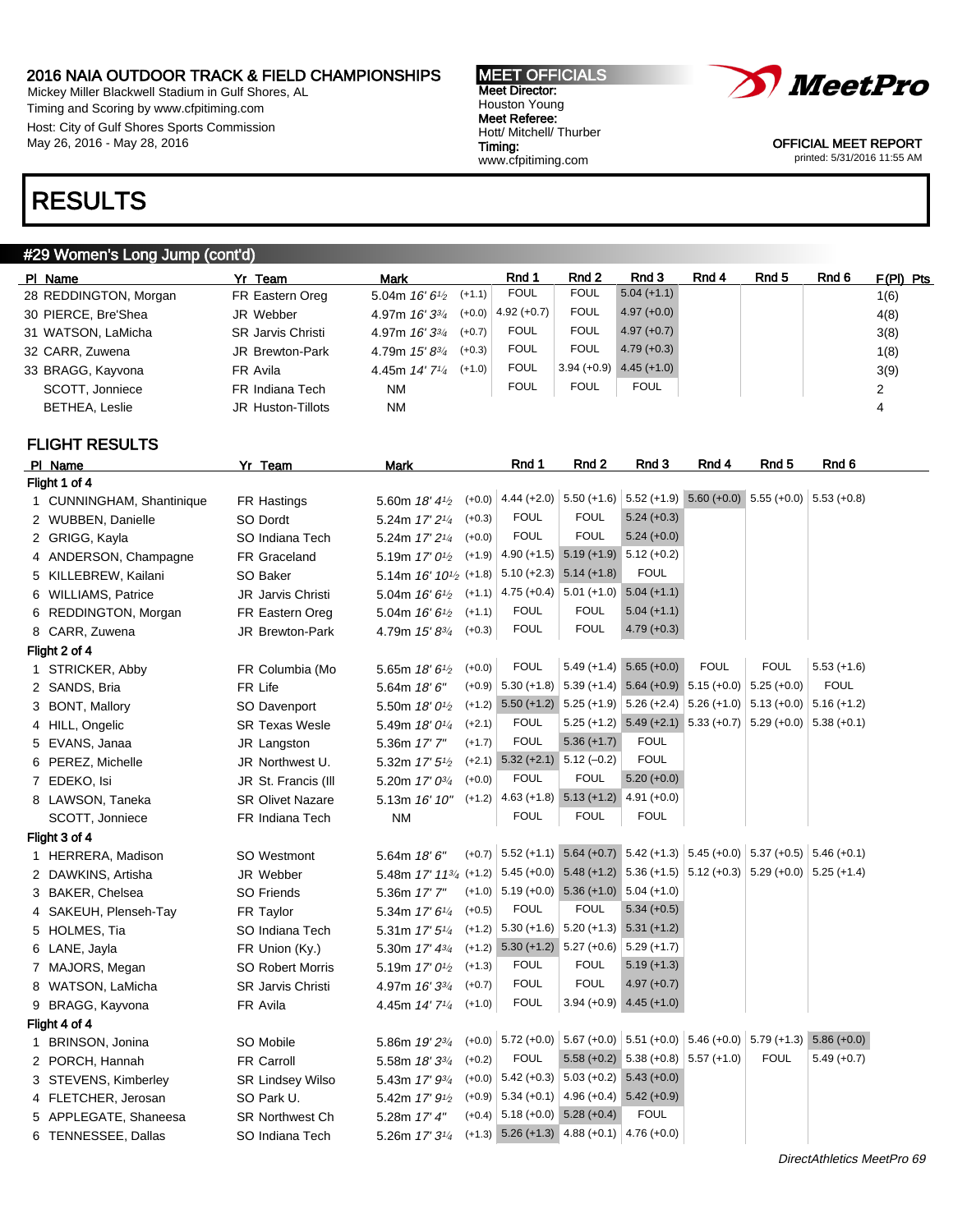2016 NAIA OUTDOOR TRACK & FIELD CHAMPIONSHIPS
Mickey Miller Blackwell Stadium in Gulf Shores, AL
Timing and Scoring by www.cfpitiming.com
Host: City of Gulf Shores Sports Commission
May 26, 2016 - May 28, 2016

MEET OFFICIALS
Meet Director:
Houston Young
Meet Referee:
Hott/ Mitchell/ Thurber
Timing:
www.cfpitiming.com

OFFICIAL MEET REPORT
printed: 5/31/2016 11:55 AM

# RESULTS

## #29 Women's Long Jump (cont'd)

| Pl | Name | Yr | Team | Mark | | Rnd 1 | Rnd 2 | Rnd 3 | Rnd 4 | Rnd 5 | Rnd 6 | F(Pl) | Pts |
|---|---|---|---|---|---|---|---|---|---|---|---|---|---|
| 28 | REDDINGTON, Morgan | FR | Eastern Oreg | 5.04m 16' 6½ | (+1.1) | FOUL | FOUL | 5.04 (+1.1) | | | | 1(6) | |
| 30 | PIERCE, Bre'Shea | JR | Webber | 4.97m 16' 3¾ | (+0.0) | 4.92 (+0.7) | FOUL | 4.97 (+0.0) | | | | 4(8) | |
| 31 | WATSON, LaMicha | SR | Jarvis Christi | 4.97m 16' 3¾ | (+0.7) | FOUL | FOUL | 4.97 (+0.7) | | | | 3(8) | |
| 32 | CARR, Zuwena | JR | Brewton-Park | 4.79m 15' 8¾ | (+0.3) | FOUL | FOUL | 4.79 (+0.3) | | | | 1(8) | |
| 33 | BRAGG, Kayvona | FR | Avila | 4.45m 14' 7¼ | (+1.0) | FOUL | 3.94 (+0.9) | 4.45 (+1.0) | | | | 3(9) | |
| | SCOTT, Jonniece | FR | Indiana Tech | NM | | FOUL | FOUL | FOUL | | | | 2 | |
| | BETHEA, Leslie | JR | Huston-Tillots | NM | | | | | | | | 4 | |

## FLIGHT RESULTS

| Pl | Name | Yr | Team | Mark | | Rnd 1 | Rnd 2 | Rnd 3 | Rnd 4 | Rnd 5 | Rnd 6 |
|---|---|---|---|---|---|---|---|---|---|---|---|
| **Flight 1 of 4** | | | | | | | | | | | |
| 1 | CUNNINGHAM, Shantinique | FR | Hastings | 5.60m 18' 4½ | (+0.0) | 4.44 (+2.0) | 5.50 (+1.6) | 5.52 (+1.9) | 5.60 (+0.0) | 5.55 (+0.0) | 5.53 (+0.8) |
| 2 | WUBBEN, Danielle | SO | Dordt | 5.24m 17' 2¼ | (+0.3) | FOUL | FOUL | 5.24 (+0.3) | | | |
| 2 | GRIGG, Kayla | SO | Indiana Tech | 5.24m 17' 2¼ | (+0.0) | FOUL | FOUL | 5.24 (+0.0) | | | |
| 4 | ANDERSON, Champagne | FR | Graceland | 5.19m 17' 0½ | (+1.9) | 4.90 (+1.5) | 5.19 (+1.9) | 5.12 (+0.2) | | | |
| 5 | KILLEBREW, Kailani | SO | Baker | 5.14m 16' 10½ | (+1.8) | 5.10 (+2.3) | 5.14 (+1.8) | FOUL | | | |
| 6 | WILLIAMS, Patrice | JR | Jarvis Christi | 5.04m 16' 6½ | (+1.1) | 4.75 (+0.4) | 5.01 (+1.0) | 5.04 (+1.1) | | | |
| 6 | REDDINGTON, Morgan | FR | Eastern Oreg | 5.04m 16' 6½ | (+1.1) | FOUL | FOUL | 5.04 (+1.1) | | | |
| 8 | CARR, Zuwena | JR | Brewton-Park | 4.79m 15' 8¾ | (+0.3) | FOUL | FOUL | 4.79 (+0.3) | | | |
| **Flight 2 of 4** | | | | | | | | | | | |
| 1 | STRICKER, Abby | FR | Columbia (Mo | 5.65m 18' 6½ | (+0.0) | FOUL | 5.49 (+1.4) | 5.65 (+0.0) | FOUL | FOUL | 5.53 (+1.6) |
| 2 | SANDS, Bria | FR | Life | 5.64m 18' 6" | (+0.9) | 5.30 (+1.8) | 5.39 (+1.4) | 5.64 (+0.9) | 5.15 (+0.0) | 5.25 (+0.0) | FOUL |
| 3 | BONT, Mallory | SO | Davenport | 5.50m 18' 0½ | (+1.2) | 5.50 (+1.2) | 5.25 (+1.9) | 5.26 (+2.4) | 5.26 (+1.0) | 5.13 (+0.0) | 5.16 (+1.2) |
| 4 | HILL, Ongelic | SR | Texas Wesle | 5.49m 18' 0¼ | (+2.1) | FOUL | 5.25 (+1.2) | 5.49 (+2.1) | 5.33 (+0.7) | 5.29 (+0.0) | 5.38 (+0.1) |
| 5 | EVANS, Janaa | JR | Langston | 5.36m 17' 7" | (+1.7) | FOUL | 5.36 (+1.7) | FOUL | | | |
| 6 | PEREZ, Michelle | JR | Northwest U. | 5.32m 17' 5½ | (+2.1) | 5.32 (+2.1) | 5.12 (–0.2) | FOUL | | | |
| 7 | EDEKO, Isi | JR | St. Francis (Ill | 5.20m 17' 0¾ | (+0.0) | FOUL | FOUL | 5.20 (+0.0) | | | |
| 8 | LAWSON, Taneka | SR | Olivet Nazare | 5.13m 16' 10" | (+1.2) | 4.63 (+1.8) | 5.13 (+1.2) | 4.91 (+0.0) | | | |
| | SCOTT, Jonniece | FR | Indiana Tech | NM | | FOUL | FOUL | FOUL | | | |
| **Flight 3 of 4** | | | | | | | | | | | |
| 1 | HERRERA, Madison | SO | Westmont | 5.64m 18' 6" | (+0.7) | 5.52 (+1.1) | 5.64 (+0.7) | 5.42 (+1.3) | 5.45 (+0.0) | 5.37 (+0.5) | 5.46 (+0.1) |
| 2 | DAWKINS, Artisha | JR | Webber | 5.48m 17' 11¾ | (+1.2) | 5.45 (+0.0) | 5.48 (+1.2) | 5.36 (+1.5) | 5.12 (+0.3) | 5.29 (+0.0) | 5.25 (+1.4) |
| 3 | BAKER, Chelsea | SO | Friends | 5.36m 17' 7" | (+1.0) | 5.19 (+0.0) | 5.36 (+1.0) | 5.04 (+1.0) | | | |
| 4 | SAKEUH, Plenseh-Tay | FR | Taylor | 5.34m 17' 6¼ | (+0.5) | FOUL | FOUL | 5.34 (+0.5) | | | |
| 5 | HOLMES, Tia | SO | Indiana Tech | 5.31m 17' 5¼ | (+1.2) | 5.30 (+1.6) | 5.20 (+1.3) | 5.31 (+1.2) | | | |
| 6 | LANE, Jayla | FR | Union (Ky.) | 5.30m 17' 4¾ | (+1.2) | 5.30 (+1.2) | 5.27 (+0.6) | 5.29 (+1.7) | | | |
| 7 | MAJORS, Megan | SO | Robert Morris | 5.19m 17' 0½ | (+1.3) | FOUL | FOUL | 5.19 (+1.3) | | | |
| 8 | WATSON, LaMicha | SR | Jarvis Christi | 4.97m 16' 3¾ | (+0.7) | FOUL | FOUL | 4.97 (+0.7) | | | |
| 9 | BRAGG, Kayvona | FR | Avila | 4.45m 14' 7¼ | (+1.0) | FOUL | 3.94 (+0.9) | 4.45 (+1.0) | | | |
| **Flight 4 of 4** | | | | | | | | | | | |
| 1 | BRINSON, Jonina | SO | Mobile | 5.86m 19' 2¾ | (+0.0) | 5.72 (+0.0) | 5.67 (+0.0) | 5.51 (+0.0) | 5.46 (+0.0) | 5.79 (+1.3) | 5.86 (+0.0) |
| 2 | PORCH, Hannah | FR | Carroll | 5.58m 18' 3¾ | (+0.2) | FOUL | 5.58 (+0.2) | 5.38 (+0.8) | 5.57 (+1.0) | FOUL | 5.49 (+0.7) |
| 3 | STEVENS, Kimberley | SR | Lindsey Wilso | 5.43m 17' 9¾ | (+0.0) | 5.42 (+0.3) | 5.03 (+0.2) | 5.43 (+0.0) | | | |
| 4 | FLETCHER, Jerosan | SO | Park U. | 5.42m 17' 9½ | (+0.9) | 5.34 (+0.1) | 4.96 (+0.4) | 5.42 (+0.9) | | | |
| 5 | APPLEGATE, Shaneesa | SR | Northwest Ch | 5.28m 17' 4" | (+0.4) | 5.18 (+0.0) | 5.28 (+0.4) | FOUL | | | |
| 6 | TENNESSEE, Dallas | SO | Indiana Tech | 5.26m 17' 3¼ | (+1.3) | 5.26 (+1.3) | 4.88 (+0.1) | 4.76 (+0.0) | | | |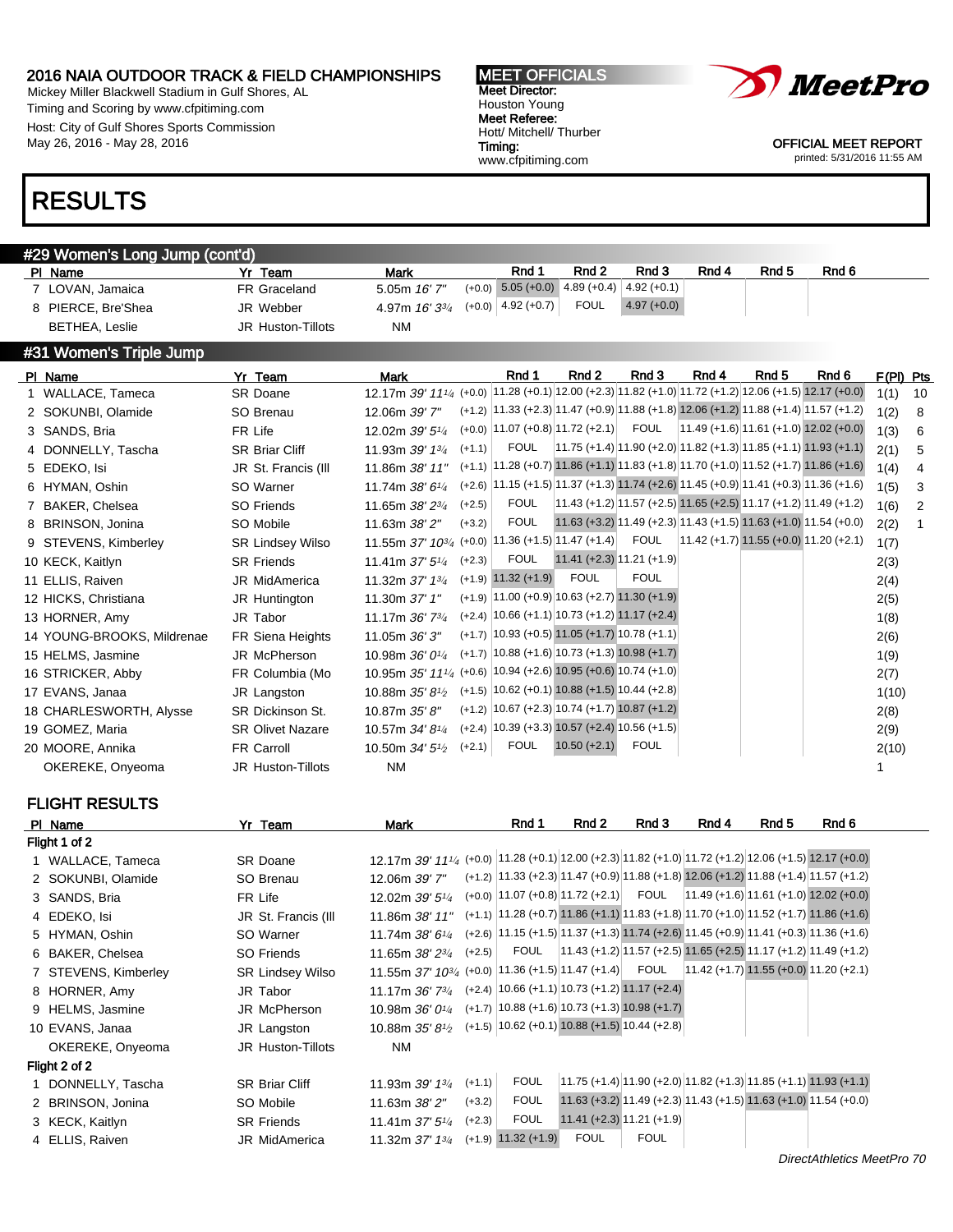# 2016 NAIA OUTDOOR TRACK & FIELD CHAMPIONSHIPS

Mickey Miller Blackwell Stadium in Gulf Shores, AL
Timing and Scoring by www.cfpitiming.com
Host: City of Gulf Shores Sports Commission
May 26, 2016 - May 28, 2016

**MEET OFFICIALS**
Meet Director: Houston Young
Meet Referee: Hott/ Mitchell/ Thurber
Timing: www.cfpitiming.com

OFFICIAL MEET REPORT
printed: 5/31/2016 11:55 AM

# RESULTS

## #29 Women's Long Jump (cont'd)

| Pl | Name | Yr | Team | Mark | | Rnd 1 | Rnd 2 | Rnd 3 | Rnd 4 | Rnd 5 | Rnd 6 |
|---|---|---|---|---|---|---|---|---|---|---|---|
| 7 | LOVAN, Jamaica | FR | Graceland | 5.05m *16' 7"* | (+0.0) | 5.05 (+0.0) | 4.89 (+0.4) | 4.92 (+0.1) | | | |
| 8 | PIERCE, Bre'Shea | JR | Webber | 4.97m *16' 3¾* | (+0.0) | 4.92 (+0.7) | FOUL | 4.97 (+0.0) | | | |
| | BETHEA, Leslie | JR | Huston-Tillots | NM | | | | | | | |

## #31 Women's Triple Jump

| Pl | Name | Yr | Team | Mark | | Rnd 1 | Rnd 2 | Rnd 3 | Rnd 4 | Rnd 5 | Rnd 6 | F(Pl) | Pts |
|---|---|---|---|---|---|---|---|---|---|---|---|---|---|
| 1 | WALLACE, Tameca | SR | Doane | 12.17m *39' 11¼* | (+0.0) | 11.28 (+0.1) | 12.00 (+2.3) | 11.82 (+1.0) | 11.72 (+1.2) | 12.06 (+1.5) | 12.17 (+0.0) | 1(1) | 10 |
| 2 | SOKUNBI, Olamide | SO | Brenau | 12.06m *39' 7"* | (+1.2) | 11.33 (+2.3) | 11.47 (+0.9) | 11.88 (+1.8) | 12.06 (+1.2) | 11.88 (+1.4) | 11.57 (+1.2) | 1(2) | 8 |
| 3 | SANDS, Bria | FR | Life | 12.02m *39' 5¼* | (+0.0) | 11.07 (+0.8) | 11.72 (+2.1) | FOUL | 11.49 (+1.6) | 11.61 (+1.0) | 12.02 (+0.0) | 1(3) | 6 |
| 4 | DONNELLY, Tascha | SR | Briar Cliff | 11.93m *39' 1¾* | (+1.1) | FOUL | 11.75 (+1.4) | 11.90 (+2.0) | 11.82 (+1.3) | 11.85 (+1.1) | 11.93 (+1.1) | 2(1) | 5 |
| 5 | EDEKO, Isi | JR | St. Francis (Ill | 11.86m *38' 11"* | (+1.1) | 11.28 (+0.7) | 11.86 (+1.1) | 11.83 (+1.8) | 11.70 (+1.0) | 11.52 (+1.7) | 11.86 (+1.6) | 1(4) | 4 |
| 6 | HYMAN, Oshin | SO | Warner | 11.74m *38' 6¼* | (+2.6) | 11.15 (+1.5) | 11.37 (+1.3) | 11.74 (+2.6) | 11.45 (+0.9) | 11.41 (+0.3) | 11.36 (+1.6) | 1(5) | 3 |
| 7 | BAKER, Chelsea | SO | Friends | 11.65m *38' 2¾* | (+2.5) | FOUL | 11.43 (+1.2) | 11.57 (+2.5) | 11.65 (+2.5) | 11.17 (+1.2) | 11.49 (+1.2) | 1(6) | 2 |
| 8 | BRINSON, Jonina | SO | Mobile | 11.63m *38' 2"* | (+3.2) | FOUL | 11.63 (+3.2) | 11.49 (+2.3) | 11.43 (+1.5) | 11.63 (+1.0) | 11.54 (+0.0) | 2(2) | 1 |
| 9 | STEVENS, Kimberley | SR | Lindsey Wilso | 11.55m *37' 10¾* | (+0.0) | 11.36 (+1.5) | 11.47 (+1.4) | FOUL | 11.42 (+1.7) | 11.55 (+0.0) | 11.20 (+2.1) | 1(7) | |
| 10 | KECK, Kaitlyn | SR | Friends | 11.41m *37' 5¼* | (+2.3) | FOUL | 11.41 (+2.3) | 11.21 (+1.9) | | | | 2(3) | |
| 11 | ELLIS, Raiven | JR | MidAmerica | 11.32m *37' 1¾* | (+1.9) | 11.32 (+1.9) | FOUL | FOUL | | | | 2(4) | |
| 12 | HICKS, Christiana | JR | Huntington | 11.30m *37' 1"* | (+1.9) | 11.00 (+0.9) | 10.63 (+2.7) | 11.30 (+1.9) | | | | 2(5) | |
| 13 | HORNER, Amy | JR | Tabor | 11.17m *36' 7¾* | (+2.4) | 10.66 (+1.1) | 10.73 (+1.2) | 11.17 (+2.4) | | | | 1(8) | |
| 14 | YOUNG-BROOKS, Mildrenae | FR | Siena Heights | 11.05m *36' 3"* | (+1.7) | 10.93 (+0.5) | 11.05 (+1.7) | 10.78 (+1.1) | | | | 2(6) | |
| 15 | HELMS, Jasmine | JR | McPherson | 10.98m *36' 0¼* | (+1.7) | 10.88 (+1.6) | 10.73 (+1.3) | 10.98 (+1.7) | | | | 1(9) | |
| 16 | STRICKER, Abby | FR | Columbia (Mo | 10.95m *35' 11¼* | (+0.6) | 10.94 (+2.6) | 10.95 (+0.6) | 10.74 (+1.0) | | | | 2(7) | |
| 17 | EVANS, Janaa | JR | Langston | 10.88m *35' 8½* | (+1.5) | 10.62 (+0.1) | 10.88 (+1.5) | 10.44 (+2.8) | | | | 1(10) | |
| 18 | CHARLESWORTH, Alysse | SR | Dickinson St. | 10.87m *35' 8"* | (+1.2) | 10.67 (+2.3) | 10.74 (+1.7) | 10.87 (+1.2) | | | | 2(8) | |
| 19 | GOMEZ, Maria | SR | Olivet Nazare | 10.57m *34' 8¼* | (+2.4) | 10.39 (+3.3) | 10.57 (+2.4) | 10.56 (+1.5) | | | | 2(9) | |
| 20 | MOORE, Annika | FR | Carroll | 10.50m *34' 5½* | (+2.1) | FOUL | 10.50 (+2.1) | FOUL | | | | 2(10) | |
| | OKEREKE, Onyeoma | JR | Huston-Tillots | NM | | | | | | | | 1 | |

## FLIGHT RESULTS

| Pl | Name | Yr | Team | Mark | | Rnd 1 | Rnd 2 | Rnd 3 | Rnd 4 | Rnd 5 | Rnd 6 |
|---|---|---|---|---|---|---|---|---|---|---|---|
| **Flight 1 of 2** | | | | | | | | | | | |
| 1 | WALLACE, Tameca | SR | Doane | 12.17m *39' 11¼* | (+0.0) | 11.28 (+0.1) | 12.00 (+2.3) | 11.82 (+1.0) | 11.72 (+1.2) | 12.06 (+1.5) | 12.17 (+0.0) |
| 2 | SOKUNBI, Olamide | SO | Brenau | 12.06m *39' 7"* | (+1.2) | 11.33 (+2.3) | 11.47 (+0.9) | 11.88 (+1.8) | 12.06 (+1.2) | 11.88 (+1.4) | 11.57 (+1.2) |
| 3 | SANDS, Bria | FR | Life | 12.02m *39' 5¼* | (+0.0) | 11.07 (+0.8) | 11.72 (+2.1) | FOUL | 11.49 (+1.6) | 11.61 (+1.0) | 12.02 (+0.0) |
| 4 | EDEKO, Isi | JR | St. Francis (Ill | 11.86m *38' 11"* | (+1.1) | 11.28 (+0.7) | 11.86 (+1.1) | 11.83 (+1.8) | 11.70 (+1.0) | 11.52 (+1.7) | 11.86 (+1.6) |
| 5 | HYMAN, Oshin | SO | Warner | 11.74m *38' 6¼* | (+2.6) | 11.15 (+1.5) | 11.37 (+1.3) | 11.74 (+2.6) | 11.45 (+0.9) | 11.41 (+0.3) | 11.36 (+1.6) |
| 6 | BAKER, Chelsea | SO | Friends | 11.65m *38' 2¾* | (+2.5) | FOUL | 11.43 (+1.2) | 11.57 (+2.5) | 11.65 (+2.5) | 11.17 (+1.2) | 11.49 (+1.2) |
| 7 | STEVENS, Kimberley | SR | Lindsey Wilso | 11.55m *37' 10¾* | (+0.0) | 11.36 (+1.5) | 11.47 (+1.4) | FOUL | 11.42 (+1.7) | 11.55 (+0.0) | 11.20 (+2.1) |
| 8 | HORNER, Amy | JR | Tabor | 11.17m *36' 7¾* | (+2.4) | 10.66 (+1.1) | 10.73 (+1.2) | 11.17 (+2.4) | | | |
| 9 | HELMS, Jasmine | JR | McPherson | 10.98m *36' 0¼* | (+1.7) | 10.88 (+1.6) | 10.73 (+1.3) | 10.98 (+1.7) | | | |
| 10 | EVANS, Janaa | JR | Langston | 10.88m *35' 8½* | (+1.5) | 10.62 (+0.1) | 10.88 (+1.5) | 10.44 (+2.8) | | | |
| | OKEREKE, Onyeoma | JR | Huston-Tillots | NM | | | | | | | |
| **Flight 2 of 2** | | | | | | | | | | | |
| 1 | DONNELLY, Tascha | SR | Briar Cliff | 11.93m *39' 1¾* | (+1.1) | FOUL | 11.75 (+1.4) | 11.90 (+2.0) | 11.82 (+1.3) | 11.85 (+1.1) | 11.93 (+1.1) |
| 2 | BRINSON, Jonina | SO | Mobile | 11.63m *38' 2"* | (+3.2) | FOUL | 11.63 (+3.2) | 11.49 (+2.3) | 11.43 (+1.5) | 11.63 (+1.0) | 11.54 (+0.0) |
| 3 | KECK, Kaitlyn | SR | Friends | 11.41m *37' 5¼* | (+2.3) | FOUL | 11.41 (+2.3) | 11.21 (+1.9) | | | |
| 4 | ELLIS, Raiven | JR | MidAmerica | 11.32m *37' 1¾* | (+1.9) | 11.32 (+1.9) | FOUL | FOUL | | | |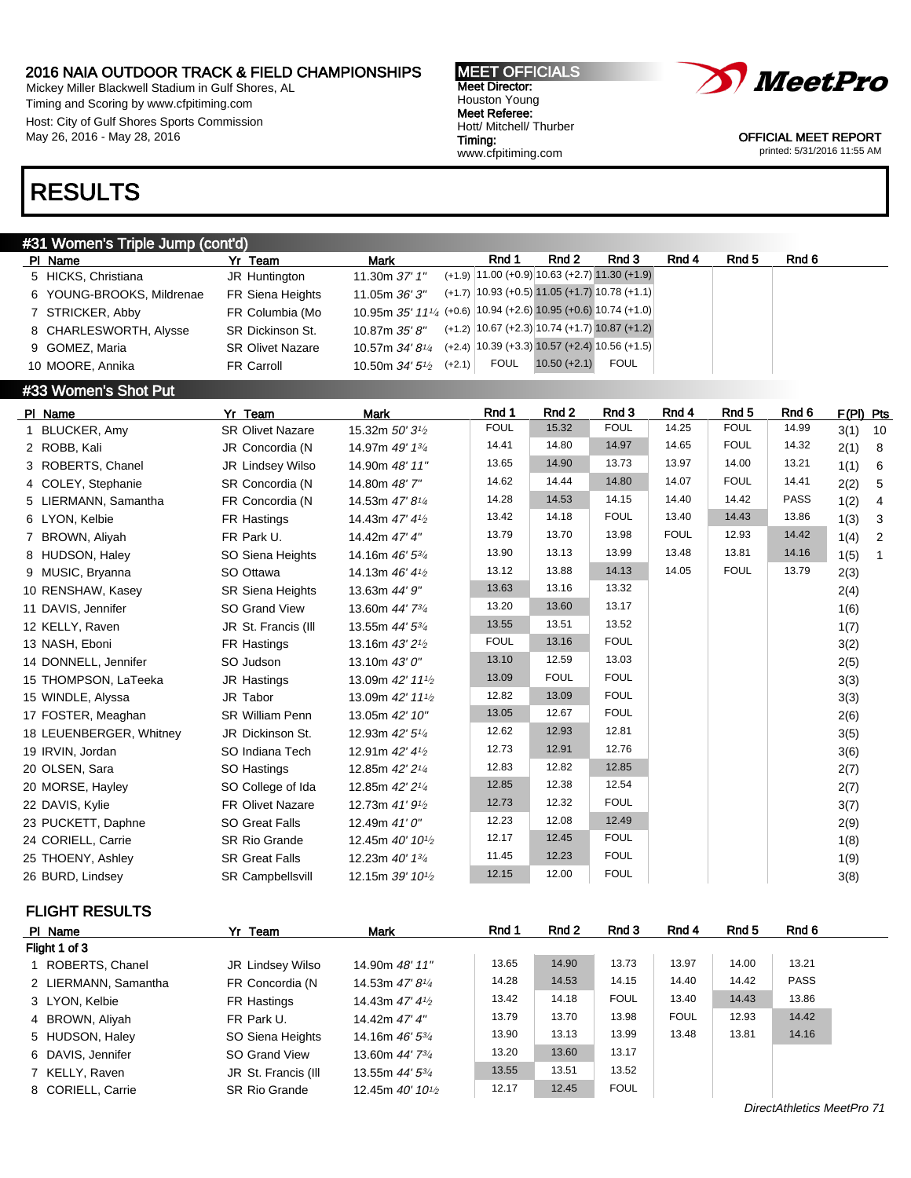## 2016 NAIA OUTDOOR TRACK & FIELD CHAMPIONSHIPS

Mickey Miller Blackwell Stadium in Gulf Shores, AL
Timing and Scoring by www.cfpitiming.com
Host: City of Gulf Shores Sports Commission
May 26, 2016 - May 28, 2016

**MEET OFFICIALS**
Meet Director:
Houston Young
Meet Referee:
Hott/ Mitchell/ Thurber
Timing:
www.cfpitiming.com

OFFICIAL MEET REPORT
printed: 5/31/2016 11:55 AM

# RESULTS

## #31 Women's Triple Jump (cont'd)

| Pl | Name | Yr | Team | Mark | | Rnd 1 | Rnd 2 | Rnd 3 | Rnd 4 | Rnd 5 | Rnd 6 |
|---|---|---|---|---|---|---|---|---|---|---|---|
| 5 | HICKS, Christiana | JR | Huntington | 11.30m *37' 1"* | (+1.9) | 11.00 (+0.9) | 10.63 (+2.7) | 11.30 (+1.9) | | | |
| 6 | YOUNG-BROOKS, Mildrenae | FR | Siena Heights | 11.05m *36' 3"* | (+1.7) | 10.93 (+0.5) | 11.05 (+1.7) | 10.78 (+1.1) | | | |
| 7 | STRICKER, Abby | FR | Columbia (Mo | 10.95m *35' 11¼* | (+0.6) | 10.94 (+2.6) | 10.95 (+0.6) | 10.74 (+1.0) | | | |
| 8 | CHARLESWORTH, Alysse | SR | Dickinson St. | 10.87m *35' 8"* | (+1.2) | 10.67 (+2.3) | 10.74 (+1.7) | 10.87 (+1.2) | | | |
| 9 | GOMEZ, Maria | SR | Olivet Nazare | 10.57m *34' 8¼* | (+2.4) | 10.39 (+3.3) | 10.57 (+2.4) | 10.56 (+1.5) | | | |
| 10 | MOORE, Annika | FR | Carroll | 10.50m *34' 5½* | (+2.1) | FOUL | 10.50 (+2.1) | FOUL | | | |

## #33 Women's Shot Put

| Pl | Name | Yr | Team | Mark | Rnd 1 | Rnd 2 | Rnd 3 | Rnd 4 | Rnd 5 | Rnd 6 | F(Pl) | Pts |
|---|---|---|---|---|---|---|---|---|---|---|---|---|
| 1 | BLUCKER, Amy | SR | Olivet Nazare | 15.32m *50' 3½* | FOUL | 15.32 | FOUL | 14.25 | FOUL | 14.99 | 3(1) | 10 |
| 2 | ROBB, Kali | JR | Concordia (N | 14.97m *49' 1¾* | 14.41 | 14.80 | 14.97 | 14.65 | FOUL | 14.32 | 2(1) | 8 |
| 3 | ROBERTS, Chanel | JR | Lindsey Wilso | 14.90m *48' 11"* | 13.65 | 14.90 | 13.73 | 13.97 | 14.00 | 13.21 | 1(1) | 6 |
| 4 | COLEY, Stephanie | SR | Concordia (N | 14.80m *48' 7"* | 14.62 | 14.44 | 14.80 | 14.07 | FOUL | 14.41 | 2(2) | 5 |
| 5 | LIERMANN, Samantha | FR | Concordia (N | 14.53m *47' 8¼* | 14.28 | 14.53 | 14.15 | 14.40 | 14.42 | PASS | 1(2) | 4 |
| 6 | LYON, Kelbie | FR | Hastings | 14.43m *47' 4½* | 13.42 | 14.18 | FOUL | 13.40 | 14.43 | 13.86 | 1(3) | 3 |
| 7 | BROWN, Aliyah | FR | Park U. | 14.42m *47' 4"* | 13.79 | 13.70 | 13.98 | FOUL | 12.93 | 14.42 | 1(4) | 2 |
| 8 | HUDSON, Haley | SO | Siena Heights | 14.16m *46' 5¾* | 13.90 | 13.13 | 13.99 | 13.48 | 13.81 | 14.16 | 1(5) | 1 |
| 9 | MUSIC, Bryanna | SO | Ottawa | 14.13m *46' 4½* | 13.12 | 13.88 | 14.13 | 14.05 | FOUL | 13.79 | 2(3) | |
| 10 | RENSHAW, Kasey | SR | Siena Heights | 13.63m *44' 9"* | 13.63 | 13.16 | 13.32 | | | | 2(4) | |
| 11 | DAVIS, Jennifer | SO | Grand View | 13.60m *44' 7¾* | 13.20 | 13.60 | 13.17 | | | | 1(6) | |
| 12 | KELLY, Raven | JR | St. Francis (Ill | 13.55m *44' 5¾* | 13.55 | 13.51 | 13.52 | | | | 1(7) | |
| 13 | NASH, Eboni | FR | Hastings | 13.16m *43' 2½* | FOUL | 13.16 | FOUL | | | | 3(2) | |
| 14 | DONNELL, Jennifer | SO | Judson | 13.10m *43' 0"* | 13.10 | 12.59 | 13.03 | | | | 2(5) | |
| 15 | THOMPSON, LaTeeka | JR | Hastings | 13.09m *42' 11½* | 13.09 | FOUL | FOUL | | | | 3(3) | |
| 15 | WINDLE, Alyssa | JR | Tabor | 13.09m *42' 11½* | 12.82 | 13.09 | FOUL | | | | 3(3) | |
| 17 | FOSTER, Meaghan | SR | William Penn | 13.05m *42' 10"* | 13.05 | 12.67 | FOUL | | | | 2(6) | |
| 18 | LEUENBERGER, Whitney | JR | Dickinson St. | 12.93m *42' 5¼* | 12.62 | 12.93 | 12.81 | | | | 3(5) | |
| 19 | IRVIN, Jordan | SO | Indiana Tech | 12.91m *42' 4½* | 12.73 | 12.91 | 12.76 | | | | 3(6) | |
| 20 | OLSEN, Sara | SO | Hastings | 12.85m *42' 2¼* | 12.83 | 12.82 | 12.85 | | | | 2(7) | |
| 20 | MORSE, Hayley | SO | College of Ida | 12.85m *42' 2¼* | 12.85 | 12.38 | 12.54 | | | | 2(7) | |
| 22 | DAVIS, Kylie | FR | Olivet Nazare | 12.73m *41' 9½* | 12.73 | 12.32 | FOUL | | | | 3(7) | |
| 23 | PUCKETT, Daphne | SO | Great Falls | 12.49m *41' 0"* | 12.23 | 12.08 | 12.49 | | | | 2(9) | |
| 24 | CORIELL, Carrie | SR | Rio Grande | 12.45m *40' 10½* | 12.17 | 12.45 | FOUL | | | | 1(8) | |
| 25 | THOENY, Ashley | SR | Great Falls | 12.23m *40' 1¾* | 11.45 | 12.23 | FOUL | | | | 1(9) | |
| 26 | BURD, Lindsey | SR | Campbellsvill | 12.15m *39' 10½* | 12.15 | 12.00 | FOUL | | | | 3(8) | |

### FLIGHT RESULTS

| Pl | Name | Yr | Team | Mark | Rnd 1 | Rnd 2 | Rnd 3 | Rnd 4 | Rnd 5 | Rnd 6 |
|---|---|---|---|---|---|---|---|---|---|---|
| Flight 1 of 3 | | | | | | | | | | |
| 1 | ROBERTS, Chanel | JR | Lindsey Wilso | 14.90m *48' 11"* | 13.65 | 14.90 | 13.73 | 13.97 | 14.00 | 13.21 |
| 2 | LIERMANN, Samantha | FR | Concordia (N | 14.53m *47' 8¼* | 14.28 | 14.53 | 14.15 | 14.40 | 14.42 | PASS |
| 3 | LYON, Kelbie | FR | Hastings | 14.43m *47' 4½* | 13.42 | 14.18 | FOUL | 13.40 | 14.43 | 13.86 |
| 4 | BROWN, Aliyah | FR | Park U. | 14.42m *47' 4"* | 13.79 | 13.70 | 13.98 | FOUL | 12.93 | 14.42 |
| 5 | HUDSON, Haley | SO | Siena Heights | 14.16m *46' 5¾* | 13.90 | 13.13 | 13.99 | 13.48 | 13.81 | 14.16 |
| 6 | DAVIS, Jennifer | SO | Grand View | 13.60m *44' 7¾* | 13.20 | 13.60 | 13.17 | | | |
| 7 | KELLY, Raven | JR | St. Francis (Ill | 13.55m *44' 5¾* | 13.55 | 13.51 | 13.52 | | | |
| 8 | CORIELL, Carrie | SR | Rio Grande | 12.45m *40' 10½* | 12.17 | 12.45 | FOUL | | | |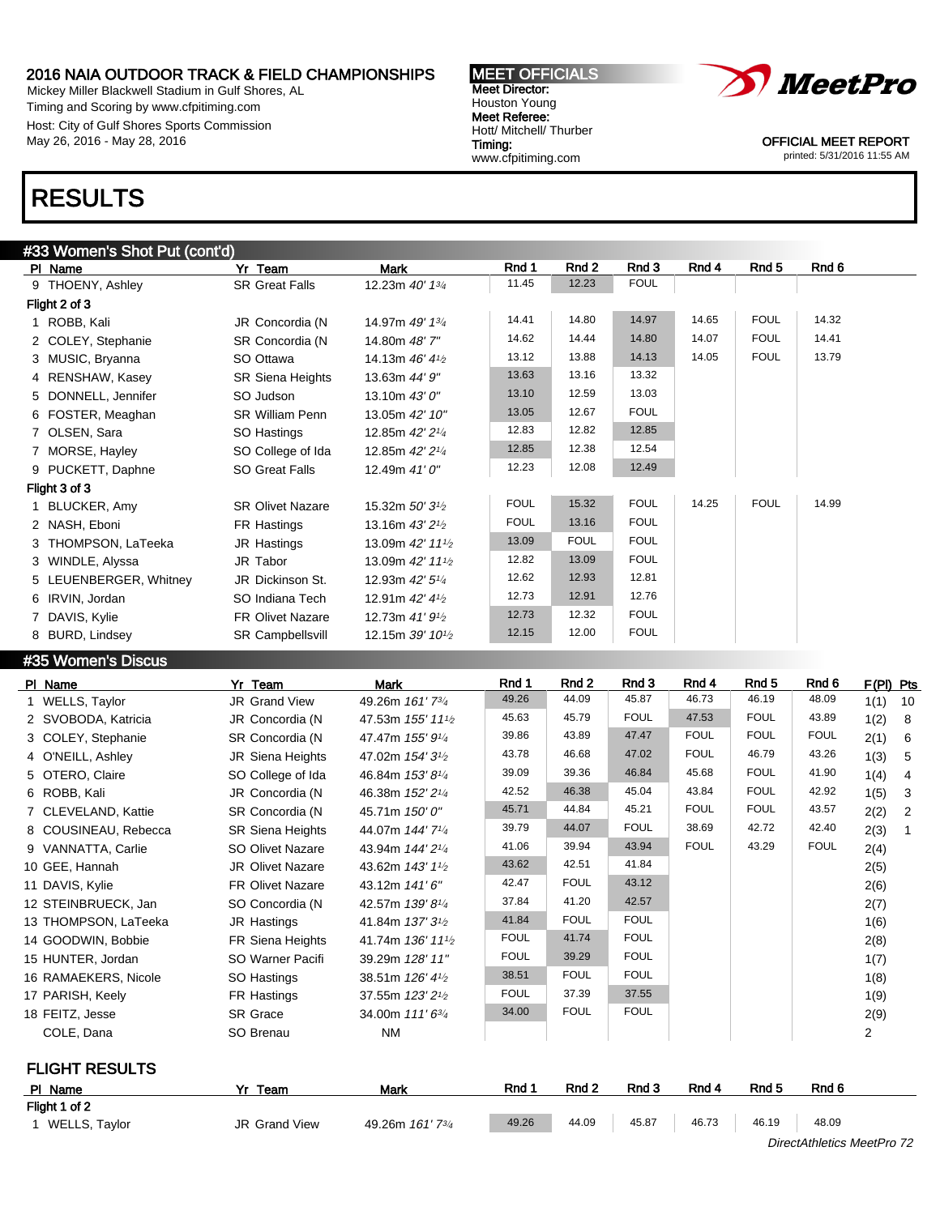2016 NAIA OUTDOOR TRACK & FIELD CHAMPIONSHIPS
Mickey Miller Blackwell Stadium in Gulf Shores, AL
Timing and Scoring by www.cfpitiming.com
Host: City of Gulf Shores Sports Commission
May 26, 2016 - May 28, 2016

MEET OFFICIALS
Meet Director: Houston Young
Meet Referee: Hott/ Mitchell/ Thurber
Timing: www.cfpitiming.com

OFFICIAL MEET REPORT
printed: 5/31/2016 11:55 AM

# RESULTS

## #33 Women's Shot Put (cont'd)

| Pl | Name | Yr | Team | Mark | Rnd 1 | Rnd 2 | Rnd 3 | Rnd 4 | Rnd 5 | Rnd 6 |
|---|---|---|---|---|---|---|---|---|---|---|
| 9 | THOENY, Ashley | SR | Great Falls | 12.23m 40' 1¾ | 11.45 | 12.23 | FOUL | | | |
| **Flight 2 of 3** | | | | | | | | | | |
| 1 | ROBB, Kali | JR | Concordia (N | 14.97m 49' 1¾ | 14.41 | 14.80 | 14.97 | 14.65 | FOUL | 14.32 |
| 2 | COLEY, Stephanie | SR | Concordia (N | 14.80m 48' 7" | 14.62 | 14.44 | 14.80 | 14.07 | FOUL | 14.41 |
| 3 | MUSIC, Bryanna | SO | Ottawa | 14.13m 46' 4½ | 13.12 | 13.88 | 14.13 | 14.05 | FOUL | 13.79 |
| 4 | RENSHAW, Kasey | SR | Siena Heights | 13.63m 44' 9" | 13.63 | 13.16 | 13.32 | | | |
| 5 | DONNELL, Jennifer | SO | Judson | 13.10m 43' 0" | 13.10 | 12.59 | 13.03 | | | |
| 6 | FOSTER, Meaghan | SR | William Penn | 13.05m 42' 10" | 13.05 | 12.67 | FOUL | | | |
| 7 | OLSEN, Sara | SO | Hastings | 12.85m 42' 2¼ | 12.83 | 12.82 | 12.85 | | | |
| 7 | MORSE, Hayley | SO | College of Ida | 12.85m 42' 2¼ | 12.85 | 12.38 | 12.54 | | | |
| 9 | PUCKETT, Daphne | SO | Great Falls | 12.49m 41' 0" | 12.23 | 12.08 | 12.49 | | | |
| **Flight 3 of 3** | | | | | | | | | | |
| 1 | BLUCKER, Amy | SR | Olivet Nazare | 15.32m 50' 3½ | FOUL | 15.32 | FOUL | 14.25 | FOUL | 14.99 |
| 2 | NASH, Eboni | FR | Hastings | 13.16m 43' 2½ | FOUL | 13.16 | FOUL | | | |
| 3 | THOMPSON, LaTeeka | JR | Hastings | 13.09m 42' 11½ | 13.09 | FOUL | FOUL | | | |
| 3 | WINDLE, Alyssa | JR | Tabor | 13.09m 42' 11½ | 12.82 | 13.09 | FOUL | | | |
| 5 | LEUENBERGER, Whitney | JR | Dickinson St. | 12.93m 42' 5¼ | 12.62 | 12.93 | 12.81 | | | |
| 6 | IRVIN, Jordan | SO | Indiana Tech | 12.91m 42' 4½ | 12.73 | 12.91 | 12.76 | | | |
| 7 | DAVIS, Kylie | FR | Olivet Nazare | 12.73m 41' 9½ | 12.73 | 12.32 | FOUL | | | |
| 8 | BURD, Lindsey | SR | Campbellsvill | 12.15m 39' 10½ | 12.15 | 12.00 | FOUL | | | |

## #35 Women's Discus

| Pl | Name | Yr | Team | Mark | Rnd 1 | Rnd 2 | Rnd 3 | Rnd 4 | Rnd 5 | Rnd 6 | F(Pl) | Pts |
|---|---|---|---|---|---|---|---|---|---|---|---|---|
| 1 | WELLS, Taylor | JR | Grand View | 49.26m 161' 7¾ | 49.26 | 44.09 | 45.87 | 46.73 | 46.19 | 48.09 | 1(1) | 10 |
| 2 | SVOBODA, Katricia | JR | Concordia (N | 47.53m 155' 11½ | 45.63 | 45.79 | FOUL | 47.53 | FOUL | 43.89 | 1(2) | 8 |
| 3 | COLEY, Stephanie | SR | Concordia (N | 47.47m 155' 9¼ | 39.86 | 43.89 | 47.47 | FOUL | FOUL | FOUL | 2(1) | 6 |
| 4 | O'NEILL, Ashley | JR | Siena Heights | 47.02m 154' 3½ | 43.78 | 46.68 | 47.02 | FOUL | 46.79 | 43.26 | 1(3) | 5 |
| 5 | OTERO, Claire | SO | College of Ida | 46.84m 153' 8¼ | 39.09 | 39.36 | 46.84 | 45.68 | FOUL | 41.90 | 1(4) | 4 |
| 6 | ROBB, Kali | JR | Concordia (N | 46.38m 152' 2¼ | 42.52 | 46.38 | 45.04 | 43.84 | FOUL | 42.92 | 1(5) | 3 |
| 7 | CLEVELAND, Kattie | SR | Concordia (N | 45.71m 150' 0" | 45.71 | 44.84 | 45.21 | FOUL | FOUL | 43.57 | 2(2) | 2 |
| 8 | COUSINEAU, Rebecca | SR | Siena Heights | 44.07m 144' 7¼ | 39.79 | 44.07 | FOUL | 38.69 | 42.72 | 42.40 | 2(3) | 1 |
| 9 | VANNATTA, Carlie | SO | Olivet Nazare | 43.94m 144' 2¼ | 41.06 | 39.94 | 43.94 | FOUL | 43.29 | FOUL | 2(4) | |
| 10 | GEE, Hannah | JR | Olivet Nazare | 43.62m 143' 1½ | 43.62 | 42.51 | 41.84 | | | | 2(5) | |
| 11 | DAVIS, Kylie | FR | Olivet Nazare | 43.12m 141' 6" | 42.47 | FOUL | 43.12 | | | | 2(6) | |
| 12 | STEINBRUECK, Jan | SO | Concordia (N | 42.57m 139' 8¼ | 37.84 | 41.20 | 42.57 | | | | 2(7) | |
| 13 | THOMPSON, LaTeeka | JR | Hastings | 41.84m 137' 3½ | 41.84 | FOUL | FOUL | | | | 1(6) | |
| 14 | GOODWIN, Bobbie | FR | Siena Heights | 41.74m 136' 11½ | FOUL | 41.74 | FOUL | | | | 2(8) | |
| 15 | HUNTER, Jordan | SO | Warner Pacifi | 39.29m 128' 11" | FOUL | 39.29 | FOUL | | | | 1(7) | |
| 16 | RAMAEKERS, Nicole | SO | Hastings | 38.51m 126' 4½ | 38.51 | FOUL | FOUL | | | | 1(8) | |
| 17 | PARISH, Keely | FR | Hastings | 37.55m 123' 2½ | FOUL | 37.39 | 37.55 | | | | 1(9) | |
| 18 | FEITZ, Jesse | SR | Grace | 34.00m 111' 6¾ | 34.00 | FOUL | FOUL | | | | 2(9) | |
| | COLE, Dana | SO | Brenau | NM | | | | | | | 2 | |

### FLIGHT RESULTS

| Pl | Name | Yr | Team | Mark | Rnd 1 | Rnd 2 | Rnd 3 | Rnd 4 | Rnd 5 | Rnd 6 |
|---|---|---|---|---|---|---|---|---|---|---|
| **Flight 1 of 2** | | | | | | | | | | |
| 1 | WELLS, Taylor | JR | Grand View | 49.26m 161' 7¾ | 49.26 | 44.09 | 45.87 | 46.73 | 46.19 | 48.09 |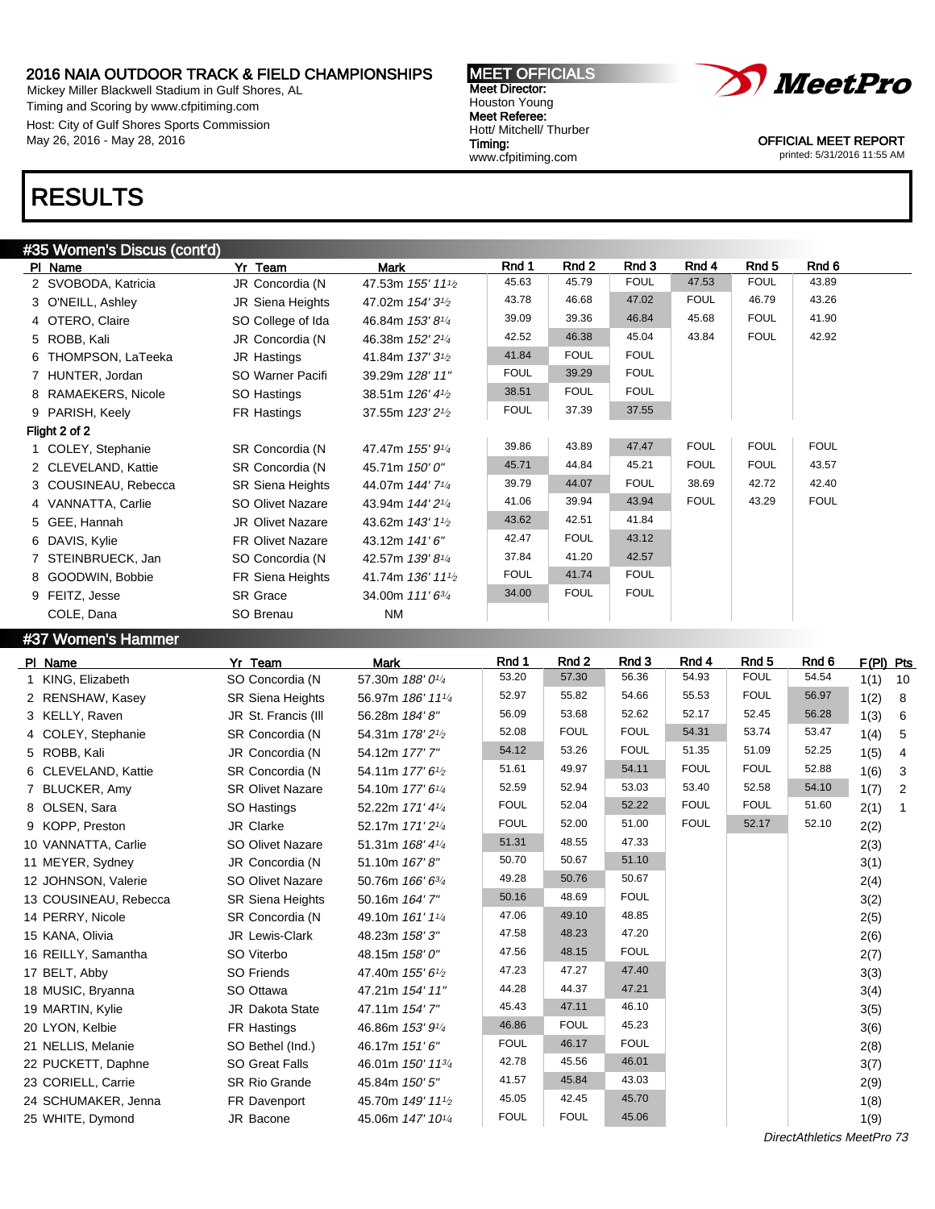# 2016 NAIA OUTDOOR TRACK & FIELD CHAMPIONSHIPS

Mickey Miller Blackwell Stadium in Gulf Shores, AL
Timing and Scoring by www.cfpitiming.com
Host: City of Gulf Shores Sports Commission
May 26, 2016 - May 28, 2016

**MEET OFFICIALS**
**Meet Director:** Houston Young
**Meet Referee:** Hott/ Mitchell/ Thurber
**Timing:** www.cfpitiming.com

OFFICIAL MEET REPORT
printed: 5/31/2016 11:55 AM

# RESULTS

## #35 Women's Discus (cont'd)

| Pl | Name | Yr | Team | Mark | Rnd 1 | Rnd 2 | Rnd 3 | Rnd 4 | Rnd 5 | Rnd 6 |
|---|---|---|---|---|---|---|---|---|---|---|
| 2 | SVOBODA, Katricia | JR | Concordia (N | 47.53m *155' 11½* | 45.63 | 45.79 | FOUL | 47.53 | FOUL | 43.89 |
| 3 | O'NEILL, Ashley | JR | Siena Heights | 47.02m *154' 3½* | 43.78 | 46.68 | 47.02 | FOUL | 46.79 | 43.26 |
| 4 | OTERO, Claire | SO | College of Ida | 46.84m *153' 8¼* | 39.09 | 39.36 | 46.84 | 45.68 | FOUL | 41.90 |
| 5 | ROBB, Kali | JR | Concordia (N | 46.38m *152' 2¼* | 42.52 | 46.38 | 45.04 | 43.84 | FOUL | 42.92 |
| 6 | THOMPSON, LaTeeka | JR | Hastings | 41.84m *137' 3½* | 41.84 | FOUL | FOUL | | | |
| 7 | HUNTER, Jordan | SO | Warner Pacifi | 39.29m *128' 11"* | FOUL | 39.29 | FOUL | | | |
| 8 | RAMAEKERS, Nicole | SO | Hastings | 38.51m *126' 4½* | 38.51 | FOUL | FOUL | | | |
| 9 | PARISH, Keely | FR | Hastings | 37.55m *123' 2½* | FOUL | 37.39 | 37.55 | | | |
| **Flight 2 of 2** | | | | | | | | | | |
| 1 | COLEY, Stephanie | SR | Concordia (N | 47.47m *155' 9¼* | 39.86 | 43.89 | 47.47 | FOUL | FOUL | FOUL |
| 2 | CLEVELAND, Kattie | SR | Concordia (N | 45.71m *150' 0"* | 45.71 | 44.84 | 45.21 | FOUL | FOUL | 43.57 |
| 3 | COUSINEAU, Rebecca | SR | Siena Heights | 44.07m *144' 7¼* | 39.79 | 44.07 | FOUL | 38.69 | 42.72 | 42.40 |
| 4 | VANNATTA, Carlie | SO | Olivet Nazare | 43.94m *144' 2¼* | 41.06 | 39.94 | 43.94 | FOUL | 43.29 | FOUL |
| 5 | GEE, Hannah | JR | Olivet Nazare | 43.62m *143' 1½* | 43.62 | 42.51 | 41.84 | | | |
| 6 | DAVIS, Kylie | FR | Olivet Nazare | 43.12m *141' 6"* | 42.47 | FOUL | 43.12 | | | |
| 7 | STEINBRUECK, Jan | SO | Concordia (N | 42.57m *139' 8¼* | 37.84 | 41.20 | 42.57 | | | |
| 8 | GOODWIN, Bobbie | FR | Siena Heights | 41.74m *136' 11½* | FOUL | 41.74 | FOUL | | | |
| 9 | FEITZ, Jesse | SR | Grace | 34.00m *111' 6¾* | 34.00 | FOUL | FOUL | | | |
| | COLE, Dana | SO | Brenau | NM | | | | | | |

## #37 Women's Hammer

| Pl | Name | Yr | Team | Mark | Rnd 1 | Rnd 2 | Rnd 3 | Rnd 4 | Rnd 5 | Rnd 6 | F(Pl) | Pts |
|---|---|---|---|---|---|---|---|---|---|---|---|---|
| 1 | KING, Elizabeth | SO | Concordia (N | 57.30m *188' 0¼* | 53.20 | 57.30 | 56.36 | 54.93 | FOUL | 54.54 | 1(1) | 10 |
| 2 | RENSHAW, Kasey | SR | Siena Heights | 56.97m *186' 11¼* | 52.97 | 55.82 | 54.66 | 55.53 | FOUL | 56.97 | 1(2) | 8 |
| 3 | KELLY, Raven | JR | St. Francis (Ill | 56.28m *184' 8"* | 56.09 | 53.68 | 52.62 | 52.17 | 52.45 | 56.28 | 1(3) | 6 |
| 4 | COLEY, Stephanie | SR | Concordia (N | 54.31m *178' 2½* | 52.08 | FOUL | FOUL | 54.31 | 53.74 | 53.47 | 1(4) | 5 |
| 5 | ROBB, Kali | JR | Concordia (N | 54.12m *177' 7"* | 54.12 | 53.26 | FOUL | 51.35 | 51.09 | 52.25 | 1(5) | 4 |
| 6 | CLEVELAND, Kattie | SR | Concordia (N | 54.11m *177' 6½* | 51.61 | 49.97 | 54.11 | FOUL | FOUL | 52.88 | 1(6) | 3 |
| 7 | BLUCKER, Amy | SR | Olivet Nazare | 54.10m *177' 6¼* | 52.59 | 52.94 | 53.03 | 53.40 | 52.58 | 54.10 | 1(7) | 2 |
| 8 | OLSEN, Sara | SO | Hastings | 52.22m *171' 4¼* | FOUL | 52.04 | 52.22 | FOUL | FOUL | 51.60 | 2(1) | 1 |
| 9 | KOPP, Preston | JR | Clarke | 52.17m *171' 2¼* | FOUL | 52.00 | 51.00 | FOUL | 52.17 | 52.10 | 2(2) | |
| 10 | VANNATTA, Carlie | SO | Olivet Nazare | 51.31m *168' 4¼* | 51.31 | 48.55 | 47.33 | | | | 2(3) | |
| 11 | MEYER, Sydney | JR | Concordia (N | 51.10m *167' 8"* | 50.70 | 50.67 | 51.10 | | | | 3(1) | |
| 12 | JOHNSON, Valerie | SO | Olivet Nazare | 50.76m *166' 6¾* | 49.28 | 50.76 | 50.67 | | | | 2(4) | |
| 13 | COUSINEAU, Rebecca | SR | Siena Heights | 50.16m *164' 7"* | 50.16 | 48.69 | FOUL | | | | 3(2) | |
| 14 | PERRY, Nicole | SR | Concordia (N | 49.10m *161' 1¼* | 47.06 | 49.10 | 48.85 | | | | 2(5) | |
| 15 | KANA, Olivia | JR | Lewis-Clark | 48.23m *158' 3"* | 47.58 | 48.23 | 47.20 | | | | 2(6) | |
| 16 | REILLY, Samantha | SO | Viterbo | 48.15m *158' 0"* | 47.56 | 48.15 | FOUL | | | | 2(7) | |
| 17 | BELT, Abby | SO | Friends | 47.40m *155' 6½* | 47.23 | 47.27 | 47.40 | | | | 3(3) | |
| 18 | MUSIC, Bryanna | SO | Ottawa | 47.21m *154' 11"* | 44.28 | 44.37 | 47.21 | | | | 3(4) | |
| 19 | MARTIN, Kylie | JR | Dakota State | 47.11m *154' 7"* | 45.43 | 47.11 | 46.10 | | | | 3(5) | |
| 20 | LYON, Kelbie | FR | Hastings | 46.86m *153' 9¼* | 46.86 | FOUL | 45.23 | | | | 3(6) | |
| 21 | NELLIS, Melanie | SO | Bethel (Ind.) | 46.17m *151' 6"* | FOUL | 46.17 | FOUL | | | | 2(8) | |
| 22 | PUCKETT, Daphne | SO | Great Falls | 46.01m *150' 11¾* | 42.78 | 45.56 | 46.01 | | | | 3(7) | |
| 23 | CORIELL, Carrie | SR | Rio Grande | 45.84m *150' 5"* | 41.57 | 45.84 | 43.03 | | | | 2(9) | |
| 24 | SCHUMAKER, Jenna | FR | Davenport | 45.70m *149' 11½* | 45.05 | 42.45 | 45.70 | | | | 1(8) | |
| 25 | WHITE, Dymond | JR | Bacone | 45.06m *147' 10¼* | FOUL | FOUL | 45.06 | | | | 1(9) | |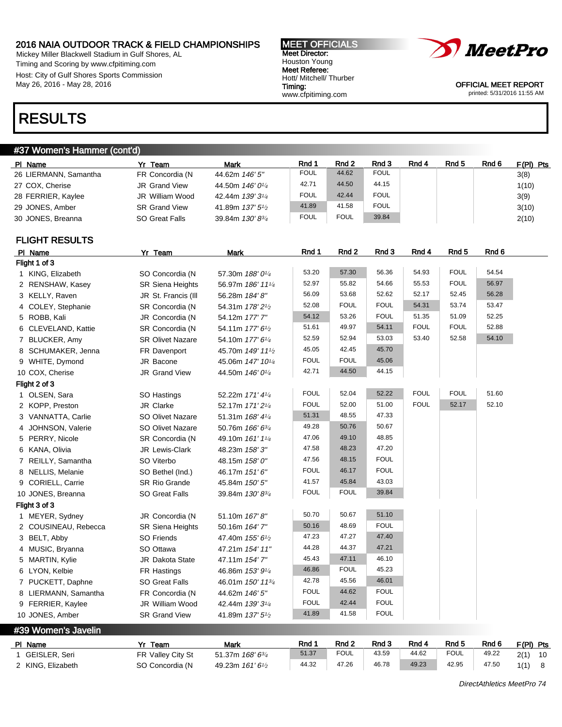2016 NAIA OUTDOOR TRACK & FIELD CHAMPIONSHIPS
Mickey Miller Blackwell Stadium in Gulf Shores, AL
Timing and Scoring by www.cfpitiming.com
Host: City of Gulf Shores Sports Commission
May 26, 2016 - May 28, 2016

MEET OFFICIALS
Meet Director: Houston Young
Meet Referee: Hott/ Mitchell/ Thurber
Timing: www.cfpitiming.com

OFFICIAL MEET REPORT
printed: 5/31/2016 11:55 AM

# RESULTS

## #37 Women's Hammer (cont'd)

| Pl | Name | Yr | Team | Mark | Rnd 1 | Rnd 2 | Rnd 3 | Rnd 4 | Rnd 5 | Rnd 6 | F(Pl) | Pts |
|---|---|---|---|---|---|---|---|---|---|---|---|---|
| 26 | LIERMANN, Samantha | FR | Concordia (N | 44.62m *146' 5"* | FOUL | 44.62 | FOUL | | | | 3(8) | |
| 27 | COX, Cherise | JR | Grand View | 44.50m *146' 0¼* | 42.71 | 44.50 | 44.15 | | | | 1(10) | |
| 28 | FERRIER, Kaylee | JR | William Wood | 42.44m *139' 3¼* | FOUL | 42.44 | FOUL | | | | 3(9) | |
| 29 | JONES, Amber | SR | Grand View | 41.89m *137' 5½* | 41.89 | 41.58 | FOUL | | | | 3(10) | |
| 30 | JONES, Breanna | SO | Great Falls | 39.84m *130' 8¾* | FOUL | FOUL | 39.84 | | | | 2(10) | |

### FLIGHT RESULTS

| Pl | Name | Yr | Team | Mark | Rnd 1 | Rnd 2 | Rnd 3 | Rnd 4 | Rnd 5 | Rnd 6 |
|---|---|---|---|---|---|---|---|---|---|---|
| **Flight 1 of 3** | | | | | | | | | | |
| 1 | KING, Elizabeth | SO | Concordia (N | 57.30m *188' 0¼* | 53.20 | 57.30 | 56.36 | 54.93 | FOUL | 54.54 |
| 2 | RENSHAW, Kasey | SR | Siena Heights | 56.97m *186' 11¼* | 52.97 | 55.82 | 54.66 | 55.53 | FOUL | 56.97 |
| 3 | KELLY, Raven | JR | St. Francis (Ill | 56.28m *184' 8"* | 56.09 | 53.68 | 52.62 | 52.17 | 52.45 | 56.28 |
| 4 | COLEY, Stephanie | SR | Concordia (N | 54.31m *178' 2½* | 52.08 | FOUL | FOUL | 54.31 | 53.74 | 53.47 |
| 5 | ROBB, Kali | JR | Concordia (N | 54.12m *177' 7"* | 54.12 | 53.26 | FOUL | 51.35 | 51.09 | 52.25 |
| 6 | CLEVELAND, Kattie | SR | Concordia (N | 54.11m *177' 6½* | 51.61 | 49.97 | 54.11 | FOUL | FOUL | 52.88 |
| 7 | BLUCKER, Amy | SR | Olivet Nazare | 54.10m *177' 6¼* | 52.59 | 52.94 | 53.03 | 53.40 | 52.58 | 54.10 |
| 8 | SCHUMAKER, Jenna | FR | Davenport | 45.70m *149' 11½* | 45.05 | 42.45 | 45.70 | | | |
| 9 | WHITE, Dymond | JR | Bacone | 45.06m *147' 10¼* | FOUL | FOUL | 45.06 | | | |
| 10 | COX, Cherise | JR | Grand View | 44.50m *146' 0¼* | 42.71 | 44.50 | 44.15 | | | |
| **Flight 2 of 3** | | | | | | | | | | |
| 1 | OLSEN, Sara | SO | Hastings | 52.22m *171' 4¼* | FOUL | 52.04 | 52.22 | FOUL | FOUL | 51.60 |
| 2 | KOPP, Preston | JR | Clarke | 52.17m *171' 2¼* | FOUL | 52.00 | 51.00 | FOUL | 52.17 | 52.10 |
| 3 | VANNATTA, Carlie | SO | Olivet Nazare | 51.31m *168' 4¼* | 51.31 | 48.55 | 47.33 | | | |
| 4 | JOHNSON, Valerie | SO | Olivet Nazare | 50.76m *166' 6¾* | 49.28 | 50.76 | 50.67 | | | |
| 5 | PERRY, Nicole | SR | Concordia (N | 49.10m *161' 1¼* | 47.06 | 49.10 | 48.85 | | | |
| 6 | KANA, Olivia | JR | Lewis-Clark | 48.23m *158' 3"* | 47.58 | 48.23 | 47.20 | | | |
| 7 | REILLY, Samantha | SO | Viterbo | 48.15m *158' 0"* | 47.56 | 48.15 | FOUL | | | |
| 8 | NELLIS, Melanie | SO | Bethel (Ind.) | 46.17m *151' 6"* | FOUL | 46.17 | FOUL | | | |
| 9 | CORIELL, Carrie | SR | Rio Grande | 45.84m *150' 5"* | 41.57 | 45.84 | 43.03 | | | |
| 10 | JONES, Breanna | SO | Great Falls | 39.84m *130' 8¾* | FOUL | FOUL | 39.84 | | | |
| **Flight 3 of 3** | | | | | | | | | | |
| 1 | MEYER, Sydney | JR | Concordia (N | 51.10m *167' 8"* | 50.70 | 50.67 | 51.10 | | | |
| 2 | COUSINEAU, Rebecca | SR | Siena Heights | 50.16m *164' 7"* | 50.16 | 48.69 | FOUL | | | |
| 3 | BELT, Abby | SO | Friends | 47.40m *155' 6½* | 47.23 | 47.27 | 47.40 | | | |
| 4 | MUSIC, Bryanna | SO | Ottawa | 47.21m *154' 11"* | 44.28 | 44.37 | 47.21 | | | |
| 5 | MARTIN, Kylie | JR | Dakota State | 47.11m *154' 7"* | 45.43 | 47.11 | 46.10 | | | |
| 6 | LYON, Kelbie | FR | Hastings | 46.86m *153' 9¼* | 46.86 | FOUL | 45.23 | | | |
| 7 | PUCKETT, Daphne | SO | Great Falls | 46.01m *150' 11¾* | 42.78 | 45.56 | 46.01 | | | |
| 8 | LIERMANN, Samantha | FR | Concordia (N | 44.62m *146' 5"* | FOUL | 44.62 | FOUL | | | |
| 9 | FERRIER, Kaylee | JR | William Wood | 42.44m *139' 3¼* | FOUL | 42.44 | FOUL | | | |
| 10 | JONES, Amber | SR | Grand View | 41.89m *137' 5½* | 41.89 | 41.58 | FOUL | | | |

## #39 Women's Javelin

| Pl | Name | Yr | Team | Mark | Rnd 1 | Rnd 2 | Rnd 3 | Rnd 4 | Rnd 5 | Rnd 6 | F(Pl) | Pts |
|---|---|---|---|---|---|---|---|---|---|---|---|---|
| 1 | GEISLER, Seri | FR | Valley City St | 51.37m *168' 6¾* | 51.37 | FOUL | 43.59 | 44.62 | FOUL | 49.22 | 2(1) | 10 |
| 2 | KING, Elizabeth | SO | Concordia (N | 49.23m *161' 6½* | 44.32 | 47.26 | 46.78 | 49.23 | 42.95 | 47.50 | 1(1) | 8 |

*DirectAthletics MeetPro 74*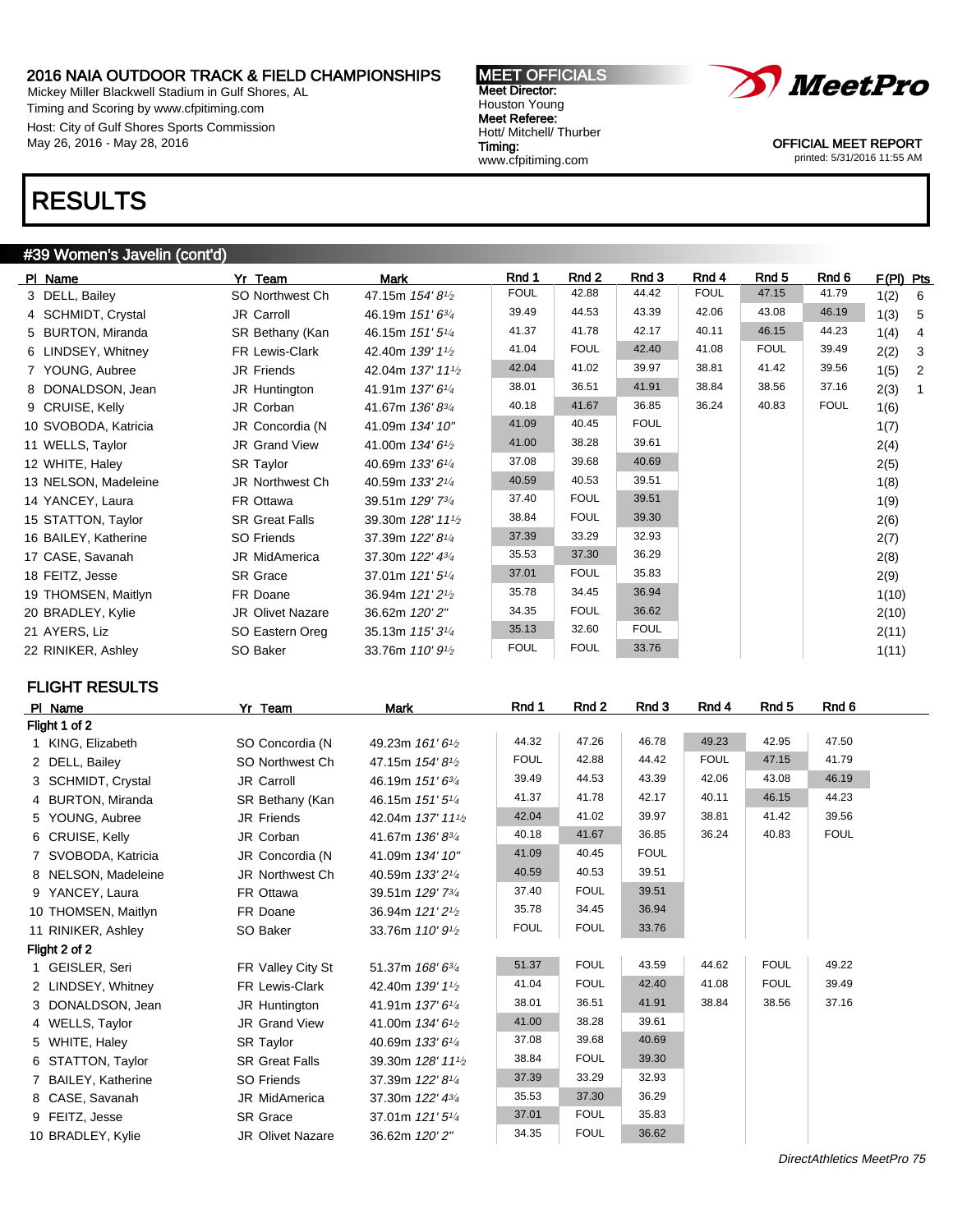## 2016 NAIA OUTDOOR TRACK & FIELD CHAMPIONSHIPS

Mickey Miller Blackwell Stadium in Gulf Shores, AL
Timing and Scoring by www.cfpitiming.com
Host: City of Gulf Shores Sports Commission
May 26, 2016 - May 28, 2016

**MEET OFFICIALS**
Meet Director:
Houston Young
Meet Referee:
Hott/ Mitchell/ Thurber
Timing:
www.cfpitiming.com

OFFICIAL MEET REPORT
printed: 5/31/2016 11:55 AM

# RESULTS

### #39 Women's Javelin (cont'd)

| Pl | Name | Yr | Team | Mark | Rnd 1 | Rnd 2 | Rnd 3 | Rnd 4 | Rnd 5 | Rnd 6 | F(Pl) | Pts |
|---|---|---|---|---|---|---|---|---|---|---|---|---|
| 3 | DELL, Bailey | SO | Northwest Ch | 47.15m *154' 8½* | FOUL | 42.88 | 44.42 | FOUL | 47.15 | 41.79 | 1(2) | 6 |
| 4 | SCHMIDT, Crystal | JR | Carroll | 46.19m *151' 6¾* | 39.49 | 44.53 | 43.39 | 42.06 | 43.08 | 46.19 | 1(3) | 5 |
| 5 | BURTON, Miranda | SR | Bethany (Kan | 46.15m *151' 5¼* | 41.37 | 41.78 | 42.17 | 40.11 | 46.15 | 44.23 | 1(4) | 4 |
| 6 | LINDSEY, Whitney | FR | Lewis-Clark | 42.40m *139' 1½* | 41.04 | FOUL | 42.40 | 41.08 | FOUL | 39.49 | 2(2) | 3 |
| 7 | YOUNG, Aubree | JR | Friends | 42.04m *137' 11½* | 42.04 | 41.02 | 39.97 | 38.81 | 41.42 | 39.56 | 1(5) | 2 |
| 8 | DONALDSON, Jean | JR | Huntington | 41.91m *137' 6¼* | 38.01 | 36.51 | 41.91 | 38.84 | 38.56 | 37.16 | 2(3) | 1 |
| 9 | CRUISE, Kelly | JR | Corban | 41.67m *136' 8¾* | 40.18 | 41.67 | 36.85 | 36.24 | 40.83 | FOUL | 1(6) | |
| 10 | SVOBODA, Katricia | JR | Concordia (N | 41.09m *134' 10"* | 41.09 | 40.45 | FOUL | | | | 1(7) | |
| 11 | WELLS, Taylor | JR | Grand View | 41.00m *134' 6½* | 41.00 | 38.28 | 39.61 | | | | 2(4) | |
| 12 | WHITE, Haley | SR | Taylor | 40.69m *133' 6¼* | 37.08 | 39.68 | 40.69 | | | | 2(5) | |
| 13 | NELSON, Madeleine | JR | Northwest Ch | 40.59m *133' 2¼* | 40.59 | 40.53 | 39.51 | | | | 1(8) | |
| 14 | YANCEY, Laura | FR | Ottawa | 39.51m *129' 7¾* | 37.40 | FOUL | 39.51 | | | | 1(9) | |
| 15 | STATTON, Taylor | SR | Great Falls | 39.30m *128' 11½* | 38.84 | FOUL | 39.30 | | | | 2(6) | |
| 16 | BAILEY, Katherine | SO | Friends | 37.39m *122' 8¼* | 37.39 | 33.29 | 32.93 | | | | 2(7) | |
| 17 | CASE, Savanah | JR | MidAmerica | 37.30m *122' 4¾* | 35.53 | 37.30 | 36.29 | | | | 2(8) | |
| 18 | FEITZ, Jesse | SR | Grace | 37.01m *121' 5¼* | 37.01 | FOUL | 35.83 | | | | 2(9) | |
| 19 | THOMSEN, Maitlyn | FR | Doane | 36.94m *121' 2½* | 35.78 | 34.45 | 36.94 | | | | 1(10) | |
| 20 | BRADLEY, Kylie | JR | Olivet Nazare | 36.62m *120' 2"* | 34.35 | FOUL | 36.62 | | | | 2(10) | |
| 21 | AYERS, Liz | SO | Eastern Oreg | 35.13m *115' 3¼* | 35.13 | 32.60 | FOUL | | | | 2(11) | |
| 22 | RINIKER, Ashley | SO | Baker | 33.76m *110' 9½* | FOUL | FOUL | 33.76 | | | | 1(11) | |

### FLIGHT RESULTS

| Pl | Name | Yr | Team | Mark | Rnd 1 | Rnd 2 | Rnd 3 | Rnd 4 | Rnd 5 | Rnd 6 |
|---|---|---|---|---|---|---|---|---|---|---|
| **Flight 1 of 2** | | | | | | | | | | |
| 1 | KING, Elizabeth | SO | Concordia (N | 49.23m *161' 6½* | 44.32 | 47.26 | 46.78 | 49.23 | 42.95 | 47.50 |
| 2 | DELL, Bailey | SO | Northwest Ch | 47.15m *154' 8½* | FOUL | 42.88 | 44.42 | FOUL | 47.15 | 41.79 |
| 3 | SCHMIDT, Crystal | JR | Carroll | 46.19m *151' 6¾* | 39.49 | 44.53 | 43.39 | 42.06 | 43.08 | 46.19 |
| 4 | BURTON, Miranda | SR | Bethany (Kan | 46.15m *151' 5¼* | 41.37 | 41.78 | 42.17 | 40.11 | 46.15 | 44.23 |
| 5 | YOUNG, Aubree | JR | Friends | 42.04m *137' 11½* | 42.04 | 41.02 | 39.97 | 38.81 | 41.42 | 39.56 |
| 6 | CRUISE, Kelly | JR | Corban | 41.67m *136' 8¾* | 40.18 | 41.67 | 36.85 | 36.24 | 40.83 | FOUL |
| 7 | SVOBODA, Katricia | JR | Concordia (N | 41.09m *134' 10"* | 41.09 | 40.45 | FOUL | | | |
| 8 | NELSON, Madeleine | JR | Northwest Ch | 40.59m *133' 2¼* | 40.59 | 40.53 | 39.51 | | | |
| 9 | YANCEY, Laura | FR | Ottawa | 39.51m *129' 7¾* | 37.40 | FOUL | 39.51 | | | |
| 10 | THOMSEN, Maitlyn | FR | Doane | 36.94m *121' 2½* | 35.78 | 34.45 | 36.94 | | | |
| 11 | RINIKER, Ashley | SO | Baker | 33.76m *110' 9½* | FOUL | FOUL | 33.76 | | | |
| **Flight 2 of 2** | | | | | | | | | | |
| 1 | GEISLER, Seri | FR | Valley City St | 51.37m *168' 6¾* | 51.37 | FOUL | 43.59 | 44.62 | FOUL | 49.22 |
| 2 | LINDSEY, Whitney | FR | Lewis-Clark | 42.40m *139' 1½* | 41.04 | FOUL | 42.40 | 41.08 | FOUL | 39.49 |
| 3 | DONALDSON, Jean | JR | Huntington | 41.91m *137' 6¼* | 38.01 | 36.51 | 41.91 | 38.84 | 38.56 | 37.16 |
| 4 | WELLS, Taylor | JR | Grand View | 41.00m *134' 6½* | 41.00 | 38.28 | 39.61 | | | |
| 5 | WHITE, Haley | SR | Taylor | 40.69m *133' 6¼* | 37.08 | 39.68 | 40.69 | | | |
| 6 | STATTON, Taylor | SR | Great Falls | 39.30m *128' 11½* | 38.84 | FOUL | 39.30 | | | |
| 7 | BAILEY, Katherine | SO | Friends | 37.39m *122' 8¼* | 37.39 | 33.29 | 32.93 | | | |
| 8 | CASE, Savanah | JR | MidAmerica | 37.30m *122' 4¾* | 35.53 | 37.30 | 36.29 | | | |
| 9 | FEITZ, Jesse | SR | Grace | 37.01m *121' 5¼* | 37.01 | FOUL | 35.83 | | | |
| 10 | BRADLEY, Kylie | JR | Olivet Nazare | 36.62m *120' 2"* | 34.35 | FOUL | 36.62 | | | |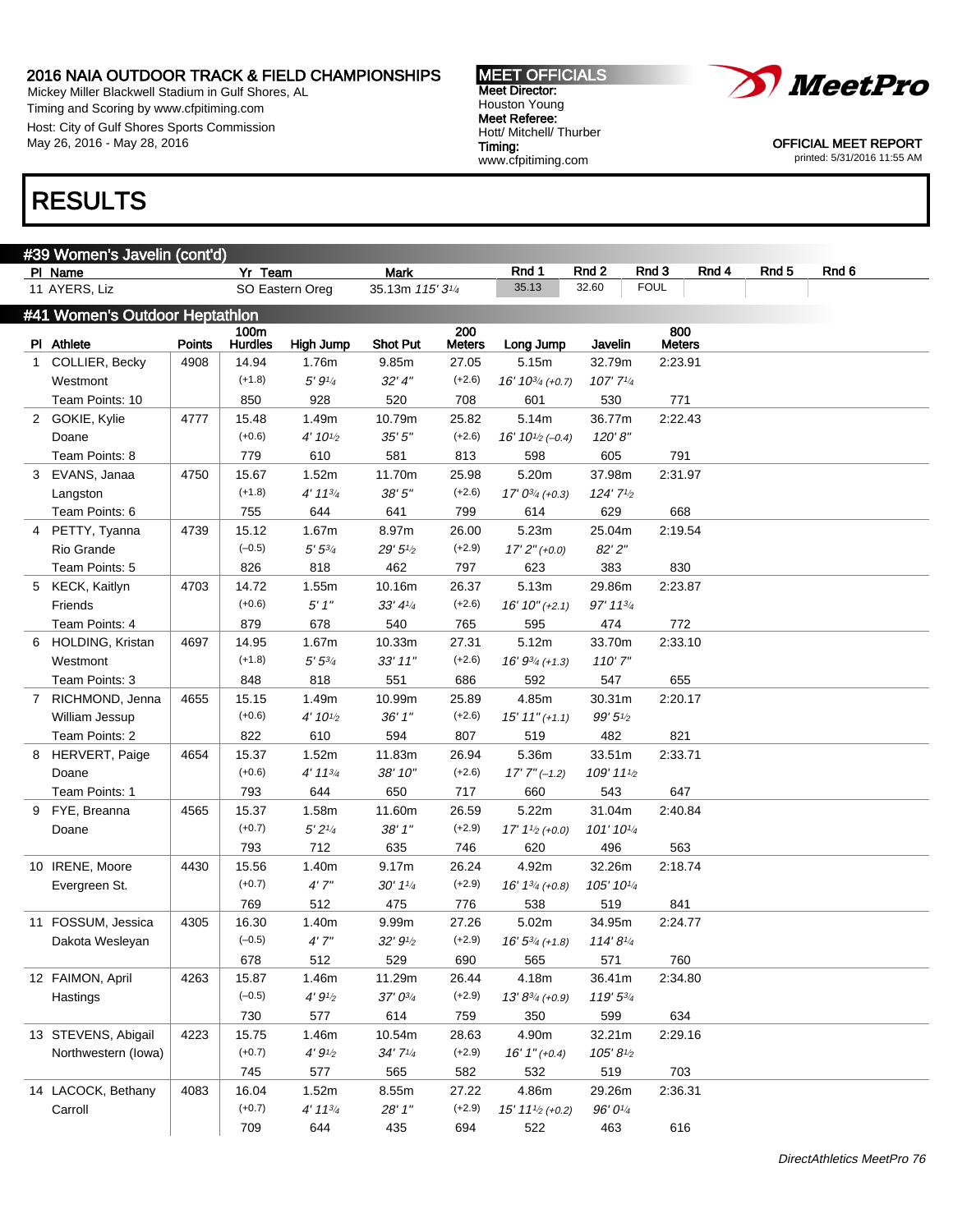2016 NAIA OUTDOOR TRACK & FIELD CHAMPIONSHIPS
Mickey Miller Blackwell Stadium in Gulf Shores, AL
Timing and Scoring by www.cfpitiming.com
Host: City of Gulf Shores Sports Commission
May 26, 2016 - May 28, 2016

MEET OFFICIALS
Meet Director: Houston Young
Meet Referee: Hott/ Mitchell/ Thurber
Timing: www.cfpitiming.com

OFFICIAL MEET REPORT
printed: 5/31/2016 11:55 AM

# RESULTS

## #39 Women's Javelin (cont'd)

| Pl | Name | Yr | Team | Mark | | Rnd 1 | Rnd 2 | Rnd 3 | Rnd 4 | Rnd 5 | Rnd 6 |
|---|---|---|---|---|---|---|---|---|---|---|---|
| 11 | AYERS, Liz | SO | Eastern Oreg | 35.13m | 115' 3¼ | 35.13 | 32.60 | FOUL | | | |

## #41 Women's Outdoor Heptathlon

| Pl | Athlete | Points | 100m Hurdles | High Jump | Shot Put | 200 Meters | Long Jump | Javelin | 800 Meters |
|---|---|---|---|---|---|---|---|---|---|
| 1 | COLLIER, Becky | 4908 | 14.94 | 1.76m | 9.85m | 27.05 | 5.15m | 32.79m | 2:23.91 |
| | Westmont | | (+1.8) | 5' 9¼ | 32' 4" | (+2.6) | 16' 10¾ (+0.7) | 107' 7¼ | |
| | Team Points: 10 | | 850 | 928 | 520 | 708 | 601 | 530 | 771 |
| 2 | GOKIE, Kylie | 4777 | 15.48 | 1.49m | 10.79m | 25.82 | 5.14m | 36.77m | 2:22.43 |
| | Doane | | (+0.6) | 4' 10½ | 35' 5" | (+2.6) | 16' 10½ (–0.4) | 120' 8" | |
| | Team Points: 8 | | 779 | 610 | 581 | 813 | 598 | 605 | 791 |
| 3 | EVANS, Janaa | 4750 | 15.67 | 1.52m | 11.70m | 25.98 | 5.20m | 37.98m | 2:31.97 |
| | Langston | | (+1.8) | 4' 11¾ | 38' 5" | (+2.6) | 17' 0¾ (+0.3) | 124' 7½ | |
| | Team Points: 6 | | 755 | 644 | 641 | 799 | 614 | 629 | 668 |
| 4 | PETTY, Tyanna | 4739 | 15.12 | 1.67m | 8.97m | 26.00 | 5.23m | 25.04m | 2:19.54 |
| | Rio Grande | | (–0.5) | 5' 5¾ | 29' 5½ | (+2.9) | 17' 2" (+0.0) | 82' 2" | |
| | Team Points: 5 | | 826 | 818 | 462 | 797 | 623 | 383 | 830 |
| 5 | KECK, Kaitlyn | 4703 | 14.72 | 1.55m | 10.16m | 26.37 | 5.13m | 29.86m | 2:23.87 |
| | Friends | | (+0.6) | 5' 1" | 33' 4¼ | (+2.6) | 16' 10" (+2.1) | 97' 11¾ | |
| | Team Points: 4 | | 879 | 678 | 540 | 765 | 595 | 474 | 772 |
| 6 | HOLDING, Kristan | 4697 | 14.95 | 1.67m | 10.33m | 27.31 | 5.12m | 33.70m | 2:33.10 |
| | Westmont | | (+1.8) | 5' 5¾ | 33' 11" | (+2.6) | 16' 9¾ (+1.3) | 110' 7" | |
| | Team Points: 3 | | 848 | 818 | 551 | 686 | 592 | 547 | 655 |
| 7 | RICHMOND, Jenna | 4655 | 15.15 | 1.49m | 10.99m | 25.89 | 4.85m | 30.31m | 2:20.17 |
| | William Jessup | | (+0.6) | 4' 10½ | 36' 1" | (+2.6) | 15' 11" (+1.1) | 99' 5½ | |
| | Team Points: 2 | | 822 | 610 | 594 | 807 | 519 | 482 | 821 |
| 8 | HERVERT, Paige | 4654 | 15.37 | 1.52m | 11.83m | 26.94 | 5.36m | 33.51m | 2:33.71 |
| | Doane | | (+0.6) | 4' 11¾ | 38' 10" | (+2.6) | 17' 7" (–1.2) | 109' 11½ | |
| | Team Points: 1 | | 793 | 644 | 650 | 717 | 660 | 543 | 647 |
| 9 | FYE, Breanna | 4565 | 15.37 | 1.58m | 11.60m | 26.59 | 5.22m | 31.04m | 2:40.84 |
| | Doane | | (+0.7) | 5' 2¼ | 38' 1" | (+2.9) | 17' 1½ (+0.0) | 101' 10¼ | |
| | | | 793 | 712 | 635 | 746 | 620 | 496 | 563 |
| 10 | IRENE, Moore | 4430 | 15.56 | 1.40m | 9.17m | 26.24 | 4.92m | 32.26m | 2:18.74 |
| | Evergreen St. | | (+0.7) | 4' 7" | 30' 1¼ | (+2.9) | 16' 1¾ (+0.8) | 105' 10¼ | |
| | | | 769 | 512 | 475 | 776 | 538 | 519 | 841 |
| 11 | FOSSUM, Jessica | 4305 | 16.30 | 1.40m | 9.99m | 27.26 | 5.02m | 34.95m | 2:24.77 |
| | Dakota Wesleyan | | (–0.5) | 4' 7" | 32' 9½ | (+2.9) | 16' 5¾ (+1.8) | 114' 8¼ | |
| | | | 678 | 512 | 529 | 690 | 565 | 571 | 760 |
| 12 | FAIMON, April | 4263 | 15.87 | 1.46m | 11.29m | 26.44 | 4.18m | 36.41m | 2:34.80 |
| | Hastings | | (–0.5) | 4' 9½ | 37' 0¾ | (+2.9) | 13' 8¾ (+0.9) | 119' 5¾ | |
| | | | 730 | 577 | 614 | 759 | 350 | 599 | 634 |
| 13 | STEVENS, Abigail | 4223 | 15.75 | 1.46m | 10.54m | 28.63 | 4.90m | 32.21m | 2:29.16 |
| | Northwestern (Iowa) | | (+0.7) | 4' 9½ | 34' 7¼ | (+2.9) | 16' 1" (+0.4) | 105' 8½ | |
| | | | 745 | 577 | 565 | 582 | 532 | 519 | 703 |
| 14 | LACOCK, Bethany | 4083 | 16.04 | 1.52m | 8.55m | 27.22 | 4.86m | 29.26m | 2:36.31 |
| | Carroll | | (+0.7) | 4' 11¾ | 28' 1" | (+2.9) | 15' 11½ (+0.2) | 96' 0¼ | |
| | | | 709 | 644 | 435 | 694 | 522 | 463 | 616 |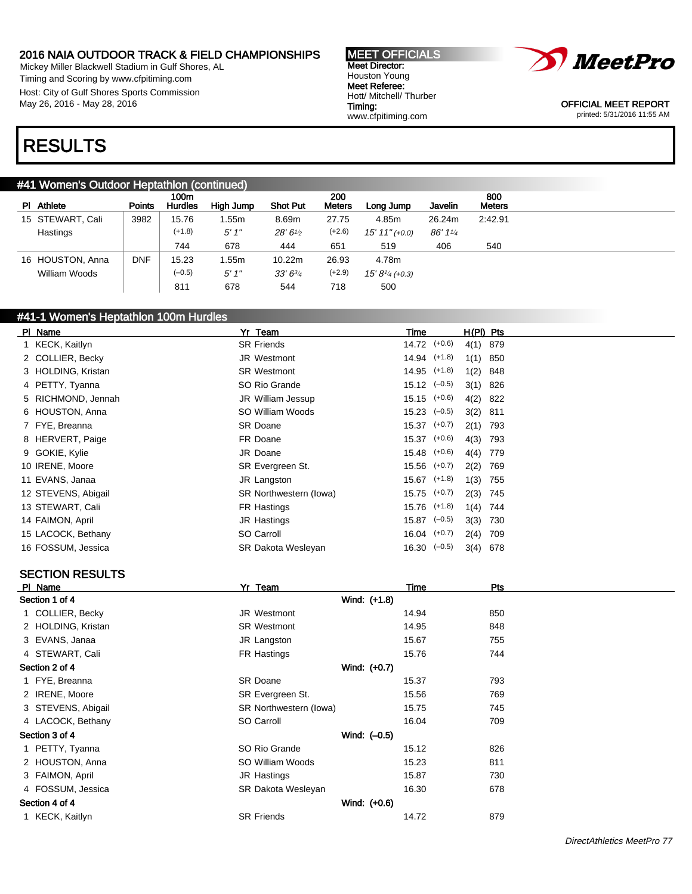2016 NAIA OUTDOOR TRACK & FIELD CHAMPIONSHIPS
Mickey Miller Blackwell Stadium in Gulf Shores, AL
Timing and Scoring by www.cfpitiming.com
Host: City of Gulf Shores Sports Commission
May 26, 2016 - May 28, 2016

**MEET OFFICIALS**
Meet Director: Houston Young
Meet Referee: Hott/ Mitchell/ Thurber
Timing: www.cfpitiming.com

OFFICIAL MEET REPORT
printed: 5/31/2016 11:55 AM

# RESULTS

## #41 Women's Outdoor Heptathlon (continued)

| Pl | Athlete | Points | 100m Hurdles | High Jump | Shot Put | 200 Meters | Long Jump | Javelin | 800 Meters |
|---|---|---|---|---|---|---|---|---|---|
| 15 | STEWART, Cali | 3982 | 15.76 | 1.55m | 8.69m | 27.75 | 4.85m | 26.24m | 2:42.91 |
| | Hastings | | (+1.8) | 5' 1" | 28' 6½ | (+2.6) | 15' 11" (+0.0) | 86' 1¼ | |
| | | | 744 | 678 | 444 | 651 | 519 | 406 | 540 |
| 16 | HOUSTON, Anna | DNF | 15.23 | 1.55m | 10.22m | 26.93 | 4.78m | | |
| | William Woods | | (–0.5) | 5' 1" | 33' 6¾ | (+2.9) | 15' 8¼ (+0.3) | | |
| | | | 811 | 678 | 544 | 718 | 500 | | |

## #41-1 Women's Heptathlon 100m Hurdles

| Pl | Name | Yr | Team | Time | Wind | H(Pl) | Pts |
|---|---|---|---|---|---|---|---|
| 1 | KECK, Kaitlyn | SR | Friends | 14.72 | (+0.6) | 4(1) | 879 |
| 2 | COLLIER, Becky | JR | Westmont | 14.94 | (+1.8) | 1(1) | 850 |
| 3 | HOLDING, Kristan | SR | Westmont | 14.95 | (+1.8) | 1(2) | 848 |
| 4 | PETTY, Tyanna | SO | Rio Grande | 15.12 | (–0.5) | 3(1) | 826 |
| 5 | RICHMOND, Jennah | JR | William Jessup | 15.15 | (+0.6) | 4(2) | 822 |
| 6 | HOUSTON, Anna | SO | William Woods | 15.23 | (–0.5) | 3(2) | 811 |
| 7 | FYE, Breanna | SR | Doane | 15.37 | (+0.7) | 2(1) | 793 |
| 8 | HERVERT, Paige | FR | Doane | 15.37 | (+0.6) | 4(3) | 793 |
| 9 | GOKIE, Kylie | JR | Doane | 15.48 | (+0.6) | 4(4) | 779 |
| 10 | IRENE, Moore | SR | Evergreen St. | 15.56 | (+0.7) | 2(2) | 769 |
| 11 | EVANS, Janaa | JR | Langston | 15.67 | (+1.8) | 1(3) | 755 |
| 12 | STEVENS, Abigail | SR | Northwestern (Iowa) | 15.75 | (+0.7) | 2(3) | 745 |
| 13 | STEWART, Cali | FR | Hastings | 15.76 | (+1.8) | 1(4) | 744 |
| 14 | FAIMON, April | JR | Hastings | 15.87 | (–0.5) | 3(3) | 730 |
| 15 | LACOCK, Bethany | SO | Carroll | 16.04 | (+0.7) | 2(4) | 709 |
| 16 | FOSSUM, Jessica | SR | Dakota Wesleyan | 16.30 | (–0.5) | 3(4) | 678 |

### SECTION RESULTS

| Pl | Name | Yr | Team | Time | Pts |
|---|---|---|---|---|---|
| **Section 1 of 4** | | | Wind: (+1.8) | | |
| 1 | COLLIER, Becky | JR | Westmont | 14.94 | 850 |
| 2 | HOLDING, Kristan | SR | Westmont | 14.95 | 848 |
| 3 | EVANS, Janaa | JR | Langston | 15.67 | 755 |
| 4 | STEWART, Cali | FR | Hastings | 15.76 | 744 |
| **Section 2 of 4** | | | Wind: (+0.7) | | |
| 1 | FYE, Breanna | SR | Doane | 15.37 | 793 |
| 2 | IRENE, Moore | SR | Evergreen St. | 15.56 | 769 |
| 3 | STEVENS, Abigail | SR | Northwestern (Iowa) | 15.75 | 745 |
| 4 | LACOCK, Bethany | SO | Carroll | 16.04 | 709 |
| **Section 3 of 4** | | | Wind: (–0.5) | | |
| 1 | PETTY, Tyanna | SO | Rio Grande | 15.12 | 826 |
| 2 | HOUSTON, Anna | SO | William Woods | 15.23 | 811 |
| 3 | FAIMON, April | JR | Hastings | 15.87 | 730 |
| 4 | FOSSUM, Jessica | SR | Dakota Wesleyan | 16.30 | 678 |
| **Section 4 of 4** | | | Wind: (+0.6) | | |
| 1 | KECK, Kaitlyn | SR | Friends | 14.72 | 879 |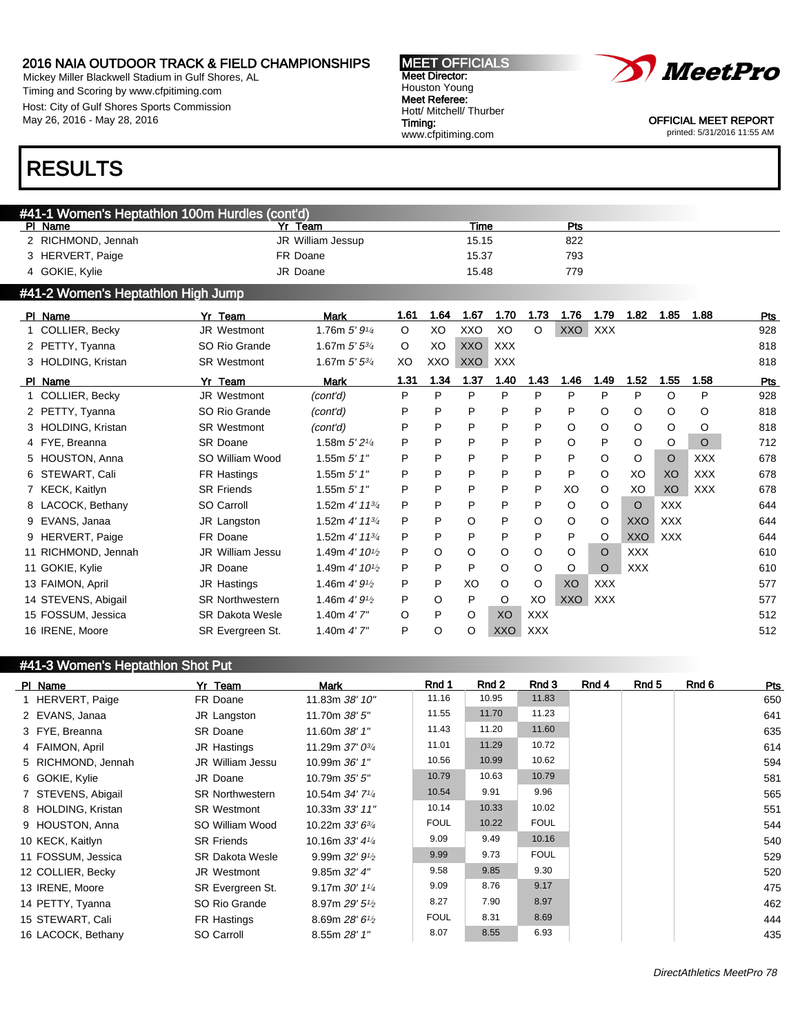2016 NAIA OUTDOOR TRACK & FIELD CHAMPIONSHIPS
Mickey Miller Blackwell Stadium in Gulf Shores, AL
Timing and Scoring by www.cfpitiming.com
Host: City of Gulf Shores Sports Commission
May 26, 2016 - May 28, 2016

**MEET OFFICIALS**
**Meet Director:** Houston Young
**Meet Referee:** Hott/ Mitchell/ Thurber
**Timing:** www.cfpitiming.com

OFFICIAL MEET REPORT
printed: 5/31/2016 11:55 AM

# RESULTS

## #41-1 Women's Heptathlon 100m Hurdles (cont'd)

| Pl | Name | Yr | Team | Time | Pts |
|---|---|---|---|---|---|
| 2 | RICHMOND, Jennah | JR | William Jessup | 15.15 | 822 |
| 3 | HERVERT, Paige | FR | Doane | 15.37 | 793 |
| 4 | GOKIE, Kylie | JR | Doane | 15.48 | 779 |

## #41-2 Women's Heptathlon High Jump

| Pl | Name | Yr | Team | Mark | 1.61 | 1.64 | 1.67 | 1.70 | 1.73 | 1.76 | 1.79 | 1.82 | 1.85 | 1.88 | Pts |
|---|---|---|---|---|---|---|---|---|---|---|---|---|---|---|---|
| 1 | COLLIER, Becky | JR | Westmont | 1.76m *5' 9¼* | O | XO | XXO | XO | O | XXO | XXX | | | | 928 |
| 2 | PETTY, Tyanna | SO | Rio Grande | 1.67m *5' 5¾* | O | XO | XXO | XXX | | | | | | | 818 |
| 3 | HOLDING, Kristan | SR | Westmont | 1.67m *5' 5¾* | XO | XXO | XXO | XXX | | | | | | | 818 |

| Pl | Name | Yr | Team | Mark | 1.31 | 1.34 | 1.37 | 1.40 | 1.43 | 1.46 | 1.49 | 1.52 | 1.55 | 1.58 | Pts |
|---|---|---|---|---|---|---|---|---|---|---|---|---|---|---|---|
| 1 | COLLIER, Becky | JR | Westmont | *(cont'd)* | P | P | P | P | P | P | P | P | O | P | 928 |
| 2 | PETTY, Tyanna | SO | Rio Grande | *(cont'd)* | P | P | P | P | P | P | O | O | O | O | 818 |
| 3 | HOLDING, Kristan | SR | Westmont | *(cont'd)* | P | P | P | P | P | O | O | O | O | O | 818 |
| 4 | FYE, Breanna | SR | Doane | 1.58m *5' 2¼* | P | P | P | P | P | O | P | O | O | O | 712 |
| 5 | HOUSTON, Anna | SO | William Wood | 1.55m *5' 1"* | P | P | P | P | P | P | O | O | O | XXX | 678 |
| 6 | STEWART, Cali | FR | Hastings | 1.55m *5' 1"* | P | P | P | P | P | P | O | XO | XO | XXX | 678 |
| 7 | KECK, Kaitlyn | SR | Friends | 1.55m *5' 1"* | P | P | P | P | P | XO | O | XO | XO | XXX | 678 |
| 8 | LACOCK, Bethany | SO | Carroll | 1.52m *4' 11¾* | P | P | P | P | P | O | O | O | XXX | | 644 |
| 9 | EVANS, Janaa | JR | Langston | 1.52m *4' 11¾* | P | P | O | P | O | O | O | XXO | XXX | | 644 |
| 9 | HERVERT, Paige | FR | Doane | 1.52m *4' 11¾* | P | P | P | P | P | P | O | XXO | XXX | | 644 |
| 11 | RICHMOND, Jennah | JR | William Jessu | 1.49m *4' 10½* | P | O | O | O | O | O | O | XXX | | | 610 |
| 11 | GOKIE, Kylie | JR | Doane | 1.49m *4' 10½* | P | P | P | O | O | O | O | XXX | | | 610 |
| 13 | FAIMON, April | JR | Hastings | 1.46m *4' 9½* | P | P | XO | O | O | XO | XXX | | | | 577 |
| 14 | STEVENS, Abigail | SR | Northwestern | 1.46m *4' 9½* | P | O | P | O | XO | XXO | XXX | | | | 577 |
| 15 | FOSSUM, Jessica | SR | Dakota Wesle | 1.40m *4' 7"* | O | P | O | XO | XXX | | | | | | 512 |
| 16 | IRENE, Moore | SR | Evergreen St. | 1.40m *4' 7"* | P | O | O | XXO | XXX | | | | | | 512 |

## #41-3 Women's Heptathlon Shot Put

| Pl | Name | Yr | Team | Mark | Rnd 1 | Rnd 2 | Rnd 3 | Rnd 4 | Rnd 5 | Rnd 6 | Pts |
|---|---|---|---|---|---|---|---|---|---|---|---|
| 1 | HERVERT, Paige | FR | Doane | 11.83m *38' 10"* | 11.16 | 10.95 | 11.83 | | | | 650 |
| 2 | EVANS, Janaa | JR | Langston | 11.70m *38' 5"* | 11.55 | 11.70 | 11.23 | | | | 641 |
| 3 | FYE, Breanna | SR | Doane | 11.60m *38' 1"* | 11.43 | 11.20 | 11.60 | | | | 635 |
| 4 | FAIMON, April | JR | Hastings | 11.29m *37' 0¾* | 11.01 | 11.29 | 10.72 | | | | 614 |
| 5 | RICHMOND, Jennah | JR | William Jessu | 10.99m *36' 1"* | 10.56 | 10.99 | 10.62 | | | | 594 |
| 6 | GOKIE, Kylie | JR | Doane | 10.79m *35' 5"* | 10.79 | 10.63 | 10.79 | | | | 581 |
| 7 | STEVENS, Abigail | SR | Northwestern | 10.54m *34' 7¼* | 10.54 | 9.91 | 9.96 | | | | 565 |
| 8 | HOLDING, Kristan | SR | Westmont | 10.33m *33' 11"* | 10.14 | 10.33 | 10.02 | | | | 551 |
| 9 | HOUSTON, Anna | SO | William Wood | 10.22m *33' 6¾* | FOUL | 10.22 | FOUL | | | | 544 |
| 10 | KECK, Kaitlyn | SR | Friends | 10.16m *33' 4¼* | 9.09 | 9.49 | 10.16 | | | | 540 |
| 11 | FOSSUM, Jessica | SR | Dakota Wesle | 9.99m *32' 9½* | 9.99 | 9.73 | FOUL | | | | 529 |
| 12 | COLLIER, Becky | JR | Westmont | 9.85m *32' 4"* | 9.58 | 9.85 | 9.30 | | | | 520 |
| 13 | IRENE, Moore | SR | Evergreen St. | 9.17m *30' 1¼* | 9.09 | 8.76 | 9.17 | | | | 475 |
| 14 | PETTY, Tyanna | SO | Rio Grande | 8.97m *29' 5½* | 8.27 | 7.90 | 8.97 | | | | 462 |
| 15 | STEWART, Cali | FR | Hastings | 8.69m *28' 6½* | FOUL | 8.31 | 8.69 | | | | 444 |
| 16 | LACOCK, Bethany | SO | Carroll | 8.55m *28' 1"* | 8.07 | 8.55 | 6.93 | | | | 435 |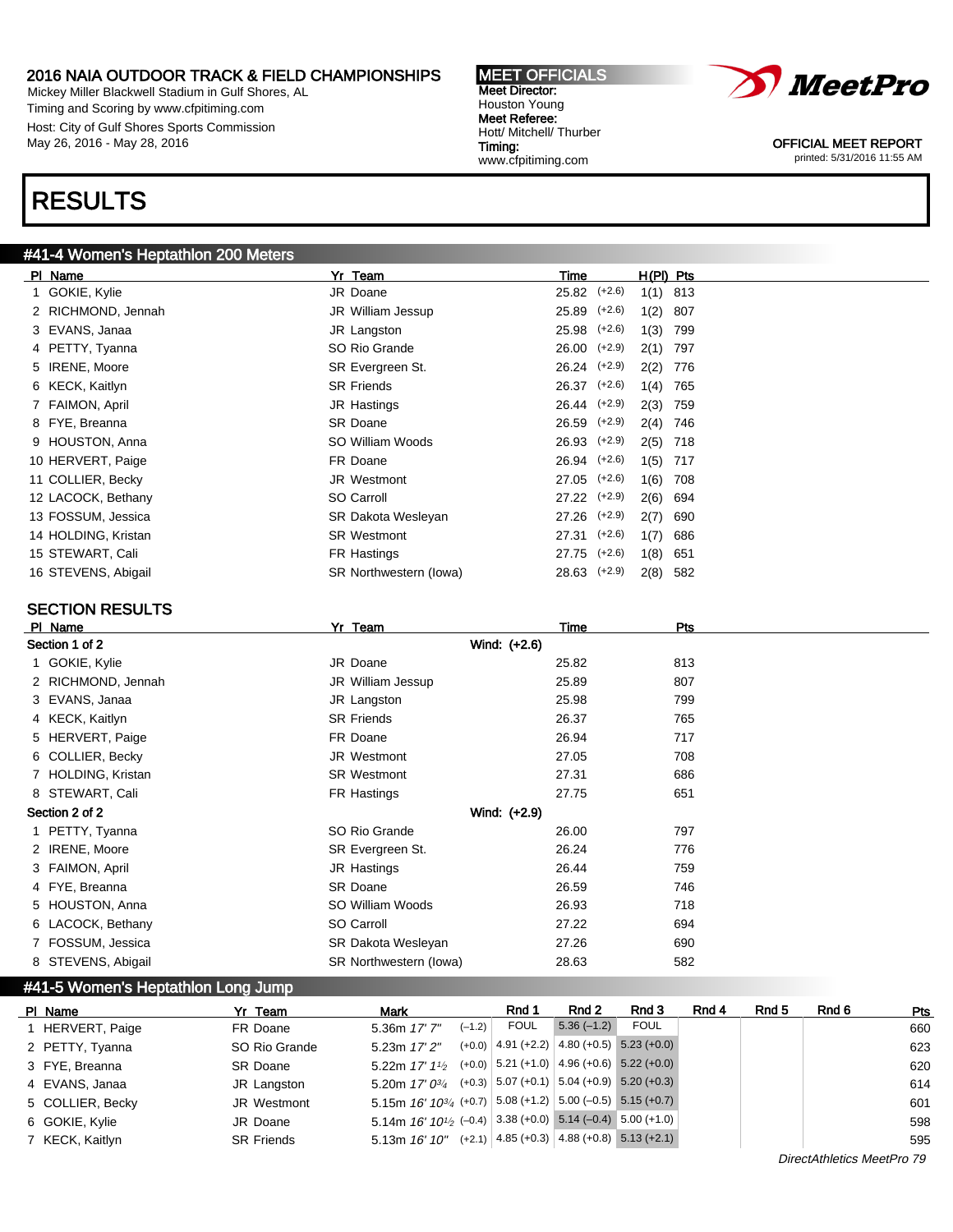2016 NAIA OUTDOOR TRACK & FIELD CHAMPIONSHIPS
Mickey Miller Blackwell Stadium in Gulf Shores, AL
Timing and Scoring by www.cfpitiming.com
Host: City of Gulf Shores Sports Commission
May 26, 2016 - May 28, 2016

**MEET OFFICIALS**
Meet Director: Houston Young
Meet Referee: Hott/ Mitchell/ Thurber
Timing: www.cfpitiming.com

OFFICIAL MEET REPORT
printed: 5/31/2016 11:55 AM

# RESULTS

## #41-4 Women's Heptathlon 200 Meters

| Pl | Name | Yr | Team | Time | Wind | H(Pl) | Pts |
|---|---|---|---|---|---|---|---|
| 1 | GOKIE, Kylie | JR | Doane | 25.82 | (+2.6) | 1(1) | 813 |
| 2 | RICHMOND, Jennah | JR | William Jessup | 25.89 | (+2.6) | 1(2) | 807 |
| 3 | EVANS, Janaa | JR | Langston | 25.98 | (+2.6) | 1(3) | 799 |
| 4 | PETTY, Tyanna | SO | Rio Grande | 26.00 | (+2.9) | 2(1) | 797 |
| 5 | IRENE, Moore | SR | Evergreen St. | 26.24 | (+2.9) | 2(2) | 776 |
| 6 | KECK, Kaitlyn | SR | Friends | 26.37 | (+2.6) | 1(4) | 765 |
| 7 | FAIMON, April | JR | Hastings | 26.44 | (+2.9) | 2(3) | 759 |
| 8 | FYE, Breanna | SR | Doane | 26.59 | (+2.9) | 2(4) | 746 |
| 9 | HOUSTON, Anna | SO | William Woods | 26.93 | (+2.9) | 2(5) | 718 |
| 10 | HERVERT, Paige | FR | Doane | 26.94 | (+2.6) | 1(5) | 717 |
| 11 | COLLIER, Becky | JR | Westmont | 27.05 | (+2.6) | 1(6) | 708 |
| 12 | LACOCK, Bethany | SO | Carroll | 27.22 | (+2.9) | 2(6) | 694 |
| 13 | FOSSUM, Jessica | SR | Dakota Wesleyan | 27.26 | (+2.9) | 2(7) | 690 |
| 14 | HOLDING, Kristan | SR | Westmont | 27.31 | (+2.6) | 1(7) | 686 |
| 15 | STEWART, Cali | FR | Hastings | 27.75 | (+2.6) | 1(8) | 651 |
| 16 | STEVENS, Abigail | SR | Northwestern (Iowa) | 28.63 | (+2.9) | 2(8) | 582 |

### SECTION RESULTS

| Pl | Name | Yr | Team | Time | Pts |
|---|---|---|---|---|---|
| **Section 1 of 2** | | | Wind: (+2.6) | | |
| 1 | GOKIE, Kylie | JR | Doane | 25.82 | 813 |
| 2 | RICHMOND, Jennah | JR | William Jessup | 25.89 | 807 |
| 3 | EVANS, Janaa | JR | Langston | 25.98 | 799 |
| 4 | KECK, Kaitlyn | SR | Friends | 26.37 | 765 |
| 5 | HERVERT, Paige | FR | Doane | 26.94 | 717 |
| 6 | COLLIER, Becky | JR | Westmont | 27.05 | 708 |
| 7 | HOLDING, Kristan | SR | Westmont | 27.31 | 686 |
| 8 | STEWART, Cali | FR | Hastings | 27.75 | 651 |
| **Section 2 of 2** | | | Wind: (+2.9) | | |
| 1 | PETTY, Tyanna | SO | Rio Grande | 26.00 | 797 |
| 2 | IRENE, Moore | SR | Evergreen St. | 26.24 | 776 |
| 3 | FAIMON, April | JR | Hastings | 26.44 | 759 |
| 4 | FYE, Breanna | SR | Doane | 26.59 | 746 |
| 5 | HOUSTON, Anna | SO | William Woods | 26.93 | 718 |
| 6 | LACOCK, Bethany | SO | Carroll | 27.22 | 694 |
| 7 | FOSSUM, Jessica | SR | Dakota Wesleyan | 27.26 | 690 |
| 8 | STEVENS, Abigail | SR | Northwestern (Iowa) | 28.63 | 582 |

## #41-5 Women's Heptathlon Long Jump

| Pl | Name | Yr | Team | Mark | Wind | Rnd 1 | Rnd 2 | Rnd 3 | Rnd 4 | Rnd 5 | Rnd 6 | Pts |
|---|---|---|---|---|---|---|---|---|---|---|---|---|
| 1 | HERVERT, Paige | FR | Doane | 5.36m 17' 7" | (–1.2) | FOUL | 5.36 (–1.2) | FOUL | | | | 660 |
| 2 | PETTY, Tyanna | SO | Rio Grande | 5.23m 17' 2" | (+0.0) | 4.91 (+2.2) | 4.80 (+0.5) | 5.23 (+0.0) | | | | 623 |
| 3 | FYE, Breanna | SR | Doane | 5.22m 17' 1½ | (+0.0) | 5.21 (+1.0) | 4.96 (+0.6) | 5.22 (+0.0) | | | | 620 |
| 4 | EVANS, Janaa | JR | Langston | 5.20m 17' 0¾ | (+0.3) | 5.07 (+0.1) | 5.04 (+0.9) | 5.20 (+0.3) | | | | 614 |
| 5 | COLLIER, Becky | JR | Westmont | 5.15m 16' 10¾ | (+0.7) | 5.08 (+1.2) | 5.00 (–0.5) | 5.15 (+0.7) | | | | 601 |
| 6 | GOKIE, Kylie | JR | Doane | 5.14m 16' 10½ | (–0.4) | 3.38 (+0.0) | 5.14 (–0.4) | 5.00 (+1.0) | | | | 598 |
| 7 | KECK, Kaitlyn | SR | Friends | 5.13m 16' 10" | (+2.1) | 4.85 (+0.3) | 4.88 (+0.8) | 5.13 (+2.1) | | | | 595 |

DirectAthletics MeetPro 79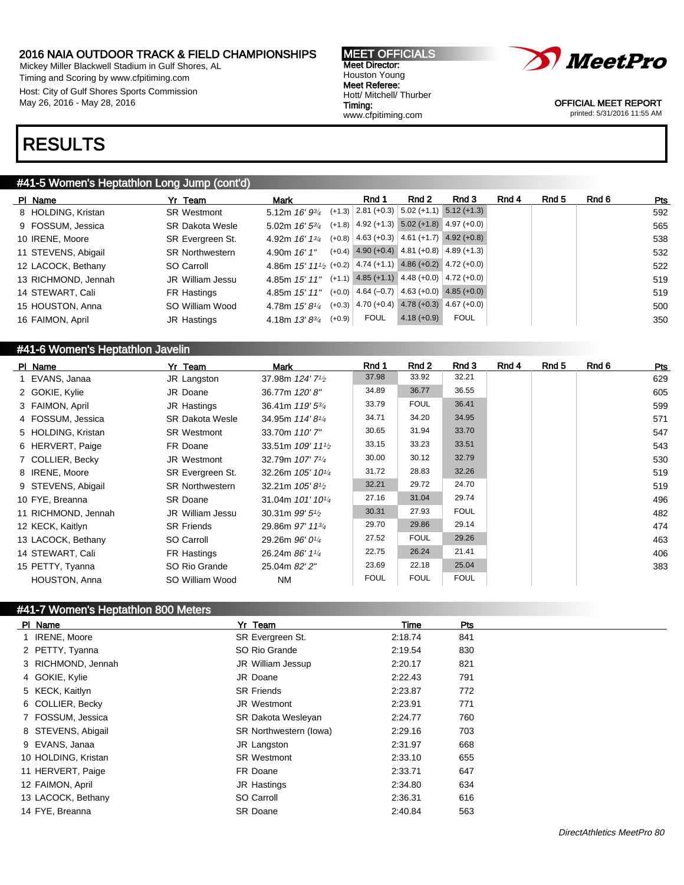## 2016 NAIA OUTDOOR TRACK & FIELD CHAMPIONSHIPS

Mickey Miller Blackwell Stadium in Gulf Shores, AL
Timing and Scoring by www.cfpitiming.com
Host: City of Gulf Shores Sports Commission
May 26, 2016 - May 28, 2016

**MEET OFFICIALS**
Meet Director:
Houston Young
Meet Referee:
Hott/ Mitchell/ Thurber
Timing:
www.cfpitiming.com

OFFICIAL MEET REPORT
printed: 5/31/2016 11:55 AM

# RESULTS

## #41-5 Women's Heptathlon Long Jump (cont'd)

| Pl | Name | Yr | Team | Mark | | Rnd 1 | Rnd 2 | Rnd 3 | Rnd 4 | Rnd 5 | Rnd 6 | Pts |
|---|---|---|---|---|---|---|---|---|---|---|---|---|
| 8 | HOLDING, Kristan | SR | Westmont | 5.12m *16' 9¾* | (+1.3) | 2.81 (+0.3) | 5.02 (+1.1) | 5.12 (+1.3) | | | | 592 |
| 9 | FOSSUM, Jessica | SR | Dakota Wesle | 5.02m *16' 5¾* | (+1.8) | 4.92 (+1.3) | 5.02 (+1.8) | 4.97 (+0.0) | | | | 565 |
| 10 | IRENE, Moore | SR | Evergreen St. | 4.92m *16' 1¾* | (+0.8) | 4.63 (+0.3) | 4.61 (+1.7) | 4.92 (+0.8) | | | | 538 |
| 11 | STEVENS, Abigail | SR | Northwestern | 4.90m *16' 1"* | (+0.4) | 4.90 (+0.4) | 4.81 (+0.8) | 4.89 (+1.3) | | | | 532 |
| 12 | LACOCK, Bethany | SO | Carroll | 4.86m *15' 11½* | (+0.2) | 4.74 (+1.1) | 4.86 (+0.2) | 4.72 (+0.0) | | | | 522 |
| 13 | RICHMOND, Jennah | JR | William Jessu | 4.85m *15' 11"* | (+1.1) | 4.85 (+1.1) | 4.48 (+0.0) | 4.72 (+0.0) | | | | 519 |
| 14 | STEWART, Cali | FR | Hastings | 4.85m *15' 11"* | (+0.0) | 4.64 (–0.7) | 4.63 (+0.0) | 4.85 (+0.0) | | | | 519 |
| 15 | HOUSTON, Anna | SO | William Wood | 4.78m *15' 8¼* | (+0.3) | 4.70 (+0.4) | 4.78 (+0.3) | 4.67 (+0.0) | | | | 500 |
| 16 | FAIMON, April | JR | Hastings | 4.18m *13' 8¾* | (+0.9) | FOUL | 4.18 (+0.9) | FOUL | | | | 350 |

## #41-6 Women's Heptathlon Javelin

| Pl | Name | Yr | Team | Mark | Rnd 1 | Rnd 2 | Rnd 3 | Rnd 4 | Rnd 5 | Rnd 6 | Pts |
|---|---|---|---|---|---|---|---|---|---|---|---|
| 1 | EVANS, Janaa | JR | Langston | 37.98m *124' 7½* | 37.98 | 33.92 | 32.21 | | | | 629 |
| 2 | GOKIE, Kylie | JR | Doane | 36.77m *120' 8"* | 34.89 | 36.77 | 36.55 | | | | 605 |
| 3 | FAIMON, April | JR | Hastings | 36.41m *119' 5¾* | 33.79 | FOUL | 36.41 | | | | 599 |
| 4 | FOSSUM, Jessica | SR | Dakota Wesle | 34.95m *114' 8¼* | 34.71 | 34.20 | 34.95 | | | | 571 |
| 5 | HOLDING, Kristan | SR | Westmont | 33.70m *110' 7"* | 30.65 | 31.94 | 33.70 | | | | 547 |
| 6 | HERVERT, Paige | FR | Doane | 33.51m *109' 11½* | 33.15 | 33.23 | 33.51 | | | | 543 |
| 7 | COLLIER, Becky | JR | Westmont | 32.79m *107' 7¼* | 30.00 | 30.12 | 32.79 | | | | 530 |
| 8 | IRENE, Moore | SR | Evergreen St. | 32.26m *105' 10¼* | 31.72 | 28.83 | 32.26 | | | | 519 |
| 9 | STEVENS, Abigail | SR | Northwestern | 32.21m *105' 8½* | 32.21 | 29.72 | 24.70 | | | | 519 |
| 10 | FYE, Breanna | SR | Doane | 31.04m *101' 10¼* | 27.16 | 31.04 | 29.74 | | | | 496 |
| 11 | RICHMOND, Jennah | JR | William Jessu | 30.31m *99' 5½* | 30.31 | 27.93 | FOUL | | | | 482 |
| 12 | KECK, Kaitlyn | SR | Friends | 29.86m *97' 11¾* | 29.70 | 29.86 | 29.14 | | | | 474 |
| 13 | LACOCK, Bethany | SO | Carroll | 29.26m *96' 0¼* | 27.52 | FOUL | 29.26 | | | | 463 |
| 14 | STEWART, Cali | FR | Hastings | 26.24m *86' 1¼* | 22.75 | 26.24 | 21.41 | | | | 406 |
| 15 | PETTY, Tyanna | SO | Rio Grande | 25.04m *82' 2"* | 23.69 | 22.18 | 25.04 | | | | 383 |
| | HOUSTON, Anna | SO | William Wood | NM | FOUL | FOUL | FOUL | | | | |

## #41-7 Women's Heptathlon 800 Meters

| Pl | Name | Yr | Team | Time | Pts |
|---|---|---|---|---|---|
| 1 | IRENE, Moore | SR | Evergreen St. | 2:18.74 | 841 |
| 2 | PETTY, Tyanna | SO | Rio Grande | 2:19.54 | 830 |
| 3 | RICHMOND, Jennah | JR | William Jessup | 2:20.17 | 821 |
| 4 | GOKIE, Kylie | JR | Doane | 2:22.43 | 791 |
| 5 | KECK, Kaitlyn | SR | Friends | 2:23.87 | 772 |
| 6 | COLLIER, Becky | JR | Westmont | 2:23.91 | 771 |
| 7 | FOSSUM, Jessica | SR | Dakota Wesleyan | 2:24.77 | 760 |
| 8 | STEVENS, Abigail | SR | Northwestern (Iowa) | 2:29.16 | 703 |
| 9 | EVANS, Janaa | JR | Langston | 2:31.97 | 668 |
| 10 | HOLDING, Kristan | SR | Westmont | 2:33.10 | 655 |
| 11 | HERVERT, Paige | FR | Doane | 2:33.71 | 647 |
| 12 | FAIMON, April | JR | Hastings | 2:34.80 | 634 |
| 13 | LACOCK, Bethany | SO | Carroll | 2:36.31 | 616 |
| 14 | FYE, Breanna | SR | Doane | 2:40.84 | 563 |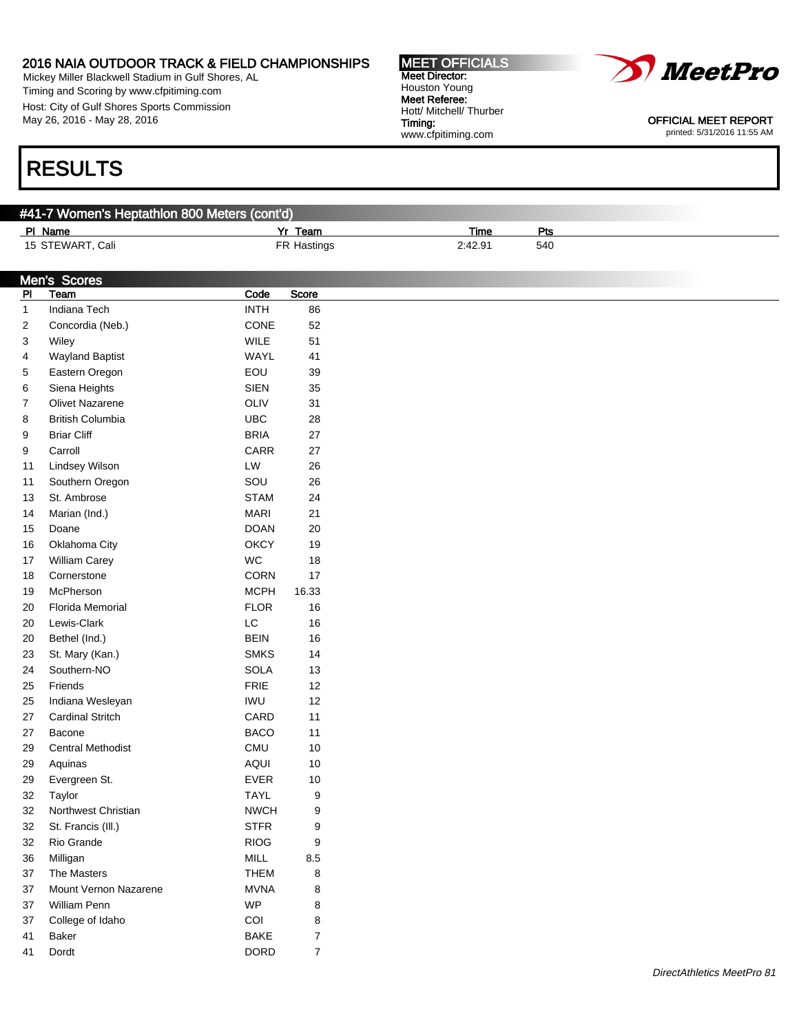# RESULTS

## #41-7 Women's Heptathlon 800 Meters (cont'd)

| Pl | Name | Yr | Team | Time | Pts |
|---|---|---|---|---|---|
| 15 | STEWART, Cali | FR | Hastings | 2:42.91 | 540 |

## Men's Scores

| Pl | Team | Code | Score |
|---|---|---|---|
| 1 | Indiana Tech | INTH | 86 |
| 2 | Concordia (Neb.) | CONE | 52 |
| 3 | Wiley | WILE | 51 |
| 4 | Wayland Baptist | WAYL | 41 |
| 5 | Eastern Oregon | EOU | 39 |
| 6 | Siena Heights | SIEN | 35 |
| 7 | Olivet Nazarene | OLIV | 31 |
| 8 | British Columbia | UBC | 28 |
| 9 | Briar Cliff | BRIA | 27 |
| 9 | Carroll | CARR | 27 |
| 11 | Lindsey Wilson | LW | 26 |
| 11 | Southern Oregon | SOU | 26 |
| 13 | St. Ambrose | STAM | 24 |
| 14 | Marian (Ind.) | MARI | 21 |
| 15 | Doane | DOAN | 20 |
| 16 | Oklahoma City | OKCY | 19 |
| 17 | William Carey | WC | 18 |
| 18 | Cornerstone | CORN | 17 |
| 19 | McPherson | MCPH | 16.33 |
| 20 | Florida Memorial | FLOR | 16 |
| 20 | Lewis-Clark | LC | 16 |
| 20 | Bethel (Ind.) | BEIN | 16 |
| 23 | St. Mary (Kan.) | SMKS | 14 |
| 24 | Southern-NO | SOLA | 13 |
| 25 | Friends | FRIE | 12 |
| 25 | Indiana Wesleyan | IWU | 12 |
| 27 | Cardinal Stritch | CARD | 11 |
| 27 | Bacone | BACO | 11 |
| 29 | Central Methodist | CMU | 10 |
| 29 | Aquinas | AQUI | 10 |
| 29 | Evergreen St. | EVER | 10 |
| 32 | Taylor | TAYL | 9 |
| 32 | Northwest Christian | NWCH | 9 |
| 32 | St. Francis (Ill.) | STFR | 9 |
| 32 | Rio Grande | RIOG | 9 |
| 36 | Milligan | MILL | 8.5 |
| 37 | The Masters | THEM | 8 |
| 37 | Mount Vernon Nazarene | MVNA | 8 |
| 37 | William Penn | WP | 8 |
| 37 | College of Idaho | COI | 8 |
| 41 | Baker | BAKE | 7 |
| 41 | Dordt | DORD | 7 |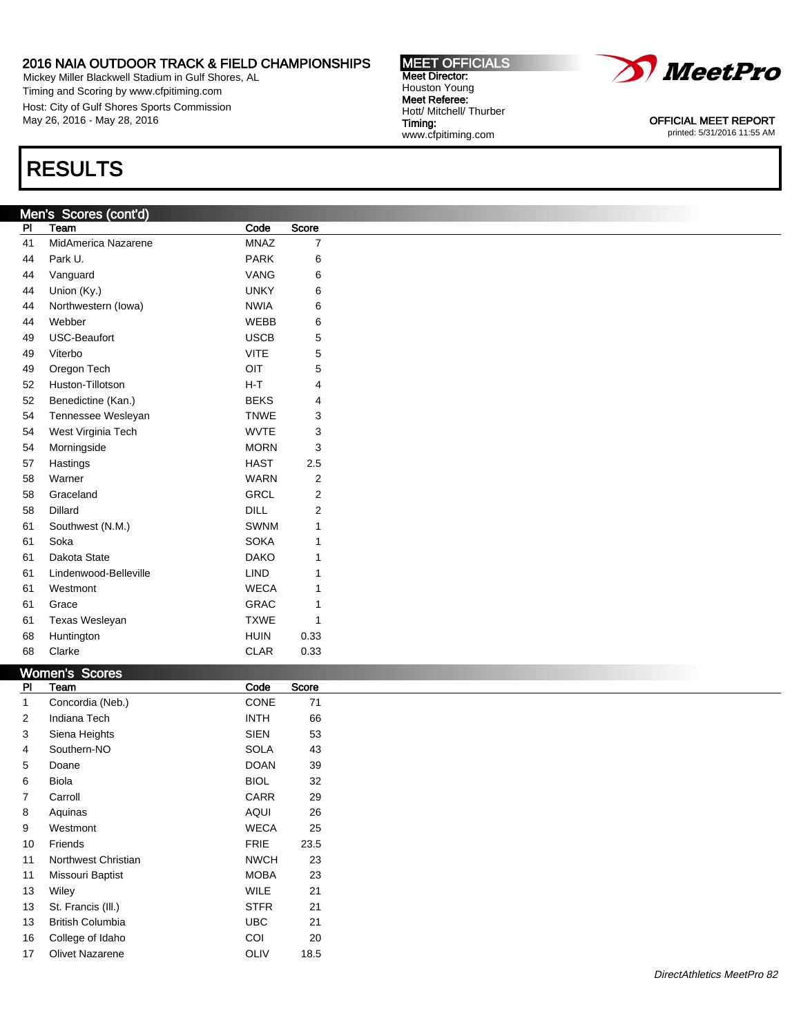## RESULTS

### Men's Scores (cont'd)

| Pl | Team | Code | Score |
|---|---|---|---|
| 41 | MidAmerica Nazarene | MNAZ | 7 |
| 44 | Park U. | PARK | 6 |
| 44 | Vanguard | VANG | 6 |
| 44 | Union (Ky.) | UNKY | 6 |
| 44 | Northwestern (Iowa) | NWIA | 6 |
| 44 | Webber | WEBB | 6 |
| 49 | USC-Beaufort | USCB | 5 |
| 49 | Viterbo | VITE | 5 |
| 49 | Oregon Tech | OIT | 5 |
| 52 | Huston-Tillotson | H-T | 4 |
| 52 | Benedictine (Kan.) | BEKS | 4 |
| 54 | Tennessee Wesleyan | TNWE | 3 |
| 54 | West Virginia Tech | WVTE | 3 |
| 54 | Morningside | MORN | 3 |
| 57 | Hastings | HAST | 2.5 |
| 58 | Warner | WARN | 2 |
| 58 | Graceland | GRCL | 2 |
| 58 | Dillard | DILL | 2 |
| 61 | Southwest (N.M.) | SWNM | 1 |
| 61 | Soka | SOKA | 1 |
| 61 | Dakota State | DAKO | 1 |
| 61 | Lindenwood-Belleville | LIND | 1 |
| 61 | Westmont | WECA | 1 |
| 61 | Grace | GRAC | 1 |
| 61 | Texas Wesleyan | TXWE | 1 |
| 68 | Huntington | HUIN | 0.33 |
| 68 | Clarke | CLAR | 0.33 |

### Women's Scores

| Pl | Team | Code | Score |
|---|---|---|---|
| 1 | Concordia (Neb.) | CONE | 71 |
| 2 | Indiana Tech | INTH | 66 |
| 3 | Siena Heights | SIEN | 53 |
| 4 | Southern-NO | SOLA | 43 |
| 5 | Doane | DOAN | 39 |
| 6 | Biola | BIOL | 32 |
| 7 | Carroll | CARR | 29 |
| 8 | Aquinas | AQUI | 26 |
| 9 | Westmont | WECA | 25 |
| 10 | Friends | FRIE | 23.5 |
| 11 | Northwest Christian | NWCH | 23 |
| 11 | Missouri Baptist | MOBA | 23 |
| 13 | Wiley | WILE | 21 |
| 13 | St. Francis (Ill.) | STFR | 21 |
| 13 | British Columbia | UBC | 21 |
| 16 | College of Idaho | COI | 20 |
| 17 | Olivet Nazarene | OLIV | 18.5 |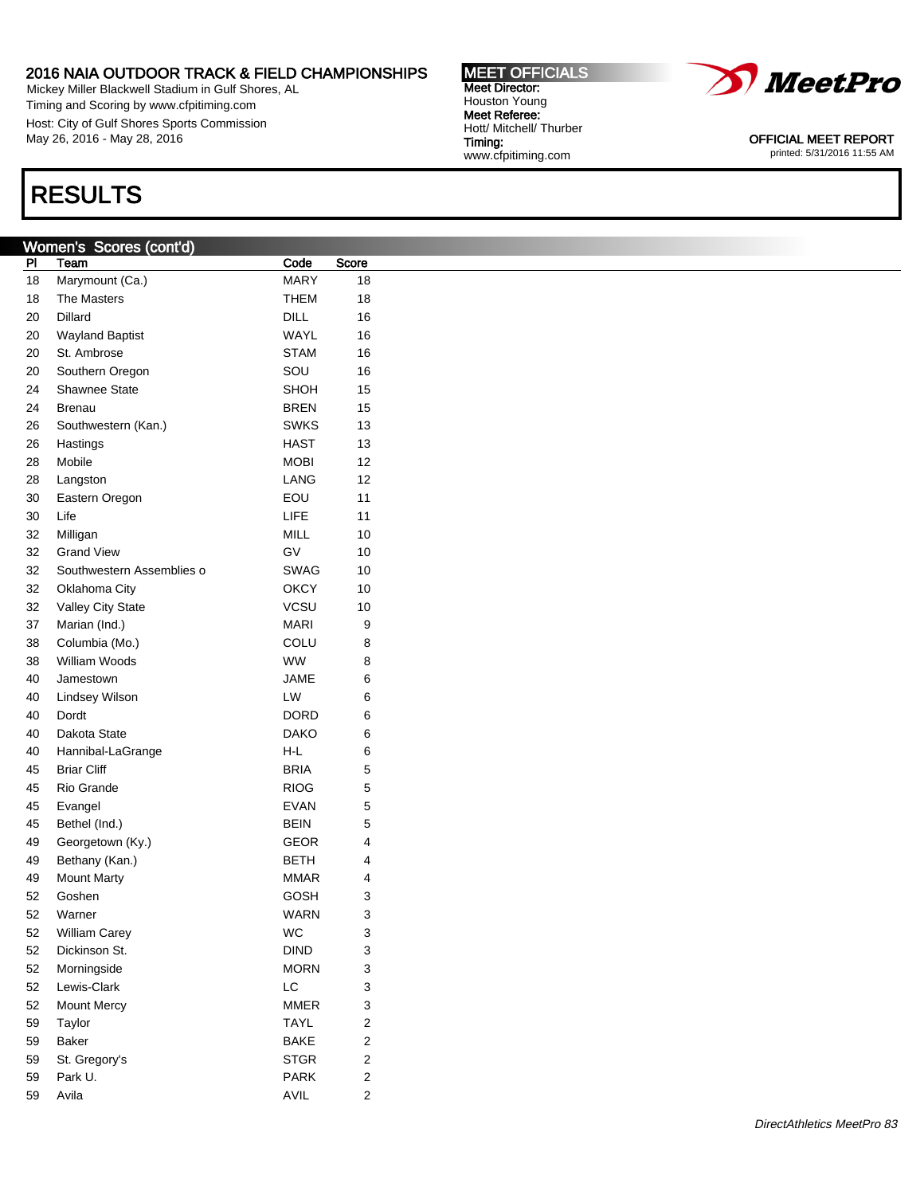## RESULTS

### Women's Scores (cont'd)

| Pl | Team | Code | Score |
|---|---|---|---|
| 18 | Marymount (Ca.) | MARY | 18 |
| 18 | The Masters | THEM | 18 |
| 20 | Dillard | DILL | 16 |
| 20 | Wayland Baptist | WAYL | 16 |
| 20 | St. Ambrose | STAM | 16 |
| 20 | Southern Oregon | SOU | 16 |
| 24 | Shawnee State | SHOH | 15 |
| 24 | Brenau | BREN | 15 |
| 26 | Southwestern (Kan.) | SWKS | 13 |
| 26 | Hastings | HAST | 13 |
| 28 | Mobile | MOBI | 12 |
| 28 | Langston | LANG | 12 |
| 30 | Eastern Oregon | EOU | 11 |
| 30 | Life | LIFE | 11 |
| 32 | Milligan | MILL | 10 |
| 32 | Grand View | GV | 10 |
| 32 | Southwestern Assemblies o | SWAG | 10 |
| 32 | Oklahoma City | OKCY | 10 |
| 32 | Valley City State | VCSU | 10 |
| 37 | Marian (Ind.) | MARI | 9 |
| 38 | Columbia (Mo.) | COLU | 8 |
| 38 | William Woods | WW | 8 |
| 40 | Jamestown | JAME | 6 |
| 40 | Lindsey Wilson | LW | 6 |
| 40 | Dordt | DORD | 6 |
| 40 | Dakota State | DAKO | 6 |
| 40 | Hannibal-LaGrange | H-L | 6 |
| 45 | Briar Cliff | BRIA | 5 |
| 45 | Rio Grande | RIOG | 5 |
| 45 | Evangel | EVAN | 5 |
| 45 | Bethel (Ind.) | BEIN | 5 |
| 49 | Georgetown (Ky.) | GEOR | 4 |
| 49 | Bethany (Kan.) | BETH | 4 |
| 49 | Mount Marty | MMAR | 4 |
| 52 | Goshen | GOSH | 3 |
| 52 | Warner | WARN | 3 |
| 52 | William Carey | WC | 3 |
| 52 | Dickinson St. | DIND | 3 |
| 52 | Morningside | MORN | 3 |
| 52 | Lewis-Clark | LC | 3 |
| 52 | Mount Mercy | MMER | 3 |
| 59 | Taylor | TAYL | 2 |
| 59 | Baker | BAKE | 2 |
| 59 | St. Gregory's | STGR | 2 |
| 59 | Park U. | PARK | 2 |
| 59 | Avila | AVIL | 2 |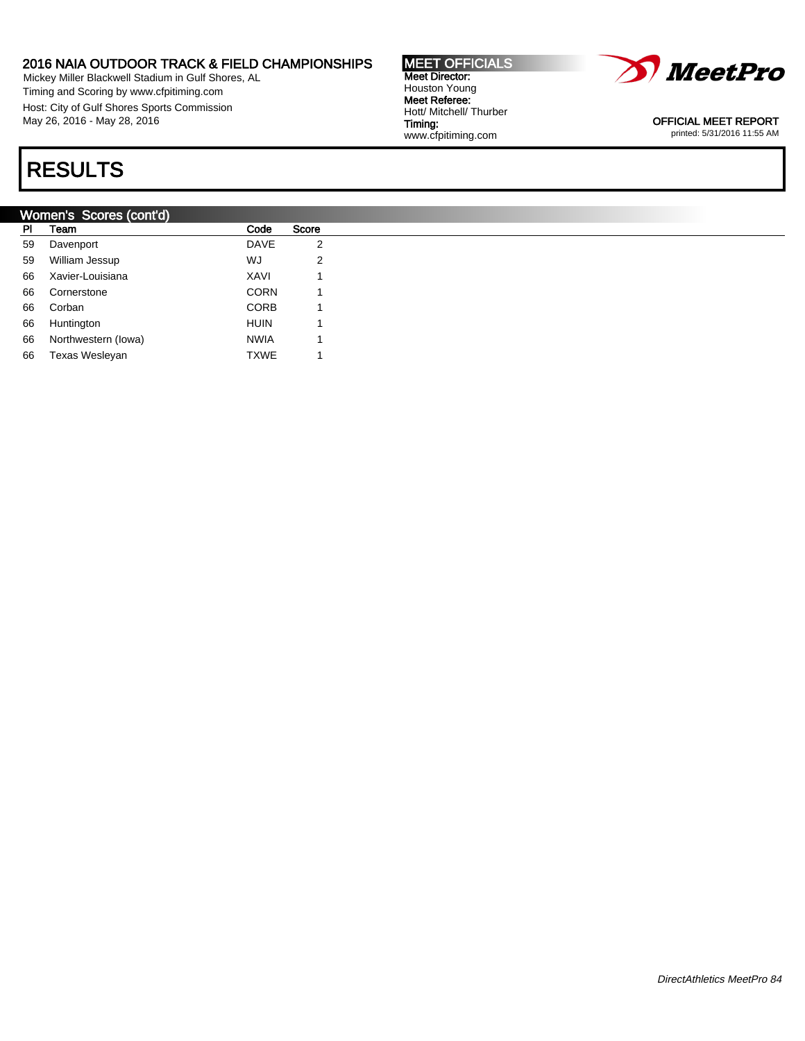# RESULTS

## Women's Scores (cont'd)

| Pl | Team | Code | Score |
|---|---|---|---|
| 59 | Davenport | DAVE | 2 |
| 59 | William Jessup | WJ | 2 |
| 66 | Xavier-Louisiana | XAVI | 1 |
| 66 | Cornerstone | CORN | 1 |
| 66 | Corban | CORB | 1 |
| 66 | Huntington | HUIN | 1 |
| 66 | Northwestern (Iowa) | NWIA | 1 |
| 66 | Texas Wesleyan | TXWE | 1 |